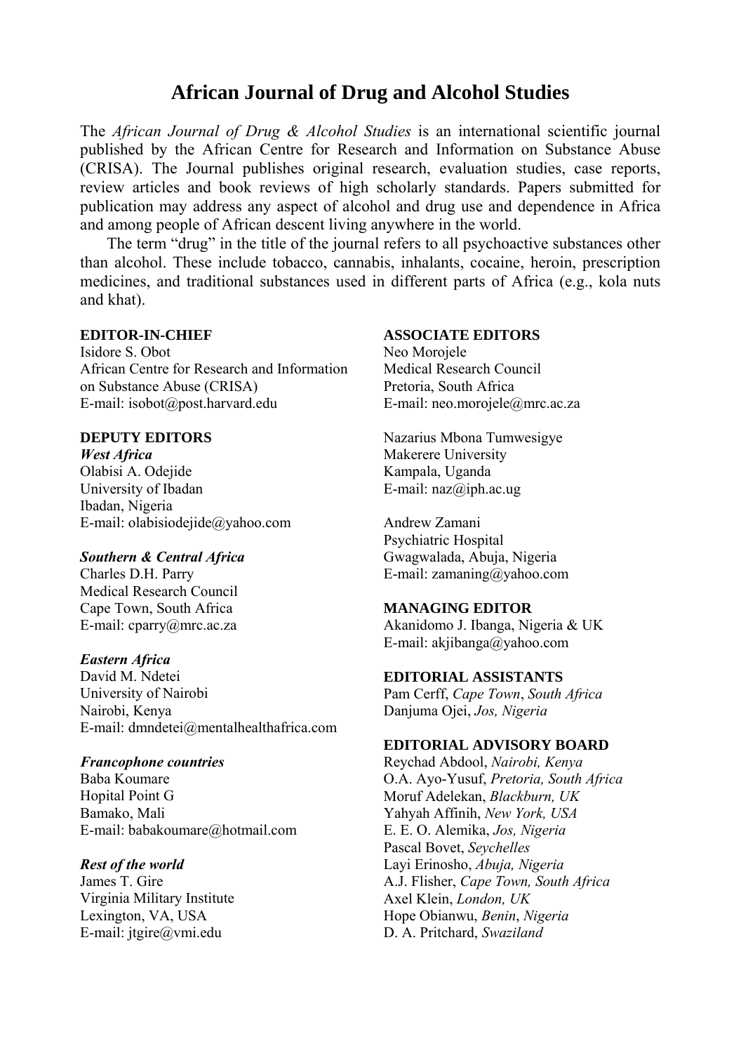# African Journal of Drug and Alcohol Studies

The *African Journal of Drug & Alcohol Studies* is an international scientific journal published by the African Centre for Research and Information on Substance Abuse (CRISA). The Journal publishes original research, evaluation studies, case reports, review articles and book reviews of high scholarly standards. Papers submitted for publication may address any aspect of alcohol and drug use and dependence in Africa and among people of African descent living anywhere in the world.

The term "drug" in the title of the journal refers to all psychoactive substances other than alcohol. These include tobacco, cannabis, inhalants, cocaine, heroin, prescription medicines, and traditional substances used in different parts of Africa (e.g., kola nuts and khat).

**EDITOR-IN-CHIEF**
Isidore S. Obot
African Centre for Research and Information on Substance Abuse (CRISA)
E-mail: isobot@post.harvard.edu

**DEPUTY EDITORS**

***West Africa***
Olabisi A. Odejide
University of Ibadan
Ibadan, Nigeria
E-mail: olabisiodejide@yahoo.com

***Southern & Central Africa***
Charles D.H. Parry
Medical Research Council
Cape Town, South Africa
E-mail: cparry@mrc.ac.za

***Eastern Africa***
David M. Ndetei
University of Nairobi
Nairobi, Kenya
E-mail: dmndetei@mentalhealthafrica.com

***Francophone countries***
Baba Koumare
Hopital Point G
Bamako, Mali
E-mail: babakoumare@hotmail.com

***Rest of the world***
James T. Gire
Virginia Military Institute
Lexington, VA, USA
E-mail: jtgire@vmi.edu

**ASSOCIATE EDITORS**

Neo Morojele
Medical Research Council
Pretoria, South Africa
E-mail: neo.morojele@mrc.ac.za

Nazarius Mbona Tumwesigye
Makerere University
Kampala, Uganda
E-mail: naz@iph.ac.ug

Andrew Zamani
Psychiatric Hospital
Gwagwalada, Abuja, Nigeria
E-mail: zamaning@yahoo.com

**MANAGING EDITOR**
Akanidomo J. Ibanga, Nigeria & UK
E-mail: akjibanga@yahoo.com

**EDITORIAL ASSISTANTS**
Pam Cerff, *Cape Town*, *South Africa*
Danjuma Ojei, *Jos, Nigeria*

**EDITORIAL ADVISORY BOARD**
Reychad Abdool, *Nairobi, Kenya*
O.A. Ayo-Yusuf, *Pretoria, South Africa*
Moruf Adelekan, *Blackburn, UK*
Yahyah Affinih, *New York, USA*
E. E. O. Alemika, *Jos, Nigeria*
Pascal Bovet, *Seychelles*
Layi Erinosho, *Abuja, Nigeria*
A.J. Flisher, *Cape Town, South Africa*
Axel Klein, *London, UK*
Hope Obianwu, *Benin*, *Nigeria*
D. A. Pritchard, *Swaziland*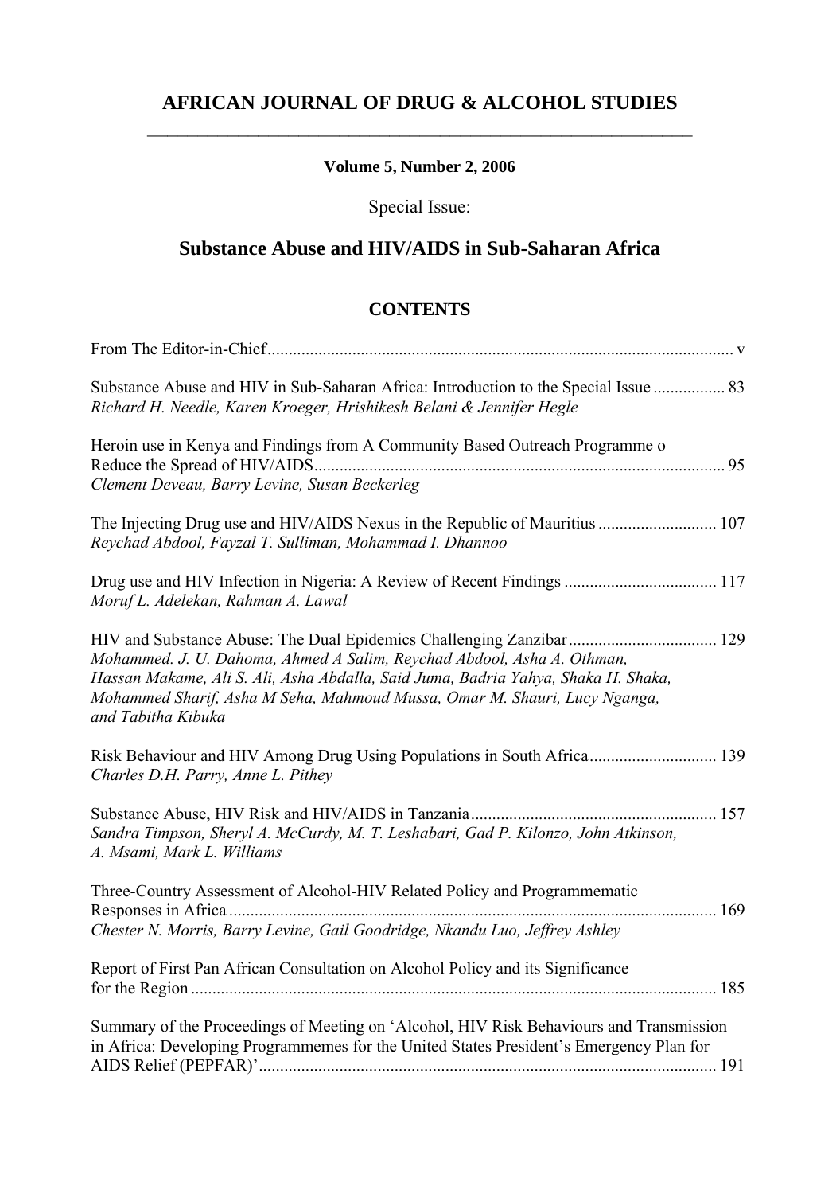# AFRICAN JOURNAL OF DRUG & ALCOHOL STUDIES

**Volume 5, Number 2, 2006**

Special Issue:

## Substance Abuse and HIV/AIDS in Sub-Saharan Africa

### CONTENTS

From The Editor-in-Chief ........ v

Substance Abuse and HIV in Sub-Saharan Africa: Introduction to the Special Issue ........ 83
*Richard H. Needle, Karen Kroeger, Hrishikesh Belani & Jennifer Hegle*

Heroin use in Kenya and Findings from A Community Based Outreach Programme o Reduce the Spread of HIV/AIDS ........ 95
*Clement Deveau, Barry Levine, Susan Beckerleg*

The Injecting Drug use and HIV/AIDS Nexus in the Republic of Mauritius ........ 107
*Reychad Abdool, Fayzal T. Sulliman, Mohammad I. Dhannoo*

Drug use and HIV Infection in Nigeria: A Review of Recent Findings ........ 117
*Moruf L. Adelekan, Rahman A. Lawal*

HIV and Substance Abuse: The Dual Epidemics Challenging Zanzibar ........ 129
*Mohammed. J. U. Dahoma, Ahmed A Salim, Reychad Abdool, Asha A. Othman, Hassan Makame, Ali S. Ali, Asha Abdalla, Said Juma, Badria Yahya, Shaka H. Shaka, Mohammed Sharif, Asha M Seha, Mahmoud Mussa, Omar M. Shauri, Lucy Nganga, and Tabitha Kibuka*

Risk Behaviour and HIV Among Drug Using Populations in South Africa ........ 139
*Charles D.H. Parry, Anne L. Pithey*

Substance Abuse, HIV Risk and HIV/AIDS in Tanzania ........ 157
*Sandra Timpson, Sheryl A. McCurdy, M. T. Leshabari, Gad P. Kilonzo, John Atkinson, A. Msami, Mark L. Williams*

Three-Country Assessment of Alcohol-HIV Related Policy and Programmematic Responses in Africa ........ 169
*Chester N. Morris, Barry Levine, Gail Goodridge, Nkandu Luo, Jeffrey Ashley*

Report of First Pan African Consultation on Alcohol Policy and its Significance for the Region ........ 185

Summary of the Proceedings of Meeting on 'Alcohol, HIV Risk Behaviours and Transmission in Africa: Developing Programmemes for the United States President's Emergency Plan for AIDS Relief (PEPFAR)' ........ 191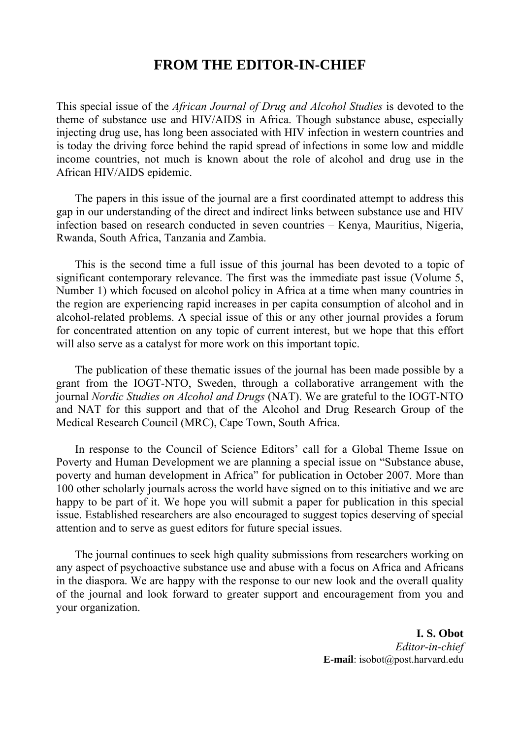# FROM THE EDITOR-IN-CHIEF

This special issue of the *African Journal of Drug and Alcohol Studies* is devoted to the theme of substance use and HIV/AIDS in Africa. Though substance abuse, especially injecting drug use, has long been associated with HIV infection in western countries and is today the driving force behind the rapid spread of infections in some low and middle income countries, not much is known about the role of alcohol and drug use in the African HIV/AIDS epidemic.

The papers in this issue of the journal are a first coordinated attempt to address this gap in our understanding of the direct and indirect links between substance use and HIV infection based on research conducted in seven countries – Kenya, Mauritius, Nigeria, Rwanda, South Africa, Tanzania and Zambia.

This is the second time a full issue of this journal has been devoted to a topic of significant contemporary relevance. The first was the immediate past issue (Volume 5, Number 1) which focused on alcohol policy in Africa at a time when many countries in the region are experiencing rapid increases in per capita consumption of alcohol and in alcohol-related problems. A special issue of this or any other journal provides a forum for concentrated attention on any topic of current interest, but we hope that this effort will also serve as a catalyst for more work on this important topic.

The publication of these thematic issues of the journal has been made possible by a grant from the IOGT-NTO, Sweden, through a collaborative arrangement with the journal *Nordic Studies on Alcohol and Drugs* (NAT). We are grateful to the IOGT-NTO and NAT for this support and that of the Alcohol and Drug Research Group of the Medical Research Council (MRC), Cape Town, South Africa.

In response to the Council of Science Editors' call for a Global Theme Issue on Poverty and Human Development we are planning a special issue on "Substance abuse, poverty and human development in Africa" for publication in October 2007. More than 100 other scholarly journals across the world have signed on to this initiative and we are happy to be part of it. We hope you will submit a paper for publication in this special issue. Established researchers are also encouraged to suggest topics deserving of special attention and to serve as guest editors for future special issues.

The journal continues to seek high quality submissions from researchers working on any aspect of psychoactive substance use and abuse with a focus on Africa and Africans in the diaspora. We are happy with the response to our new look and the overall quality of the journal and look forward to greater support and encouragement from you and your organization.

**I. S. Obot**
*Editor-in-chief*
**E-mail**: isobot@post.harvard.edu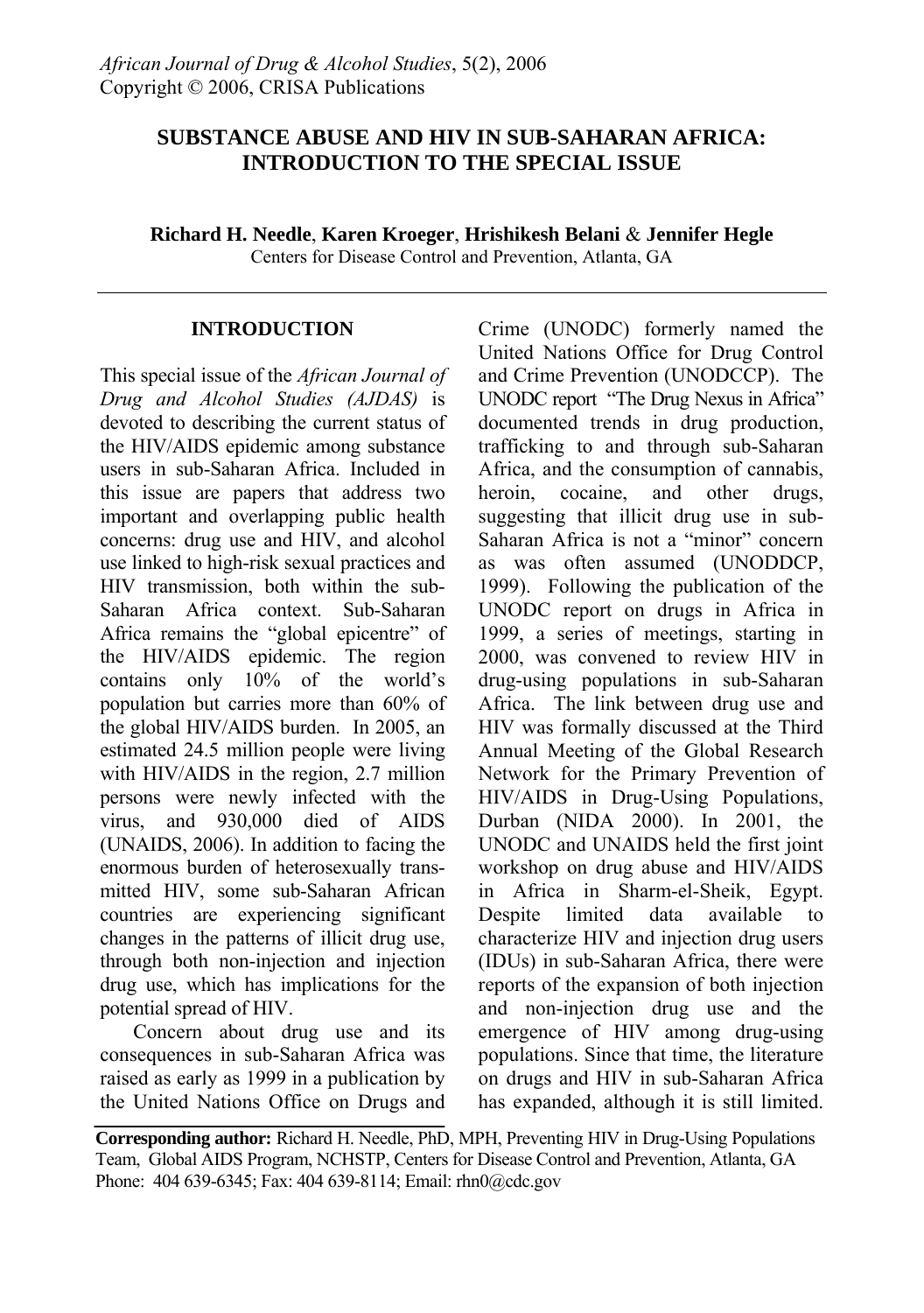# SUBSTANCE ABUSE AND HIV IN SUB-SAHARAN AFRICA: INTRODUCTION TO THE SPECIAL ISSUE

**Richard H. Needle**, **Karen Kroeger**, **Hrishikesh Belani** & **Jennifer Hegle**

Centers for Disease Control and Prevention, Atlanta, GA

## INTRODUCTION

This special issue of the *African Journal of Drug and Alcohol Studies (AJDAS)* is devoted to describing the current status of the HIV/AIDS epidemic among substance users in sub-Saharan Africa. Included in this issue are papers that address two important and overlapping public health concerns: drug use and HIV, and alcohol use linked to high-risk sexual practices and HIV transmission, both within the sub-Saharan Africa context. Sub-Saharan Africa remains the "global epicentre" of the HIV/AIDS epidemic. The region contains only 10% of the world's population but carries more than 60% of the global HIV/AIDS burden. In 2005, an estimated 24.5 million people were living with HIV/AIDS in the region, 2.7 million persons were newly infected with the virus, and 930,000 died of AIDS (UNAIDS, 2006). In addition to facing the enormous burden of heterosexually transmitted HIV, some sub-Saharan African countries are experiencing significant changes in the patterns of illicit drug use, through both non-injection and injection drug use, which has implications for the potential spread of HIV.

Concern about drug use and its consequences in sub-Saharan Africa was raised as early as 1999 in a publication by the United Nations Office on Drugs and Crime (UNODC) formerly named the United Nations Office for Drug Control and Crime Prevention (UNODCCP). The UNODC report "The Drug Nexus in Africa" documented trends in drug production, trafficking to and through sub-Saharan Africa, and the consumption of cannabis, heroin, cocaine, and other drugs, suggesting that illicit drug use in sub-Saharan Africa is not a "minor" concern as was often assumed (UNODDCP, 1999). Following the publication of the UNODC report on drugs in Africa in 1999, a series of meetings, starting in 2000, was convened to review HIV in drug-using populations in sub-Saharan Africa. The link between drug use and HIV was formally discussed at the Third Annual Meeting of the Global Research Network for the Primary Prevention of HIV/AIDS in Drug-Using Populations, Durban (NIDA 2000). In 2001, the UNODC and UNAIDS held the first joint workshop on drug abuse and HIV/AIDS in Africa in Sharm-el-Sheik, Egypt. Despite limited data available to characterize HIV and injection drug users (IDUs) in sub-Saharan Africa, there were reports of the expansion of both injection and non-injection drug use and the emergence of HIV among drug-using populations. Since that time, the literature on drugs and HIV in sub-Saharan Africa has expanded, although it is still limited.

**Corresponding author:** Richard H. Needle, PhD, MPH, Preventing HIV in Drug-Using Populations Team, Global AIDS Program, NCHSTP, Centers for Disease Control and Prevention, Atlanta, GA Phone: 404 639-6345; Fax: 404 639-8114; Email: rhn0@cdc.gov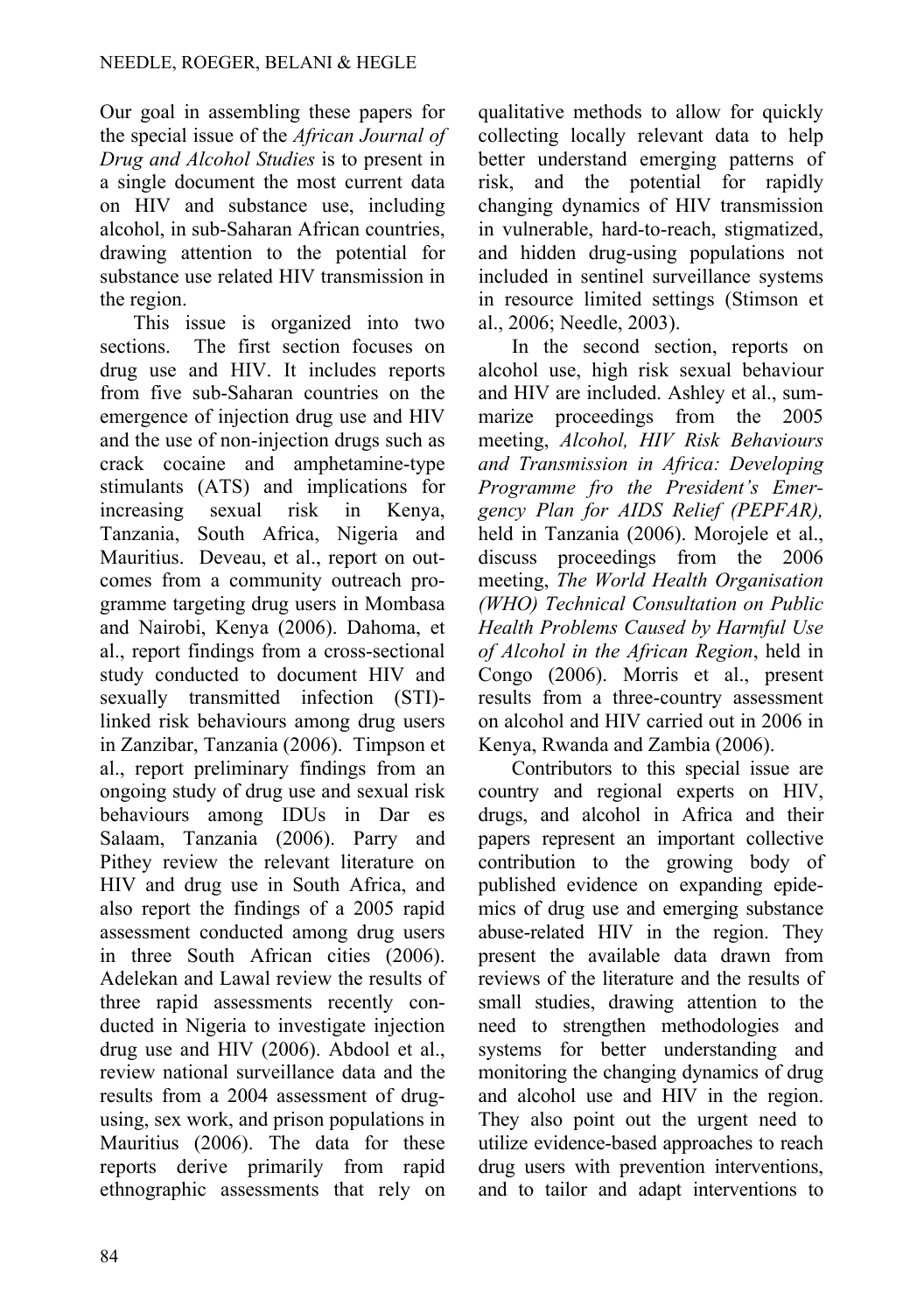Our goal in assembling these papers for the special issue of the *African Journal of Drug and Alcohol Studies* is to present in a single document the most current data on HIV and substance use, including alcohol, in sub-Saharan African countries, drawing attention to the potential for substance use related HIV transmission in the region.

This issue is organized into two sections. The first section focuses on drug use and HIV. It includes reports from five sub-Saharan countries on the emergence of injection drug use and HIV and the use of non-injection drugs such as crack cocaine and amphetamine-type stimulants (ATS) and implications for increasing sexual risk in Kenya, Tanzania, South Africa, Nigeria and Mauritius. Deveau, et al., report on outcomes from a community outreach programme targeting drug users in Mombasa and Nairobi, Kenya (2006). Dahoma, et al., report findings from a cross-sectional study conducted to document HIV and sexually transmitted infection (STI)-linked risk behaviours among drug users in Zanzibar, Tanzania (2006). Timpson et al., report preliminary findings from an ongoing study of drug use and sexual risk behaviours among IDUs in Dar es Salaam, Tanzania (2006). Parry and Pithey review the relevant literature on HIV and drug use in South Africa, and also report the findings of a 2005 rapid assessment conducted among drug users in three South African cities (2006). Adelekan and Lawal review the results of three rapid assessments recently conducted in Nigeria to investigate injection drug use and HIV (2006). Abdool et al., review national surveillance data and the results from a 2004 assessment of drug-using, sex work, and prison populations in Mauritius (2006). The data for these reports derive primarily from rapid ethnographic assessments that rely on qualitative methods to allow for quickly collecting locally relevant data to help better understand emerging patterns of risk, and the potential for rapidly changing dynamics of HIV transmission in vulnerable, hard-to-reach, stigmatized, and hidden drug-using populations not included in sentinel surveillance systems in resource limited settings (Stimson et al., 2006; Needle, 2003).

In the second section, reports on alcohol use, high risk sexual behaviour and HIV are included. Ashley et al., summarize proceedings from the 2005 meeting, *Alcohol, HIV Risk Behaviours and Transmission in Africa: Developing Programme fro the President's Emergency Plan for AIDS Relief (PEPFAR),* held in Tanzania (2006). Morojele et al., discuss proceedings from the 2006 meeting, *The World Health Organisation (WHO) Technical Consultation on Public Health Problems Caused by Harmful Use of Alcohol in the African Region*, held in Congo (2006). Morris et al., present results from a three-country assessment on alcohol and HIV carried out in 2006 in Kenya, Rwanda and Zambia (2006).

Contributors to this special issue are country and regional experts on HIV, drugs, and alcohol in Africa and their papers represent an important collective contribution to the growing body of published evidence on expanding epidemics of drug use and emerging substance abuse-related HIV in the region. They present the available data drawn from reviews of the literature and the results of small studies, drawing attention to the need to strengthen methodologies and systems for better understanding and monitoring the changing dynamics of drug and alcohol use and HIV in the region. They also point out the urgent need to utilize evidence-based approaches to reach drug users with prevention interventions, and to tailor and adapt interventions to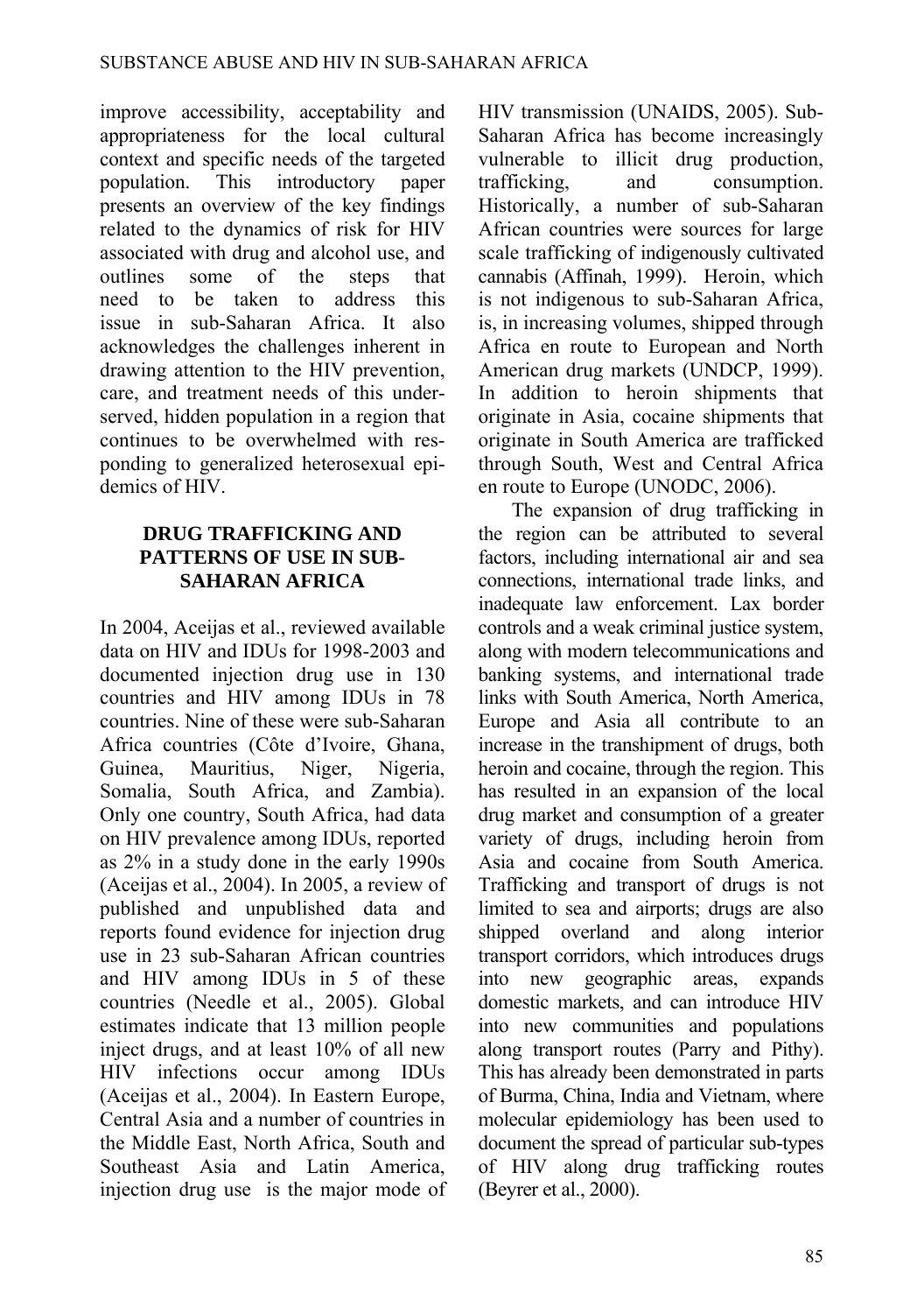improve accessibility, acceptability and appropriateness for the local cultural context and specific needs of the targeted population. This introductory paper presents an overview of the key findings related to the dynamics of risk for HIV associated with drug and alcohol use, and outlines some of the steps that need to be taken to address this issue in sub-Saharan Africa. It also acknowledges the challenges inherent in drawing attention to the HIV prevention, care, and treatment needs of this under-served, hidden population in a region that continues to be overwhelmed with responding to generalized heterosexual epidemics of HIV.

## DRUG TRAFFICKING AND PATTERNS OF USE IN SUB-SAHARAN AFRICA

In 2004, Aceijas et al., reviewed available data on HIV and IDUs for 1998-2003 and documented injection drug use in 130 countries and HIV among IDUs in 78 countries. Nine of these were sub-Saharan Africa countries (Côte d'Ivoire, Ghana, Guinea, Mauritius, Niger, Nigeria, Somalia, South Africa, and Zambia). Only one country, South Africa, had data on HIV prevalence among IDUs, reported as 2% in a study done in the early 1990s (Aceijas et al., 2004). In 2005, a review of published and unpublished data and reports found evidence for injection drug use in 23 sub-Saharan African countries and HIV among IDUs in 5 of these countries (Needle et al., 2005). Global estimates indicate that 13 million people inject drugs, and at least 10% of all new HIV infections occur among IDUs (Aceijas et al., 2004). In Eastern Europe, Central Asia and a number of countries in the Middle East, North Africa, South and Southeast Asia and Latin America, injection drug use is the major mode of HIV transmission (UNAIDS, 2005). Sub-Saharan Africa has become increasingly vulnerable to illicit drug production, trafficking, and consumption. Historically, a number of sub-Saharan African countries were sources for large scale trafficking of indigenously cultivated cannabis (Affinah, 1999). Heroin, which is not indigenous to sub-Saharan Africa, is, in increasing volumes, shipped through Africa en route to European and North American drug markets (UNDCP, 1999). In addition to heroin shipments that originate in Asia, cocaine shipments that originate in South America are trafficked through South, West and Central Africa en route to Europe (UNODC, 2006).

The expansion of drug trafficking in the region can be attributed to several factors, including international air and sea connections, international trade links, and inadequate law enforcement. Lax border controls and a weak criminal justice system, along with modern telecommunications and banking systems, and international trade links with South America, North America, Europe and Asia all contribute to an increase in the transhipment of drugs, both heroin and cocaine, through the region. This has resulted in an expansion of the local drug market and consumption of a greater variety of drugs, including heroin from Asia and cocaine from South America. Trafficking and transport of drugs is not limited to sea and airports; drugs are also shipped overland and along interior transport corridors, which introduces drugs into new geographic areas, expands domestic markets, and can introduce HIV into new communities and populations along transport routes (Parry and Pithy). This has already been demonstrated in parts of Burma, China, India and Vietnam, where molecular epidemiology has been used to document the spread of particular sub-types of HIV along drug trafficking routes (Beyrer et al., 2000).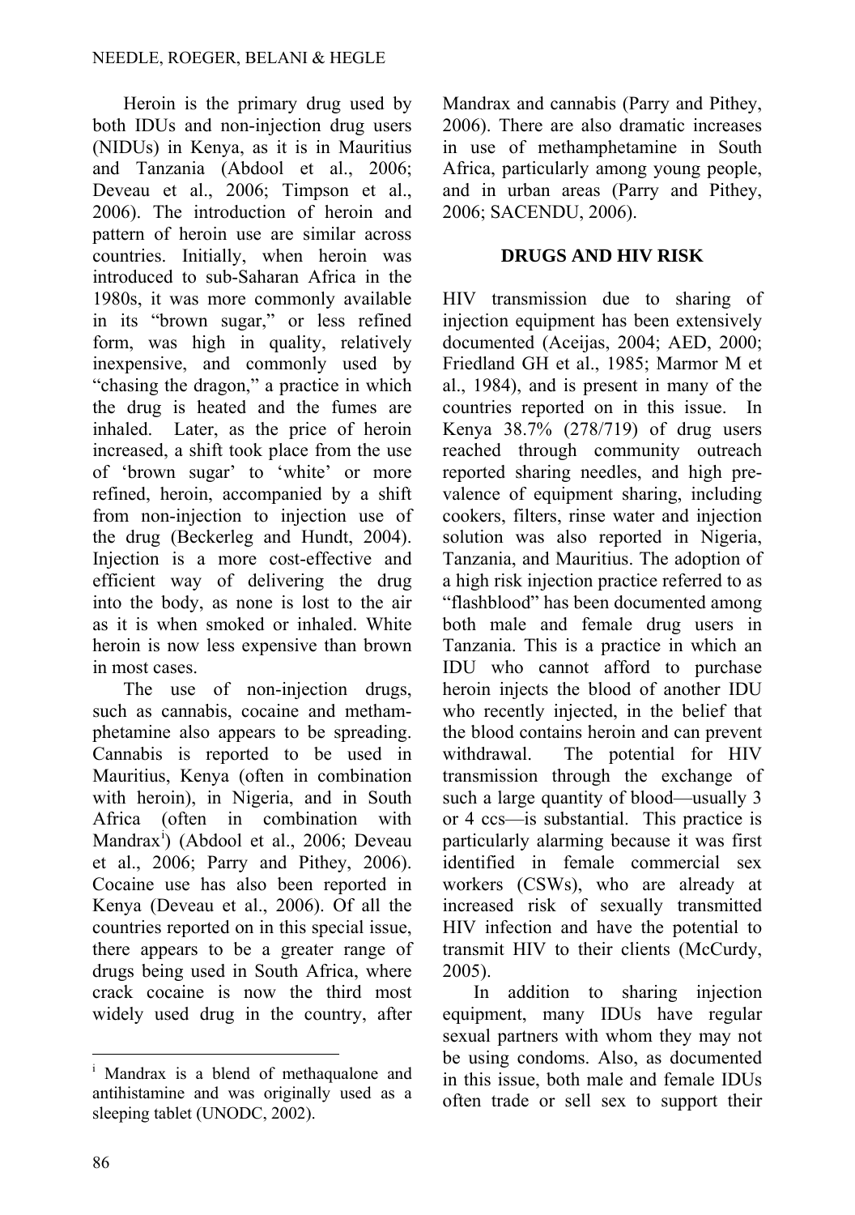Heroin is the primary drug used by both IDUs and non-injection drug users (NIDUs) in Kenya, as it is in Mauritius and Tanzania (Abdool et al., 2006; Deveau et al., 2006; Timpson et al., 2006). The introduction of heroin and pattern of heroin use are similar across countries. Initially, when heroin was introduced to sub-Saharan Africa in the 1980s, it was more commonly available in its "brown sugar," or less refined form, was high in quality, relatively inexpensive, and commonly used by "chasing the dragon," a practice in which the drug is heated and the fumes are inhaled. Later, as the price of heroin increased, a shift took place from the use of 'brown sugar' to 'white' or more refined, heroin, accompanied by a shift from non-injection to injection use of the drug (Beckerleg and Hundt, 2004). Injection is a more cost-effective and efficient way of delivering the drug into the body, as none is lost to the air as it is when smoked or inhaled. White heroin is now less expensive than brown in most cases.

The use of non-injection drugs, such as cannabis, cocaine and methamphetamine also appears to be spreading. Cannabis is reported to be used in Mauritius, Kenya (often in combination with heroin), in Nigeria, and in South Africa (often in combination with Mandrax[i]) (Abdool et al., 2006; Deveau et al., 2006; Parry and Pithey, 2006). Cocaine use has also been reported in Kenya (Deveau et al., 2006). Of all the countries reported on in this special issue, there appears to be a greater range of drugs being used in South Africa, where crack cocaine is now the third most widely used drug in the country, after Mandrax and cannabis (Parry and Pithey, 2006). There are also dramatic increases in use of methamphetamine in South Africa, particularly among young people, and in urban areas (Parry and Pithey, 2006; SACENDU, 2006).

## DRUGS AND HIV RISK

HIV transmission due to sharing of injection equipment has been extensively documented (Aceijas, 2004; AED, 2000; Friedland GH et al., 1985; Marmor M et al., 1984), and is present in many of the countries reported on in this issue. In Kenya 38.7% (278/719) of drug users reached through community outreach reported sharing needles, and high prevalence of equipment sharing, including cookers, filters, rinse water and injection solution was also reported in Nigeria, Tanzania, and Mauritius. The adoption of a high risk injection practice referred to as "flashblood" has been documented among both male and female drug users in Tanzania. This is a practice in which an IDU who cannot afford to purchase heroin injects the blood of another IDU who recently injected, in the belief that the blood contains heroin and can prevent withdrawal. The potential for HIV transmission through the exchange of such a large quantity of blood—usually 3 or 4 ccs—is substantial. This practice is particularly alarming because it was first identified in female commercial sex workers (CSWs), who are already at increased risk of sexually transmitted HIV infection and have the potential to transmit HIV to their clients (McCurdy, 2005).

In addition to sharing injection equipment, many IDUs have regular sexual partners with whom they may not be using condoms. Also, as documented in this issue, both male and female IDUs often trade or sell sex to support their

---

[i] Mandrax is a blend of methaqualone and antihistamine and was originally used as a sleeping tablet (UNODC, 2002).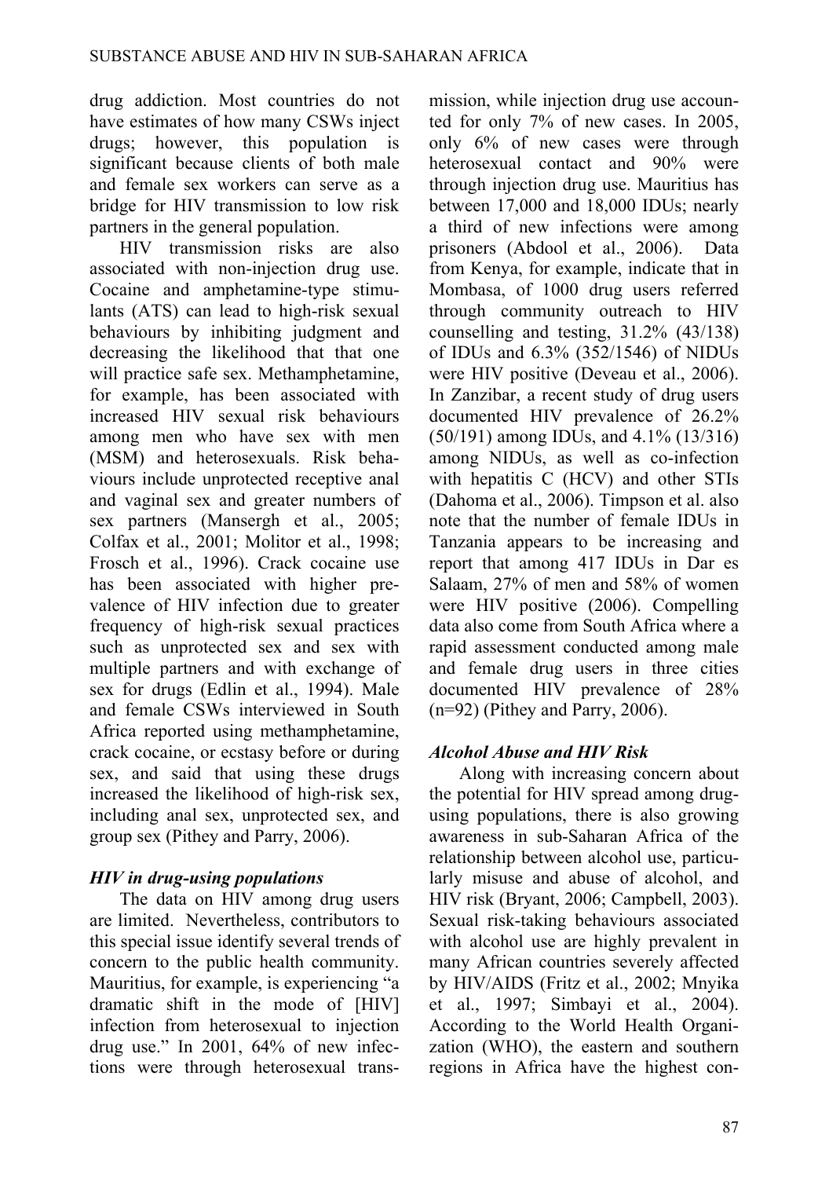drug addiction. Most countries do not have estimates of how many CSWs inject drugs; however, this population is significant because clients of both male and female sex workers can serve as a bridge for HIV transmission to low risk partners in the general population.

HIV transmission risks are also associated with non-injection drug use. Cocaine and amphetamine-type stimulants (ATS) can lead to high-risk sexual behaviours by inhibiting judgment and decreasing the likelihood that that one will practice safe sex. Methamphetamine, for example, has been associated with increased HIV sexual risk behaviours among men who have sex with men (MSM) and heterosexuals. Risk behaviours include unprotected receptive anal and vaginal sex and greater numbers of sex partners (Mansergh et al., 2005; Colfax et al., 2001; Molitor et al., 1998; Frosch et al., 1996). Crack cocaine use has been associated with higher prevalence of HIV infection due to greater frequency of high-risk sexual practices such as unprotected sex and sex with multiple partners and with exchange of sex for drugs (Edlin et al., 1994). Male and female CSWs interviewed in South Africa reported using methamphetamine, crack cocaine, or ecstasy before or during sex, and said that using these drugs increased the likelihood of high-risk sex, including anal sex, unprotected sex, and group sex (Pithey and Parry, 2006).

### *HIV in drug-using populations*

The data on HIV among drug users are limited. Nevertheless, contributors to this special issue identify several trends of concern to the public health community. Mauritius, for example, is experiencing "a dramatic shift in the mode of [HIV] infection from heterosexual to injection drug use." In 2001, 64% of new infections were through heterosexual transmission, while injection drug use accounted for only 7% of new cases. In 2005, only 6% of new cases were through heterosexual contact and 90% were through injection drug use. Mauritius has between 17,000 and 18,000 IDUs; nearly a third of new infections were among prisoners (Abdool et al., 2006). Data from Kenya, for example, indicate that in Mombasa, of 1000 drug users referred through community outreach to HIV counselling and testing, 31.2% (43/138) of IDUs and 6.3% (352/1546) of NIDUs were HIV positive (Deveau et al., 2006). In Zanzibar, a recent study of drug users documented HIV prevalence of 26.2% (50/191) among IDUs, and 4.1% (13/316) among NIDUs, as well as co-infection with hepatitis C (HCV) and other STIs (Dahoma et al., 2006). Timpson et al. also note that the number of female IDUs in Tanzania appears to be increasing and report that among 417 IDUs in Dar es Salaam, 27% of men and 58% of women were HIV positive (2006). Compelling data also come from South Africa where a rapid assessment conducted among male and female drug users in three cities documented HIV prevalence of 28% (n=92) (Pithey and Parry, 2006).

### *Alcohol Abuse and HIV Risk*

Along with increasing concern about the potential for HIV spread among drug-using populations, there is also growing awareness in sub-Saharan Africa of the relationship between alcohol use, particularly misuse and abuse of alcohol, and HIV risk (Bryant, 2006; Campbell, 2003). Sexual risk-taking behaviours associated with alcohol use are highly prevalent in many African countries severely affected by HIV/AIDS (Fritz et al., 2002; Mnyika et al., 1997; Simbayi et al., 2004). According to the World Health Organization (WHO), the eastern and southern regions in Africa have the highest con-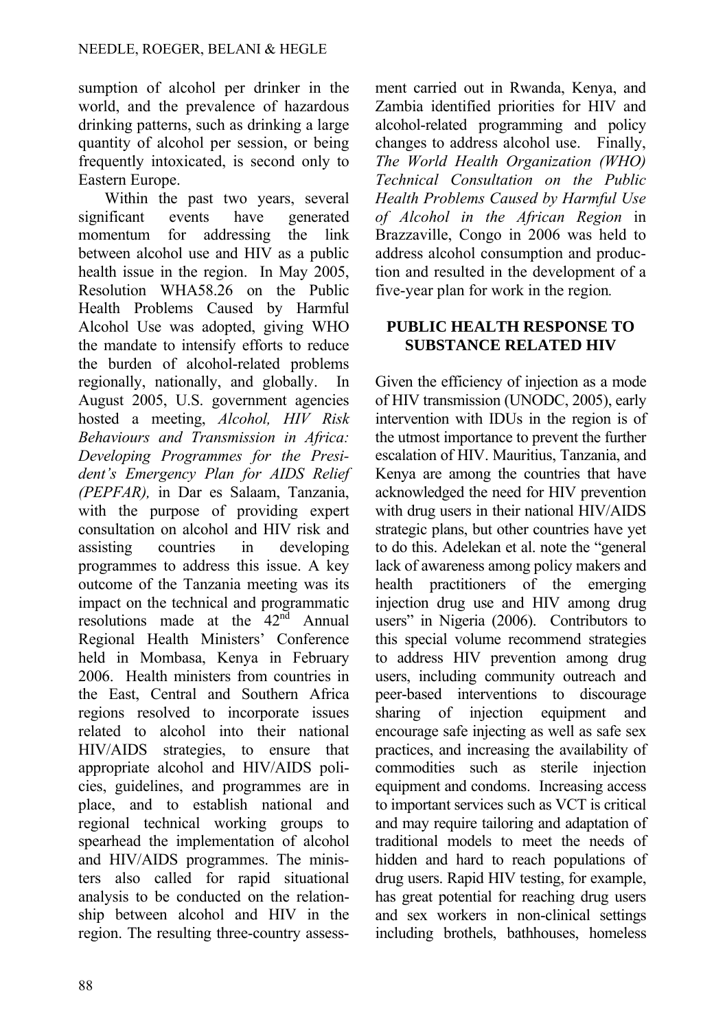sumption of alcohol per drinker in the world, and the prevalence of hazardous drinking patterns, such as drinking a large quantity of alcohol per session, or being frequently intoxicated, is second only to Eastern Europe.

Within the past two years, several significant events have generated momentum for addressing the link between alcohol use and HIV as a public health issue in the region. In May 2005, Resolution WHA58.26 on the Public Health Problems Caused by Harmful Alcohol Use was adopted, giving WHO the mandate to intensify efforts to reduce the burden of alcohol-related problems regionally, nationally, and globally. In August 2005, U.S. government agencies hosted a meeting, *Alcohol, HIV Risk Behaviours and Transmission in Africa: Developing Programmes for the President's Emergency Plan for AIDS Relief (PEPFAR),* in Dar es Salaam, Tanzania, with the purpose of providing expert consultation on alcohol and HIV risk and assisting countries in developing programmes to address this issue. A key outcome of the Tanzania meeting was its impact on the technical and programmatic resolutions made at the 42nd Annual Regional Health Ministers' Conference held in Mombasa, Kenya in February 2006. Health ministers from countries in the East, Central and Southern Africa regions resolved to incorporate issues related to alcohol into their national HIV/AIDS strategies, to ensure that appropriate alcohol and HIV/AIDS policies, guidelines, and programmes are in place, and to establish national and regional technical working groups to spearhead the implementation of alcohol and HIV/AIDS programmes. The ministers also called for rapid situational analysis to be conducted on the relationship between alcohol and HIV in the region. The resulting three-country assessment carried out in Rwanda, Kenya, and Zambia identified priorities for HIV and alcohol-related programming and policy changes to address alcohol use. Finally, *The World Health Organization (WHO) Technical Consultation on the Public Health Problems Caused by Harmful Use of Alcohol in the African Region* in Brazzaville, Congo in 2006 was held to address alcohol consumption and production and resulted in the development of a five-year plan for work in the region.

## PUBLIC HEALTH RESPONSE TO SUBSTANCE RELATED HIV

Given the efficiency of injection as a mode of HIV transmission (UNODC, 2005), early intervention with IDUs in the region is of the utmost importance to prevent the further escalation of HIV. Mauritius, Tanzania, and Kenya are among the countries that have acknowledged the need for HIV prevention with drug users in their national HIV/AIDS strategic plans, but other countries have yet to do this. Adelekan et al. note the "general lack of awareness among policy makers and health practitioners of the emerging injection drug use and HIV among drug users" in Nigeria (2006). Contributors to this special volume recommend strategies to address HIV prevention among drug users, including community outreach and peer-based interventions to discourage sharing of injection equipment and encourage safe injecting as well as safe sex practices, and increasing the availability of commodities such as sterile injection equipment and condoms. Increasing access to important services such as VCT is critical and may require tailoring and adaptation of traditional models to meet the needs of hidden and hard to reach populations of drug users. Rapid HIV testing, for example, has great potential for reaching drug users and sex workers in non-clinical settings including brothels, bathhouses, homeless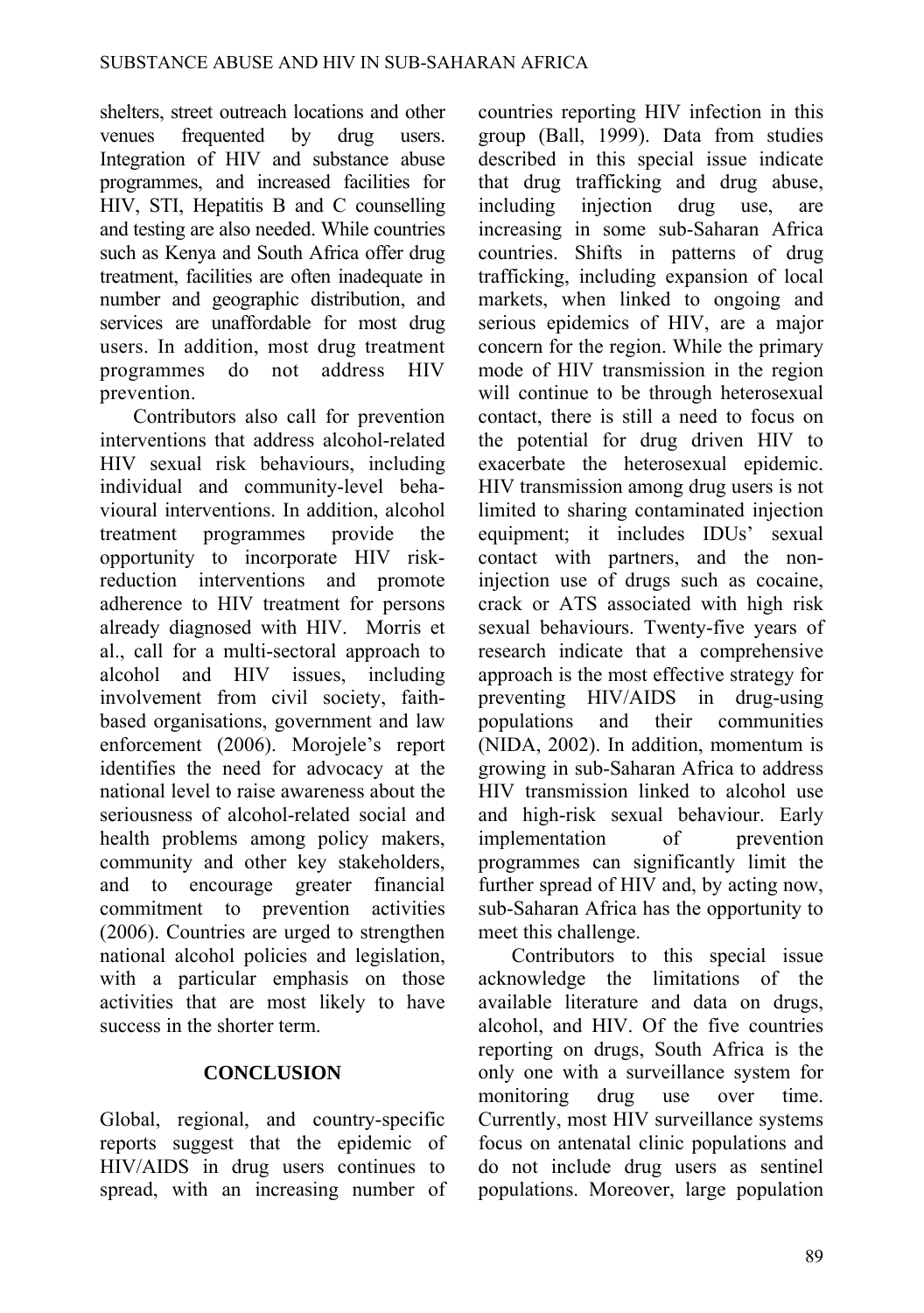shelters, street outreach locations and other venues frequented by drug users. Integration of HIV and substance abuse programmes, and increased facilities for HIV, STI, Hepatitis B and C counselling and testing are also needed. While countries such as Kenya and South Africa offer drug treatment, facilities are often inadequate in number and geographic distribution, and services are unaffordable for most drug users. In addition, most drug treatment programmes do not address HIV prevention.

Contributors also call for prevention interventions that address alcohol-related HIV sexual risk behaviours, including individual and community-level behavioural interventions. In addition, alcohol treatment programmes provide the opportunity to incorporate HIV risk-reduction interventions and promote adherence to HIV treatment for persons already diagnosed with HIV. Morris et al., call for a multi-sectoral approach to alcohol and HIV issues, including involvement from civil society, faith-based organisations, government and law enforcement (2006). Morojele's report identifies the need for advocacy at the national level to raise awareness about the seriousness of alcohol-related social and health problems among policy makers, community and other key stakeholders, and to encourage greater financial commitment to prevention activities (2006). Countries are urged to strengthen national alcohol policies and legislation, with a particular emphasis on those activities that are most likely to have success in the shorter term.

## CONCLUSION

Global, regional, and country-specific reports suggest that the epidemic of HIV/AIDS in drug users continues to spread, with an increasing number of countries reporting HIV infection in this group (Ball, 1999). Data from studies described in this special issue indicate that drug trafficking and drug abuse, including injection drug use, are increasing in some sub-Saharan Africa countries. Shifts in patterns of drug trafficking, including expansion of local markets, when linked to ongoing and serious epidemics of HIV, are a major concern for the region. While the primary mode of HIV transmission in the region will continue to be through heterosexual contact, there is still a need to focus on the potential for drug driven HIV to exacerbate the heterosexual epidemic. HIV transmission among drug users is not limited to sharing contaminated injection equipment; it includes IDUs' sexual contact with partners, and the non-injection use of drugs such as cocaine, crack or ATS associated with high risk sexual behaviours. Twenty-five years of research indicate that a comprehensive approach is the most effective strategy for preventing HIV/AIDS in drug-using populations and their communities (NIDA, 2002). In addition, momentum is growing in sub-Saharan Africa to address HIV transmission linked to alcohol use and high-risk sexual behaviour. Early implementation of prevention programmes can significantly limit the further spread of HIV and, by acting now, sub-Saharan Africa has the opportunity to meet this challenge.

Contributors to this special issue acknowledge the limitations of the available literature and data on drugs, alcohol, and HIV. Of the five countries reporting on drugs, South Africa is the only one with a surveillance system for monitoring drug use over time. Currently, most HIV surveillance systems focus on antenatal clinic populations and do not include drug users as sentinel populations. Moreover, large population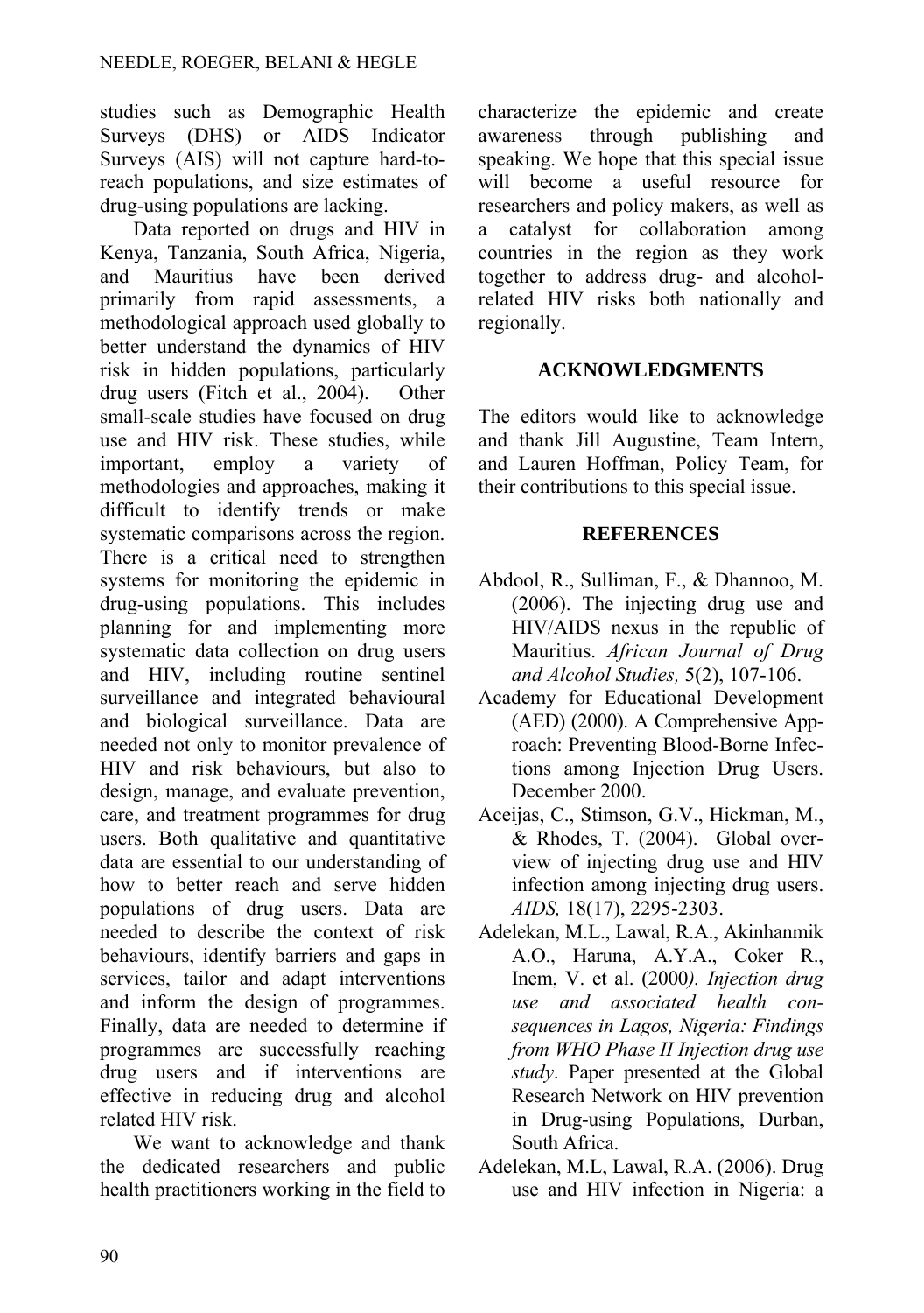studies such as Demographic Health Surveys (DHS) or AIDS Indicator Surveys (AIS) will not capture hard-to-reach populations, and size estimates of drug-using populations are lacking.

Data reported on drugs and HIV in Kenya, Tanzania, South Africa, Nigeria, and Mauritius have been derived primarily from rapid assessments, a methodological approach used globally to better understand the dynamics of HIV risk in hidden populations, particularly drug users (Fitch et al., 2004). Other small-scale studies have focused on drug use and HIV risk. These studies, while important, employ a variety of methodologies and approaches, making it difficult to identify trends or make systematic comparisons across the region. There is a critical need to strengthen systems for monitoring the epidemic in drug-using populations. This includes planning for and implementing more systematic data collection on drug users and HIV, including routine sentinel surveillance and integrated behavioural and biological surveillance. Data are needed not only to monitor prevalence of HIV and risk behaviours, but also to design, manage, and evaluate prevention, care, and treatment programmes for drug users. Both qualitative and quantitative data are essential to our understanding of how to better reach and serve hidden populations of drug users. Data are needed to describe the context of risk behaviours, identify barriers and gaps in services, tailor and adapt interventions and inform the design of programmes. Finally, data are needed to determine if programmes are successfully reaching drug users and if interventions are effective in reducing drug and alcohol related HIV risk.

We want to acknowledge and thank the dedicated researchers and public health practitioners working in the field to characterize the epidemic and create awareness through publishing and speaking. We hope that this special issue will become a useful resource for researchers and policy makers, as well as a catalyst for collaboration among countries in the region as they work together to address drug- and alcohol-related HIV risks both nationally and regionally.

## ACKNOWLEDGMENTS

The editors would like to acknowledge and thank Jill Augustine, Team Intern, and Lauren Hoffman, Policy Team, for their contributions to this special issue.

## REFERENCES

Abdool, R., Sulliman, F., & Dhannoo, M. (2006). The injecting drug use and HIV/AIDS nexus in the republic of Mauritius. *African Journal of Drug and Alcohol Studies,* 5(2), 107-106.

Academy for Educational Development (AED) (2000). A Comprehensive Approach: Preventing Blood-Borne Infections among Injection Drug Users. December 2000.

Aceijas, C., Stimson, G.V., Hickman, M., & Rhodes, T. (2004). Global overview of injecting drug use and HIV infection among injecting drug users. *AIDS,* 18(17), 2295-2303.

Adelekan, M.L., Lawal, R.A., Akinhanmik A.O., Haruna, A.Y.A., Coker R., Inem, V. et al. (2000*). Injection drug use and associated health consequences in Lagos, Nigeria: Findings from WHO Phase II Injection drug use study*. Paper presented at the Global Research Network on HIV prevention in Drug-using Populations, Durban, South Africa.

Adelekan, M.L, Lawal, R.A. (2006). Drug use and HIV infection in Nigeria: a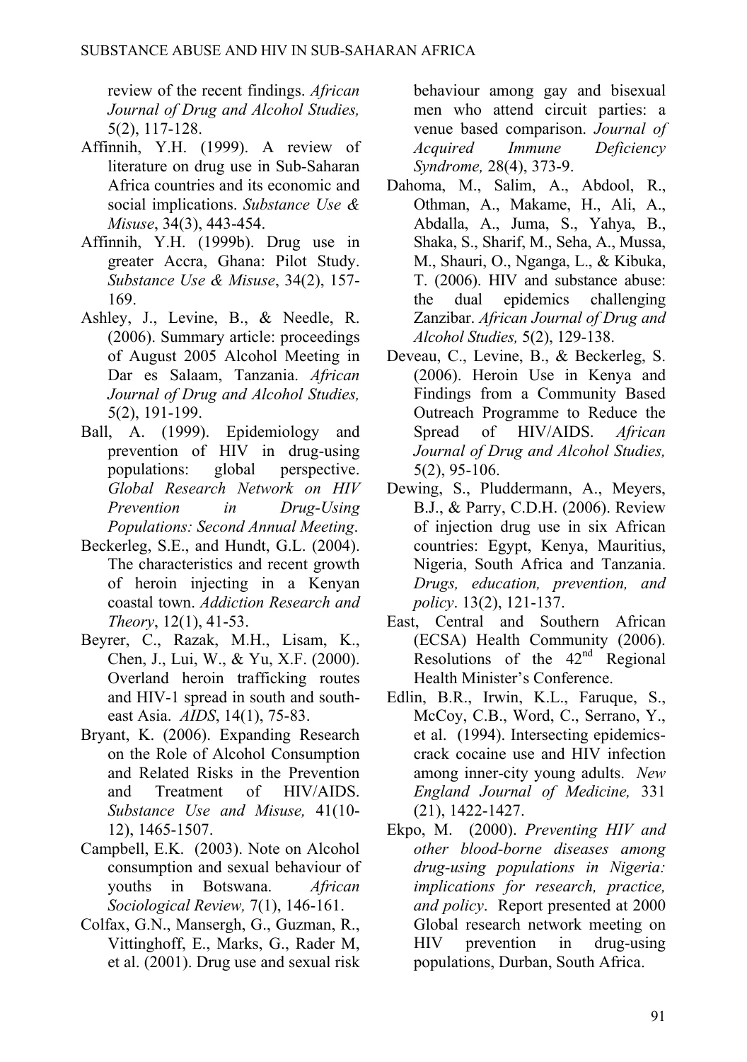review of the recent findings. *African Journal of Drug and Alcohol Studies,* 5(2), 117-128.

Affinnih, Y.H. (1999). A review of literature on drug use in Sub-Saharan Africa countries and its economic and social implications. *Substance Use & Misuse*, 34(3), 443-454.

Affinnih, Y.H. (1999b). Drug use in greater Accra, Ghana: Pilot Study. *Substance Use & Misuse*, 34(2), 157-169.

Ashley, J., Levine, B., & Needle, R. (2006). Summary article: proceedings of August 2005 Alcohol Meeting in Dar es Salaam, Tanzania. *African Journal of Drug and Alcohol Studies,* 5(2), 191-199.

Ball, A. (1999). Epidemiology and prevention of HIV in drug-using populations: global perspective. *Global Research Network on HIV Prevention in Drug-Using Populations: Second Annual Meeting*.

Beckerleg, S.E., and Hundt, G.L. (2004). The characteristics and recent growth of heroin injecting in a Kenyan coastal town. *Addiction Research and Theory*, 12(1), 41-53.

Beyrer, C., Razak, M.H., Lisam, K., Chen, J., Lui, W., & Yu, X.F. (2000). Overland heroin trafficking routes and HIV-1 spread in south and south-east Asia. *AIDS*, 14(1), 75-83.

Bryant, K. (2006). Expanding Research on the Role of Alcohol Consumption and Related Risks in the Prevention and Treatment of HIV/AIDS. *Substance Use and Misuse,* 41(10-12), 1465-1507.

Campbell, E.K. (2003). Note on Alcohol consumption and sexual behaviour of youths in Botswana. *African Sociological Review,* 7(1), 146-161.

Colfax, G.N., Mansergh, G., Guzman, R., Vittinghoff, E., Marks, G., Rader M, et al. (2001). Drug use and sexual risk behaviour among gay and bisexual men who attend circuit parties: a venue based comparison. *Journal of Acquired Immune Deficiency Syndrome,* 28(4), 373-9.

Dahoma, M., Salim, A., Abdool, R., Othman, A., Makame, H., Ali, A., Abdalla, A., Juma, S., Yahya, B., Shaka, S., Sharif, M., Seha, A., Mussa, M., Shauri, O., Nganga, L., & Kibuka, T. (2006). HIV and substance abuse: the dual epidemics challenging Zanzibar. *African Journal of Drug and Alcohol Studies,* 5(2), 129-138.

Deveau, C., Levine, B., & Beckerleg, S. (2006). Heroin Use in Kenya and Findings from a Community Based Outreach Programme to Reduce the Spread of HIV/AIDS. *African Journal of Drug and Alcohol Studies,* 5(2), 95-106.

Dewing, S., Pluddermann, A., Meyers, B.J., & Parry, C.D.H. (2006). Review of injection drug use in six African countries: Egypt, Kenya, Mauritius, Nigeria, South Africa and Tanzania. *Drugs, education, prevention, and policy*. 13(2), 121-137.

East, Central and Southern African (ECSA) Health Community (2006). Resolutions of the 42nd Regional Health Minister's Conference.

Edlin, B.R., Irwin, K.L., Faruque, S., McCoy, C.B., Word, C., Serrano, Y., et al. (1994). Intersecting epidemics-crack cocaine use and HIV infection among inner-city young adults. *New England Journal of Medicine,* 331 (21), 1422-1427.

Ekpo, M. (2000). *Preventing HIV and other blood-borne diseases among drug-using populations in Nigeria: implications for research, practice, and policy*. Report presented at 2000 Global research network meeting on HIV prevention in drug-using populations, Durban, South Africa.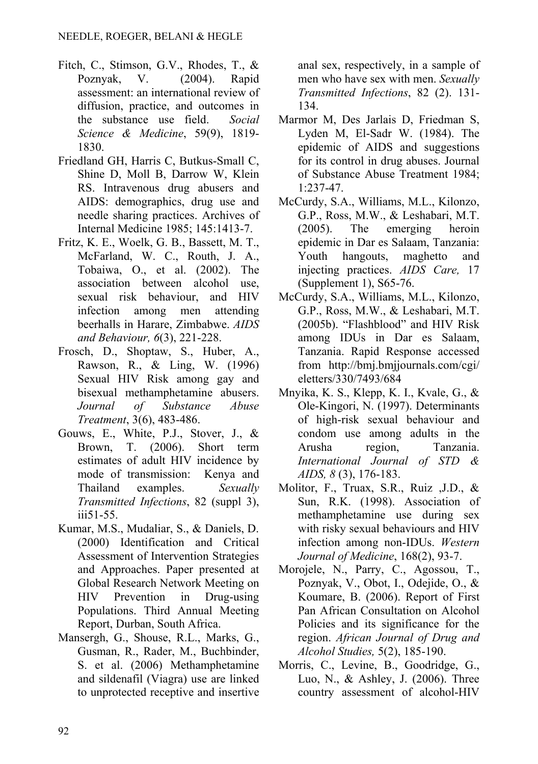Fitch, C., Stimson, G.V., Rhodes, T., & Poznyak, V. (2004). Rapid assessment: an international review of diffusion, practice, and outcomes in the substance use field. *Social Science & Medicine*, 59(9), 1819-1830.

Friedland GH, Harris C, Butkus-Small C, Shine D, Moll B, Darrow W, Klein RS. Intravenous drug abusers and AIDS: demographics, drug use and needle sharing practices. Archives of Internal Medicine 1985; 145:1413-7.

Fritz, K. E., Woelk, G. B., Bassett, M. T., McFarland, W. C., Routh, J. A., Tobaiwa, O., et al. (2002). The association between alcohol use, sexual risk behaviour, and HIV infection among men attending beerhalls in Harare, Zimbabwe. *AIDS and Behaviour, 6*(3), 221-228.

Frosch, D., Shoptaw, S., Huber, A., Rawson, R., & Ling, W. (1996) Sexual HIV Risk among gay and bisexual methamphetamine abusers. *Journal of Substance Abuse Treatment*, 3(6), 483-486.

Gouws, E., White, P.J., Stover, J., & Brown, T. (2006). Short term estimates of adult HIV incidence by mode of transmission: Kenya and Thailand examples. *Sexually Transmitted Infections*, 82 (suppl 3), iii51-55.

Kumar, M.S., Mudaliar, S., & Daniels, D. (2000) Identification and Critical Assessment of Intervention Strategies and Approaches. Paper presented at Global Research Network Meeting on HIV Prevention in Drug-using Populations. Third Annual Meeting Report, Durban, South Africa.

Mansergh, G., Shouse, R.L., Marks, G., Gusman, R., Rader, M., Buchbinder, S. et al. (2006) Methamphetamine and sildenafil (Viagra) use are linked to unprotected receptive and insertive anal sex, respectively, in a sample of men who have sex with men. *Sexually Transmitted Infections*, 82 (2). 131-134.

Marmor M, Des Jarlais D, Friedman S, Lyden M, El-Sadr W. (1984). The epidemic of AIDS and suggestions for its control in drug abuses. Journal of Substance Abuse Treatment 1984; 1:237-47.

McCurdy, S.A., Williams, M.L., Kilonzo, G.P., Ross, M.W., & Leshabari, M.T. (2005). The emerging heroin epidemic in Dar es Salaam, Tanzania: Youth hangouts, maghetto and injecting practices. *AIDS Care,* 17 (Supplement 1), S65-76.

McCurdy, S.A., Williams, M.L., Kilonzo, G.P., Ross, M.W., & Leshabari, M.T. (2005b). "Flashblood" and HIV Risk among IDUs in Dar es Salaam, Tanzania. Rapid Response accessed from http://bmj.bmjjournals.com/cgi/eletters/330/7493/684

Mnyika, K. S., Klepp, K. I., Kvale, G., & Ole-Kingori, N. (1997). Determinants of high-risk sexual behaviour and condom use among adults in the Arusha region, Tanzania. *International Journal of STD & AIDS, 8* (3), 176-183.

Molitor, F., Truax, S.R., Ruiz ,J.D., & Sun, R.K. (1998). Association of methamphetamine use during sex with risky sexual behaviours and HIV infection among non-IDUs. *Western Journal of Medicine*, 168(2), 93-7.

Morojele, N., Parry, C., Agossou, T., Poznyak, V., Obot, I., Odejide, O., & Koumare, B. (2006). Report of First Pan African Consultation on Alcohol Policies and its significance for the region. *African Journal of Drug and Alcohol Studies,* 5(2), 185-190.

Morris, C., Levine, B., Goodridge, G., Luo, N., & Ashley, J. (2006). Three country assessment of alcohol-HIV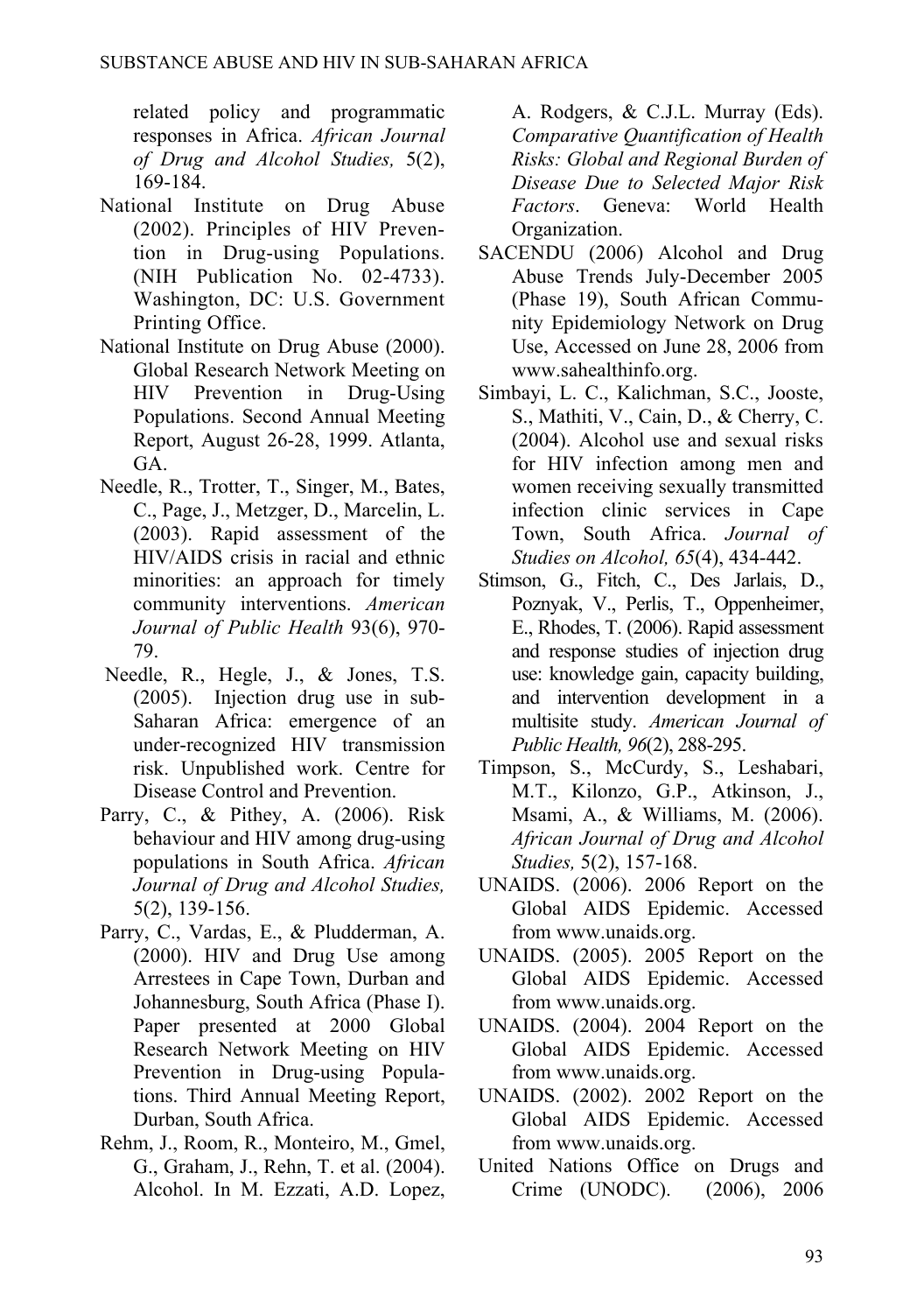related policy and programmatic responses in Africa. *African Journal of Drug and Alcohol Studies,* 5(2), 169-184.

National Institute on Drug Abuse (2002). Principles of HIV Prevention in Drug-using Populations. (NIH Publication No. 02-4733). Washington, DC: U.S. Government Printing Office.

National Institute on Drug Abuse (2000). Global Research Network Meeting on HIV Prevention in Drug-Using Populations. Second Annual Meeting Report, August 26-28, 1999. Atlanta, GA.

Needle, R., Trotter, T., Singer, M., Bates, C., Page, J., Metzger, D., Marcelin, L. (2003). Rapid assessment of the HIV/AIDS crisis in racial and ethnic minorities: an approach for timely community interventions. *American Journal of Public Health* 93(6), 970-79.

Needle, R., Hegle, J., & Jones, T.S. (2005). Injection drug use in sub-Saharan Africa: emergence of an under-recognized HIV transmission risk. Unpublished work. Centre for Disease Control and Prevention.

Parry, C., & Pithey, A. (2006). Risk behaviour and HIV among drug-using populations in South Africa. *African Journal of Drug and Alcohol Studies,* 5(2), 139-156.

Parry, C., Vardas, E., & Pludderman, A. (2000). HIV and Drug Use among Arrestees in Cape Town, Durban and Johannesburg, South Africa (Phase I). Paper presented at 2000 Global Research Network Meeting on HIV Prevention in Drug-using Populations. Third Annual Meeting Report, Durban, South Africa.

Rehm, J., Room, R., Monteiro, M., Gmel, G., Graham, J., Rehn, T. et al. (2004). Alcohol. In M. Ezzati, A.D. Lopez, A. Rodgers, & C.J.L. Murray (Eds). *Comparative Quantification of Health Risks: Global and Regional Burden of Disease Due to Selected Major Risk Factors*. Geneva: World Health Organization.

SACENDU (2006) Alcohol and Drug Abuse Trends July-December 2005 (Phase 19), South African Community Epidemiology Network on Drug Use, Accessed on June 28, 2006 from www.sahealthinfo.org.

Simbayi, L. C., Kalichman, S.C., Jooste, S., Mathiti, V., Cain, D., & Cherry, C. (2004). Alcohol use and sexual risks for HIV infection among men and women receiving sexually transmitted infection clinic services in Cape Town, South Africa. *Journal of Studies on Alcohol, 65*(4), 434-442.

Stimson, G., Fitch, C., Des Jarlais, D., Poznyak, V., Perlis, T., Oppenheimer, E., Rhodes, T. (2006). Rapid assessment and response studies of injection drug use: knowledge gain, capacity building, and intervention development in a multisite study. *American Journal of Public Health, 96*(2), 288-295.

Timpson, S., McCurdy, S., Leshabari, M.T., Kilonzo, G.P., Atkinson, J., Msami, A., & Williams, M. (2006). *African Journal of Drug and Alcohol Studies,* 5(2), 157-168.

UNAIDS. (2006). 2006 Report on the Global AIDS Epidemic. Accessed from www.unaids.org.

UNAIDS. (2005). 2005 Report on the Global AIDS Epidemic. Accessed from www.unaids.org.

UNAIDS. (2004). 2004 Report on the Global AIDS Epidemic. Accessed from www.unaids.org.

UNAIDS. (2002). 2002 Report on the Global AIDS Epidemic. Accessed from www.unaids.org.

United Nations Office on Drugs and Crime (UNODC). (2006), 2006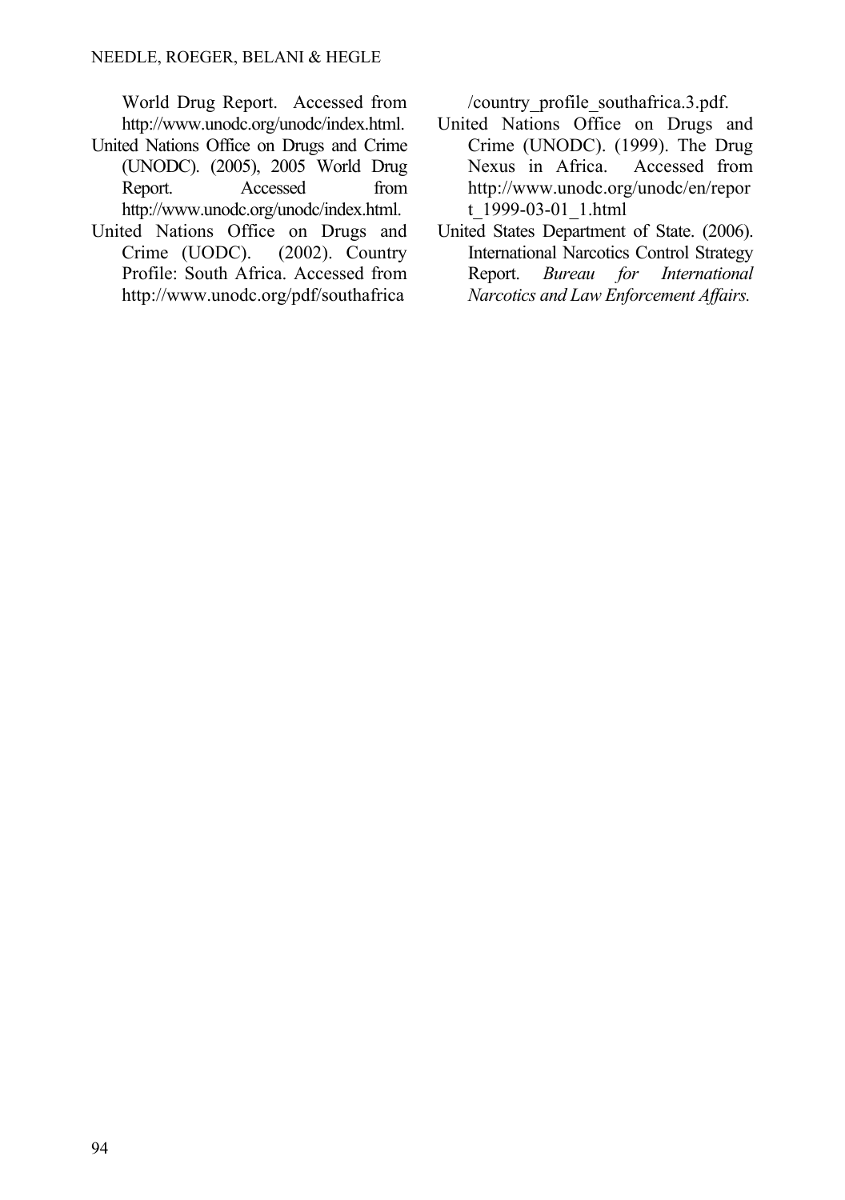World Drug Report. Accessed from http://www.unodc.org/unodc/index.html.

United Nations Office on Drugs and Crime (UNODC). (2005), 2005 World Drug Report. Accessed from http://www.unodc.org/unodc/index.html.

United Nations Office on Drugs and Crime (UODC). (2002). Country Profile: South Africa. Accessed from http://www.unodc.org/pdf/southafrica/country_profile_southafrica.3.pdf.

United Nations Office on Drugs and Crime (UNODC). (1999). The Drug Nexus in Africa. Accessed from http://www.unodc.org/unodc/en/report_1999-03-01_1.html

United States Department of State. (2006). International Narcotics Control Strategy Report. *Bureau for International Narcotics and Law Enforcement Affairs.*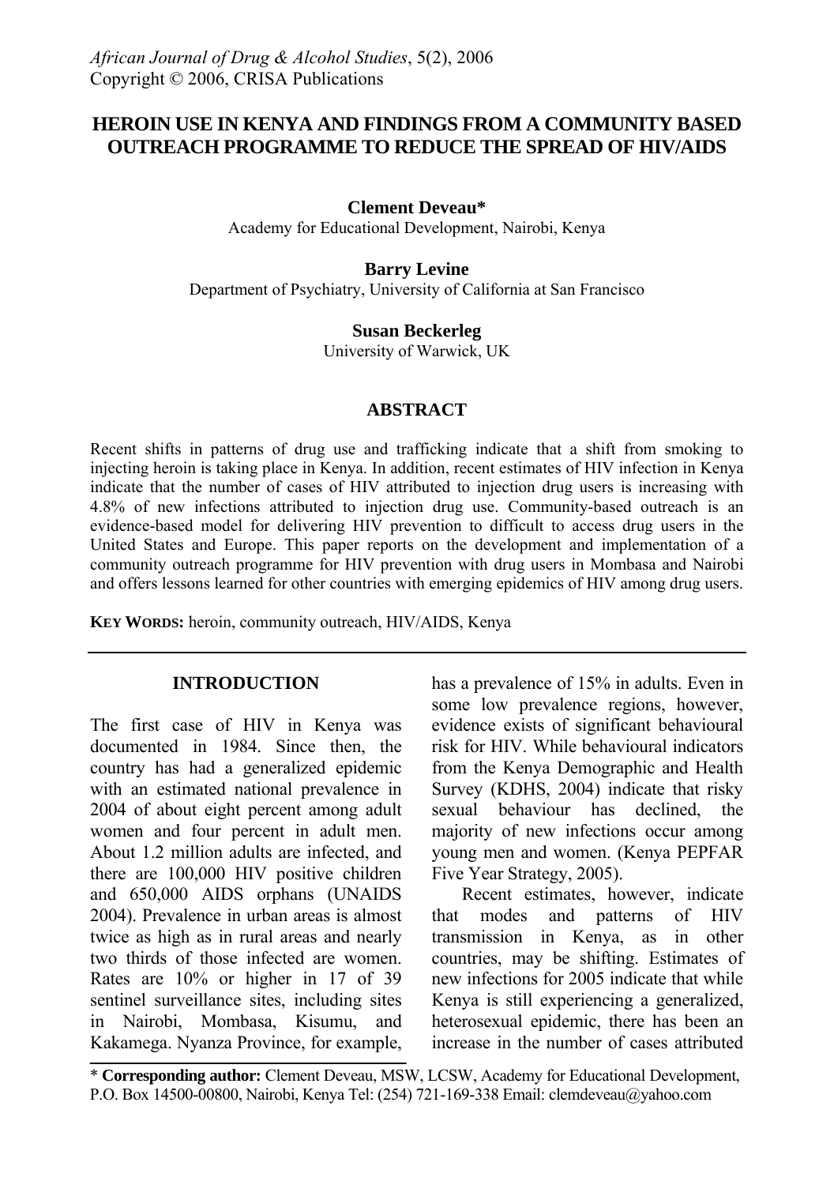*African Journal of Drug & Alcohol Studies*, 5(2), 2006
Copyright © 2006, CRISA Publications

# HEROIN USE IN KENYA AND FINDINGS FROM A COMMUNITY BASED OUTREACH PROGRAMME TO REDUCE THE SPREAD OF HIV/AIDS

**Clement Deveau***
Academy for Educational Development, Nairobi, Kenya

**Barry Levine**
Department of Psychiatry, University of California at San Francisco

**Susan Beckerleg**
University of Warwick, UK

## ABSTRACT

Recent shifts in patterns of drug use and trafficking indicate that a shift from smoking to injecting heroin is taking place in Kenya. In addition, recent estimates of HIV infection in Kenya indicate that the number of cases of HIV attributed to injection drug users is increasing with 4.8% of new infections attributed to injection drug use. Community-based outreach is an evidence-based model for delivering HIV prevention to difficult to access drug users in the United States and Europe. This paper reports on the development and implementation of a community outreach programme for HIV prevention with drug users in Mombasa and Nairobi and offers lessons learned for other countries with emerging epidemics of HIV among drug users.

**KEY WORDS:** heroin, community outreach, HIV/AIDS, Kenya

## INTRODUCTION

The first case of HIV in Kenya was documented in 1984. Since then, the country has had a generalized epidemic with an estimated national prevalence in 2004 of about eight percent among adult women and four percent in adult men. About 1.2 million adults are infected, and there are 100,000 HIV positive children and 650,000 AIDS orphans (UNAIDS 2004). Prevalence in urban areas is almost twice as high as in rural areas and nearly two thirds of those infected are women. Rates are 10% or higher in 17 of 39 sentinel surveillance sites, including sites in Nairobi, Mombasa, Kisumu, and Kakamega. Nyanza Province, for example, has a prevalence of 15% in adults. Even in some low prevalence regions, however, evidence exists of significant behavioural risk for HIV. While behavioural indicators from the Kenya Demographic and Health Survey (KDHS, 2004) indicate that risky sexual behaviour has declined, the majority of new infections occur among young men and women. (Kenya PEPFAR Five Year Strategy, 2005).

Recent estimates, however, indicate that modes and patterns of HIV transmission in Kenya, as in other countries, may be shifting. Estimates of new infections for 2005 indicate that while Kenya is still experiencing a generalized, heterosexual epidemic, there has been an increase in the number of cases attributed

\* **Corresponding author:** Clement Deveau, MSW, LCSW, Academy for Educational Development, P.O. Box 14500-00800, Nairobi, Kenya Tel: (254) 721-169-338 Email: clemdeveau@yahoo.com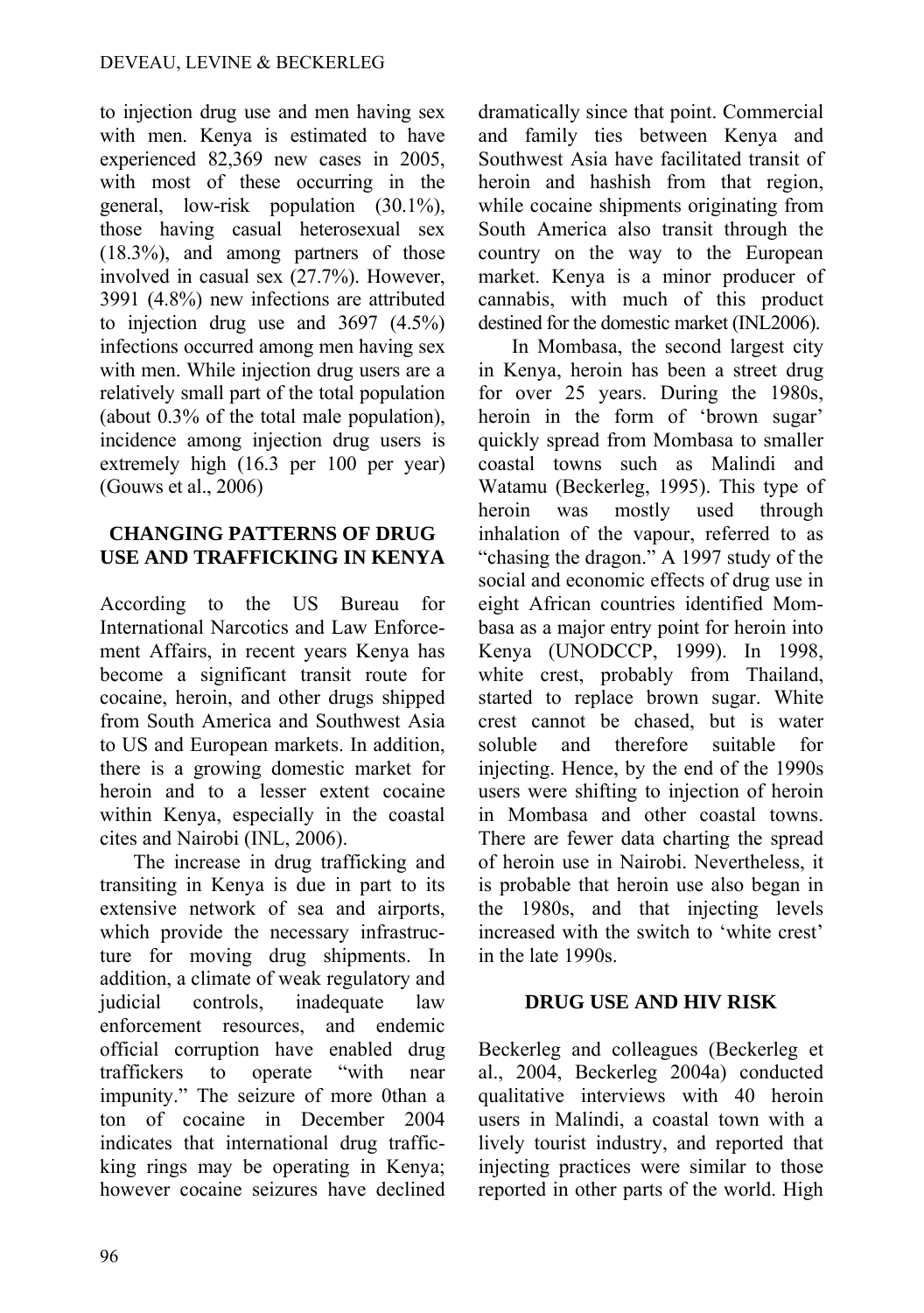to injection drug use and men having sex with men. Kenya is estimated to have experienced 82,369 new cases in 2005, with most of these occurring in the general, low-risk population (30.1%), those having casual heterosexual sex (18.3%), and among partners of those involved in casual sex (27.7%). However, 3991 (4.8%) new infections are attributed to injection drug use and 3697 (4.5%) infections occurred among men having sex with men. While injection drug users are a relatively small part of the total population (about 0.3% of the total male population), incidence among injection drug users is extremely high (16.3 per 100 per year) (Gouws et al., 2006)

## CHANGING PATTERNS OF DRUG USE AND TRAFFICKING IN KENYA

According to the US Bureau for International Narcotics and Law Enforcement Affairs, in recent years Kenya has become a significant transit route for cocaine, heroin, and other drugs shipped from South America and Southwest Asia to US and European markets. In addition, there is a growing domestic market for heroin and to a lesser extent cocaine within Kenya, especially in the coastal cites and Nairobi (INL, 2006).

The increase in drug trafficking and transiting in Kenya is due in part to its extensive network of sea and airports, which provide the necessary infrastructure for moving drug shipments. In addition, a climate of weak regulatory and judicial controls, inadequate law enforcement resources, and endemic official corruption have enabled drug traffickers to operate "with near impunity." The seizure of more 0than a ton of cocaine in December 2004 indicates that international drug trafficking rings may be operating in Kenya; however cocaine seizures have declined dramatically since that point. Commercial and family ties between Kenya and Southwest Asia have facilitated transit of heroin and hashish from that region, while cocaine shipments originating from South America also transit through the country on the way to the European market. Kenya is a minor producer of cannabis, with much of this product destined for the domestic market (INL2006).

In Mombasa, the second largest city in Kenya, heroin has been a street drug for over 25 years. During the 1980s, heroin in the form of 'brown sugar' quickly spread from Mombasa to smaller coastal towns such as Malindi and Watamu (Beckerleg, 1995). This type of heroin was mostly used through inhalation of the vapour, referred to as "chasing the dragon." A 1997 study of the social and economic effects of drug use in eight African countries identified Mombasa as a major entry point for heroin into Kenya (UNODCCP, 1999). In 1998, white crest, probably from Thailand, started to replace brown sugar. White crest cannot be chased, but is water soluble and therefore suitable for injecting. Hence, by the end of the 1990s users were shifting to injection of heroin in Mombasa and other coastal towns. There are fewer data charting the spread of heroin use in Nairobi. Nevertheless, it is probable that heroin use also began in the 1980s, and that injecting levels increased with the switch to 'white crest' in the late 1990s.

## DRUG USE AND HIV RISK

Beckerleg and colleagues (Beckerleg et al., 2004, Beckerleg 2004a) conducted qualitative interviews with 40 heroin users in Malindi, a coastal town with a lively tourist industry, and reported that injecting practices were similar to those reported in other parts of the world. High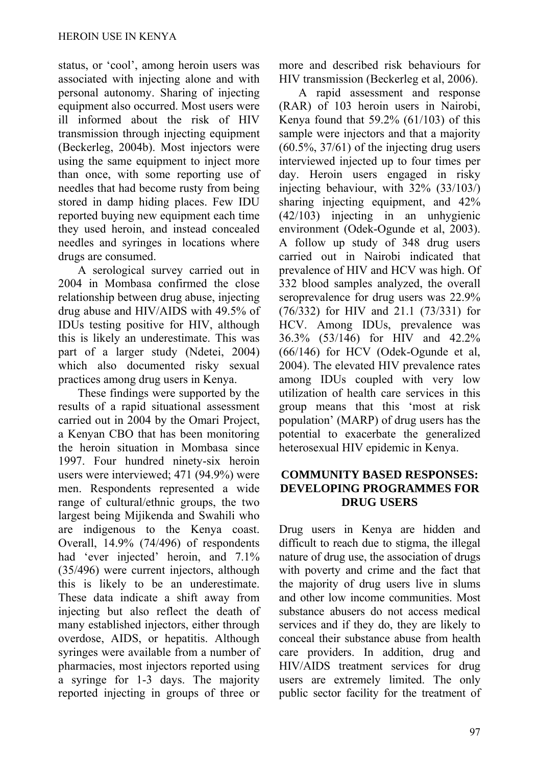status, or 'cool', among heroin users was associated with injecting alone and with personal autonomy. Sharing of injecting equipment also occurred. Most users were ill informed about the risk of HIV transmission through injecting equipment (Beckerleg, 2004b). Most injectors were using the same equipment to inject more than once, with some reporting use of needles that had become rusty from being stored in damp hiding places. Few IDU reported buying new equipment each time they used heroin, and instead concealed needles and syringes in locations where drugs are consumed.

A serological survey carried out in 2004 in Mombasa confirmed the close relationship between drug abuse, injecting drug abuse and HIV/AIDS with 49.5% of IDUs testing positive for HIV, although this is likely an underestimate. This was part of a larger study (Ndetei, 2004) which also documented risky sexual practices among drug users in Kenya.

These findings were supported by the results of a rapid situational assessment carried out in 2004 by the Omari Project, a Kenyan CBO that has been monitoring the heroin situation in Mombasa since 1997. Four hundred ninety-six heroin users were interviewed; 471 (94.9%) were men. Respondents represented a wide range of cultural/ethnic groups, the two largest being Mijikenda and Swahili who are indigenous to the Kenya coast. Overall, 14.9% (74/496) of respondents had 'ever injected' heroin, and 7.1% (35/496) were current injectors, although this is likely to be an underestimate. These data indicate a shift away from injecting but also reflect the death of many established injectors, either through overdose, AIDS, or hepatitis. Although syringes were available from a number of pharmacies, most injectors reported using a syringe for 1-3 days. The majority reported injecting in groups of three or more and described risk behaviours for HIV transmission (Beckerleg et al, 2006).

A rapid assessment and response (RAR) of 103 heroin users in Nairobi, Kenya found that 59.2% (61/103) of this sample were injectors and that a majority (60.5%, 37/61) of the injecting drug users interviewed injected up to four times per day. Heroin users engaged in risky injecting behaviour, with 32% (33/103/) sharing injecting equipment, and 42% (42/103) injecting in an unhygienic environment (Odek-Ogunde et al, 2003). A follow up study of 348 drug users carried out in Nairobi indicated that prevalence of HIV and HCV was high. Of 332 blood samples analyzed, the overall seroprevalence for drug users was 22.9% (76/332) for HIV and 21.1 (73/331) for HCV. Among IDUs, prevalence was 36.3% (53/146) for HIV and 42.2% (66/146) for HCV (Odek-Ogunde et al, 2004). The elevated HIV prevalence rates among IDUs coupled with very low utilization of health care services in this group means that this 'most at risk population' (MARP) of drug users has the potential to exacerbate the generalized heterosexual HIV epidemic in Kenya.

## COMMUNITY BASED RESPONSES: DEVELOPING PROGRAMMES FOR DRUG USERS

Drug users in Kenya are hidden and difficult to reach due to stigma, the illegal nature of drug use, the association of drugs with poverty and crime and the fact that the majority of drug users live in slums and other low income communities. Most substance abusers do not access medical services and if they do, they are likely to conceal their substance abuse from health care providers. In addition, drug and HIV/AIDS treatment services for drug users are extremely limited. The only public sector facility for the treatment of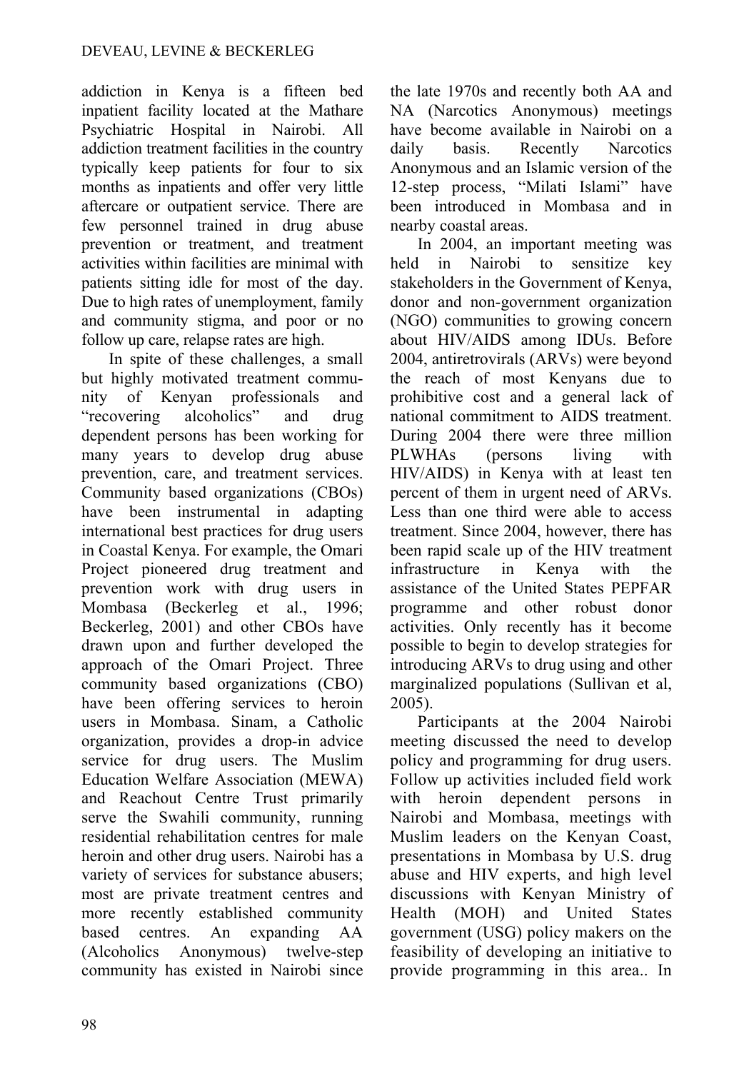addiction in Kenya is a fifteen bed inpatient facility located at the Mathare Psychiatric Hospital in Nairobi. All addiction treatment facilities in the country typically keep patients for four to six months as inpatients and offer very little aftercare or outpatient service. There are few personnel trained in drug abuse prevention or treatment, and treatment activities within facilities are minimal with patients sitting idle for most of the day. Due to high rates of unemployment, family and community stigma, and poor or no follow up care, relapse rates are high.

In spite of these challenges, a small but highly motivated treatment community of Kenyan professionals and "recovering alcoholics" and drug dependent persons has been working for many years to develop drug abuse prevention, care, and treatment services. Community based organizations (CBOs) have been instrumental in adapting international best practices for drug users in Coastal Kenya. For example, the Omari Project pioneered drug treatment and prevention work with drug users in Mombasa (Beckerleg et al., 1996; Beckerleg, 2001) and other CBOs have drawn upon and further developed the approach of the Omari Project. Three community based organizations (CBO) have been offering services to heroin users in Mombasa. Sinam, a Catholic organization, provides a drop-in advice service for drug users. The Muslim Education Welfare Association (MEWA) and Reachout Centre Trust primarily serve the Swahili community, running residential rehabilitation centres for male heroin and other drug users. Nairobi has a variety of services for substance abusers; most are private treatment centres and more recently established community based centres. An expanding AA (Alcoholics Anonymous) twelve-step community has existed in Nairobi since the late 1970s and recently both AA and NA (Narcotics Anonymous) meetings have become available in Nairobi on a daily basis. Recently Narcotics Anonymous and an Islamic version of the 12-step process, "Milati Islami" have been introduced in Mombasa and in nearby coastal areas.

In 2004, an important meeting was held in Nairobi to sensitize key stakeholders in the Government of Kenya, donor and non-government organization (NGO) communities to growing concern about HIV/AIDS among IDUs. Before 2004, antiretrovirals (ARVs) were beyond the reach of most Kenyans due to prohibitive cost and a general lack of national commitment to AIDS treatment. During 2004 there were three million PLWHAs (persons living with HIV/AIDS) in Kenya with at least ten percent of them in urgent need of ARVs. Less than one third were able to access treatment. Since 2004, however, there has been rapid scale up of the HIV treatment infrastructure in Kenya with the assistance of the United States PEPFAR programme and other robust donor activities. Only recently has it become possible to begin to develop strategies for introducing ARVs to drug using and other marginalized populations (Sullivan et al, 2005).

Participants at the 2004 Nairobi meeting discussed the need to develop policy and programming for drug users. Follow up activities included field work with heroin dependent persons in Nairobi and Mombasa, meetings with Muslim leaders on the Kenyan Coast, presentations in Mombasa by U.S. drug abuse and HIV experts, and high level discussions with Kenyan Ministry of Health (MOH) and United States government (USG) policy makers on the feasibility of developing an initiative to provide programming in this area.. In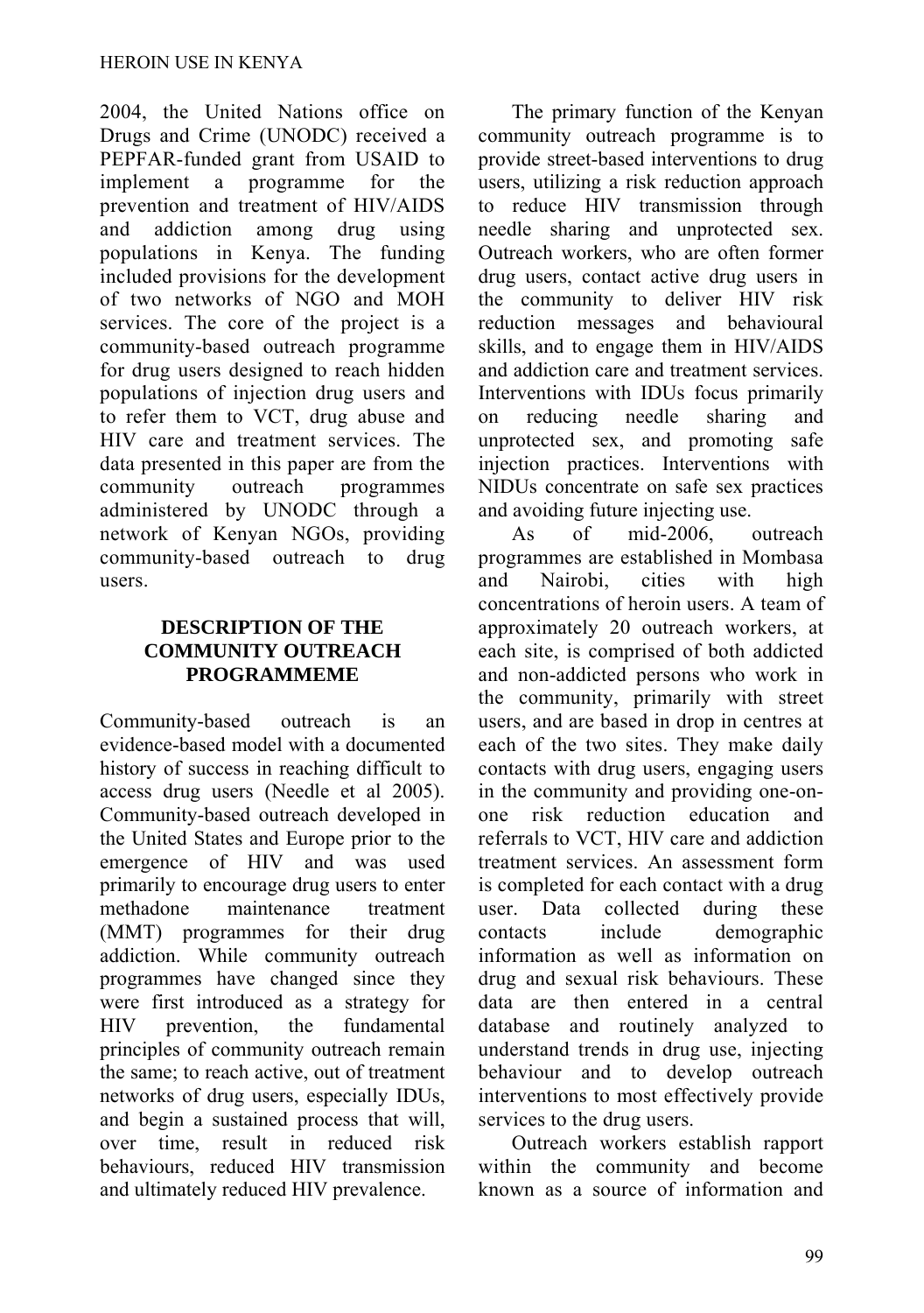2004, the United Nations office on Drugs and Crime (UNODC) received a PEPFAR-funded grant from USAID to implement a programme for the prevention and treatment of HIV/AIDS and addiction among drug using populations in Kenya. The funding included provisions for the development of two networks of NGO and MOH services. The core of the project is a community-based outreach programme for drug users designed to reach hidden populations of injection drug users and to refer them to VCT, drug abuse and HIV care and treatment services. The data presented in this paper are from the community outreach programmes administered by UNODC through a network of Kenyan NGOs, providing community-based outreach to drug users.

## DESCRIPTION OF THE COMMUNITY OUTREACH PROGRAMMEME

Community-based outreach is an evidence-based model with a documented history of success in reaching difficult to access drug users (Needle et al 2005). Community-based outreach developed in the United States and Europe prior to the emergence of HIV and was used primarily to encourage drug users to enter methadone maintenance treatment (MMT) programmes for their drug addiction. While community outreach programmes have changed since they were first introduced as a strategy for HIV prevention, the fundamental principles of community outreach remain the same; to reach active, out of treatment networks of drug users, especially IDUs, and begin a sustained process that will, over time, result in reduced risk behaviours, reduced HIV transmission and ultimately reduced HIV prevalence.

The primary function of the Kenyan community outreach programme is to provide street-based interventions to drug users, utilizing a risk reduction approach to reduce HIV transmission through needle sharing and unprotected sex. Outreach workers, who are often former drug users, contact active drug users in the community to deliver HIV risk reduction messages and behavioural skills, and to engage them in HIV/AIDS and addiction care and treatment services. Interventions with IDUs focus primarily on reducing needle sharing and unprotected sex, and promoting safe injection practices. Interventions with NIDUs concentrate on safe sex practices and avoiding future injecting use.

As of mid-2006, outreach programmes are established in Mombasa and Nairobi, cities with high concentrations of heroin users. A team of approximately 20 outreach workers, at each site, is comprised of both addicted and non-addicted persons who work in the community, primarily with street users, and are based in drop in centres at each of the two sites. They make daily contacts with drug users, engaging users in the community and providing one-on-one risk reduction education and referrals to VCT, HIV care and addiction treatment services. An assessment form is completed for each contact with a drug user. Data collected during these contacts include demographic information as well as information on drug and sexual risk behaviours. These data are then entered in a central database and routinely analyzed to understand trends in drug use, injecting behaviour and to develop outreach interventions to most effectively provide services to the drug users.

Outreach workers establish rapport within the community and become known as a source of information and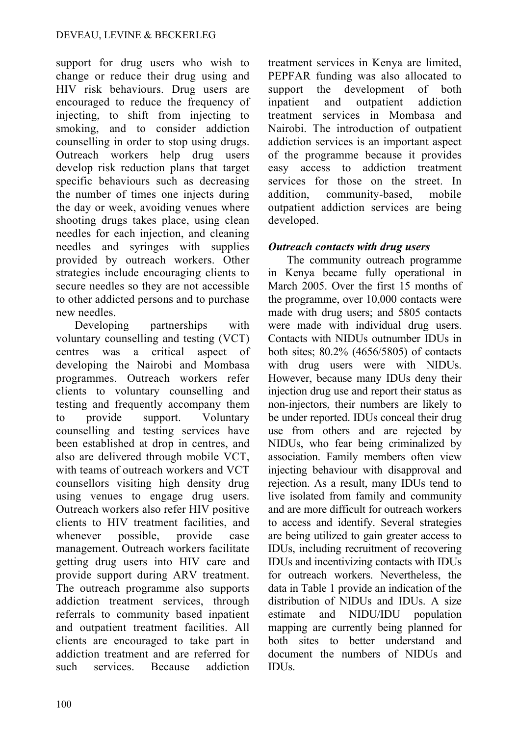support for drug users who wish to change or reduce their drug using and HIV risk behaviours. Drug users are encouraged to reduce the frequency of injecting, to shift from injecting to smoking, and to consider addiction counselling in order to stop using drugs. Outreach workers help drug users develop risk reduction plans that target specific behaviours such as decreasing the number of times one injects during the day or week, avoiding venues where shooting drugs takes place, using clean needles for each injection, and cleaning needles and syringes with supplies provided by outreach workers. Other strategies include encouraging clients to secure needles so they are not accessible to other addicted persons and to purchase new needles.

Developing partnerships with voluntary counselling and testing (VCT) centres was a critical aspect of developing the Nairobi and Mombasa programmes. Outreach workers refer clients to voluntary counselling and testing and frequently accompany them to provide support. Voluntary counselling and testing services have been established at drop in centres, and also are delivered through mobile VCT, with teams of outreach workers and VCT counsellors visiting high density drug using venues to engage drug users. Outreach workers also refer HIV positive clients to HIV treatment facilities, and whenever possible, provide case management. Outreach workers facilitate getting drug users into HIV care and provide support during ARV treatment. The outreach programme also supports addiction treatment services, through referrals to community based inpatient and outpatient treatment facilities. All clients are encouraged to take part in addiction treatment and are referred for such services. Because addiction treatment services in Kenya are limited, PEPFAR funding was also allocated to support the development of both inpatient and outpatient addiction treatment services in Mombasa and Nairobi. The introduction of outpatient addiction services is an important aspect of the programme because it provides easy access to addiction treatment services for those on the street. In addition, community-based, mobile outpatient addiction services are being developed.

### *Outreach contacts with drug users*

The community outreach programme in Kenya became fully operational in March 2005. Over the first 15 months of the programme, over 10,000 contacts were made with drug users; and 5805 contacts were made with individual drug users. Contacts with NIDUs outnumber IDUs in both sites; 80.2% (4656/5805) of contacts with drug users were with NIDUs. However, because many IDUs deny their injection drug use and report their status as non-injectors, their numbers are likely to be under reported. IDUs conceal their drug use from others and are rejected by NIDUs, who fear being criminalized by association. Family members often view injecting behaviour with disapproval and rejection. As a result, many IDUs tend to live isolated from family and community and are more difficult for outreach workers to access and identify. Several strategies are being utilized to gain greater access to IDUs, including recruitment of recovering IDUs and incentivizing contacts with IDUs for outreach workers. Nevertheless, the data in Table 1 provide an indication of the distribution of NIDUs and IDUs. A size estimate and NIDU/IDU population mapping are currently being planned for both sites to better understand and document the numbers of NIDUs and IDUs.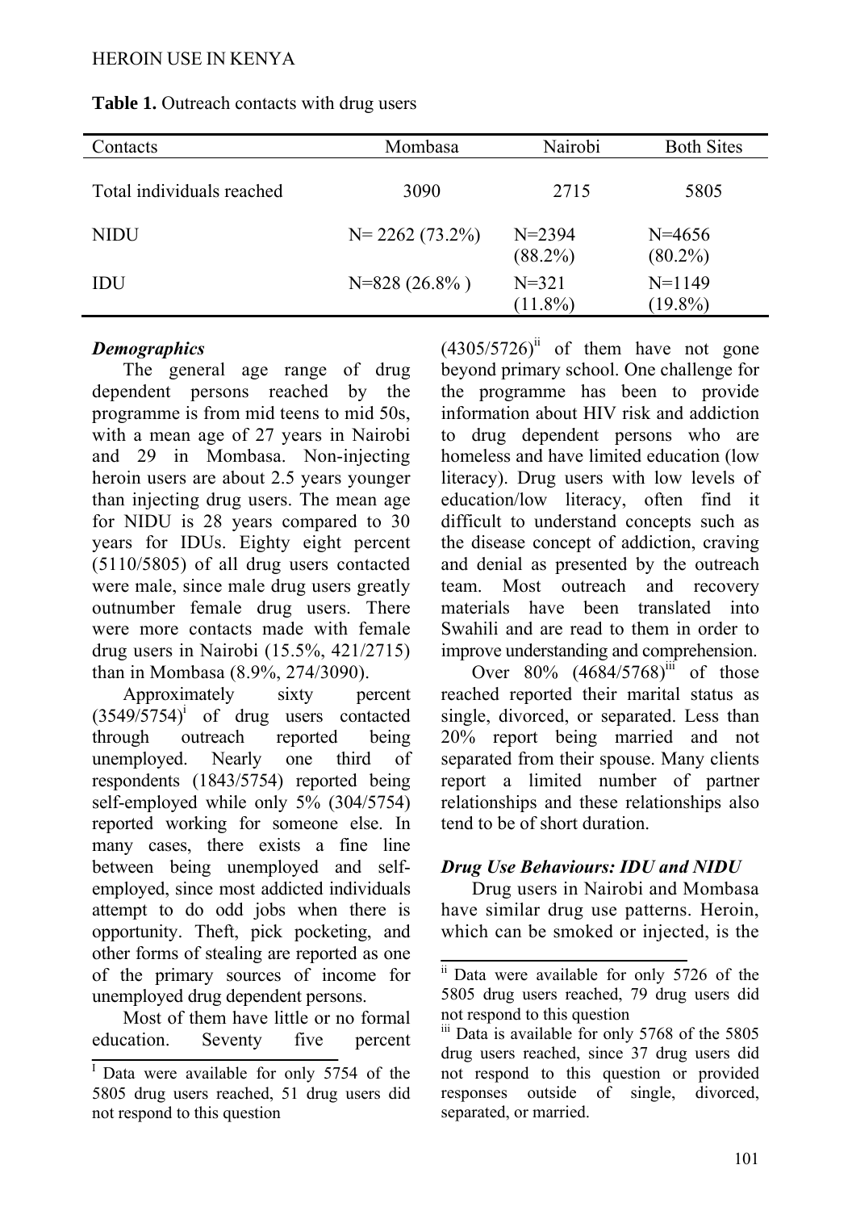**Table 1.** Outreach contacts with drug users

| Contacts | Mombasa | Nairobi | Both Sites |
|---|---|---|---|
| Total individuals reached | 3090 | 2715 | 5805 |
| NIDU | N= 2262 (73.2%) | N=2394 (88.2%) | N=4656 (80.2%) |
| IDU | N=828 (26.8% ) | N=321 (11.8%) | N=1149 (19.8%) |

### *Demographics*

The general age range of drug dependent persons reached by the programme is from mid teens to mid 50s, with a mean age of 27 years in Nairobi and 29 in Mombasa. Non-injecting heroin users are about 2.5 years younger than injecting drug users. The mean age for NIDU is 28 years compared to 30 years for IDUs. Eighty eight percent (5110/5805) of all drug users contacted were male, since male drug users greatly outnumber female drug users. There were more contacts made with female drug users in Nairobi (15.5%, 421/2715) than in Mombasa (8.9%, 274/3090).

Approximately sixty percent (3549/5754)[i] of drug users contacted through outreach reported being unemployed. Nearly one third of respondents (1843/5754) reported being self-employed while only 5% (304/5754) reported working for someone else. In many cases, there exists a fine line between being unemployed and self-employed, since most addicted individuals attempt to do odd jobs when there is opportunity. Theft, pick pocketing, and other forms of stealing are reported as one of the primary sources of income for unemployed drug dependent persons.

Most of them have little or no formal education. Seventy five percent (4305/5726)[ii] of them have not gone beyond primary school. One challenge for the programme has been to provide information about HIV risk and addiction to drug dependent persons who are homeless and have limited education (low literacy). Drug users with low levels of education/low literacy, often find it difficult to understand concepts such as the disease concept of addiction, craving and denial as presented by the outreach team. Most outreach and recovery materials have been translated into Swahili and are read to them in order to improve understanding and comprehension.

Over 80% (4684/5768)[iii] of those reached reported their marital status as single, divorced, or separated. Less than 20% report being married and not separated from their spouse. Many clients report a limited number of partner relationships and these relationships also tend to be of short duration.

### *Drug Use Behaviours: IDU and NIDU*

Drug users in Nairobi and Mombasa have similar drug use patterns. Heroin, which can be smoked or injected, is the

---

[i] Data were available for only 5754 of the 5805 drug users reached, 51 drug users did not respond to this question

[ii] Data were available for only 5726 of the 5805 drug users reached, 79 drug users did not respond to this question

[iii] Data is available for only 5768 of the 5805 drug users reached, since 37 drug users did not respond to this question or provided responses outside of single, divorced, separated, or married.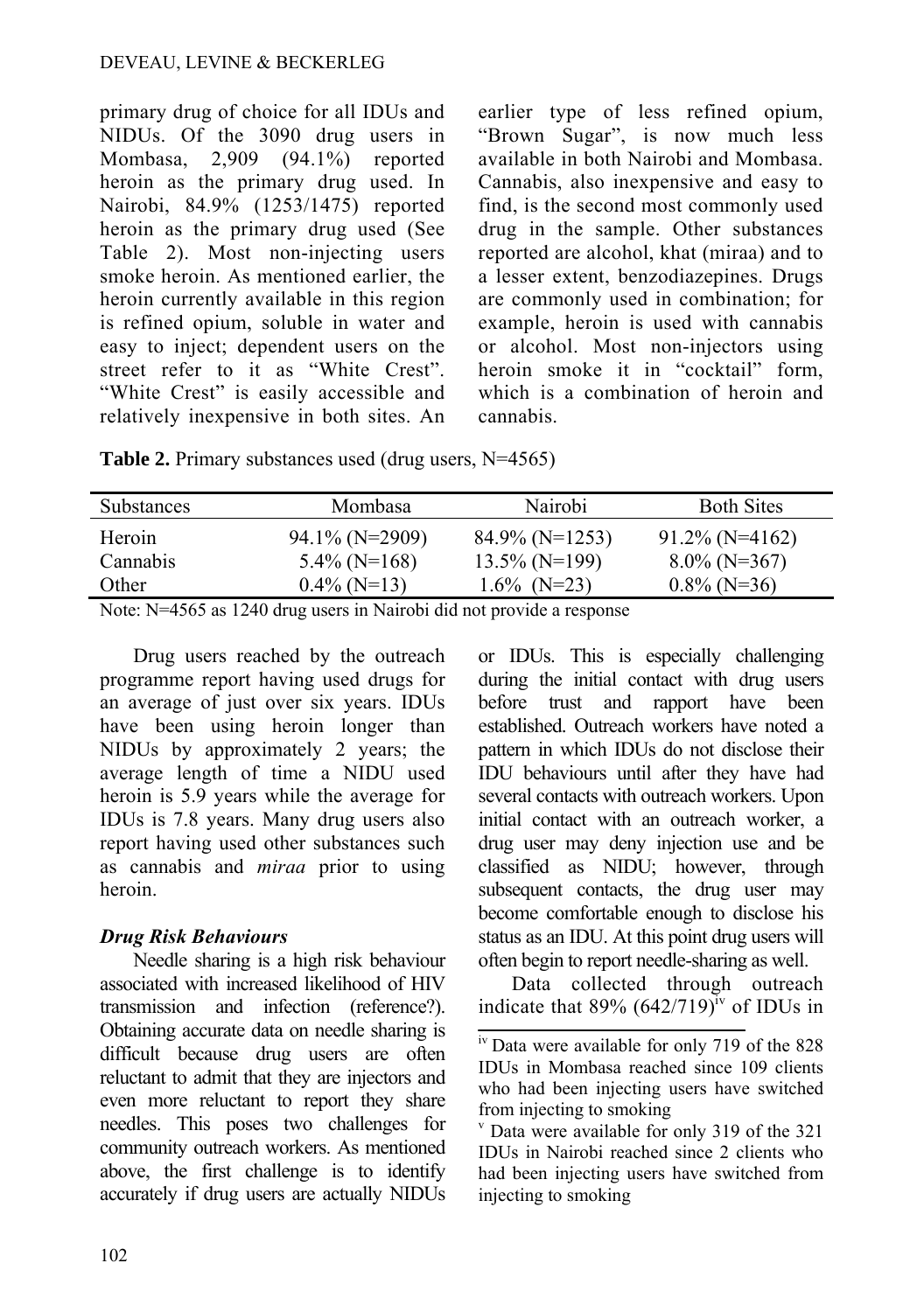primary drug of choice for all IDUs and NIDUs. Of the 3090 drug users in Mombasa, 2,909 (94.1%) reported heroin as the primary drug used. In Nairobi, 84.9% (1253/1475) reported heroin as the primary drug used (See Table 2). Most non-injecting users smoke heroin. As mentioned earlier, the heroin currently available in this region is refined opium, soluble in water and easy to inject; dependent users on the street refer to it as "White Crest". "White Crest" is easily accessible and relatively inexpensive in both sites. An earlier type of less refined opium, "Brown Sugar", is now much less available in both Nairobi and Mombasa. Cannabis, also inexpensive and easy to find, is the second most commonly used drug in the sample. Other substances reported are alcohol, khat (miraa) and to a lesser extent, benzodiazepines. Drugs are commonly used in combination; for example, heroin is used with cannabis or alcohol. Most non-injectors using heroin smoke it in "cocktail" form, which is a combination of heroin and cannabis.

**Table 2.** Primary substances used (drug users, N=4565)

| Substances | Mombasa | Nairobi | Both Sites |
|---|---|---|---|
| Heroin | 94.1% (N=2909) | 84.9% (N=1253) | 91.2% (N=4162) |
| Cannabis | 5.4% (N=168) | 13.5% (N=199) | 8.0% (N=367) |
| Other | 0.4% (N=13) | 1.6% (N=23) | 0.8% (N=36) |

Note: N=4565 as 1240 drug users in Nairobi did not provide a response

Drug users reached by the outreach programme report having used drugs for an average of just over six years. IDUs have been using heroin longer than NIDUs by approximately 2 years; the average length of time a NIDU used heroin is 5.9 years while the average for IDUs is 7.8 years. Many drug users also report having used other substances such as cannabis and *miraa* prior to using heroin.

### *Drug Risk Behaviours*

Needle sharing is a high risk behaviour associated with increased likelihood of HIV transmission and infection (reference?). Obtaining accurate data on needle sharing is difficult because drug users are often reluctant to admit that they are injectors and even more reluctant to report they share needles. This poses two challenges for community outreach workers. As mentioned above, the first challenge is to identify accurately if drug users are actually NIDUs or IDUs. This is especially challenging during the initial contact with drug users before trust and rapport have been established. Outreach workers have noted a pattern in which IDUs do not disclose their IDU behaviours until after they have had several contacts with outreach workers. Upon initial contact with an outreach worker, a drug user may deny injection use and be classified as NIDU; however, through subsequent contacts, the drug user may become comfortable enough to disclose his status as an IDU. At this point drug users will often begin to report needle-sharing as well.

Data collected through outreach indicate that 89% (642/719)[iv] of IDUs in

[iv] Data were available for only 719 of the 828 IDUs in Mombasa reached since 109 clients who had been injecting users have switched from injecting to smoking

[v] Data were available for only 319 of the 321 IDUs in Nairobi reached since 2 clients who had been injecting users have switched from injecting to smoking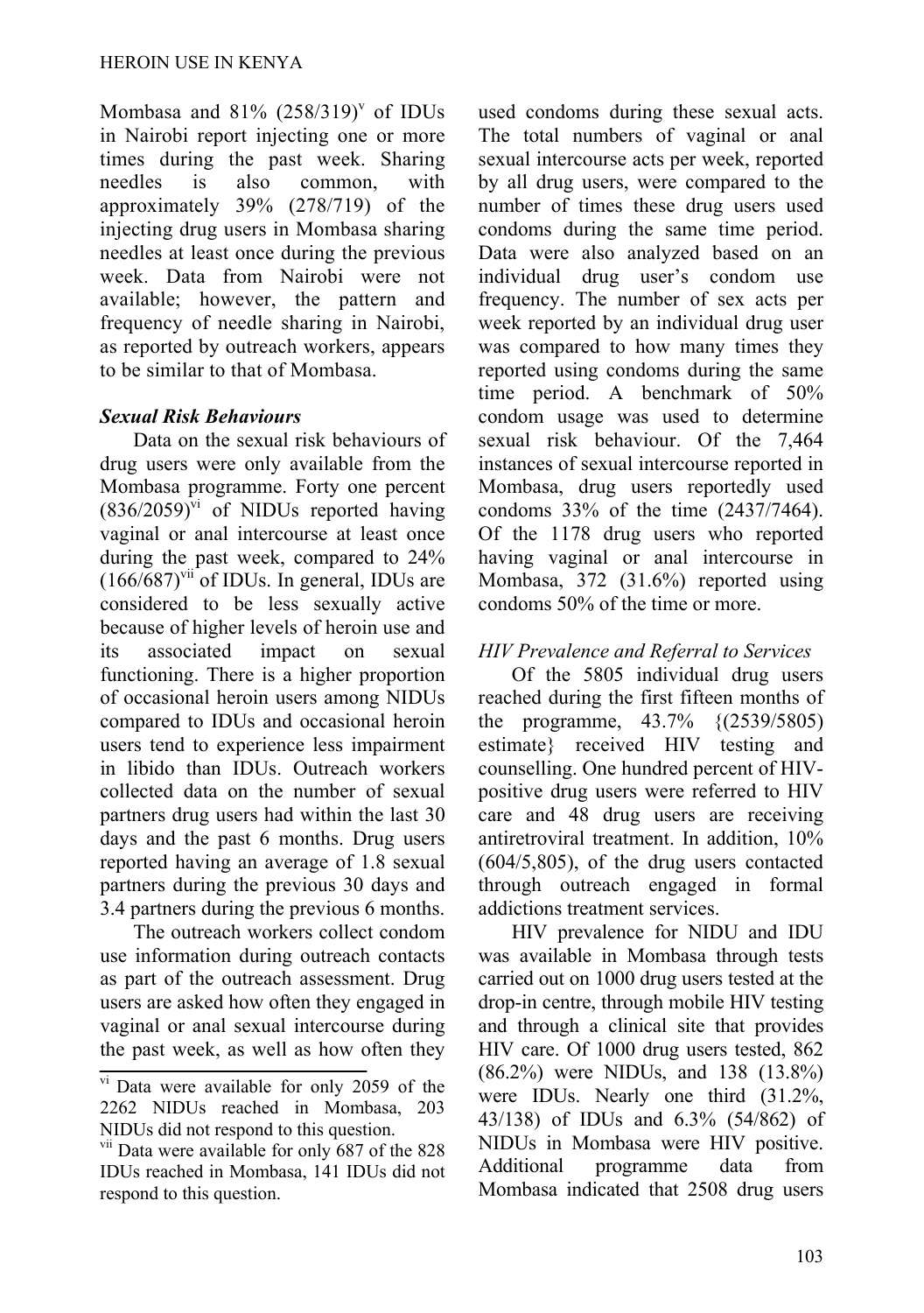Mombasa and 81% (258/319)[v] of IDUs in Nairobi report injecting one or more times during the past week. Sharing needles is also common, with approximately 39% (278/719) of the injecting drug users in Mombasa sharing needles at least once during the previous week. Data from Nairobi were not available; however, the pattern and frequency of needle sharing in Nairobi, as reported by outreach workers, appears to be similar to that of Mombasa.

### *Sexual Risk Behaviours*

Data on the sexual risk behaviours of drug users were only available from the Mombasa programme. Forty one percent (836/2059)[vi] of NIDUs reported having vaginal or anal intercourse at least once during the past week, compared to 24% (166/687)[vii] of IDUs. In general, IDUs are considered to be less sexually active because of higher levels of heroin use and its associated impact on sexual functioning. There is a higher proportion of occasional heroin users among NIDUs compared to IDUs and occasional heroin users tend to experience less impairment in libido than IDUs. Outreach workers collected data on the number of sexual partners drug users had within the last 30 days and the past 6 months. Drug users reported having an average of 1.8 sexual partners during the previous 30 days and 3.4 partners during the previous 6 months.

The outreach workers collect condom use information during outreach contacts as part of the outreach assessment. Drug users are asked how often they engaged in vaginal or anal sexual intercourse during the past week, as well as how often they used condoms during these sexual acts. The total numbers of vaginal or anal sexual intercourse acts per week, reported by all drug users, were compared to the number of times these drug users used condoms during the same time period. Data were also analyzed based on an individual drug user's condom use frequency. The number of sex acts per week reported by an individual drug user was compared to how many times they reported using condoms during the same time period. A benchmark of 50% condom usage was used to determine sexual risk behaviour. Of the 7,464 instances of sexual intercourse reported in Mombasa, drug users reportedly used condoms 33% of the time (2437/7464). Of the 1178 drug users who reported having vaginal or anal intercourse in Mombasa, 372 (31.6%) reported using condoms 50% of the time or more.

### *HIV Prevalence and Referral to Services*

Of the 5805 individual drug users reached during the first fifteen months of the programme, 43.7% {(2539/5805) estimate} received HIV testing and counselling. One hundred percent of HIV-positive drug users were referred to HIV care and 48 drug users are receiving antiretroviral treatment. In addition, 10% (604/5,805), of the drug users contacted through outreach engaged in formal addictions treatment services.

HIV prevalence for NIDU and IDU was available in Mombasa through tests carried out on 1000 drug users tested at the drop-in centre, through mobile HIV testing and through a clinical site that provides HIV care. Of 1000 drug users tested, 862 (86.2%) were NIDUs, and 138 (13.8%) were IDUs. Nearly one third (31.2%, 43/138) of IDUs and 6.3% (54/862) of NIDUs in Mombasa were HIV positive. Additional programme data from Mombasa indicated that 2508 drug users

---

[vi] Data were available for only 2059 of the 2262 NIDUs reached in Mombasa, 203 NIDUs did not respond to this question.

[vii] Data were available for only 687 of the 828 IDUs reached in Mombasa, 141 IDUs did not respond to this question.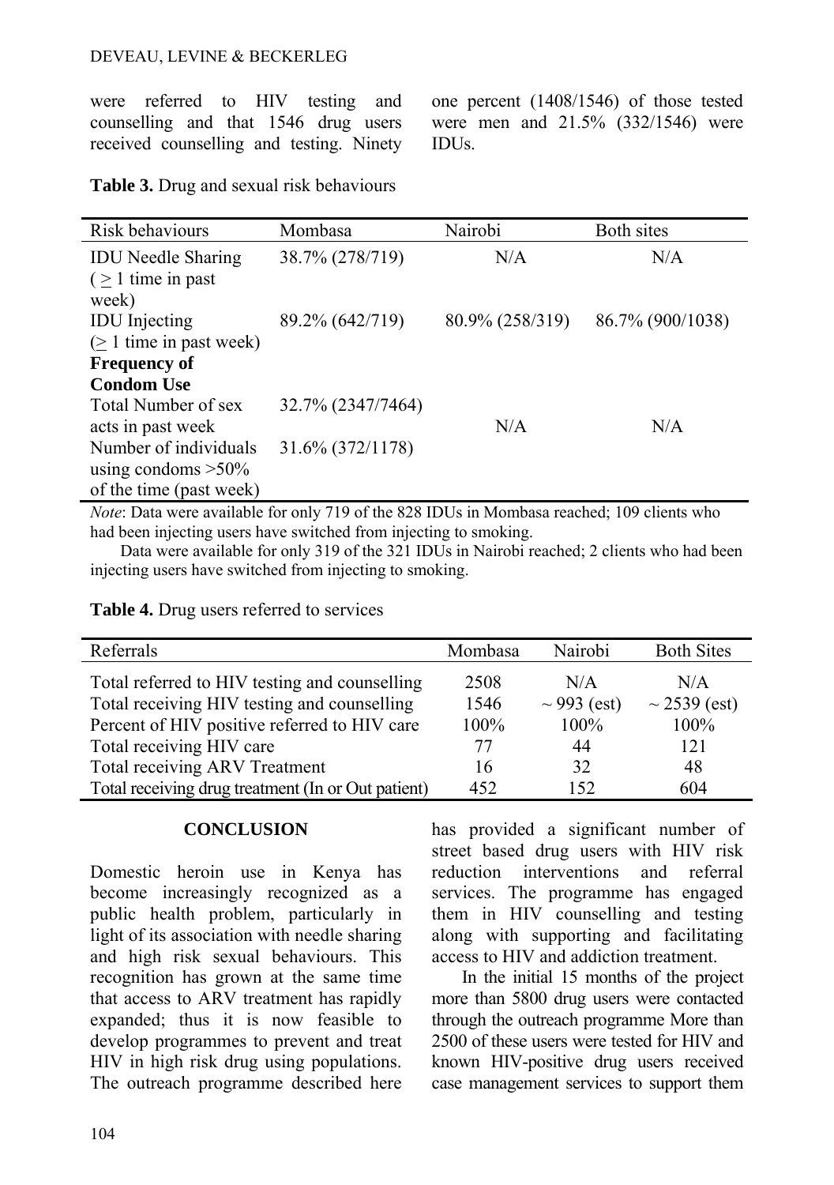were referred to HIV testing and counselling and that 1546 drug users received counselling and testing. Ninety one percent (1408/1546) of those tested were men and 21.5% (332/1546) were IDUs.

**Table 3.** Drug and sexual risk behaviours

| Risk behaviours | Mombasa | Nairobi | Both sites |
|---|---|---|---|
| IDU Needle Sharing (≥ 1 time in past week) | 38.7% (278/719) | N/A | N/A |
| IDU Injecting (≥ 1 time in past week) | 89.2% (642/719) | 80.9% (258/319) | 86.7% (900/1038) |
| **Frequency of Condom Use** | | | |
| Total Number of sex acts in past week | 32.7% (2347/7464) | N/A | N/A |
| Number of individuals using condoms >50% of the time (past week) | 31.6% (372/1178) | | |

*Note*: Data were available for only 719 of the 828 IDUs in Mombasa reached; 109 clients who had been injecting users have switched from injecting to smoking.

Data were available for only 319 of the 321 IDUs in Nairobi reached; 2 clients who had been injecting users have switched from injecting to smoking.

**Table 4.** Drug users referred to services

| Referrals | Mombasa | Nairobi | Both Sites |
|---|---|---|---|
| Total referred to HIV testing and counselling | 2508 | N/A | N/A |
| Total receiving HIV testing and counselling | 1546 | ~ 993 (est) | ~ 2539 (est) |
| Percent of HIV positive referred to HIV care | 100% | 100% | 100% |
| Total receiving HIV care | 77 | 44 | 121 |
| Total receiving ARV Treatment | 16 | 32 | 48 |
| Total receiving drug treatment (In or Out patient) | 452 | 152 | 604 |

## CONCLUSION

Domestic heroin use in Kenya has become increasingly recognized as a public health problem, particularly in light of its association with needle sharing and high risk sexual behaviours. This recognition has grown at the same time that access to ARV treatment has rapidly expanded; thus it is now feasible to develop programmes to prevent and treat HIV in high risk drug using populations. The outreach programme described here has provided a significant number of street based drug users with HIV risk reduction interventions and referral services. The programme has engaged them in HIV counselling and testing along with supporting and facilitating access to HIV and addiction treatment.

In the initial 15 months of the project more than 5800 drug users were contacted through the outreach programme More than 2500 of these users were tested for HIV and known HIV-positive drug users received case management services to support them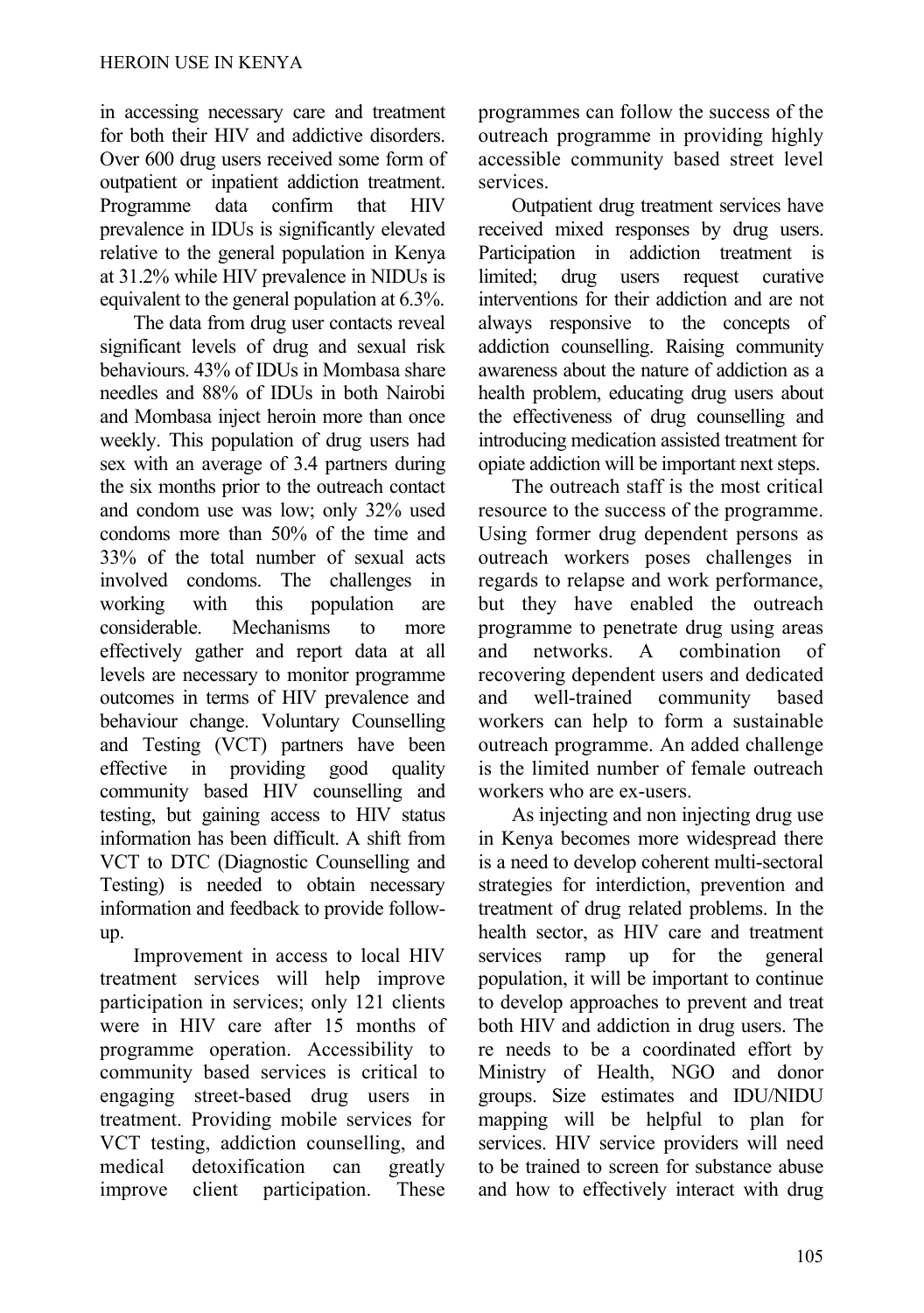in accessing necessary care and treatment for both their HIV and addictive disorders. Over 600 drug users received some form of outpatient or inpatient addiction treatment. Programme data confirm that HIV prevalence in IDUs is significantly elevated relative to the general population in Kenya at 31.2% while HIV prevalence in NIDUs is equivalent to the general population at 6.3%.

The data from drug user contacts reveal significant levels of drug and sexual risk behaviours. 43% of IDUs in Mombasa share needles and 88% of IDUs in both Nairobi and Mombasa inject heroin more than once weekly. This population of drug users had sex with an average of 3.4 partners during the six months prior to the outreach contact and condom use was low; only 32% used condoms more than 50% of the time and 33% of the total number of sexual acts involved condoms. The challenges in working with this population are considerable. Mechanisms to more effectively gather and report data at all levels are necessary to monitor programme outcomes in terms of HIV prevalence and behaviour change. Voluntary Counselling and Testing (VCT) partners have been effective in providing good quality community based HIV counselling and testing, but gaining access to HIV status information has been difficult. A shift from VCT to DTC (Diagnostic Counselling and Testing) is needed to obtain necessary information and feedback to provide follow-up.

Improvement in access to local HIV treatment services will help improve participation in services; only 121 clients were in HIV care after 15 months of programme operation. Accessibility to community based services is critical to engaging street-based drug users in treatment. Providing mobile services for VCT testing, addiction counselling, and medical detoxification can greatly improve client participation. These programmes can follow the success of the outreach programme in providing highly accessible community based street level services.

Outpatient drug treatment services have received mixed responses by drug users. Participation in addiction treatment is limited; drug users request curative interventions for their addiction and are not always responsive to the concepts of addiction counselling. Raising community awareness about the nature of addiction as a health problem, educating drug users about the effectiveness of drug counselling and introducing medication assisted treatment for opiate addiction will be important next steps.

The outreach staff is the most critical resource to the success of the programme. Using former drug dependent persons as outreach workers poses challenges in regards to relapse and work performance, but they have enabled the outreach programme to penetrate drug using areas and networks. A combination of recovering dependent users and dedicated and well-trained community based workers can help to form a sustainable outreach programme. An added challenge is the limited number of female outreach workers who are ex-users.

As injecting and non injecting drug use in Kenya becomes more widespread there is a need to develop coherent multi-sectoral strategies for interdiction, prevention and treatment of drug related problems. In the health sector, as HIV care and treatment services ramp up for the general population, it will be important to continue to develop approaches to prevent and treat both HIV and addiction in drug users. The re needs to be a coordinated effort by Ministry of Health, NGO and donor groups. Size estimates and IDU/NIDU mapping will be helpful to plan for services. HIV service providers will need to be trained to screen for substance abuse and how to effectively interact with drug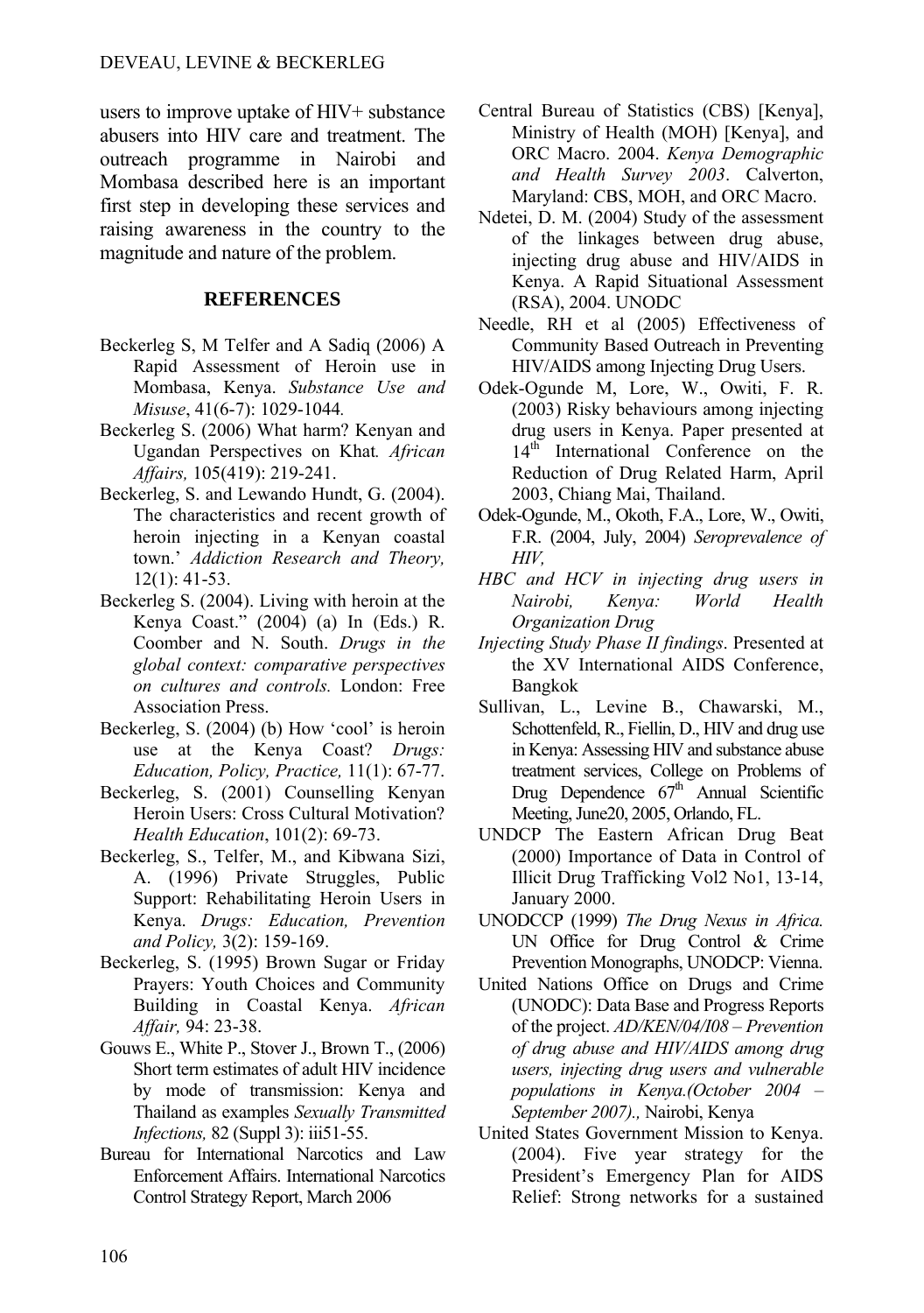users to improve uptake of HIV+ substance abusers into HIV care and treatment. The outreach programme in Nairobi and Mombasa described here is an important first step in developing these services and raising awareness in the country to the magnitude and nature of the problem.

## REFERENCES

Beckerleg S, M Telfer and A Sadiq (2006) A Rapid Assessment of Heroin use in Mombasa, Kenya. *Substance Use and Misuse*, 41(6-7): 1029-1044.

Beckerleg S. (2006) What harm? Kenyan and Ugandan Perspectives on Khat*. African Affairs,* 105(419): 219-241.

Beckerleg, S. and Lewando Hundt, G. (2004). The characteristics and recent growth of heroin injecting in a Kenyan coastal town.' *Addiction Research and Theory,* 12(1): 41-53.

Beckerleg S. (2004). Living with heroin at the Kenya Coast." (2004) (a) In (Eds.) R. Coomber and N. South. *Drugs in the global context: comparative perspectives on cultures and controls.* London: Free Association Press.

Beckerleg, S. (2004) (b) How 'cool' is heroin use at the Kenya Coast? *Drugs: Education, Policy, Practice,* 11(1): 67-77.

Beckerleg, S. (2001) Counselling Kenyan Heroin Users: Cross Cultural Motivation? *Health Education*, 101(2): 69-73.

Beckerleg, S., Telfer, M., and Kibwana Sizi, A. (1996) Private Struggles, Public Support: Rehabilitating Heroin Users in Kenya. *Drugs: Education, Prevention and Policy,* 3(2): 159-169.

Beckerleg, S. (1995) Brown Sugar or Friday Prayers: Youth Choices and Community Building in Coastal Kenya. *African Affair,* 94: 23-38.

Gouws E., White P., Stover J., Brown T., (2006) Short term estimates of adult HIV incidence by mode of transmission: Kenya and Thailand as examples *Sexually Transmitted Infections,* 82 (Suppl 3): iii51-55.

Bureau for International Narcotics and Law Enforcement Affairs. International Narcotics Control Strategy Report, March 2006

Central Bureau of Statistics (CBS) [Kenya], Ministry of Health (MOH) [Kenya], and ORC Macro. 2004. *Kenya Demographic and Health Survey 2003*. Calverton, Maryland: CBS, MOH, and ORC Macro.

Ndetei, D. M. (2004) Study of the assessment of the linkages between drug abuse, injecting drug abuse and HIV/AIDS in Kenya. A Rapid Situational Assessment (RSA), 2004. UNODC

Needle, RH et al (2005) Effectiveness of Community Based Outreach in Preventing HIV/AIDS among Injecting Drug Users.

Odek-Ogunde M, Lore, W., Owiti, F. R. (2003) Risky behaviours among injecting drug users in Kenya. Paper presented at 14th International Conference on the Reduction of Drug Related Harm, April 2003, Chiang Mai, Thailand.

Odek-Ogunde, M., Okoth, F.A., Lore, W., Owiti, F.R. (2004, July, 2004) *Seroprevalence of HIV, HBC and HCV in injecting drug users in Nairobi, Kenya: World Health Organization Drug Injecting Study Phase II findings*. Presented at the XV International AIDS Conference, Bangkok

Sullivan, L., Levine B., Chawarski, M., Schottenfeld, R., Fiellin, D., HIV and drug use in Kenya: Assessing HIV and substance abuse treatment services, College on Problems of Drug Dependence 67th Annual Scientific Meeting, June20, 2005, Orlando, FL.

UNDCP The Eastern African Drug Beat (2000) Importance of Data in Control of Illicit Drug Trafficking Vol2 No1, 13-14, January 2000.

UNODCCP (1999) *The Drug Nexus in Africa.* UN Office for Drug Control & Crime Prevention Monographs, UNODCP: Vienna.

United Nations Office on Drugs and Crime (UNODC): Data Base and Progress Reports of the project. *AD/KEN/04/I08 – Prevention of drug abuse and HIV/AIDS among drug users, injecting drug users and vulnerable populations in Kenya.(October 2004 – September 2007).,* Nairobi, Kenya

United States Government Mission to Kenya. (2004). Five year strategy for the President's Emergency Plan for AIDS Relief: Strong networks for a sustained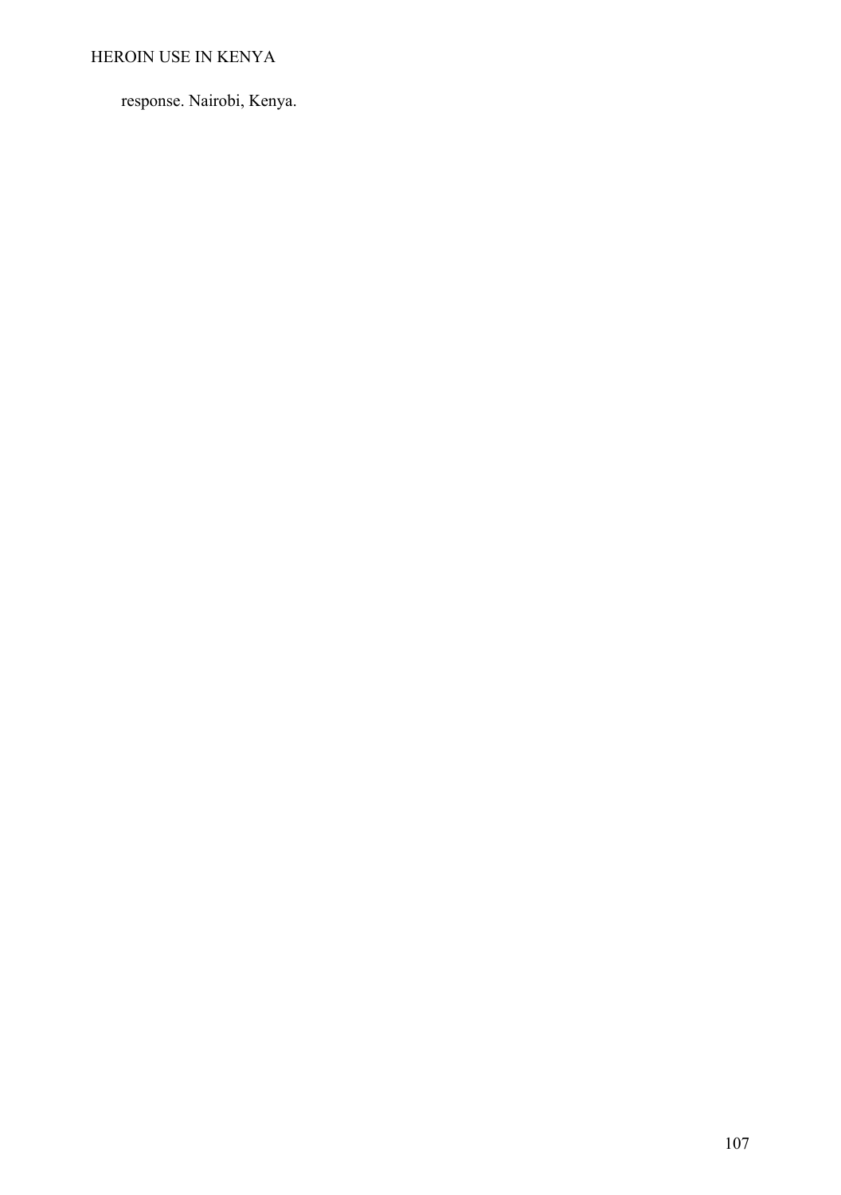response. Nairobi, Kenya.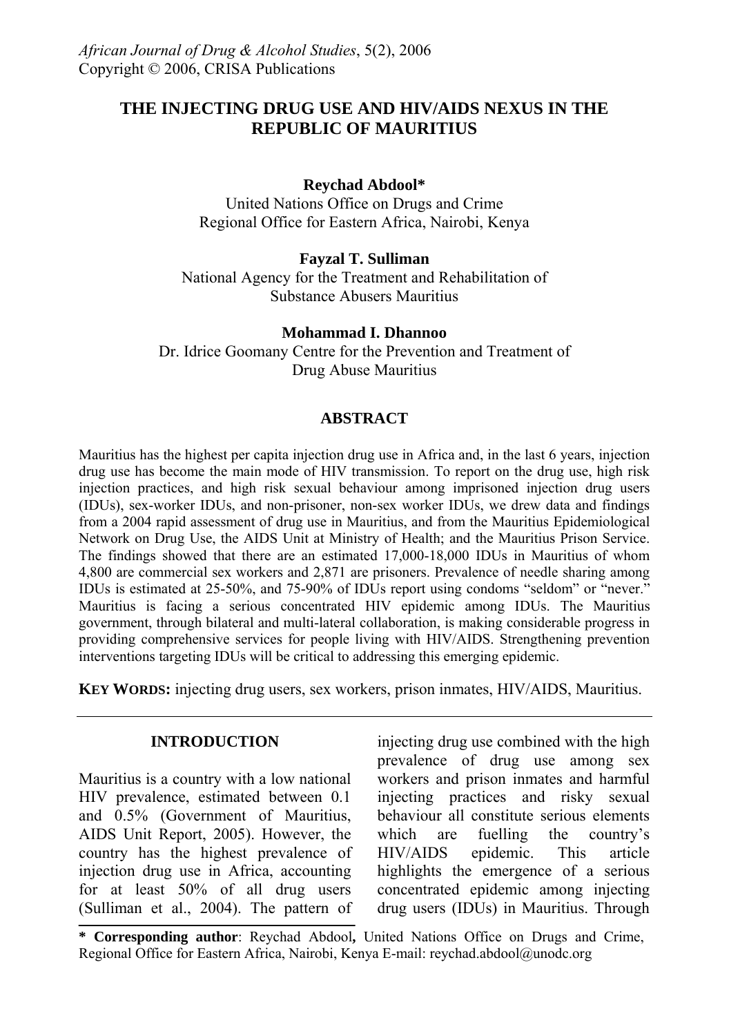# THE INJECTING DRUG USE AND HIV/AIDS NEXUS IN THE REPUBLIC OF MAURITIUS

**Reychad Abdool***
United Nations Office on Drugs and Crime
Regional Office for Eastern Africa, Nairobi, Kenya

**Fayzal T. Sulliman**
National Agency for the Treatment and Rehabilitation of Substance Abusers Mauritius

**Mohammad I. Dhannoo**
Dr. Idrice Goomany Centre for the Prevention and Treatment of Drug Abuse Mauritius

## ABSTRACT

Mauritius has the highest per capita injection drug use in Africa and, in the last 6 years, injection drug use has become the main mode of HIV transmission. To report on the drug use, high risk injection practices, and high risk sexual behaviour among imprisoned injection drug users (IDUs), sex-worker IDUs, and non-prisoner, non-sex worker IDUs, we drew data and findings from a 2004 rapid assessment of drug use in Mauritius, and from the Mauritius Epidemiological Network on Drug Use, the AIDS Unit at Ministry of Health; and the Mauritius Prison Service. The findings showed that there are an estimated 17,000-18,000 IDUs in Mauritius of whom 4,800 are commercial sex workers and 2,871 are prisoners. Prevalence of needle sharing among IDUs is estimated at 25-50%, and 75-90% of IDUs report using condoms "seldom" or "never." Mauritius is facing a serious concentrated HIV epidemic among IDUs. The Mauritius government, through bilateral and multi-lateral collaboration, is making considerable progress in providing comprehensive services for people living with HIV/AIDS. Strengthening prevention interventions targeting IDUs will be critical to addressing this emerging epidemic.

**KEY WORDS:** injecting drug users, sex workers, prison inmates, HIV/AIDS, Mauritius.

## INTRODUCTION

Mauritius is a country with a low national HIV prevalence, estimated between 0.1 and 0.5% (Government of Mauritius, AIDS Unit Report, 2005). However, the country has the highest prevalence of injection drug use in Africa, accounting for at least 50% of all drug users (Sulliman et al., 2004). The pattern of injecting drug use combined with the high prevalence of drug use among sex workers and prison inmates and harmful injecting practices and risky sexual behaviour all constitute serious elements which are fuelling the country's HIV/AIDS epidemic. This article highlights the emergence of a serious concentrated epidemic among injecting drug users (IDUs) in Mauritius. Through

**\* Corresponding author**: Reychad Abdool**,** United Nations Office on Drugs and Crime, Regional Office for Eastern Africa, Nairobi, Kenya E-mail: reychad.abdool@unodc.org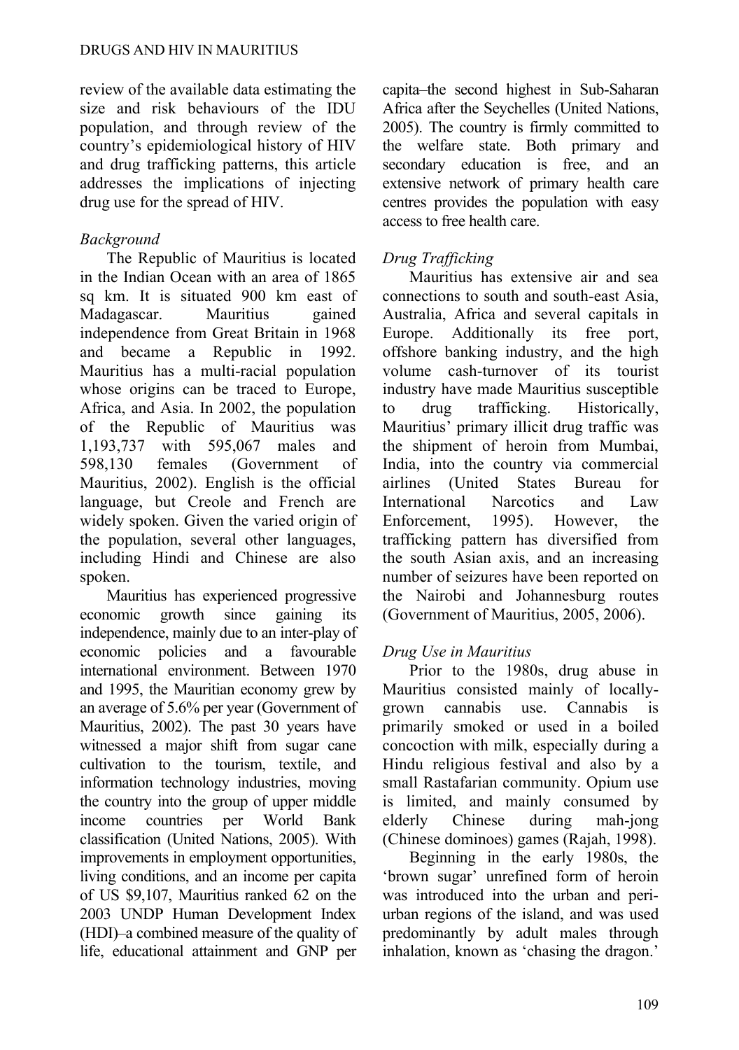review of the available data estimating the size and risk behaviours of the IDU population, and through review of the country's epidemiological history of HIV and drug trafficking patterns, this article addresses the implications of injecting drug use for the spread of HIV.

### *Background*

The Republic of Mauritius is located in the Indian Ocean with an area of 1865 sq km. It is situated 900 km east of Madagascar. Mauritius gained independence from Great Britain in 1968 and became a Republic in 1992. Mauritius has a multi-racial population whose origins can be traced to Europe, Africa, and Asia. In 2002, the population of the Republic of Mauritius was 1,193,737 with 595,067 males and 598,130 females (Government of Mauritius, 2002). English is the official language, but Creole and French are widely spoken. Given the varied origin of the population, several other languages, including Hindi and Chinese are also spoken.

Mauritius has experienced progressive economic growth since gaining its independence, mainly due to an inter-play of economic policies and a favourable international environment. Between 1970 and 1995, the Mauritian economy grew by an average of 5.6% per year (Government of Mauritius, 2002). The past 30 years have witnessed a major shift from sugar cane cultivation to the tourism, textile, and information technology industries, moving the country into the group of upper middle income countries per World Bank classification (United Nations, 2005). With improvements in employment opportunities, living conditions, and an income per capita of US $9,107, Mauritius ranked 62 on the 2003 UNDP Human Development Index (HDI)–a combined measure of the quality of life, educational attainment and GNP per capita–the second highest in Sub-Saharan Africa after the Seychelles (United Nations, 2005). The country is firmly committed to the welfare state. Both primary and secondary education is free, and an extensive network of primary health care centres provides the population with easy access to free health care.

### *Drug Trafficking*

Mauritius has extensive air and sea connections to south and south-east Asia, Australia, Africa and several capitals in Europe. Additionally its free port, offshore banking industry, and the high volume cash-turnover of its tourist industry have made Mauritius susceptible to drug trafficking. Historically, Mauritius' primary illicit drug traffic was the shipment of heroin from Mumbai, India, into the country via commercial airlines (United States Bureau for International Narcotics and Law Enforcement, 1995). However, the trafficking pattern has diversified from the south Asian axis, and an increasing number of seizures have been reported on the Nairobi and Johannesburg routes (Government of Mauritius, 2005, 2006).

### *Drug Use in Mauritius*

Prior to the 1980s, drug abuse in Mauritius consisted mainly of locally-grown cannabis use. Cannabis is primarily smoked or used in a boiled concoction with milk, especially during a Hindu religious festival and also by a small Rastafarian community. Opium use is limited, and mainly consumed by elderly Chinese during mah-jong (Chinese dominoes) games (Rajah, 1998).

Beginning in the early 1980s, the 'brown sugar' unrefined form of heroin was introduced into the urban and peri-urban regions of the island, and was used predominantly by adult males through inhalation, known as 'chasing the dragon.'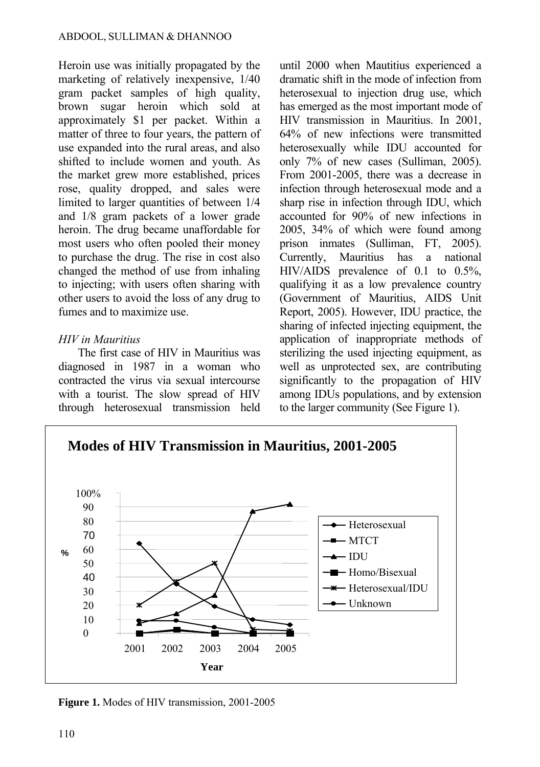Heroin use was initially propagated by the marketing of relatively inexpensive, 1/40 gram packet samples of high quality, brown sugar heroin which sold at approximately $1 per packet. Within a matter of three to four years, the pattern of use expanded into the rural areas, and also shifted to include women and youth. As the market grew more established, prices rose, quality dropped, and sales were limited to larger quantities of between 1/4 and 1/8 gram packets of a lower grade heroin. The drug became unaffordable for most users who often pooled their money to purchase the drug. The rise in cost also changed the method of use from inhaling to injecting; with users often sharing with other users to avoid the loss of any drug to fumes and to maximize use.

*HIV in Mauritius*

The first case of HIV in Mauritius was diagnosed in 1987 in a woman who contracted the virus via sexual intercourse with a tourist. The slow spread of HIV through heterosexual transmission held until 2000 when Mautitius experienced a dramatic shift in the mode of infection from heterosexual to injection drug use, which has emerged as the most important mode of HIV transmission in Mauritius. In 2001, 64% of new infections were transmitted heterosexually while IDU accounted for only 7% of new cases (Sulliman, 2005). From 2001-2005, there was a decrease in infection through heterosexual mode and a sharp rise in infection through IDU, which accounted for 90% of new infections in 2005, 34% of which were found among prison inmates (Sulliman, FT, 2005). Currently, Mauritius has a national HIV/AIDS prevalence of 0.1 to 0.5%, qualifying it as a low prevalence country (Government of Mauritius, AIDS Unit Report, 2005). However, IDU practice, the sharing of infected injecting equipment, the application of inappropriate methods of sterilizing the used injecting equipment, as well as unprotected sex, are contributing significantly to the propagation of HIV among IDUs populations, and by extension to the larger community (See Figure 1).

**Modes of HIV Transmission in Mauritius, 2001-2005**

**Figure 1.** Modes of HIV transmission, 2001-2005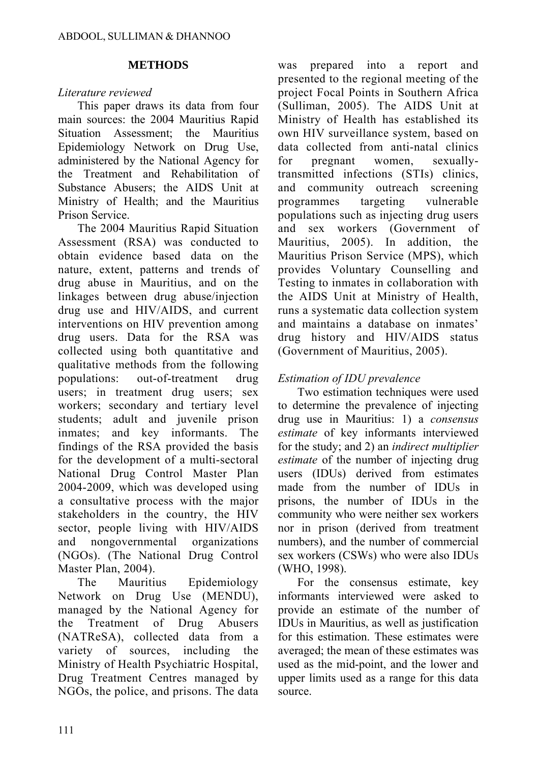## METHODS

### *Literature reviewed*

This paper draws its data from four main sources: the 2004 Mauritius Rapid Situation Assessment; the Mauritius Epidemiology Network on Drug Use, administered by the National Agency for the Treatment and Rehabilitation of Substance Abusers; the AIDS Unit at Ministry of Health; and the Mauritius Prison Service.

The 2004 Mauritius Rapid Situation Assessment (RSA) was conducted to obtain evidence based data on the nature, extent, patterns and trends of drug abuse in Mauritius, and on the linkages between drug abuse/injection drug use and HIV/AIDS, and current interventions on HIV prevention among drug users. Data for the RSA was collected using both quantitative and qualitative methods from the following populations: out-of-treatment drug users; in treatment drug users; sex workers; secondary and tertiary level students; adult and juvenile prison inmates; and key informants. The findings of the RSA provided the basis for the development of a multi-sectoral National Drug Control Master Plan 2004-2009, which was developed using a consultative process with the major stakeholders in the country, the HIV sector, people living with HIV/AIDS and nongovernmental organizations (NGOs). (The National Drug Control Master Plan, 2004).

The Mauritius Epidemiology Network on Drug Use (MENDU), managed by the National Agency for the Treatment of Drug Abusers (NATReSA), collected data from a variety of sources, including the Ministry of Health Psychiatric Hospital, Drug Treatment Centres managed by NGOs, the police, and prisons. The data was prepared into a report and presented to the regional meeting of the project Focal Points in Southern Africa (Sulliman, 2005). The AIDS Unit at Ministry of Health has established its own HIV surveillance system, based on data collected from anti-natal clinics for pregnant women, sexually-transmitted infections (STIs) clinics, and community outreach screening programmes targeting vulnerable populations such as injecting drug users and sex workers (Government of Mauritius, 2005). In addition, the Mauritius Prison Service (MPS), which provides Voluntary Counselling and Testing to inmates in collaboration with the AIDS Unit at Ministry of Health, runs a systematic data collection system and maintains a database on inmates' drug history and HIV/AIDS status (Government of Mauritius, 2005).

### *Estimation of IDU prevalence*

Two estimation techniques were used to determine the prevalence of injecting drug use in Mauritius: 1) a *consensus estimate* of key informants interviewed for the study; and 2) an *indirect multiplier estimate* of the number of injecting drug users (IDUs) derived from estimates made from the number of IDUs in prisons, the number of IDUs in the community who were neither sex workers nor in prison (derived from treatment numbers), and the number of commercial sex workers (CSWs) who were also IDUs (WHO, 1998).

For the consensus estimate, key informants interviewed were asked to provide an estimate of the number of IDUs in Mauritius, as well as justification for this estimation. These estimates were averaged; the mean of these estimates was used as the mid-point, and the lower and upper limits used as a range for this data source.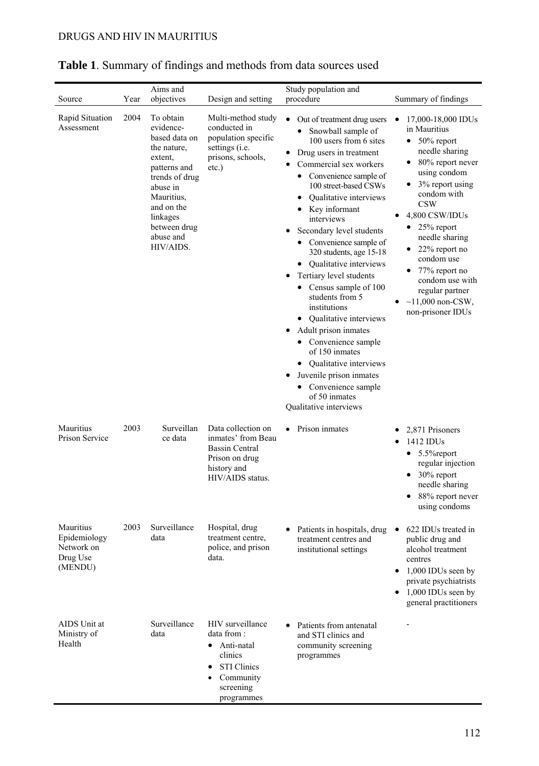**Table 1**. Summary of findings and methods from data sources used

| Source | Year | Aims and objectives | Design and setting | Study population and procedure | Summary of findings |
|---|---|---|---|---|---|
| Rapid Situation Assessment | 2004 | To obtain evidence-based data on the nature, extent, patterns and trends of drug abuse in Mauritius, and on the linkages between drug abuse and HIV/AIDS. | Multi-method study conducted in population specific settings (i.e. prisons, schools, etc.) | • Out of treatment drug users<br>  • Snowball sample of 100 users from 6 sites<br>• Drug users in treatment<br>• Commercial sex workers<br>  • Convenience sample of 100 street-based CSWs<br>  • Qualitative interviews<br>  • Key informant interviews<br>• Secondary level students<br>  • Convenience sample of 320 students, age 15-18<br>  • Qualitative interviews<br>• Tertiary level students<br>  • Census sample of 100 students from 5 institutions<br>  • Qualitative interviews<br>• Adult prison inmates<br>  • Convenience sample of 150 inmates<br>  • Qualitative interviews<br>• Juvenile prison inmates<br>  • Convenience sample of 50 inmates<br>Qualitative interviews | • 17,000-18,000 IDUs in Mauritius<br>  • 50% report needle sharing<br>  • 80% report never using condom<br>  • 3% report using condom with CSW<br>• 4,800 CSW/IDUs<br>  • 25% report needle sharing<br>  • 22% report no condom use<br>  • 77% report no condom use with regular partner<br>• ~11,000 non-CSW, non-prisoner IDUs |
| Mauritius Prison Service | 2003 | Surveillance data | Data collection on inmates' from Beau Bassin Central Prison on drug history and HIV/AIDS status. | • Prison inmates | • 2,871 Prisoners<br>• 1412 IDUs<br>  • 5.5%report regular injection<br>  • 30% report needle sharing<br>  • 88% report never using condoms |
| Mauritius Epidemiology Network on Drug Use (MENDU) | 2003 | Surveillance data | Hospital, drug treatment centre, police, and prison data. | • Patients in hospitals, drug treatment centres and institutional settings | • 622 IDUs treated in public drug and alcohol treatment centres<br>• 1,000 IDUs seen by private psychiatrists<br>• 1,000 IDUs seen by general practitioners |
| AIDS Unit at Ministry of Health | | Surveillance data | HIV surveillance data from :<br>• Anti-natal clinics<br>• STI Clinics<br>• Community screening programmes | • Patients from antenatal and STI clinics and community screening programmes | - |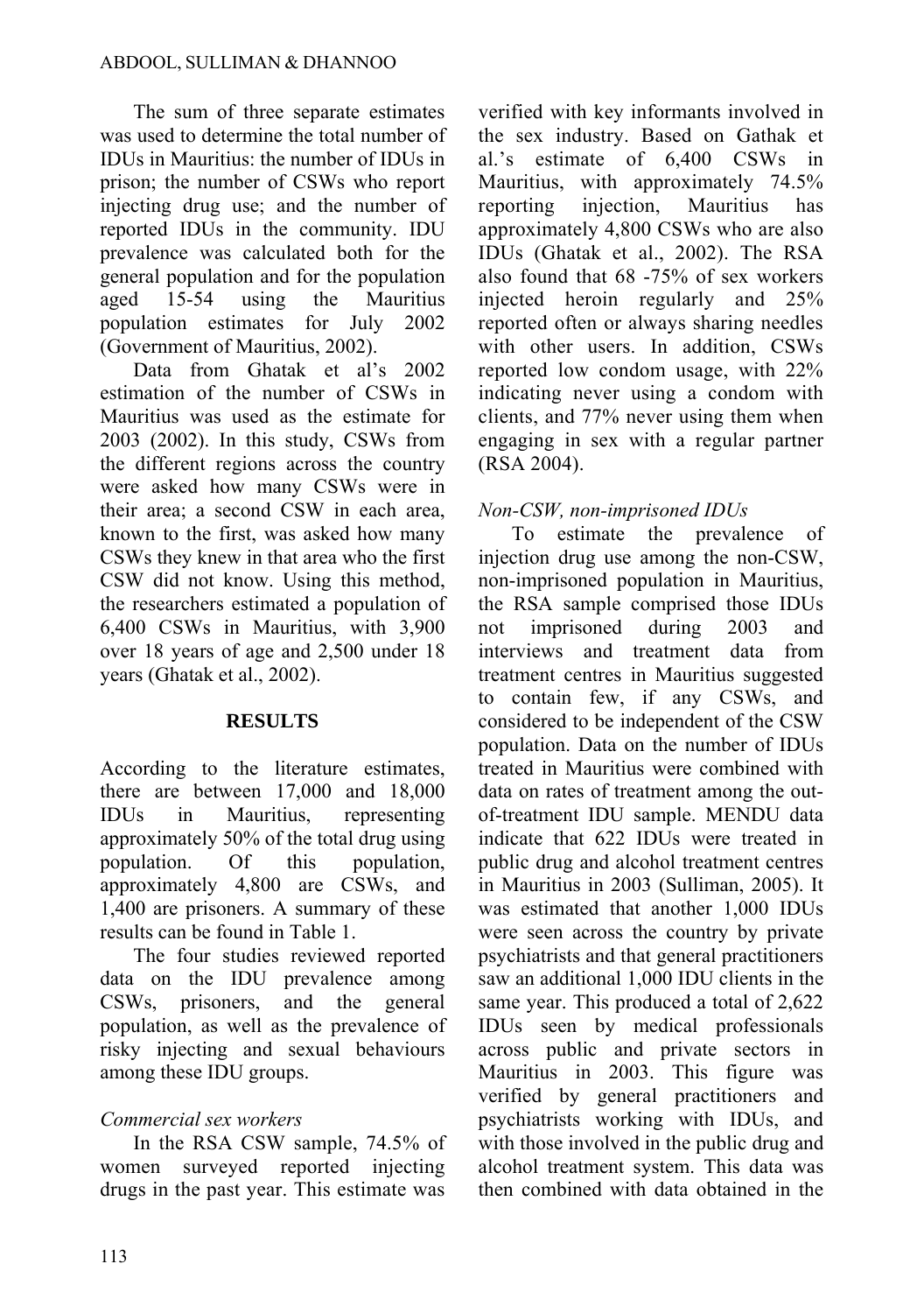The sum of three separate estimates was used to determine the total number of IDUs in Mauritius: the number of IDUs in prison; the number of CSWs who report injecting drug use; and the number of reported IDUs in the community. IDU prevalence was calculated both for the general population and for the population aged 15-54 using the Mauritius population estimates for July 2002 (Government of Mauritius, 2002).

Data from Ghatak et al's 2002 estimation of the number of CSWs in Mauritius was used as the estimate for 2003 (2002). In this study, CSWs from the different regions across the country were asked how many CSWs were in their area; a second CSW in each area, known to the first, was asked how many CSWs they knew in that area who the first CSW did not know. Using this method, the researchers estimated a population of 6,400 CSWs in Mauritius, with 3,900 over 18 years of age and 2,500 under 18 years (Ghatak et al., 2002).

## RESULTS

According to the literature estimates, there are between 17,000 and 18,000 IDUs in Mauritius, representing approximately 50% of the total drug using population. Of this population, approximately 4,800 are CSWs, and 1,400 are prisoners. A summary of these results can be found in Table 1.

The four studies reviewed reported data on the IDU prevalence among CSWs, prisoners, and the general population, as well as the prevalence of risky injecting and sexual behaviours among these IDU groups.

### *Commercial sex workers*

In the RSA CSW sample, 74.5% of women surveyed reported injecting drugs in the past year. This estimate was verified with key informants involved in the sex industry. Based on Gathak et al.'s estimate of 6,400 CSWs in Mauritius, with approximately 74.5% reporting injection, Mauritius has approximately 4,800 CSWs who are also IDUs (Ghatak et al., 2002). The RSA also found that 68 -75% of sex workers injected heroin regularly and 25% reported often or always sharing needles with other users. In addition, CSWs reported low condom usage, with 22% indicating never using a condom with clients, and 77% never using them when engaging in sex with a regular partner (RSA 2004).

### *Non-CSW, non-imprisoned IDUs*

To estimate the prevalence of injection drug use among the non-CSW, non-imprisoned population in Mauritius, the RSA sample comprised those IDUs not imprisoned during 2003 and interviews and treatment data from treatment centres in Mauritius suggested to contain few, if any CSWs, and considered to be independent of the CSW population. Data on the number of IDUs treated in Mauritius were combined with data on rates of treatment among the out-of-treatment IDU sample. MENDU data indicate that 622 IDUs were treated in public drug and alcohol treatment centres in Mauritius in 2003 (Sulliman, 2005). It was estimated that another 1,000 IDUs were seen across the country by private psychiatrists and that general practitioners saw an additional 1,000 IDU clients in the same year. This produced a total of 2,622 IDUs seen by medical professionals across public and private sectors in Mauritius in 2003. This figure was verified by general practitioners and psychiatrists working with IDUs, and with those involved in the public drug and alcohol treatment system. This data was then combined with data obtained in the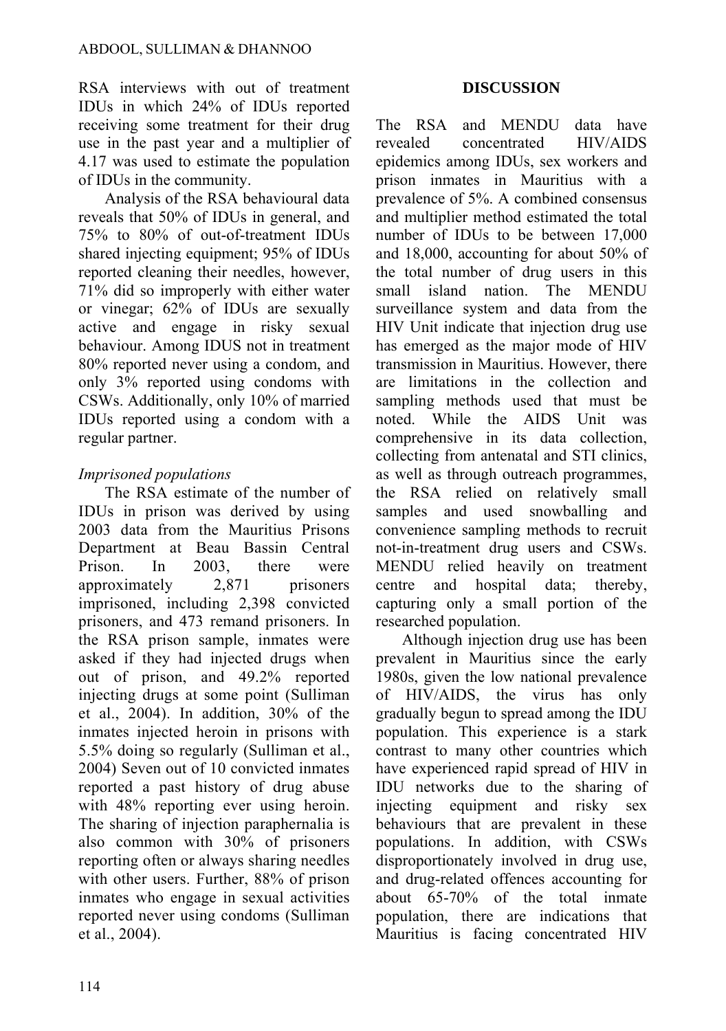RSA interviews with out of treatment IDUs in which 24% of IDUs reported receiving some treatment for their drug use in the past year and a multiplier of 4.17 was used to estimate the population of IDUs in the community.

Analysis of the RSA behavioural data reveals that 50% of IDUs in general, and 75% to 80% of out-of-treatment IDUs shared injecting equipment; 95% of IDUs reported cleaning their needles, however, 71% did so improperly with either water or vinegar; 62% of IDUs are sexually active and engage in risky sexual behaviour. Among IDUS not in treatment 80% reported never using a condom, and only 3% reported using condoms with CSWs. Additionally, only 10% of married IDUs reported using a condom with a regular partner.

*Imprisoned populations*

The RSA estimate of the number of IDUs in prison was derived by using 2003 data from the Mauritius Prisons Department at Beau Bassin Central Prison. In 2003, there were approximately 2,871 prisoners imprisoned, including 2,398 convicted prisoners, and 473 remand prisoners. In the RSA prison sample, inmates were asked if they had injected drugs when out of prison, and 49.2% reported injecting drugs at some point (Sulliman et al., 2004). In addition, 30% of the inmates injected heroin in prisons with 5.5% doing so regularly (Sulliman et al., 2004) Seven out of 10 convicted inmates reported a past history of drug abuse with 48% reporting ever using heroin. The sharing of injection paraphernalia is also common with 30% of prisoners reporting often or always sharing needles with other users. Further, 88% of prison inmates who engage in sexual activities reported never using condoms (Sulliman et al., 2004).

## DISCUSSION

The RSA and MENDU data have revealed concentrated HIV/AIDS epidemics among IDUs, sex workers and prison inmates in Mauritius with a prevalence of 5%. A combined consensus and multiplier method estimated the total number of IDUs to be between 17,000 and 18,000, accounting for about 50% of the total number of drug users in this small island nation. The MENDU surveillance system and data from the HIV Unit indicate that injection drug use has emerged as the major mode of HIV transmission in Mauritius. However, there are limitations in the collection and sampling methods used that must be noted. While the AIDS Unit was comprehensive in its data collection, collecting from antenatal and STI clinics, as well as through outreach programmes, the RSA relied on relatively small samples and used snowballing and convenience sampling methods to recruit not-in-treatment drug users and CSWs. MENDU relied heavily on treatment centre and hospital data; thereby, capturing only a small portion of the researched population.

Although injection drug use has been prevalent in Mauritius since the early 1980s, given the low national prevalence of HIV/AIDS, the virus has only gradually begun to spread among the IDU population. This experience is a stark contrast to many other countries which have experienced rapid spread of HIV in IDU networks due to the sharing of injecting equipment and risky sex behaviours that are prevalent in these populations. In addition, with CSWs disproportionately involved in drug use, and drug-related offences accounting for about 65-70% of the total inmate population, there are indications that Mauritius is facing concentrated HIV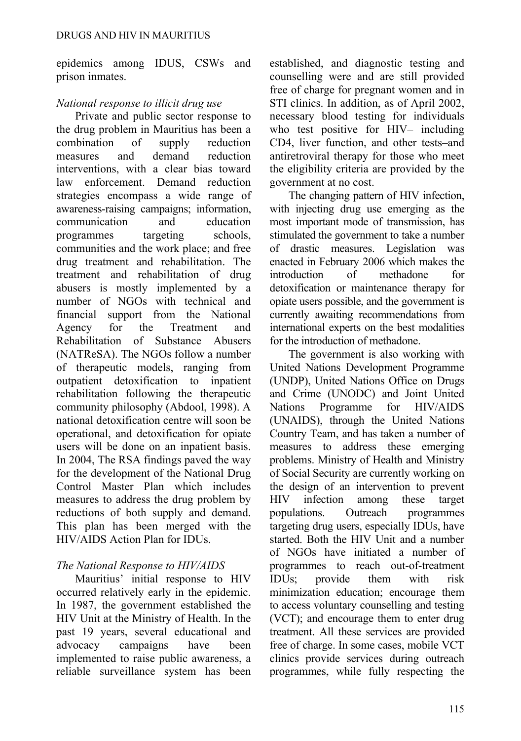epidemics among IDUS, CSWs and prison inmates.

*National response to illicit drug use*

Private and public sector response to the drug problem in Mauritius has been a combination of supply reduction measures and demand reduction interventions, with a clear bias toward law enforcement. Demand reduction strategies encompass a wide range of awareness-raising campaigns; information, communication and education programmes targeting schools, communities and the work place; and free drug treatment and rehabilitation. The treatment and rehabilitation of drug abusers is mostly implemented by a number of NGOs with technical and financial support from the National Agency for the Treatment and Rehabilitation of Substance Abusers (NATReSA). The NGOs follow a number of therapeutic models, ranging from outpatient detoxification to inpatient rehabilitation following the therapeutic community philosophy (Abdool, 1998). A national detoxification centre will soon be operational, and detoxification for opiate users will be done on an inpatient basis. In 2004, The RSA findings paved the way for the development of the National Drug Control Master Plan which includes measures to address the drug problem by reductions of both supply and demand. This plan has been merged with the HIV/AIDS Action Plan for IDUs.

*The National Response to HIV/AIDS*

Mauritius' initial response to HIV occurred relatively early in the epidemic. In 1987, the government established the HIV Unit at the Ministry of Health. In the past 19 years, several educational and advocacy campaigns have been implemented to raise public awareness, a reliable surveillance system has been established, and diagnostic testing and counselling were and are still provided free of charge for pregnant women and in STI clinics. In addition, as of April 2002, necessary blood testing for individuals who test positive for HIV– including CD4, liver function, and other tests–and antiretroviral therapy for those who meet the eligibility criteria are provided by the government at no cost.

The changing pattern of HIV infection, with injecting drug use emerging as the most important mode of transmission, has stimulated the government to take a number of drastic measures. Legislation was enacted in February 2006 which makes the introduction of methadone for detoxification or maintenance therapy for opiate users possible, and the government is currently awaiting recommendations from international experts on the best modalities for the introduction of methadone.

The government is also working with United Nations Development Programme (UNDP), United Nations Office on Drugs and Crime (UNODC) and Joint United Nations Programme for HIV/AIDS (UNAIDS), through the United Nations Country Team, and has taken a number of measures to address these emerging problems. Ministry of Health and Ministry of Social Security are currently working on the design of an intervention to prevent HIV infection among these target populations. Outreach programmes targeting drug users, especially IDUs, have started. Both the HIV Unit and a number of NGOs have initiated a number of programmes to reach out-of-treatment IDUs; provide them with risk minimization education; encourage them to access voluntary counselling and testing (VCT); and encourage them to enter drug treatment. All these services are provided free of charge. In some cases, mobile VCT clinics provide services during outreach programmes, while fully respecting the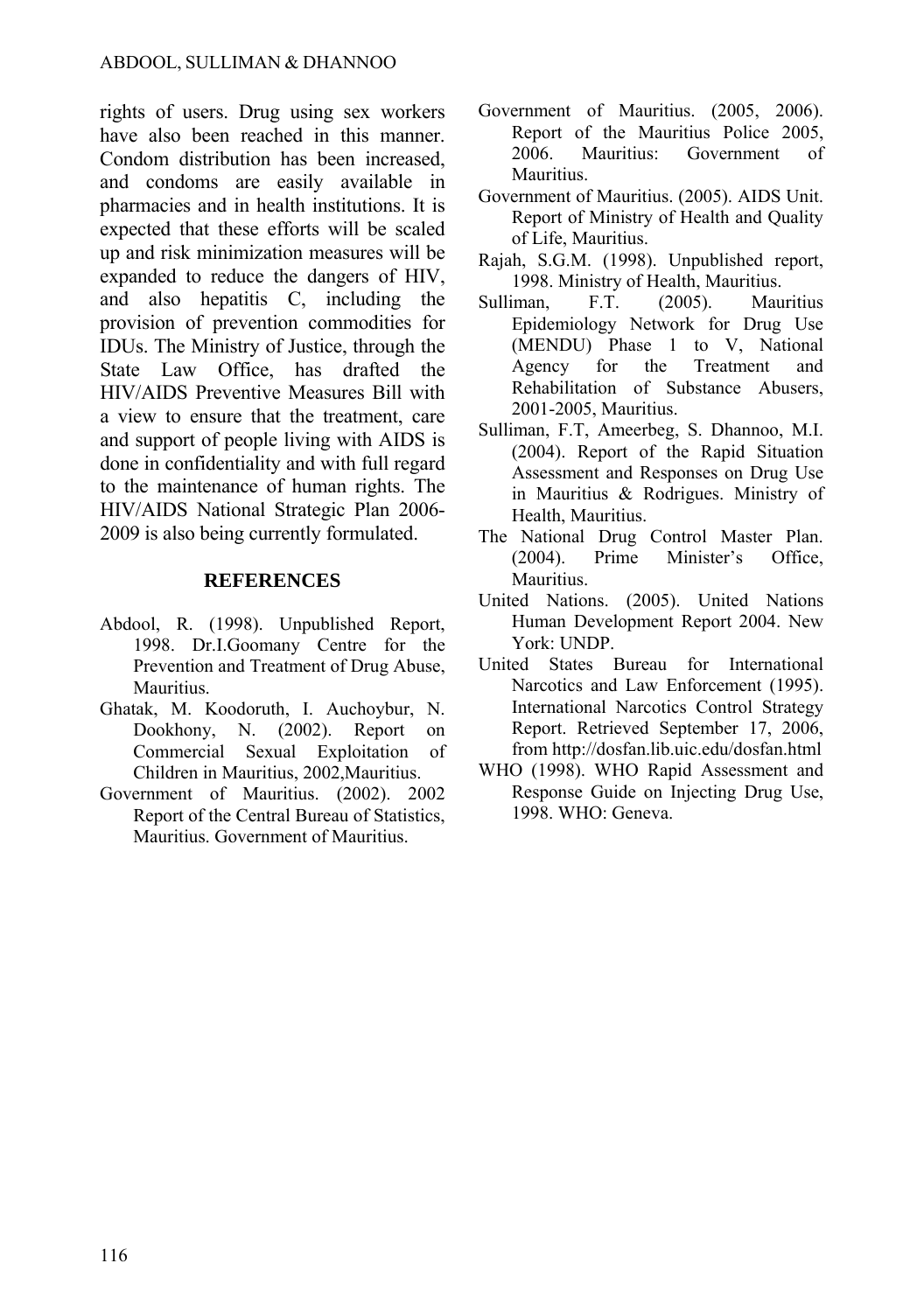rights of users. Drug using sex workers have also been reached in this manner. Condom distribution has been increased, and condoms are easily available in pharmacies and in health institutions. It is expected that these efforts will be scaled up and risk minimization measures will be expanded to reduce the dangers of HIV, and also hepatitis C, including the provision of prevention commodities for IDUs. The Ministry of Justice, through the State Law Office, has drafted the HIV/AIDS Preventive Measures Bill with a view to ensure that the treatment, care and support of people living with AIDS is done in confidentiality and with full regard to the maintenance of human rights. The HIV/AIDS National Strategic Plan 2006-2009 is also being currently formulated.

## REFERENCES

Abdool, R. (1998). Unpublished Report, 1998. Dr.I.Goomany Centre for the Prevention and Treatment of Drug Abuse, Mauritius.

Ghatak, M. Koodoruth, I. Auchoybur, N. Dookhony, N. (2002). Report on Commercial Sexual Exploitation of Children in Mauritius, 2002,Mauritius.

Government of Mauritius. (2002). 2002 Report of the Central Bureau of Statistics, Mauritius. Government of Mauritius.

Government of Mauritius. (2005, 2006). Report of the Mauritius Police 2005, 2006. Mauritius: Government of Mauritius.

Government of Mauritius. (2005). AIDS Unit. Report of Ministry of Health and Quality of Life, Mauritius.

Rajah, S.G.M. (1998). Unpublished report, 1998. Ministry of Health, Mauritius.

Sulliman, F.T. (2005). Mauritius Epidemiology Network for Drug Use (MENDU) Phase 1 to V, National Agency for the Treatment and Rehabilitation of Substance Abusers, 2001-2005, Mauritius.

Sulliman, F.T, Ameerbeg, S. Dhannoo, M.I. (2004). Report of the Rapid Situation Assessment and Responses on Drug Use in Mauritius & Rodrigues. Ministry of Health, Mauritius.

The National Drug Control Master Plan. (2004). Prime Minister's Office, Mauritius.

United Nations. (2005). United Nations Human Development Report 2004. New York: UNDP.

United States Bureau for International Narcotics and Law Enforcement (1995). International Narcotics Control Strategy Report. Retrieved September 17, 2006, from http://dosfan.lib.uic.edu/dosfan.html

WHO (1998). WHO Rapid Assessment and Response Guide on Injecting Drug Use, 1998. WHO: Geneva.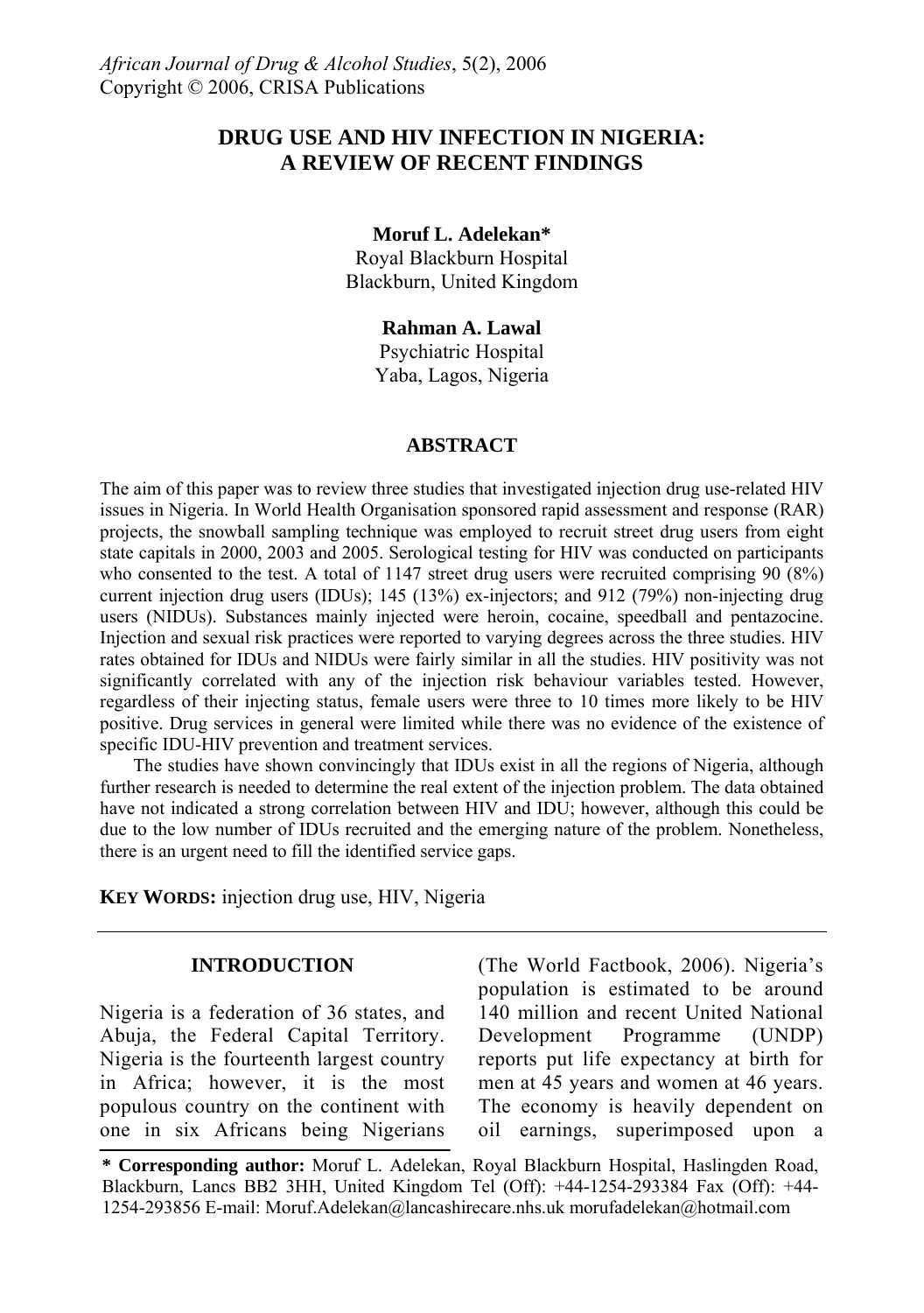*African Journal of Drug & Alcohol Studies*, 5(2), 2006
Copyright © 2006, CRISA Publications

# DRUG USE AND HIV INFECTION IN NIGERIA: A REVIEW OF RECENT FINDINGS

**Moruf L. Adelekan***
Royal Blackburn Hospital
Blackburn, United Kingdom

**Rahman A. Lawal**
Psychiatric Hospital
Yaba, Lagos, Nigeria

## ABSTRACT

The aim of this paper was to review three studies that investigated injection drug use-related HIV issues in Nigeria. In World Health Organisation sponsored rapid assessment and response (RAR) projects, the snowball sampling technique was employed to recruit street drug users from eight state capitals in 2000, 2003 and 2005. Serological testing for HIV was conducted on participants who consented to the test. A total of 1147 street drug users were recruited comprising 90 (8%) current injection drug users (IDUs); 145 (13%) ex-injectors; and 912 (79%) non-injecting drug users (NIDUs). Substances mainly injected were heroin, cocaine, speedball and pentazocine. Injection and sexual risk practices were reported to varying degrees across the three studies. HIV rates obtained for IDUs and NIDUs were fairly similar in all the studies. HIV positivity was not significantly correlated with any of the injection risk behaviour variables tested. However, regardless of their injecting status, female users were three to 10 times more likely to be HIV positive. Drug services in general were limited while there was no evidence of the existence of specific IDU-HIV prevention and treatment services.

The studies have shown convincingly that IDUs exist in all the regions of Nigeria, although further research is needed to determine the real extent of the injection problem. The data obtained have not indicated a strong correlation between HIV and IDU; however, although this could be due to the low number of IDUs recruited and the emerging nature of the problem. Nonetheless, there is an urgent need to fill the identified service gaps.

**KEY WORDS:** injection drug use, HIV, Nigeria

## INTRODUCTION

Nigeria is a federation of 36 states, and Abuja, the Federal Capital Territory. Nigeria is the fourteenth largest country in Africa; however, it is the most populous country on the continent with one in six Africans being Nigerians (The World Factbook, 2006). Nigeria's population is estimated to be around 140 million and recent United National Development Programme (UNDP) reports put life expectancy at birth for men at 45 years and women at 46 years. The economy is heavily dependent on oil earnings, superimposed upon a

**\* Corresponding author:** Moruf L. Adelekan, Royal Blackburn Hospital, Haslingden Road, Blackburn, Lancs BB2 3HH, United Kingdom Tel (Off): +44-1254-293384 Fax (Off): +44-1254-293856 E-mail: Moruf.Adelekan@lancashirecare.nhs.uk morufadelekan@hotmail.com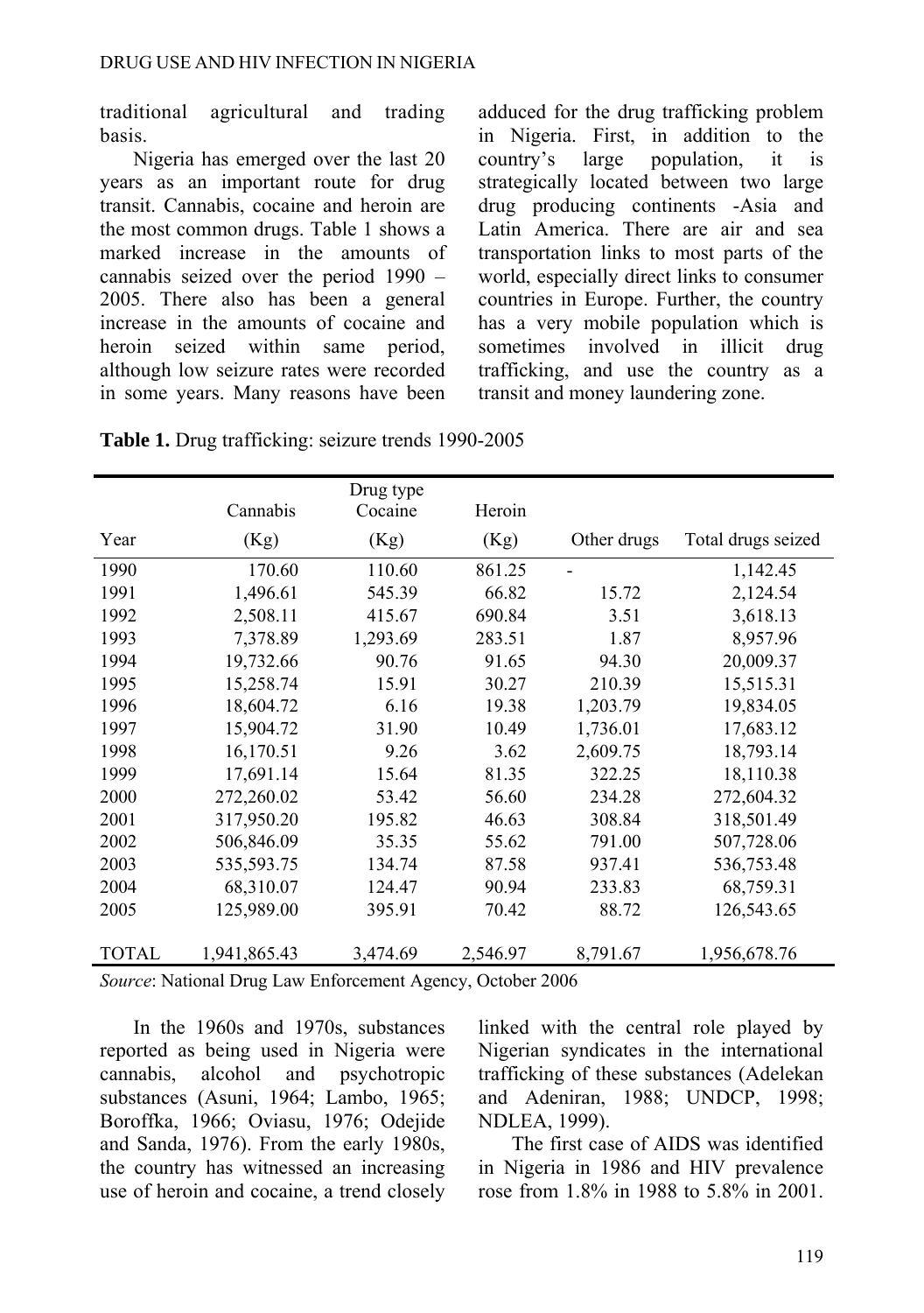traditional agricultural and trading basis.

Nigeria has emerged over the last 20 years as an important route for drug transit. Cannabis, cocaine and heroin are the most common drugs. Table 1 shows a marked increase in the amounts of cannabis seized over the period 1990 – 2005. There also has been a general increase in the amounts of cocaine and heroin seized within same period, although low seizure rates were recorded in some years. Many reasons have been adduced for the drug trafficking problem in Nigeria. First, in addition to the country's large population, it is strategically located between two large drug producing continents -Asia and Latin America. There are air and sea transportation links to most parts of the world, especially direct links to consumer countries in Europe. Further, the country has a very mobile population which is sometimes involved in illicit drug trafficking, and use the country as a transit and money laundering zone.

**Table 1.** Drug trafficking: seizure trends 1990-2005

| | Drug type | | | | |
|---|---|---|---|---|---|
| Year | Cannabis (Kg) | Cocaine (Kg) | Heroin (Kg) | Other drugs | Total drugs seized |
| 1990 | 170.60 | 110.60 | 861.25 | - | 1,142.45 |
| 1991 | 1,496.61 | 545.39 | 66.82 | 15.72 | 2,124.54 |
| 1992 | 2,508.11 | 415.67 | 690.84 | 3.51 | 3,618.13 |
| 1993 | 7,378.89 | 1,293.69 | 283.51 | 1.87 | 8,957.96 |
| 1994 | 19,732.66 | 90.76 | 91.65 | 94.30 | 20,009.37 |
| 1995 | 15,258.74 | 15.91 | 30.27 | 210.39 | 15,515.31 |
| 1996 | 18,604.72 | 6.16 | 19.38 | 1,203.79 | 19,834.05 |
| 1997 | 15,904.72 | 31.90 | 10.49 | 1,736.01 | 17,683.12 |
| 1998 | 16,170.51 | 9.26 | 3.62 | 2,609.75 | 18,793.14 |
| 1999 | 17,691.14 | 15.64 | 81.35 | 322.25 | 18,110.38 |
| 2000 | 272,260.02 | 53.42 | 56.60 | 234.28 | 272,604.32 |
| 2001 | 317,950.20 | 195.82 | 46.63 | 308.84 | 318,501.49 |
| 2002 | 506,846.09 | 35.35 | 55.62 | 791.00 | 507,728.06 |
| 2003 | 535,593.75 | 134.74 | 87.58 | 937.41 | 536,753.48 |
| 2004 | 68,310.07 | 124.47 | 90.94 | 233.83 | 68,759.31 |
| 2005 | 125,989.00 | 395.91 | 70.42 | 88.72 | 126,543.65 |
| TOTAL | 1,941,865.43 | 3,474.69 | 2,546.97 | 8,791.67 | 1,956,678.76 |

*Source*: National Drug Law Enforcement Agency, October 2006

In the 1960s and 1970s, substances reported as being used in Nigeria were cannabis, alcohol and psychotropic substances (Asuni, 1964; Lambo, 1965; Boroffka, 1966; Oviasu, 1976; Odejide and Sanda, 1976). From the early 1980s, the country has witnessed an increasing use of heroin and cocaine, a trend closely linked with the central role played by Nigerian syndicates in the international trafficking of these substances (Adelekan and Adeniran, 1988; UNDCP, 1998; NDLEA, 1999).

The first case of AIDS was identified in Nigeria in 1986 and HIV prevalence rose from 1.8% in 1988 to 5.8% in 2001.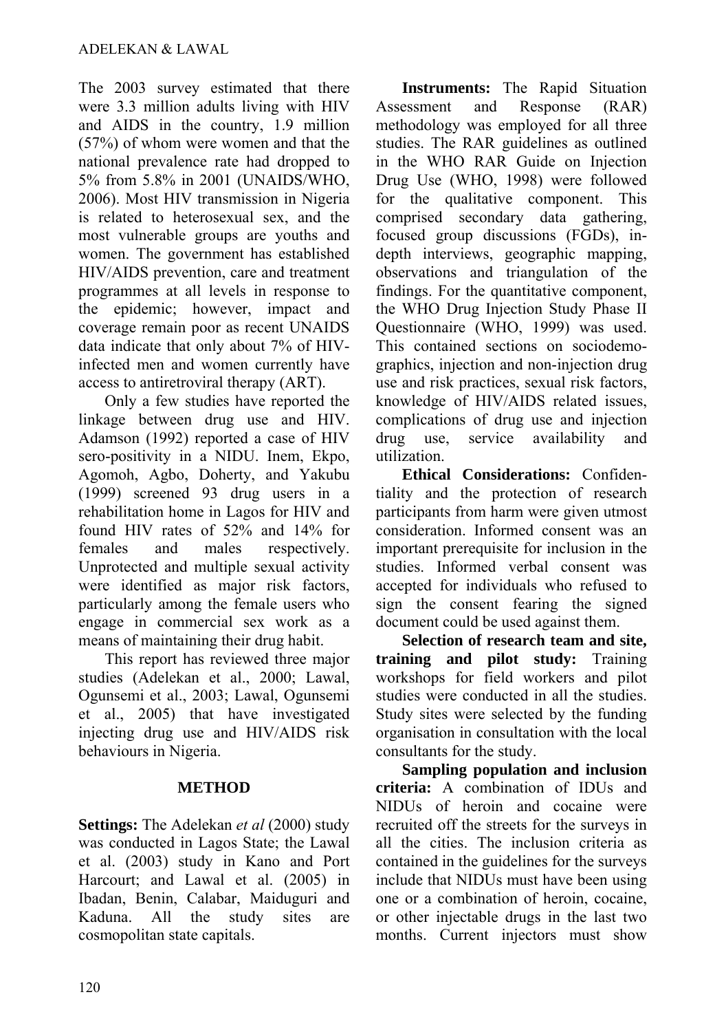The 2003 survey estimated that there were 3.3 million adults living with HIV and AIDS in the country, 1.9 million (57%) of whom were women and that the national prevalence rate had dropped to 5% from 5.8% in 2001 (UNAIDS/WHO, 2006). Most HIV transmission in Nigeria is related to heterosexual sex, and the most vulnerable groups are youths and women. The government has established HIV/AIDS prevention, care and treatment programmes at all levels in response to the epidemic; however, impact and coverage remain poor as recent UNAIDS data indicate that only about 7% of HIV-infected men and women currently have access to antiretroviral therapy (ART).

Only a few studies have reported the linkage between drug use and HIV. Adamson (1992) reported a case of HIV sero-positivity in a NIDU. Inem, Ekpo, Agomoh, Agbo, Doherty, and Yakubu (1999) screened 93 drug users in a rehabilitation home in Lagos for HIV and found HIV rates of 52% and 14% for females and males respectively. Unprotected and multiple sexual activity were identified as major risk factors, particularly among the female users who engage in commercial sex work as a means of maintaining their drug habit.

This report has reviewed three major studies (Adelekan et al., 2000; Lawal, Ogunsemi et al., 2003; Lawal, Ogunsemi et al., 2005) that have investigated injecting drug use and HIV/AIDS risk behaviours in Nigeria.

## METHOD

**Settings:** The Adelekan *et al* (2000) study was conducted in Lagos State; the Lawal et al. (2003) study in Kano and Port Harcourt; and Lawal et al. (2005) in Ibadan, Benin, Calabar, Maiduguri and Kaduna. All the study sites are cosmopolitan state capitals.

**Instruments:** The Rapid Situation Assessment and Response (RAR) methodology was employed for all three studies. The RAR guidelines as outlined in the WHO RAR Guide on Injection Drug Use (WHO, 1998) were followed for the qualitative component. This comprised secondary data gathering, focused group discussions (FGDs), in-depth interviews, geographic mapping, observations and triangulation of the findings. For the quantitative component, the WHO Drug Injection Study Phase II Questionnaire (WHO, 1999) was used. This contained sections on sociodemographics, injection and non-injection drug use and risk practices, sexual risk factors, knowledge of HIV/AIDS related issues, complications of drug use and injection drug use, service availability and utilization.

**Ethical Considerations:** Confidentiality and the protection of research participants from harm were given utmost consideration. Informed consent was an important prerequisite for inclusion in the studies. Informed verbal consent was accepted for individuals who refused to sign the consent fearing the signed document could be used against them.

**Selection of research team and site, training and pilot study:** Training workshops for field workers and pilot studies were conducted in all the studies. Study sites were selected by the funding organisation in consultation with the local consultants for the study.

**Sampling population and inclusion criteria:** A combination of IDUs and NIDUs of heroin and cocaine were recruited off the streets for the surveys in all the cities. The inclusion criteria as contained in the guidelines for the surveys include that NIDUs must have been using one or a combination of heroin, cocaine, or other injectable drugs in the last two months. Current injectors must show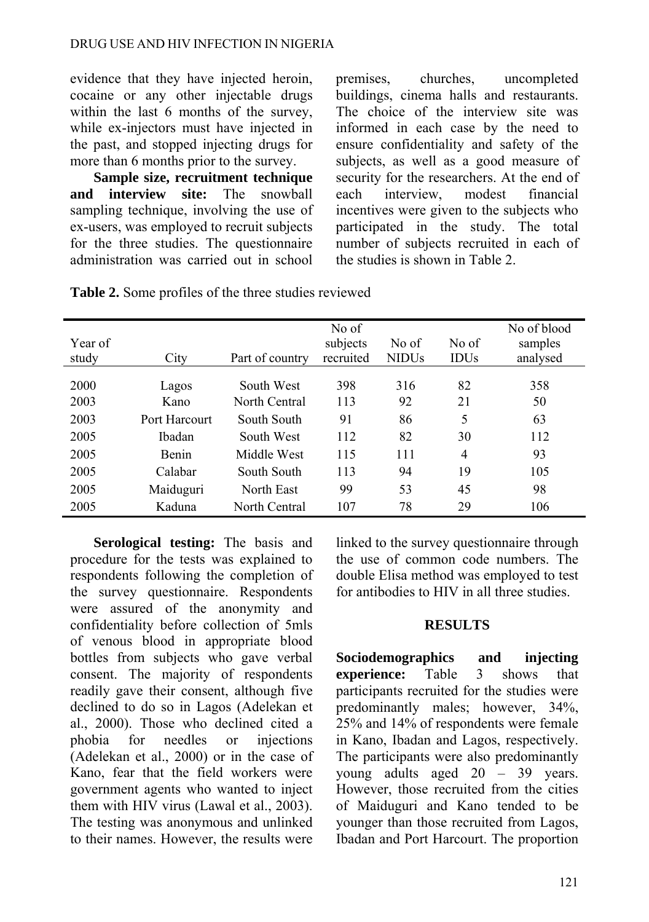evidence that they have injected heroin, cocaine or any other injectable drugs within the last 6 months of the survey, while ex-injectors must have injected in the past, and stopped injecting drugs for more than 6 months prior to the survey.

**Sample size, recruitment technique and interview site:** The snowball sampling technique, involving the use of ex-users, was employed to recruit subjects for the three studies. The questionnaire administration was carried out in school premises, churches, uncompleted buildings, cinema halls and restaurants. The choice of the interview site was informed in each case by the need to ensure confidentiality and safety of the subjects, as well as a good measure of security for the researchers. At the end of each interview, modest financial incentives were given to the subjects who participated in the study. The total number of subjects recruited in each of the studies is shown in Table 2.

**Table 2.** Some profiles of the three studies reviewed

| Year of study | City | Part of country | No of subjects recruited | No of NIDUs | No of IDUs | No of blood samples analysed |
|---|---|---|---|---|---|---|
| 2000 | Lagos | South West | 398 | 316 | 82 | 358 |
| 2003 | Kano | North Central | 113 | 92 | 21 | 50 |
| 2003 | Port Harcourt | South South | 91 | 86 | 5 | 63 |
| 2005 | Ibadan | South West | 112 | 82 | 30 | 112 |
| 2005 | Benin | Middle West | 115 | 111 | 4 | 93 |
| 2005 | Calabar | South South | 113 | 94 | 19 | 105 |
| 2005 | Maiduguri | North East | 99 | 53 | 45 | 98 |
| 2005 | Kaduna | North Central | 107 | 78 | 29 | 106 |

**Serological testing:** The basis and procedure for the tests was explained to respondents following the completion of the survey questionnaire. Respondents were assured of the anonymity and confidentiality before collection of 5mls of venous blood in appropriate blood bottles from subjects who gave verbal consent. The majority of respondents readily gave their consent, although five declined to do so in Lagos (Adelekan et al., 2000). Those who declined cited a phobia for needles or injections (Adelekan et al., 2000) or in the case of Kano, fear that the field workers were government agents who wanted to inject them with HIV virus (Lawal et al., 2003). The testing was anonymous and unlinked to their names. However, the results were linked to the survey questionnaire through the use of common code numbers. The double Elisa method was employed to test for antibodies to HIV in all three studies.

## RESULTS

**Sociodemographics and injecting experience:** Table 3 shows that participants recruited for the studies were predominantly males; however, 34%, 25% and 14% of respondents were female in Kano, Ibadan and Lagos, respectively. The participants were also predominantly young adults aged 20 – 39 years. However, those recruited from the cities of Maiduguri and Kano tended to be younger than those recruited from Lagos, Ibadan and Port Harcourt. The proportion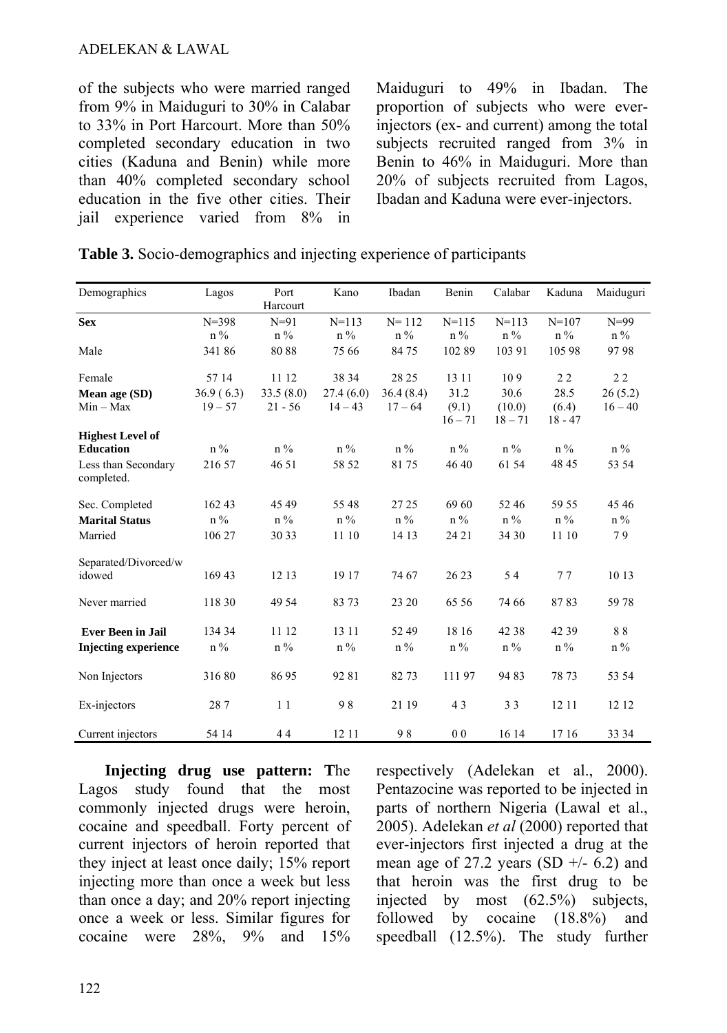of the subjects who were married ranged from 9% in Maiduguri to 30% in Calabar to 33% in Port Harcourt. More than 50% completed secondary education in two cities (Kaduna and Benin) while more than 40% completed secondary school education in the five other cities. Their jail experience varied from 8% in Maiduguri to 49% in Ibadan. The proportion of subjects who were ever-injectors (ex- and current) among the total subjects recruited ranged from 3% in Benin to 46% in Maiduguri. More than 20% of subjects recruited from Lagos, Ibadan and Kaduna were ever-injectors.

**Table 3.** Socio-demographics and injecting experience of participants

| Demographics | Lagos | Port Harcourt | Kano | Ibadan | Benin | Calabar | Kaduna | Maiduguri |
|---|---|---|---|---|---|---|---|---|
| **Sex** | N=398<br>n % | N=91<br>n % | N=113<br>n % | N= 112<br>n % | N=115<br>n % | N=113<br>n % | N=107<br>n % | N=99<br>n % |
| Male | 341 86 | 80 88 | 75 66 | 84 75 | 102 89 | 103 91 | 105 98 | 97 98 |
| Female | 57 14 | 11 12 | 38 34 | 28 25 | 13 11 | 10 9 | 2 2 | 2 2 |
| **Mean age (SD)** | 36.9 ( 6.3) | 33.5 (8.0) | 27.4 (6.0) | 36.4 (8.4) | 31.2 (9.1) | 30.6 (10.0) | 28.5 (6.4) | 26 (5.2) |
| Min – Max | 19 – 57 | 21 - 56 | 14 – 43 | 17 – 64 | 16 – 71 | 18 – 71 | 18 - 47 | 16 – 40 |
| **Highest Level of Education** | n % | n % | n % | n % | n % | n % | n % | n % |
| Less than Secondary completed. | 216 57 | 46 51 | 58 52 | 81 75 | 46 40 | 61 54 | 48 45 | 53 54 |
| Sec. Completed | 162 43 | 45 49 | 55 48 | 27 25 | 69 60 | 52 46 | 59 55 | 45 46 |
| **Marital Status** | n % | n % | n % | n % | n % | n % | n % | n % |
| Married | 106 27 | 30 33 | 11 10 | 14 13 | 24 21 | 34 30 | 11 10 | 7 9 |
| Separated/Divorced/widowed | 169 43 | 12 13 | 19 17 | 74 67 | 26 23 | 5 4 | 7 7 | 10 13 |
| Never married | 118 30 | 49 54 | 83 73 | 23 20 | 65 56 | 74 66 | 87 83 | 59 78 |
| **Ever Been in Jail** | 134 34 | 11 12 | 13 11 | 52 49 | 18 16 | 42 38 | 42 39 | 8 8 |
| **Injecting experience** | n % | n % | n % | n % | n % | n % | n % | n % |
| Non Injectors | 316 80 | 86 95 | 92 81 | 82 73 | 111 97 | 94 83 | 78 73 | 53 54 |
| Ex-injectors | 28 7 | 1 1 | 9 8 | 21 19 | 4 3 | 3 3 | 12 11 | 12 12 |
| Current injectors | 54 14 | 4 4 | 12 11 | 9 8 | 0 0 | 16 14 | 17 16 | 33 34 |

**Injecting drug use pattern:** The Lagos study found that the most commonly injected drugs were heroin, cocaine and speedball. Forty percent of current injectors of heroin reported that they inject at least once daily; 15% report injecting more than once a week but less than once a day; and 20% report injecting once a week or less. Similar figures for cocaine were 28%, 9% and 15% respectively (Adelekan et al., 2000). Pentazocine was reported to be injected in parts of northern Nigeria (Lawal et al., 2005). Adelekan *et al* (2000) reported that ever-injectors first injected a drug at the mean age of 27.2 years (SD +/- 6.2) and that heroin was the first drug to be injected by most (62.5%) subjects, followed by cocaine (18.8%) and speedball (12.5%). The study further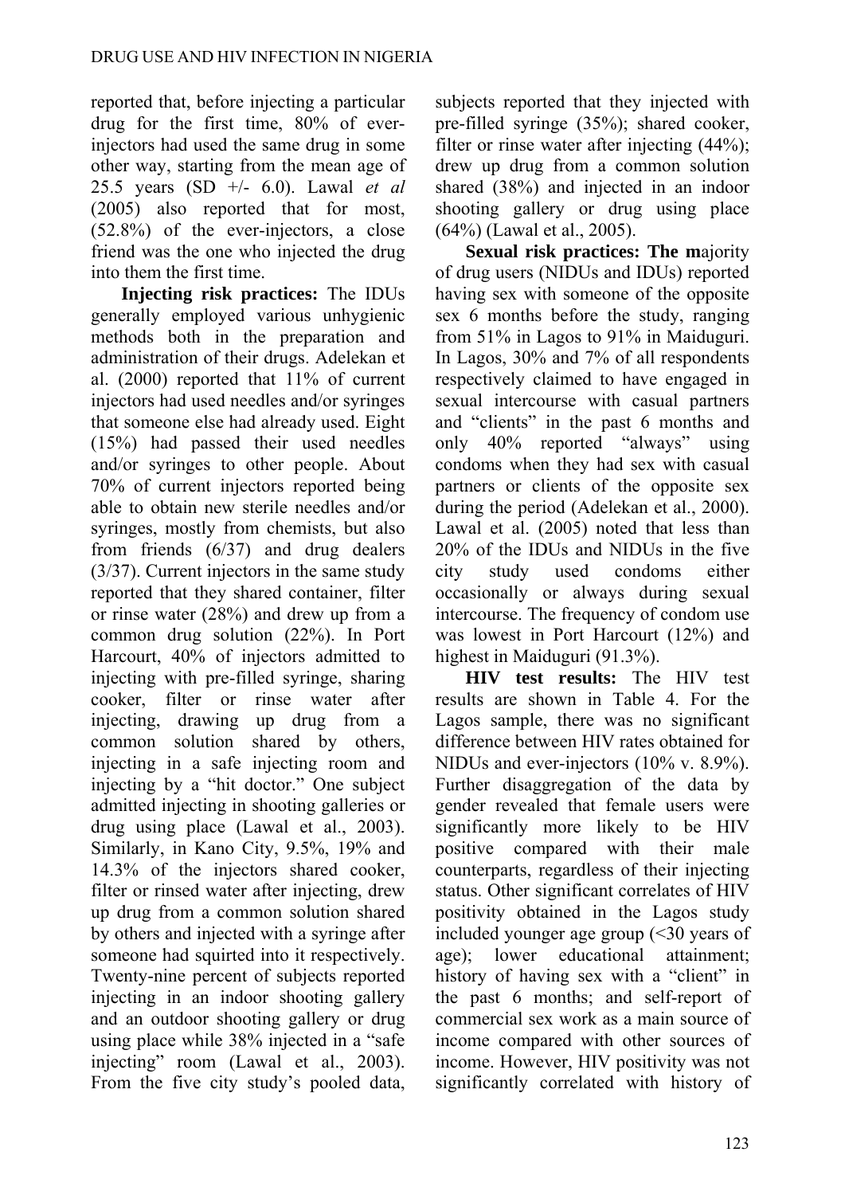reported that, before injecting a particular drug for the first time, 80% of ever-injectors had used the same drug in some other way, starting from the mean age of 25.5 years (SD +/- 6.0). Lawal *et al* (2005) also reported that for most, (52.8%) of the ever-injectors, a close friend was the one who injected the drug into them the first time.

**Injecting risk practices:** The IDUs generally employed various unhygienic methods both in the preparation and administration of their drugs. Adelekan et al. (2000) reported that 11% of current injectors had used needles and/or syringes that someone else had already used. Eight (15%) had passed their used needles and/or syringes to other people. About 70% of current injectors reported being able to obtain new sterile needles and/or syringes, mostly from chemists, but also from friends (6/37) and drug dealers (3/37). Current injectors in the same study reported that they shared container, filter or rinse water (28%) and drew up from a common drug solution (22%). In Port Harcourt, 40% of injectors admitted to injecting with pre-filled syringe, sharing cooker, filter or rinse water after injecting, drawing up drug from a common solution shared by others, injecting in a safe injecting room and injecting by a "hit doctor." One subject admitted injecting in shooting galleries or drug using place (Lawal et al., 2003). Similarly, in Kano City, 9.5%, 19% and 14.3% of the injectors shared cooker, filter or rinsed water after injecting, drew up drug from a common solution shared by others and injected with a syringe after someone had squirted into it respectively. Twenty-nine percent of subjects reported injecting in an indoor shooting gallery and an outdoor shooting gallery or drug using place while 38% injected in a "safe injecting" room (Lawal et al., 2003). From the five city study's pooled data, subjects reported that they injected with pre-filled syringe (35%); shared cooker, filter or rinse water after injecting (44%); drew up drug from a common solution shared (38%) and injected in an indoor shooting gallery or drug using place (64%) (Lawal et al., 2005).

**Sexual risk practices: The m**ajority of drug users (NIDUs and IDUs) reported having sex with someone of the opposite sex 6 months before the study, ranging from 51% in Lagos to 91% in Maiduguri. In Lagos, 30% and 7% of all respondents respectively claimed to have engaged in sexual intercourse with casual partners and "clients" in the past 6 months and only 40% reported "always" using condoms when they had sex with casual partners or clients of the opposite sex during the period (Adelekan et al., 2000). Lawal et al. (2005) noted that less than 20% of the IDUs and NIDUs in the five city study used condoms either occasionally or always during sexual intercourse. The frequency of condom use was lowest in Port Harcourt (12%) and highest in Maiduguri (91.3%).

**HIV test results:** The HIV test results are shown in Table 4. For the Lagos sample, there was no significant difference between HIV rates obtained for NIDUs and ever-injectors (10% v. 8.9%). Further disaggregation of the data by gender revealed that female users were significantly more likely to be HIV positive compared with their male counterparts, regardless of their injecting status. Other significant correlates of HIV positivity obtained in the Lagos study included younger age group (<30 years of age); lower educational attainment; history of having sex with a "client" in the past 6 months; and self-report of commercial sex work as a main source of income compared with other sources of income. However, HIV positivity was not significantly correlated with history of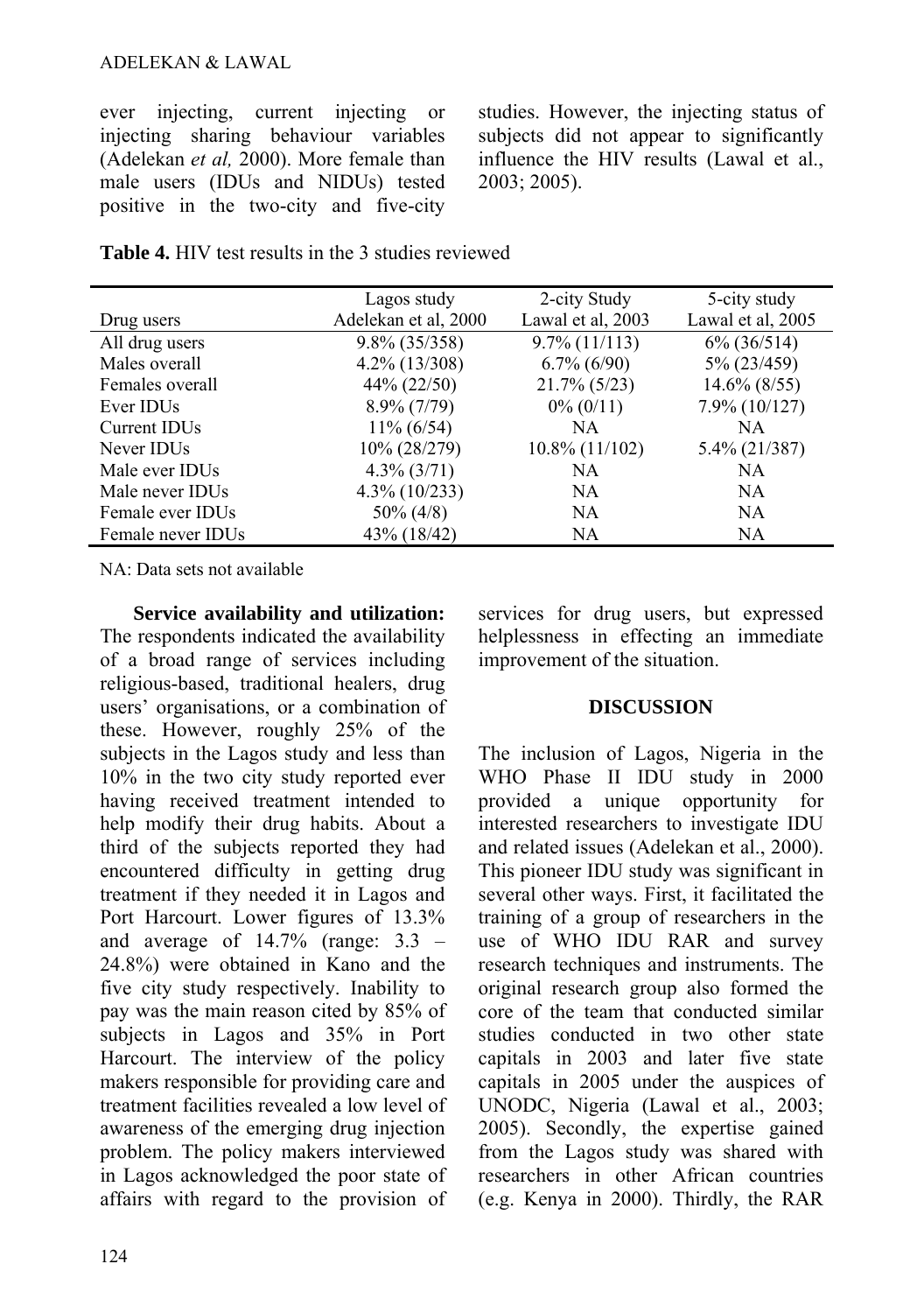ever injecting, current injecting or injecting sharing behaviour variables (Adelekan *et al,* 2000). More female than male users (IDUs and NIDUs) tested positive in the two-city and five-city studies. However, the injecting status of subjects did not appear to significantly influence the HIV results (Lawal et al., 2003; 2005).

**Table 4.** HIV test results in the 3 studies reviewed

| Drug users | Lagos study Adelekan et al, 2000 | 2-city Study Lawal et al, 2003 | 5-city study Lawal et al, 2005 |
|---|---|---|---|
| All drug users | 9.8% (35/358) | 9.7% (11/113) | 6% (36/514) |
| Males overall | 4.2% (13/308) | 6.7% (6/90) | 5% (23/459) |
| Females overall | 44% (22/50) | 21.7% (5/23) | 14.6% (8/55) |
| Ever IDUs | 8.9% (7/79) | 0% (0/11) | 7.9% (10/127) |
| Current IDUs | 11% (6/54) | NA | NA |
| Never IDUs | 10% (28/279) | 10.8% (11/102) | 5.4% (21/387) |
| Male ever IDUs | 4.3% (3/71) | NA | NA |
| Male never IDUs | 4.3% (10/233) | NA | NA |
| Female ever IDUs | 50% (4/8) | NA | NA |
| Female never IDUs | 43% (18/42) | NA | NA |

NA: Data sets not available

**Service availability and utilization:** The respondents indicated the availability of a broad range of services including religious-based, traditional healers, drug users' organisations, or a combination of these. However, roughly 25% of the subjects in the Lagos study and less than 10% in the two city study reported ever having received treatment intended to help modify their drug habits. About a third of the subjects reported they had encountered difficulty in getting drug treatment if they needed it in Lagos and Port Harcourt. Lower figures of 13.3% and average of 14.7% (range: 3.3 – 24.8%) were obtained in Kano and the five city study respectively. Inability to pay was the main reason cited by 85% of subjects in Lagos and 35% in Port Harcourt. The interview of the policy makers responsible for providing care and treatment facilities revealed a low level of awareness of the emerging drug injection problem. The policy makers interviewed in Lagos acknowledged the poor state of affairs with regard to the provision of services for drug users, but expressed helplessness in effecting an immediate improvement of the situation.

## DISCUSSION

The inclusion of Lagos, Nigeria in the WHO Phase II IDU study in 2000 provided a unique opportunity for interested researchers to investigate IDU and related issues (Adelekan et al., 2000). This pioneer IDU study was significant in several other ways. First, it facilitated the training of a group of researchers in the use of WHO IDU RAR and survey research techniques and instruments. The original research group also formed the core of the team that conducted similar studies in two other state capitals in 2003 and later five state capitals in 2005 under the auspices of UNODC, Nigeria (Lawal et al., 2003; 2005). Secondly, the expertise gained from the Lagos study was shared with researchers in other African countries (e.g. Kenya in 2000). Thirdly, the RAR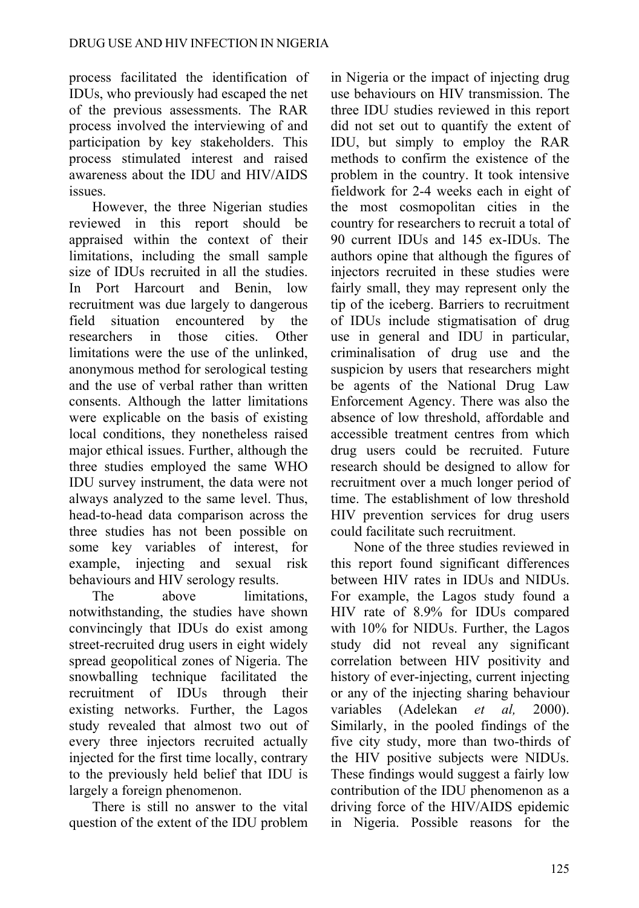process facilitated the identification of IDUs, who previously had escaped the net of the previous assessments. The RAR process involved the interviewing of and participation by key stakeholders. This process stimulated interest and raised awareness about the IDU and HIV/AIDS issues.

However, the three Nigerian studies reviewed in this report should be appraised within the context of their limitations, including the small sample size of IDUs recruited in all the studies. In Port Harcourt and Benin, low recruitment was due largely to dangerous field situation encountered by the researchers in those cities. Other limitations were the use of the unlinked, anonymous method for serological testing and the use of verbal rather than written consents. Although the latter limitations were explicable on the basis of existing local conditions, they nonetheless raised major ethical issues. Further, although the three studies employed the same WHO IDU survey instrument, the data were not always analyzed to the same level. Thus, head-to-head data comparison across the three studies has not been possible on some key variables of interest, for example, injecting and sexual risk behaviours and HIV serology results.

The above limitations, notwithstanding, the studies have shown convincingly that IDUs do exist among street-recruited drug users in eight widely spread geopolitical zones of Nigeria. The snowballing technique facilitated the recruitment of IDUs through their existing networks. Further, the Lagos study revealed that almost two out of every three injectors recruited actually injected for the first time locally, contrary to the previously held belief that IDU is largely a foreign phenomenon.

There is still no answer to the vital question of the extent of the IDU problem in Nigeria or the impact of injecting drug use behaviours on HIV transmission. The three IDU studies reviewed in this report did not set out to quantify the extent of IDU, but simply to employ the RAR methods to confirm the existence of the problem in the country. It took intensive fieldwork for 2-4 weeks each in eight of the most cosmopolitan cities in the country for researchers to recruit a total of 90 current IDUs and 145 ex-IDUs. The authors opine that although the figures of injectors recruited in these studies were fairly small, they may represent only the tip of the iceberg. Barriers to recruitment of IDUs include stigmatisation of drug use in general and IDU in particular, criminalisation of drug use and the suspicion by users that researchers might be agents of the National Drug Law Enforcement Agency. There was also the absence of low threshold, affordable and accessible treatment centres from which drug users could be recruited. Future research should be designed to allow for recruitment over a much longer period of time. The establishment of low threshold HIV prevention services for drug users could facilitate such recruitment.

None of the three studies reviewed in this report found significant differences between HIV rates in IDUs and NIDUs. For example, the Lagos study found a HIV rate of 8.9% for IDUs compared with 10% for NIDUs. Further, the Lagos study did not reveal any significant correlation between HIV positivity and history of ever-injecting, current injecting or any of the injecting sharing behaviour variables (Adelekan *et al,* 2000). Similarly, in the pooled findings of the five city study, more than two-thirds of the HIV positive subjects were NIDUs. These findings would suggest a fairly low contribution of the IDU phenomenon as a driving force of the HIV/AIDS epidemic in Nigeria. Possible reasons for the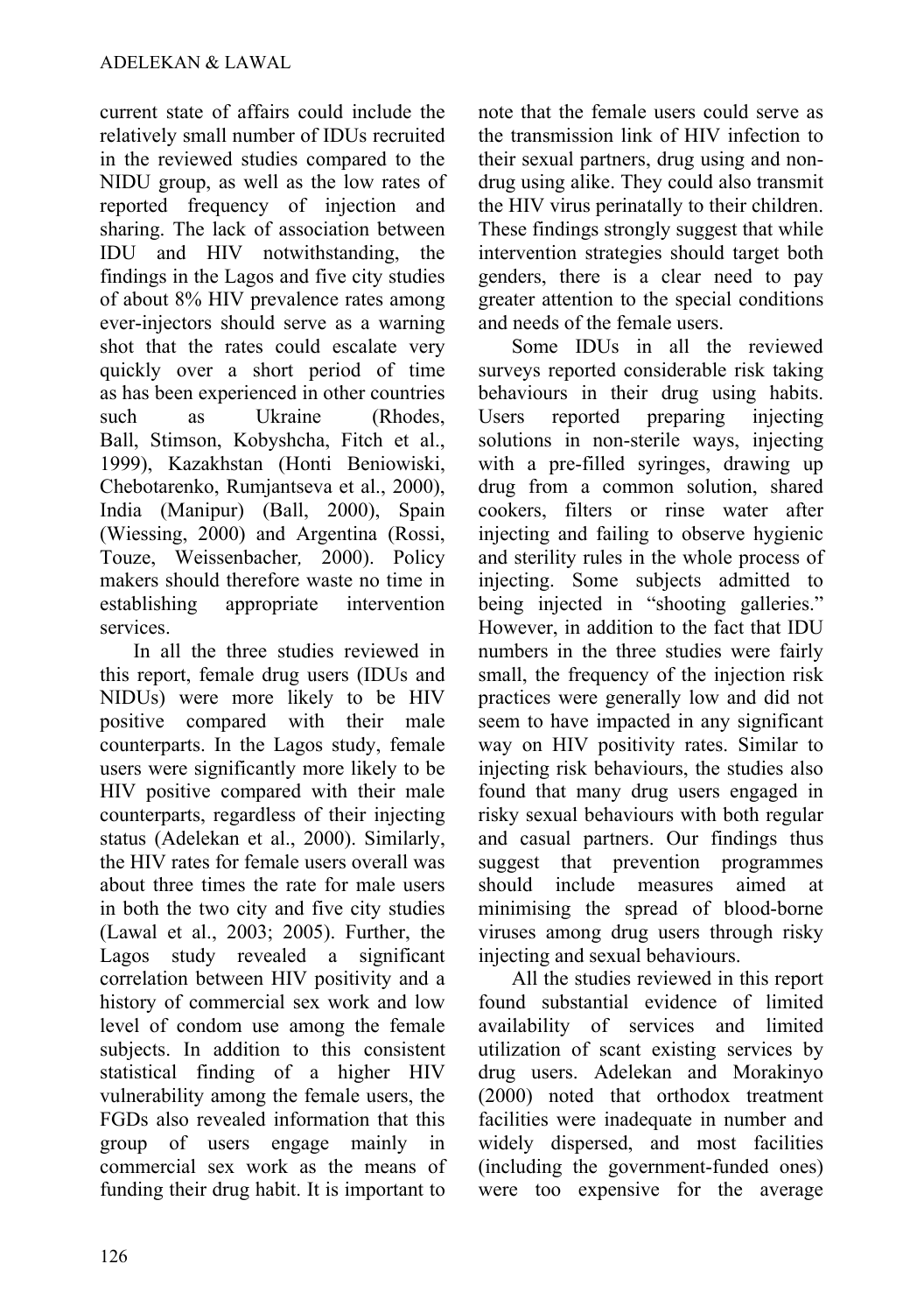current state of affairs could include the relatively small number of IDUs recruited in the reviewed studies compared to the NIDU group, as well as the low rates of reported frequency of injection and sharing. The lack of association between IDU and HIV notwithstanding, the findings in the Lagos and five city studies of about 8% HIV prevalence rates among ever-injectors should serve as a warning shot that the rates could escalate very quickly over a short period of time as has been experienced in other countries such as Ukraine (Rhodes, Ball, Stimson, Kobyshcha, Fitch et al., 1999), Kazakhstan (Honti Beniowiski, Chebotarenko, Rumjantseva et al., 2000), India (Manipur) (Ball, 2000), Spain (Wiessing, 2000) and Argentina (Rossi, Touze, Weissenbacher*,* 2000). Policy makers should therefore waste no time in establishing appropriate intervention services.

In all the three studies reviewed in this report, female drug users (IDUs and NIDUs) were more likely to be HIV positive compared with their male counterparts. In the Lagos study, female users were significantly more likely to be HIV positive compared with their male counterparts, regardless of their injecting status (Adelekan et al., 2000). Similarly, the HIV rates for female users overall was about three times the rate for male users in both the two city and five city studies (Lawal et al., 2003; 2005). Further, the Lagos study revealed a significant correlation between HIV positivity and a history of commercial sex work and low level of condom use among the female subjects. In addition to this consistent statistical finding of a higher HIV vulnerability among the female users, the FGDs also revealed information that this group of users engage mainly in commercial sex work as the means of funding their drug habit. It is important to note that the female users could serve as the transmission link of HIV infection to their sexual partners, drug using and non-drug using alike. They could also transmit the HIV virus perinatally to their children. These findings strongly suggest that while intervention strategies should target both genders, there is a clear need to pay greater attention to the special conditions and needs of the female users.

Some IDUs in all the reviewed surveys reported considerable risk taking behaviours in their drug using habits. Users reported preparing injecting solutions in non-sterile ways, injecting with a pre-filled syringes, drawing up drug from a common solution, shared cookers, filters or rinse water after injecting and failing to observe hygienic and sterility rules in the whole process of injecting. Some subjects admitted to being injected in "shooting galleries." However, in addition to the fact that IDU numbers in the three studies were fairly small, the frequency of the injection risk practices were generally low and did not seem to have impacted in any significant way on HIV positivity rates. Similar to injecting risk behaviours, the studies also found that many drug users engaged in risky sexual behaviours with both regular and casual partners. Our findings thus suggest that prevention programmes should include measures aimed at minimising the spread of blood-borne viruses among drug users through risky injecting and sexual behaviours.

All the studies reviewed in this report found substantial evidence of limited availability of services and limited utilization of scant existing services by drug users. Adelekan and Morakinyo (2000) noted that orthodox treatment facilities were inadequate in number and widely dispersed, and most facilities (including the government-funded ones) were too expensive for the average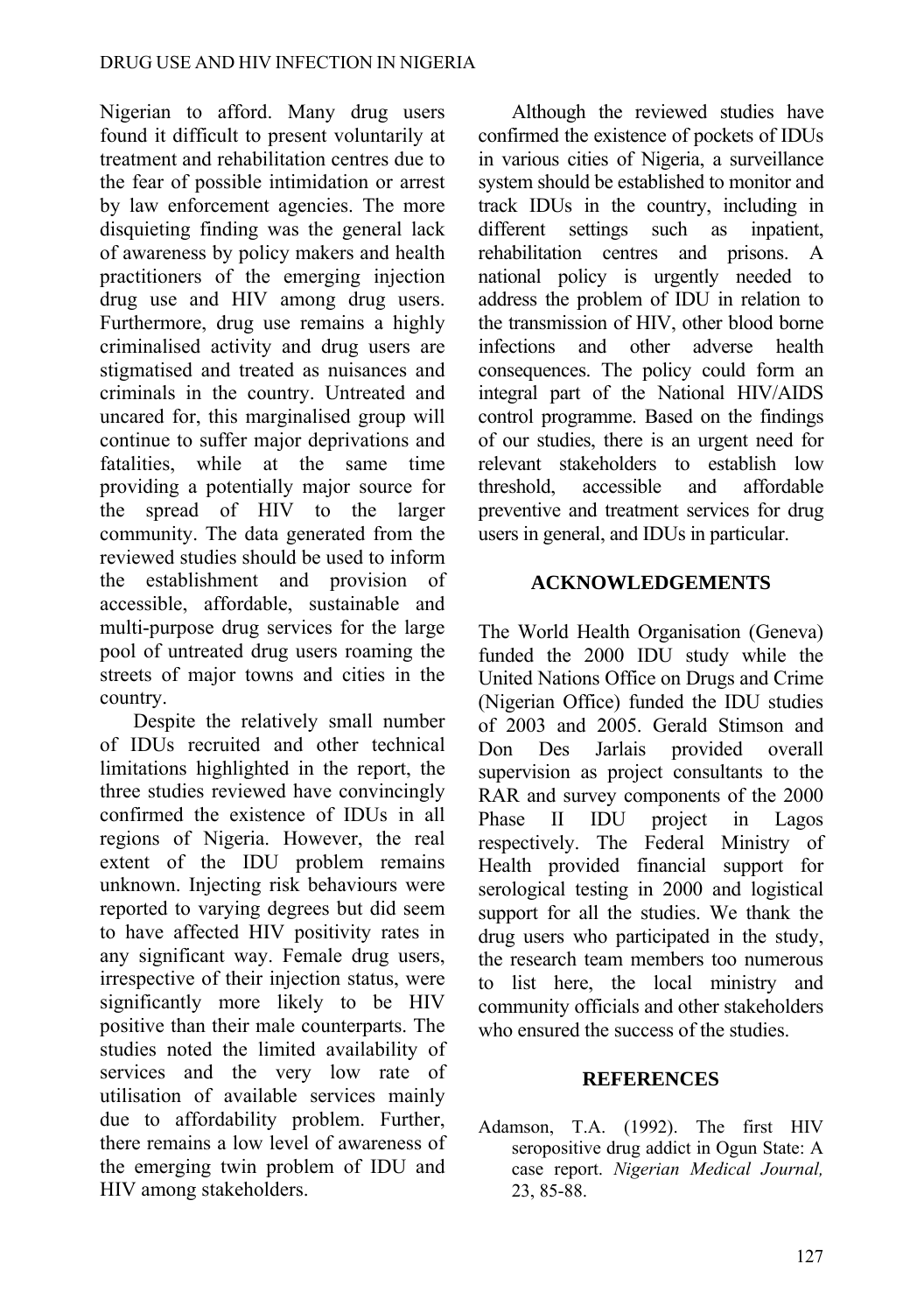Nigerian to afford. Many drug users found it difficult to present voluntarily at treatment and rehabilitation centres due to the fear of possible intimidation or arrest by law enforcement agencies. The more disquieting finding was the general lack of awareness by policy makers and health practitioners of the emerging injection drug use and HIV among drug users. Furthermore, drug use remains a highly criminalised activity and drug users are stigmatised and treated as nuisances and criminals in the country. Untreated and uncared for, this marginalised group will continue to suffer major deprivations and fatalities, while at the same time providing a potentially major source for the spread of HIV to the larger community. The data generated from the reviewed studies should be used to inform the establishment and provision of accessible, affordable, sustainable and multi-purpose drug services for the large pool of untreated drug users roaming the streets of major towns and cities in the country.

Despite the relatively small number of IDUs recruited and other technical limitations highlighted in the report, the three studies reviewed have convincingly confirmed the existence of IDUs in all regions of Nigeria. However, the real extent of the IDU problem remains unknown. Injecting risk behaviours were reported to varying degrees but did seem to have affected HIV positivity rates in any significant way. Female drug users, irrespective of their injection status, were significantly more likely to be HIV positive than their male counterparts. The studies noted the limited availability of services and the very low rate of utilisation of available services mainly due to affordability problem. Further, there remains a low level of awareness of the emerging twin problem of IDU and HIV among stakeholders.

Although the reviewed studies have confirmed the existence of pockets of IDUs in various cities of Nigeria, a surveillance system should be established to monitor and track IDUs in the country, including in different settings such as inpatient, rehabilitation centres and prisons. A national policy is urgently needed to address the problem of IDU in relation to the transmission of HIV, other blood borne infections and other adverse health consequences. The policy could form an integral part of the National HIV/AIDS control programme. Based on the findings of our studies, there is an urgent need for relevant stakeholders to establish low threshold, accessible and affordable preventive and treatment services for drug users in general, and IDUs in particular.

## ACKNOWLEDGEMENTS

The World Health Organisation (Geneva) funded the 2000 IDU study while the United Nations Office on Drugs and Crime (Nigerian Office) funded the IDU studies of 2003 and 2005. Gerald Stimson and Don Des Jarlais provided overall supervision as project consultants to the RAR and survey components of the 2000 Phase II IDU project in Lagos respectively. The Federal Ministry of Health provided financial support for serological testing in 2000 and logistical support for all the studies. We thank the drug users who participated in the study, the research team members too numerous to list here, the local ministry and community officials and other stakeholders who ensured the success of the studies.

## REFERENCES

Adamson, T.A. (1992). The first HIV seropositive drug addict in Ogun State: A case report. *Nigerian Medical Journal,* 23, 85-88.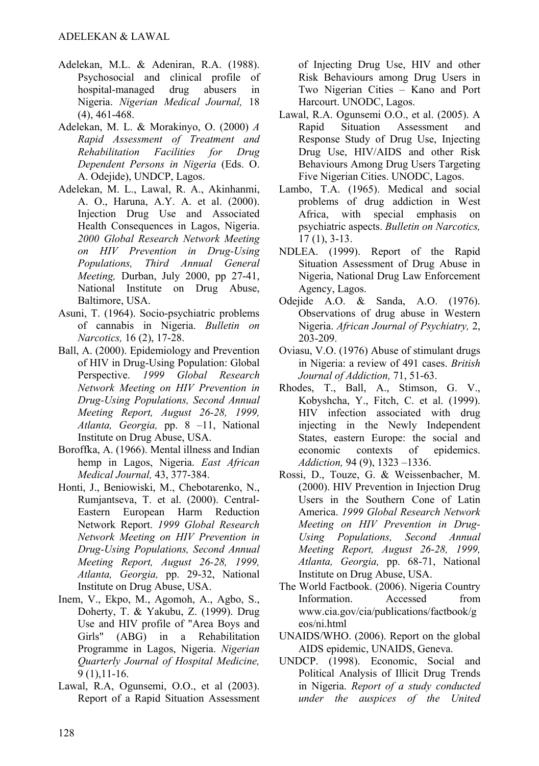Adelekan, M.L. & Adeniran, R.A. (1988). Psychosocial and clinical profile of hospital-managed drug abusers in Nigeria. *Nigerian Medical Journal,* 18 (4), 461-468.

Adelekan, M. L. & Morakinyo, O. (2000) *A Rapid Assessment of Treatment and Rehabilitation Facilities for Drug Dependent Persons in Nigeria* (Eds. O. A. Odejide), UNDCP, Lagos.

Adelekan, M. L., Lawal, R. A., Akinhanmi, A. O., Haruna, A.Y. A. et al. (2000). Injection Drug Use and Associated Health Consequences in Lagos, Nigeria. *2000 Global Research Network Meeting on HIV Prevention in Drug-Using Populations, Third Annual General Meeting,* Durban, July 2000, pp 27-41, National Institute on Drug Abuse, Baltimore, USA.

Asuni, T. (1964). Socio-psychiatric problems of cannabis in Nigeria. *Bulletin on Narcotics,* 16 (2), 17-28.

Ball, A. (2000). Epidemiology and Prevention of HIV in Drug-Using Population: Global Perspective. *1999 Global Research Network Meeting on HIV Prevention in Drug-Using Populations, Second Annual Meeting Report, August 26-28, 1999, Atlanta, Georgia,* pp. 8 –11, National Institute on Drug Abuse, USA.

Boroffka, A. (1966). Mental illness and Indian hemp in Lagos, Nigeria. *East African Medical Journal,* 43, 377-384.

Honti, J., Beniowiski, M., Chebotarenko, N., Rumjantseva, T. et al. (2000). Central-Eastern European Harm Reduction Network Report. *1999 Global Research Network Meeting on HIV Prevention in Drug-Using Populations, Second Annual Meeting Report, August 26-28, 1999, Atlanta, Georgia,* pp. 29-32, National Institute on Drug Abuse, USA.

Inem, V., Ekpo, M., Agomoh, A., Agbo, S., Doherty, T. & Yakubu, Z. (1999). Drug Use and HIV profile of "Area Boys and Girls" (ABG) in a Rehabilitation Programme in Lagos, Nigeria. *Nigerian Quarterly Journal of Hospital Medicine,* 9 (1),11-16.

Lawal, R.A, Ogunsemi, O.O., et al (2003). Report of a Rapid Situation Assessment of Injecting Drug Use, HIV and other Risk Behaviours among Drug Users in Two Nigerian Cities – Kano and Port Harcourt. UNODC, Lagos.

Lawal, R.A. Ogunsemi O.O., et al. (2005). A Rapid Situation Assessment and Response Study of Drug Use, Injecting Drug Use, HIV/AIDS and other Risk Behaviours Among Drug Users Targeting Five Nigerian Cities. UNODC, Lagos.

Lambo, T.A. (1965). Medical and social problems of drug addiction in West Africa, with special emphasis on psychiatric aspects. *Bulletin on Narcotics,* 17 (1), 3-13.

NDLEA. (1999). Report of the Rapid Situation Assessment of Drug Abuse in Nigeria, National Drug Law Enforcement Agency, Lagos.

Odejide A.O. & Sanda, A.O. (1976). Observations of drug abuse in Western Nigeria. *African Journal of Psychiatry,* 2, 203-209.

Oviasu, V.O. (1976) Abuse of stimulant drugs in Nigeria: a review of 491 cases. *British Journal of Addiction,* 71, 51-63.

Rhodes, T., Ball, A., Stimson, G. V., Kobyshcha, Y., Fitch, C. et al. (1999). HIV infection associated with drug injecting in the Newly Independent States, eastern Europe: the social and economic contexts of epidemics. *Addiction,* 94 (9), 1323 –1336.

Rossi, D., Touze, G. & Weissenbacher, M. (2000). HIV Prevention in Injection Drug Users in the Southern Cone of Latin America. *1999 Global Research Network Meeting on HIV Prevention in Drug-Using Populations, Second Annual Meeting Report, August 26-28, 1999, Atlanta, Georgia,* pp. 68-71, National Institute on Drug Abuse, USA.

The World Factbook. (2006). Nigeria Country Information. Accessed from www.cia.gov/cia/publications/factbook/geos/ni.html

UNAIDS/WHO. (2006). Report on the global AIDS epidemic, UNAIDS, Geneva.

UNDCP. (1998). Economic, Social and Political Analysis of Illicit Drug Trends in Nigeria. *Report of a study conducted under the auspices of the United*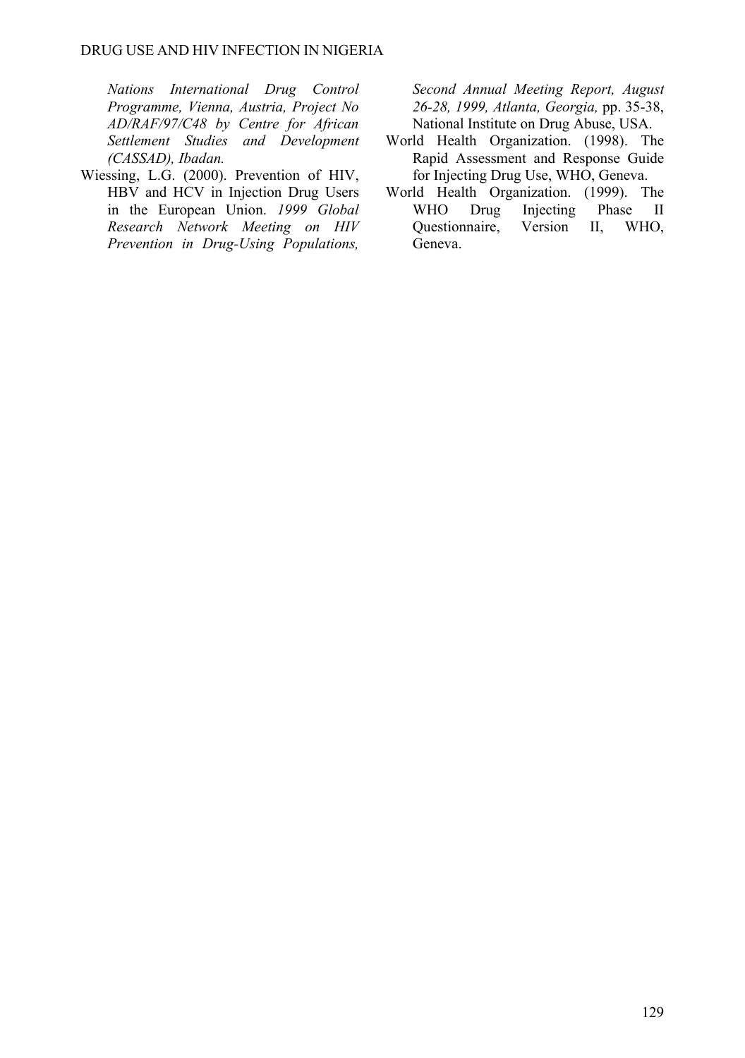*Nations International Drug Control Programme, Vienna, Austria, Project No AD/RAF/97/C48 by Centre for African Settlement Studies and Development (CASSAD), Ibadan.*

Wiessing, L.G. (2000). Prevention of HIV, HBV and HCV in Injection Drug Users in the European Union. *1999 Global Research Network Meeting on HIV Prevention in Drug-Using Populations, Second Annual Meeting Report, August 26-28, 1999, Atlanta, Georgia,* pp. 35-38, National Institute on Drug Abuse, USA.

World Health Organization. (1998). The Rapid Assessment and Response Guide for Injecting Drug Use, WHO, Geneva.

World Health Organization. (1999). The WHO Drug Injecting Phase II Questionnaire, Version II, WHO, Geneva.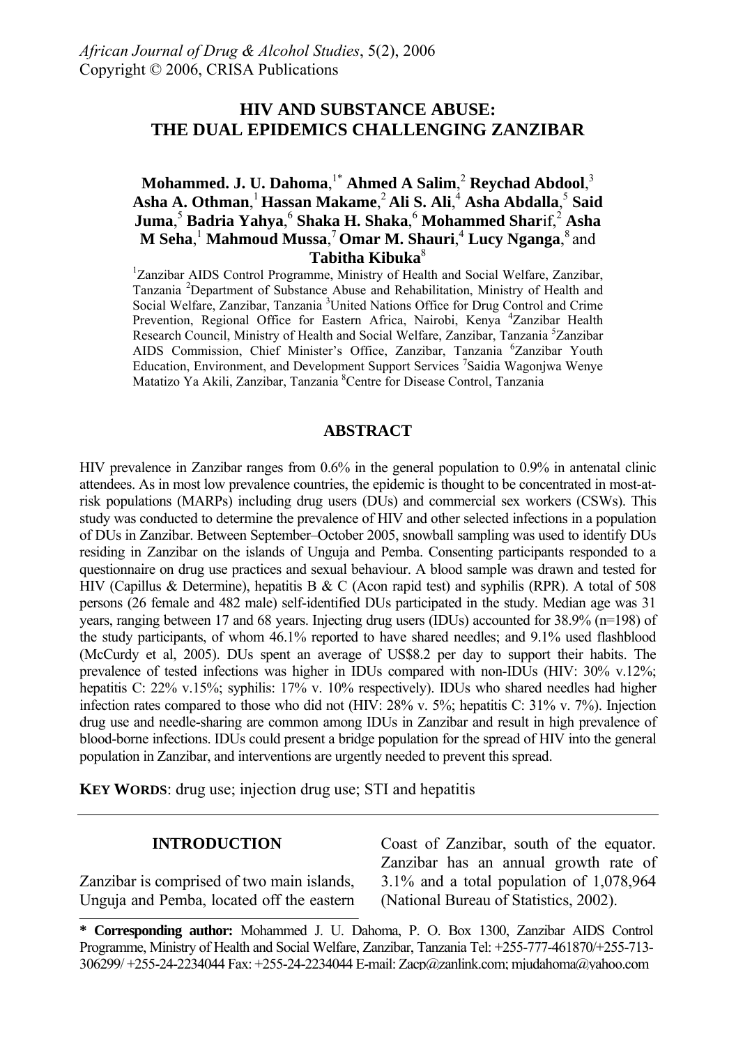*African Journal of Drug & Alcohol Studies*, 5(2), 2006
Copyright © 2006, CRISA Publications

# HIV AND SUBSTANCE ABUSE: THE DUAL EPIDEMICS CHALLENGING ZANZIBAR

**Mohammed. J. U. Dahoma**,[1*] **Ahmed A Salim**,[2] **Reychad Abdool**,[3] **Asha A. Othman**,[1] **Hassan Makame**,[2] **Ali S. Ali**,[4] **Asha Abdalla**,[5] **Said Juma**,[5] **Badria Yahya**,[6] **Shaka H. Shaka**,[6] **Mohammed Shar**if,[2] **Asha M Seha**,[1] **Mahmoud Mussa**,[7] **Omar M. Shauri**,[4] **Lucy Nganga**,[8] and **Tabitha Kibuka**[8]

[1]Zanzibar AIDS Control Programme, Ministry of Health and Social Welfare, Zanzibar, Tanzania [2]Department of Substance Abuse and Rehabilitation, Ministry of Health and Social Welfare, Zanzibar, Tanzania [3]United Nations Office for Drug Control and Crime Prevention, Regional Office for Eastern Africa, Nairobi, Kenya [4]Zanzibar Health Research Council, Ministry of Health and Social Welfare, Zanzibar, Tanzania [5]Zanzibar AIDS Commission, Chief Minister's Office, Zanzibar, Tanzania [6]Zanzibar Youth Education, Environment, and Development Support Services [7]Saidia Wagonjwa Wenye Matatizo Ya Akili, Zanzibar, Tanzania [8]Centre for Disease Control, Tanzania

## ABSTRACT

HIV prevalence in Zanzibar ranges from 0.6% in the general population to 0.9% in antenatal clinic attendees. As in most low prevalence countries, the epidemic is thought to be concentrated in most-at-risk populations (MARPs) including drug users (DUs) and commercial sex workers (CSWs). This study was conducted to determine the prevalence of HIV and other selected infections in a population of DUs in Zanzibar. Between September–October 2005, snowball sampling was used to identify DUs residing in Zanzibar on the islands of Unguja and Pemba. Consenting participants responded to a questionnaire on drug use practices and sexual behaviour. A blood sample was drawn and tested for HIV (Capillus & Determine), hepatitis B & C (Acon rapid test) and syphilis (RPR). A total of 508 persons (26 female and 482 male) self-identified DUs participated in the study. Median age was 31 years, ranging between 17 and 68 years. Injecting drug users (IDUs) accounted for 38.9% (n=198) of the study participants, of whom 46.1% reported to have shared needles; and 9.1% used flashblood (McCurdy et al, 2005). DUs spent an average of US$8.2 per day to support their habits. The prevalence of tested infections was higher in IDUs compared with non-IDUs (HIV: 30% v.12%; hepatitis C: 22% v.15%; syphilis: 17% v. 10% respectively). IDUs who shared needles had higher infection rates compared to those who did not (HIV: 28% v. 5%; hepatitis C: 31% v. 7%). Injection drug use and needle-sharing are common among IDUs in Zanzibar and result in high prevalence of blood-borne infections. IDUs could present a bridge population for the spread of HIV into the general population in Zanzibar, and interventions are urgently needed to prevent this spread.

**KEY WORDS**: drug use; injection drug use; STI and hepatitis

## INTRODUCTION

Zanzibar is comprised of two main islands, Unguja and Pemba, located off the eastern Coast of Zanzibar, south of the equator. Zanzibar has an annual growth rate of 3.1% and a total population of 1,078,964 (National Bureau of Statistics, 2002).

**\* Corresponding author:** Mohammed J. U. Dahoma, P. O. Box 1300, Zanzibar AIDS Control Programme, Ministry of Health and Social Welfare, Zanzibar, Tanzania Tel: +255-777-461870/+255-713-306299/ +255-24-2234044 Fax: +255-24-2234044 E-mail: Zacp@zanlink.com; mjudahoma@yahoo.com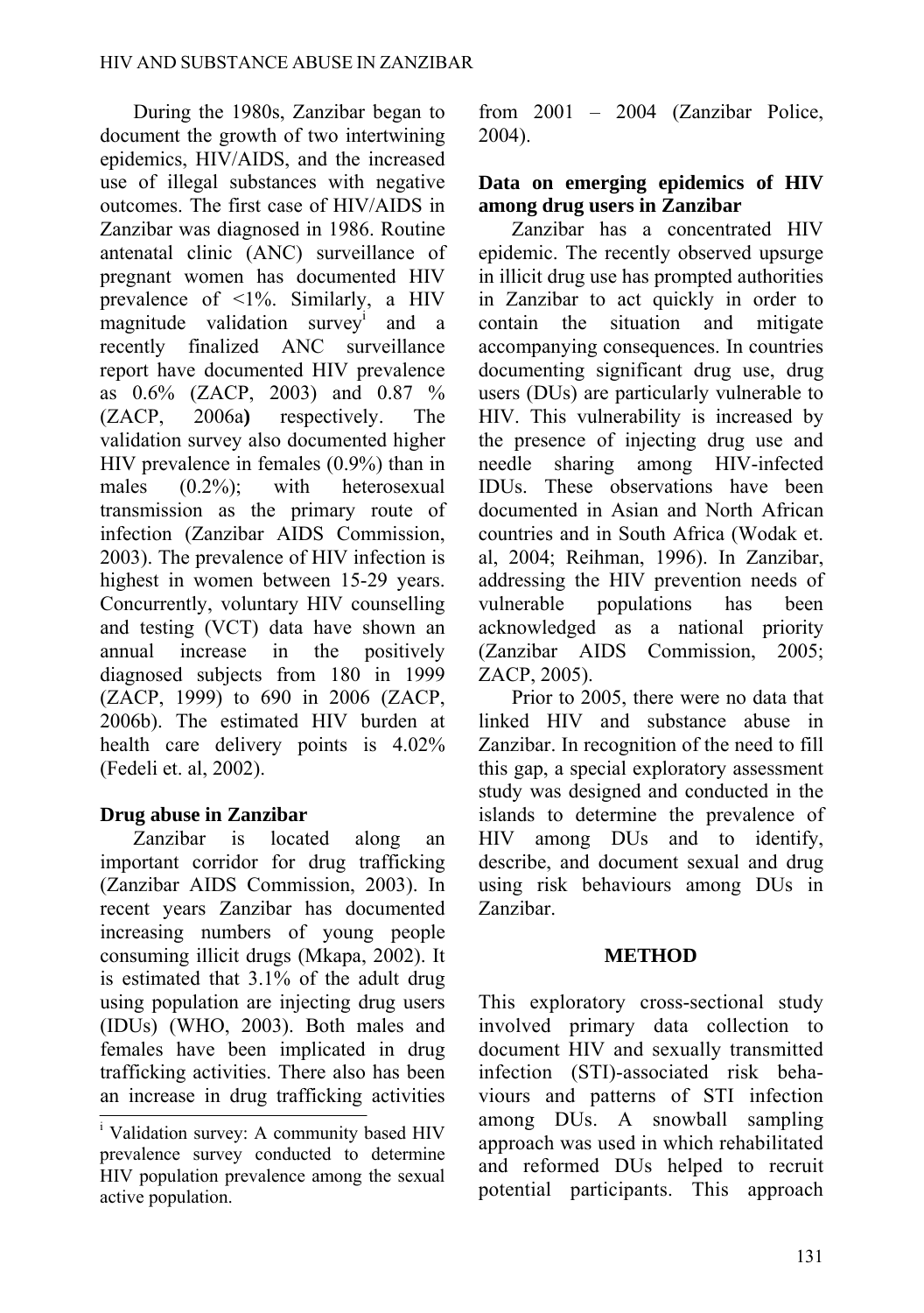During the 1980s, Zanzibar began to document the growth of two intertwining epidemics, HIV/AIDS, and the increased use of illegal substances with negative outcomes. The first case of HIV/AIDS in Zanzibar was diagnosed in 1986. Routine antenatal clinic (ANC) surveillance of pregnant women has documented HIV prevalence of <1%. Similarly, a HIV magnitude validation survey[i] and a recently finalized ANC surveillance report have documented HIV prevalence as 0.6% (ZACP, 2003) and 0.87 % (ZACP, 2006a**)** respectively. The validation survey also documented higher HIV prevalence in females (0.9%) than in males (0.2%); with heterosexual transmission as the primary route of infection (Zanzibar AIDS Commission, 2003). The prevalence of HIV infection is highest in women between 15-29 years. Concurrently, voluntary HIV counselling and testing (VCT) data have shown an annual increase in the positively diagnosed subjects from 180 in 1999 (ZACP, 1999) to 690 in 2006 (ZACP, 2006b). The estimated HIV burden at health care delivery points is 4.02% (Fedeli et. al, 2002).

## Drug abuse in Zanzibar

Zanzibar is located along an important corridor for drug trafficking (Zanzibar AIDS Commission, 2003). In recent years Zanzibar has documented increasing numbers of young people consuming illicit drugs (Mkapa, 2002). It is estimated that 3.1% of the adult drug using population are injecting drug users (IDUs) (WHO, 2003). Both males and females have been implicated in drug trafficking activities. There also has been an increase in drug trafficking activities from 2001 – 2004 (Zanzibar Police, 2004).

## Data on emerging epidemics of HIV among drug users in Zanzibar

Zanzibar has a concentrated HIV epidemic. The recently observed upsurge in illicit drug use has prompted authorities in Zanzibar to act quickly in order to contain the situation and mitigate accompanying consequences. In countries documenting significant drug use, drug users (DUs) are particularly vulnerable to HIV. This vulnerability is increased by the presence of injecting drug use and needle sharing among HIV-infected IDUs. These observations have been documented in Asian and North African countries and in South Africa (Wodak et. al, 2004; Reihman, 1996). In Zanzibar, addressing the HIV prevention needs of vulnerable populations has been acknowledged as a national priority (Zanzibar AIDS Commission, 2005; ZACP, 2005).

Prior to 2005, there were no data that linked HIV and substance abuse in Zanzibar. In recognition of the need to fill this gap, a special exploratory assessment study was designed and conducted in the islands to determine the prevalence of HIV among DUs and to identify, describe, and document sexual and drug using risk behaviours among DUs in Zanzibar.

## METHOD

This exploratory cross-sectional study involved primary data collection to document HIV and sexually transmitted infection (STI)-associated risk behaviours and patterns of STI infection among DUs. A snowball sampling approach was used in which rehabilitated and reformed DUs helped to recruit potential participants. This approach

---

[i] Validation survey: A community based HIV prevalence survey conducted to determine HIV population prevalence among the sexual active population.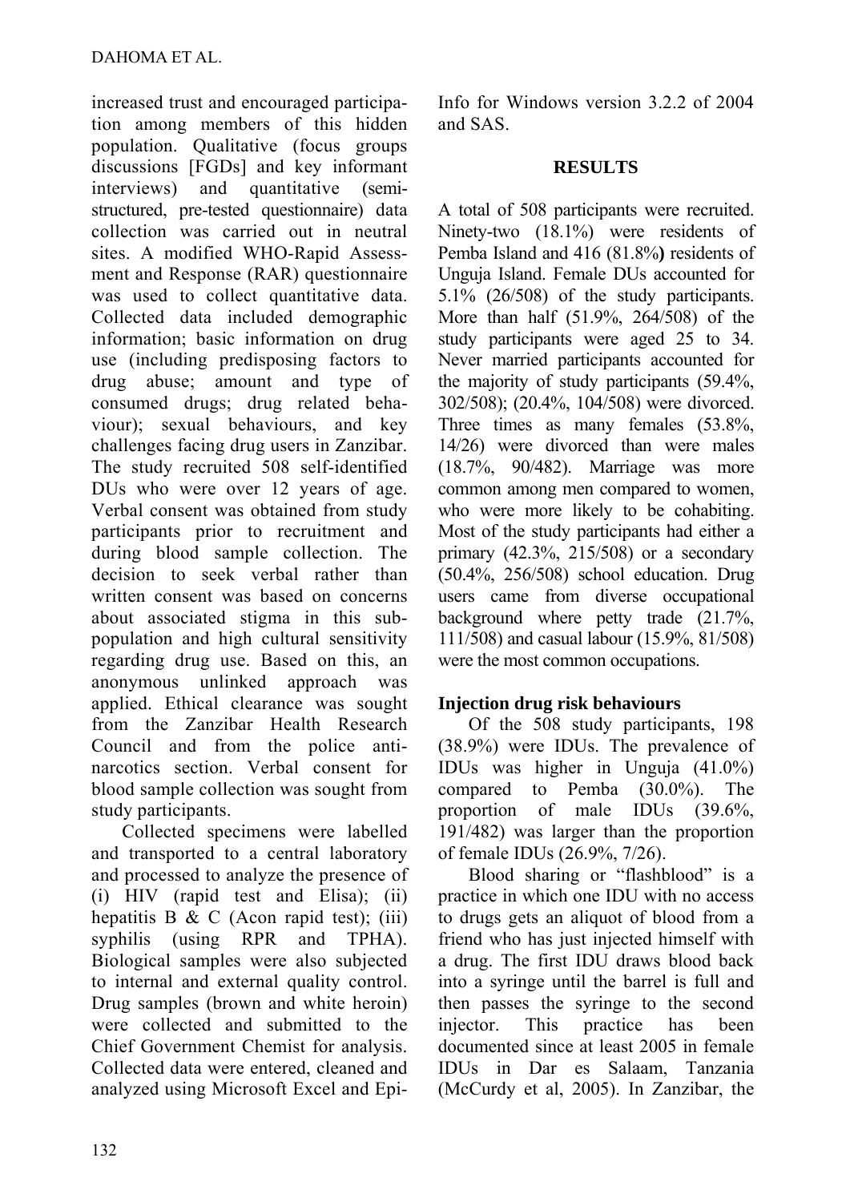increased trust and encouraged participation among members of this hidden population. Qualitative (focus groups discussions [FGDs] and key informant interviews) and quantitative (semi-structured, pre-tested questionnaire) data collection was carried out in neutral sites. A modified WHO-Rapid Assessment and Response (RAR) questionnaire was used to collect quantitative data. Collected data included demographic information; basic information on drug use (including predisposing factors to drug abuse; amount and type of consumed drugs; drug related behaviour); sexual behaviours, and key challenges facing drug users in Zanzibar. The study recruited 508 self-identified DUs who were over 12 years of age. Verbal consent was obtained from study participants prior to recruitment and during blood sample collection. The decision to seek verbal rather than written consent was based on concerns about associated stigma in this sub-population and high cultural sensitivity regarding drug use. Based on this, an anonymous unlinked approach was applied. Ethical clearance was sought from the Zanzibar Health Research Council and from the police anti-narcotics section. Verbal consent for blood sample collection was sought from study participants.

Collected specimens were labelled and transported to a central laboratory and processed to analyze the presence of (i) HIV (rapid test and Elisa); (ii) hepatitis B & C (Acon rapid test); (iii) syphilis (using RPR and TPHA). Biological samples were also subjected to internal and external quality control. Drug samples (brown and white heroin) were collected and submitted to the Chief Government Chemist for analysis. Collected data were entered, cleaned and analyzed using Microsoft Excel and Epi-Info for Windows version 3.2.2 of 2004 and SAS.

## RESULTS

A total of 508 participants were recruited. Ninety-two (18.1%) were residents of Pemba Island and 416 (81.8%**)** residents of Unguja Island. Female DUs accounted for 5.1% (26/508) of the study participants. More than half (51.9%, 264/508) of the study participants were aged 25 to 34. Never married participants accounted for the majority of study participants (59.4%, 302/508); (20.4%, 104/508) were divorced. Three times as many females (53.8%, 14/26) were divorced than were males (18.7%, 90/482). Marriage was more common among men compared to women, who were more likely to be cohabiting. Most of the study participants had either a primary (42.3%, 215/508) or a secondary (50.4%, 256/508) school education. Drug users came from diverse occupational background where petty trade (21.7%, 111/508) and casual labour (15.9%, 81/508) were the most common occupations.

### Injection drug risk behaviours

Of the 508 study participants, 198 (38.9%) were IDUs. The prevalence of IDUs was higher in Unguja (41.0%) compared to Pemba (30.0%). The proportion of male IDUs (39.6%, 191/482) was larger than the proportion of female IDUs (26.9%, 7/26).

Blood sharing or "flashblood" is a practice in which one IDU with no access to drugs gets an aliquot of blood from a friend who has just injected himself with a drug. The first IDU draws blood back into a syringe until the barrel is full and then passes the syringe to the second injector. This practice has been documented since at least 2005 in female IDUs in Dar es Salaam, Tanzania (McCurdy et al, 2005). In Zanzibar, the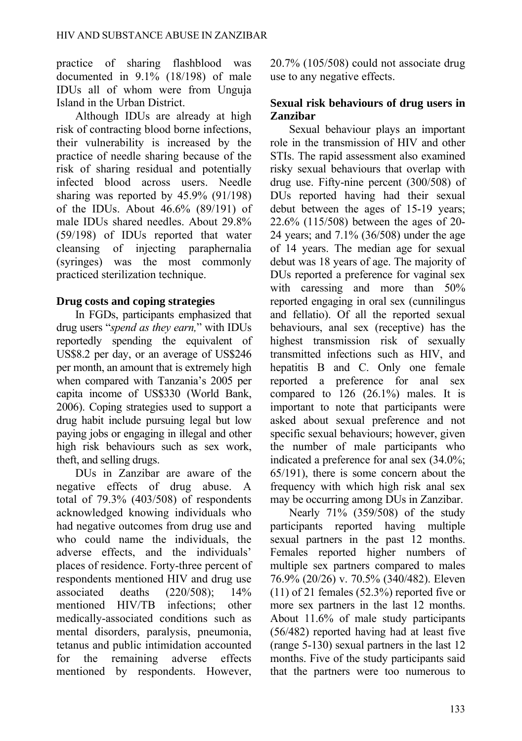practice of sharing flashblood was documented in 9.1% (18/198) of male IDUs all of whom were from Unguja Island in the Urban District.

Although IDUs are already at high risk of contracting blood borne infections, their vulnerability is increased by the practice of needle sharing because of the risk of sharing residual and potentially infected blood across users. Needle sharing was reported by 45.9% (91/198) of the IDUs. About 46.6% (89/191) of male IDUs shared needles. About 29.8% (59/198) of IDUs reported that water cleansing of injecting paraphernalia (syringes) was the most commonly practiced sterilization technique.

## Drug costs and coping strategies

In FGDs, participants emphasized that drug users "*spend as they earn,*" with IDUs reportedly spending the equivalent of US$8.2 per day, or an average of US$246 per month, an amount that is extremely high when compared with Tanzania's 2005 per capita income of US$330 (World Bank, 2006). Coping strategies used to support a drug habit include pursuing legal but low paying jobs or engaging in illegal and other high risk behaviours such as sex work, theft, and selling drugs.

DUs in Zanzibar are aware of the negative effects of drug abuse. A total of 79.3% (403/508) of respondents acknowledged knowing individuals who had negative outcomes from drug use and who could name the individuals, the adverse effects, and the individuals' places of residence. Forty-three percent of respondents mentioned HIV and drug use associated deaths (220/508); 14% mentioned HIV/TB infections; other medically-associated conditions such as mental disorders, paralysis, pneumonia, tetanus and public intimidation accounted for the remaining adverse effects mentioned by respondents. However, 20.7% (105/508) could not associate drug use to any negative effects.

## Sexual risk behaviours of drug users in Zanzibar

Sexual behaviour plays an important role in the transmission of HIV and other STIs. The rapid assessment also examined risky sexual behaviours that overlap with drug use. Fifty-nine percent (300/508) of DUs reported having had their sexual debut between the ages of 15-19 years; 22.6% (115/508) between the ages of 20-24 years; and 7.1% (36/508) under the age of 14 years. The median age for sexual debut was 18 years of age. The majority of DUs reported a preference for vaginal sex with caressing and more than 50% reported engaging in oral sex (cunnilingus and fellatio). Of all the reported sexual behaviours, anal sex (receptive) has the highest transmission risk of sexually transmitted infections such as HIV, and hepatitis B and C. Only one female reported a preference for anal sex compared to 126 (26.1%) males. It is important to note that participants were asked about sexual preference and not specific sexual behaviours; however, given the number of male participants who indicated a preference for anal sex (34.0%; 65/191), there is some concern about the frequency with which high risk anal sex may be occurring among DUs in Zanzibar.

Nearly 71% (359/508) of the study participants reported having multiple sexual partners in the past 12 months. Females reported higher numbers of multiple sex partners compared to males 76.9% (20/26) v. 70.5% (340/482). Eleven (11) of 21 females (52.3%) reported five or more sex partners in the last 12 months. About 11.6% of male study participants (56/482) reported having had at least five (range 5-130) sexual partners in the last 12 months. Five of the study participants said that the partners were too numerous to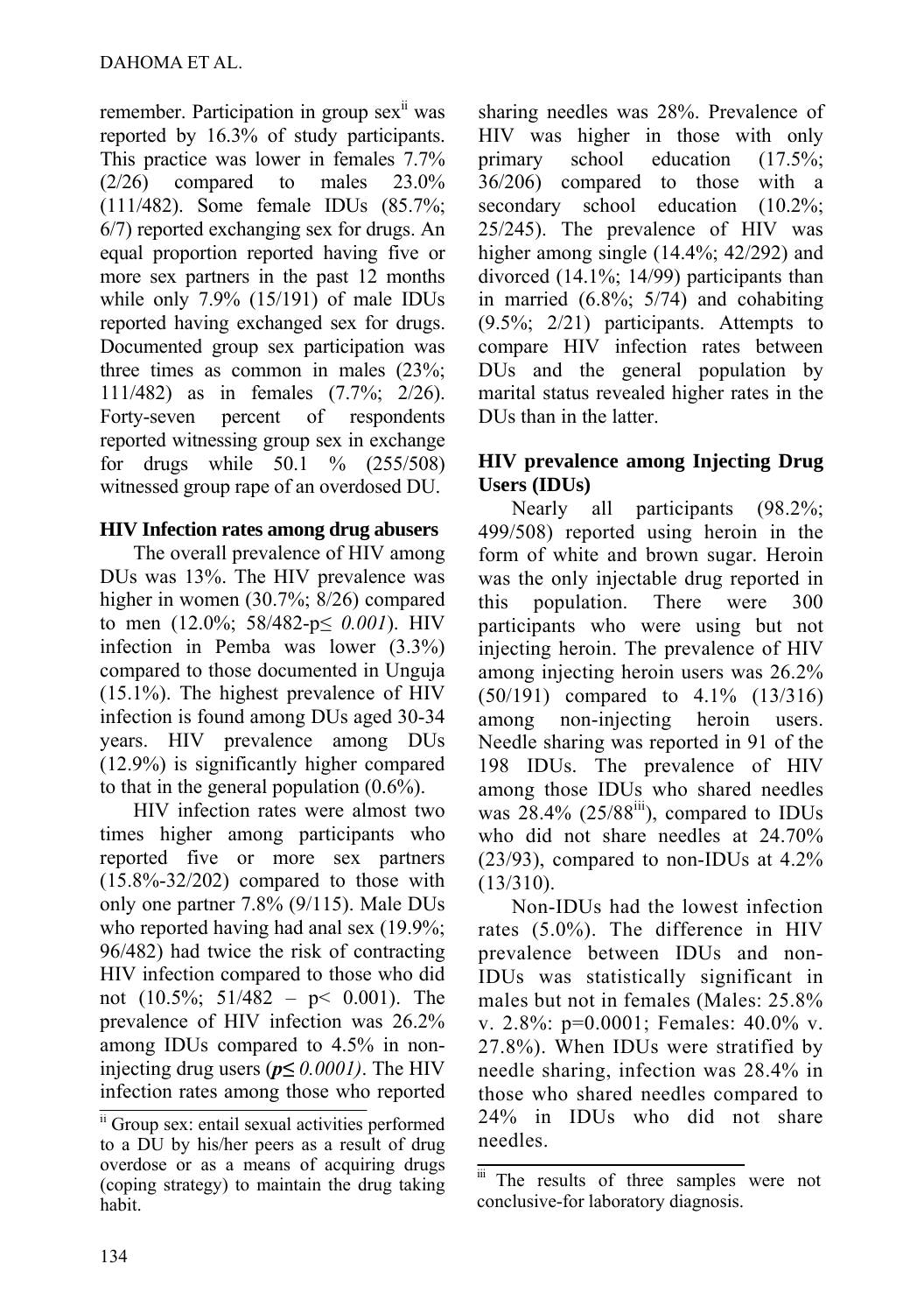remember. Participation in group sex[ii] was reported by 16.3% of study participants. This practice was lower in females 7.7% (2/26) compared to males 23.0% (111/482). Some female IDUs (85.7%; 6/7) reported exchanging sex for drugs. An equal proportion reported having five or more sex partners in the past 12 months while only 7.9% (15/191) of male IDUs reported having exchanged sex for drugs. Documented group sex participation was three times as common in males (23%; 111/482) as in females (7.7%; 2/26). Forty-seven percent of respondents reported witnessing group sex in exchange for drugs while 50.1 % (255/508) witnessed group rape of an overdosed DU.

### HIV Infection rates among drug abusers

The overall prevalence of HIV among DUs was 13%. The HIV prevalence was higher in women (30.7%; 8/26) compared to men (12.0%; 58/482-$p \leq$ *0.001*). HIV infection in Pemba was lower (3.3%) compared to those documented in Unguja (15.1%). The highest prevalence of HIV infection is found among DUs aged 30-34 years. HIV prevalence among DUs (12.9%) is significantly higher compared to that in the general population (0.6%).

HIV infection rates were almost two times higher among participants who reported five or more sex partners (15.8%-32/202) compared to those with only one partner 7.8% (9/115). Male DUs who reported having had anal sex (19.9%; 96/482) had twice the risk of contracting HIV infection compared to those who did not (10.5%; 51/482 – $p < 0.001$). The prevalence of HIV infection was 26.2% among IDUs compared to 4.5% in non-injecting drug users (***p≤*** *0.0001)*. The HIV infection rates among those who reported sharing needles was 28%. Prevalence of HIV was higher in those with only primary school education (17.5%; 36/206) compared to those with a secondary school education (10.2%; 25/245). The prevalence of HIV was higher among single (14.4%; 42/292) and divorced (14.1%; 14/99) participants than in married (6.8%; 5/74) and cohabiting (9.5%; 2/21) participants. Attempts to compare HIV infection rates between DUs and the general population by marital status revealed higher rates in the DUs than in the latter.

### HIV prevalence among Injecting Drug Users (IDUs)

Nearly all participants (98.2%; 499/508) reported using heroin in the form of white and brown sugar. Heroin was the only injectable drug reported in this population. There were 300 participants who were using but not injecting heroin. The prevalence of HIV among injecting heroin users was 26.2% (50/191) compared to 4.1% (13/316) among non-injecting heroin users. Needle sharing was reported in 91 of the 198 IDUs. The prevalence of HIV among those IDUs who shared needles was 28.4% (25/88[iii]), compared to IDUs who did not share needles at 24.70% (23/93), compared to non-IDUs at 4.2% (13/310).

Non-IDUs had the lowest infection rates (5.0%). The difference in HIV prevalence between IDUs and non-IDUs was statistically significant in males but not in females (Males: 25.8% v. 2.8%: p=0.0001; Females: 40.0% v. 27.8%). When IDUs were stratified by needle sharing, infection was 28.4% in those who shared needles compared to 24% in IDUs who did not share needles.

---

[ii] Group sex: entail sexual activities performed to a DU by his/her peers as a result of drug overdose or as a means of acquiring drugs (coping strategy) to maintain the drug taking habit.

[iii] The results of three samples were not conclusive-for laboratory diagnosis.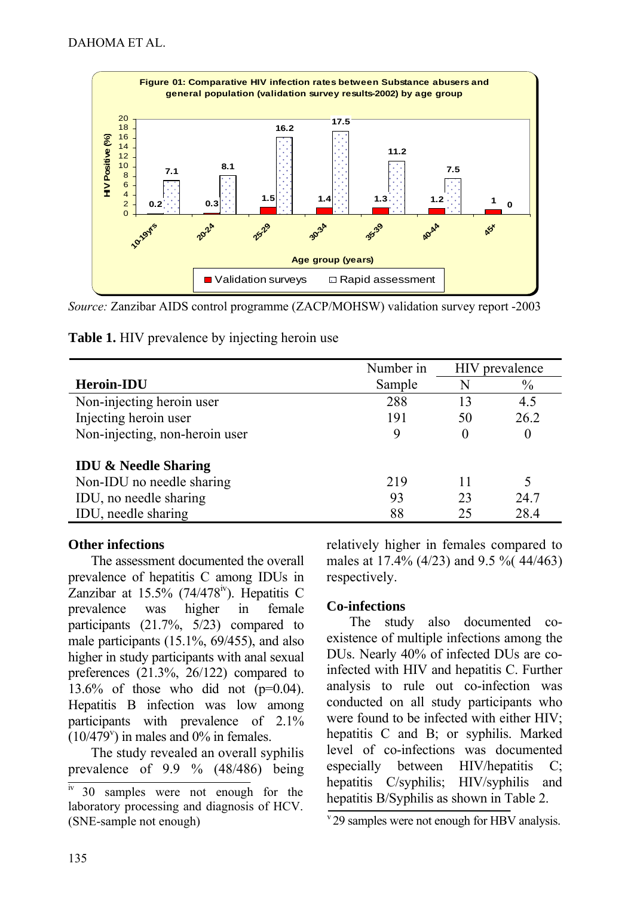**Figure 01: Comparative HIV infection rates between Substance abusers and general population (validation survey results-2002) by age group**

| Age group (years) | Validation surveys | Rapid assessment |
|---|---|---|
| 10-19yrs | 0.2 | 7.1 |
| 20-24 | 0.3 | 8.1 |
| 25-29 | 1.5 | 16.2 |
| 30-34 | 1.4 | 17.5 |
| 35-39 | 1.3 | 11.2 |
| 40-44 | 1.2 | 7.5 |
| 45+ | 1 | 0 |

*Source:* Zanzibar AIDS control programme (ZACP/MOHSW) validation survey report -2003

**Table 1.** HIV prevalence by injecting heroin use

| **Heroin-IDU** | Number in Sample | HIV prevalence N | HIV prevalence % |
|---|---|---|---|
| Non-injecting heroin user | 288 | 13 | 4.5 |
| Injecting heroin user | 191 | 50 | 26.2 |
| Non-injecting, non-heroin user | 9 | 0 | 0 |
| **IDU & Needle Sharing** | | | |
| Non-IDU no needle sharing | 219 | 11 | 5 |
| IDU, no needle sharing | 93 | 23 | 24.7 |
| IDU, needle sharing | 88 | 25 | 28.4 |

### Other infections

The assessment documented the overall prevalence of hepatitis C among IDUs in Zanzibar at 15.5% (74/478[iv]). Hepatitis C prevalence was higher in female participants (21.7%, 5/23) compared to male participants (15.1%, 69/455), and also higher in study participants with anal sexual preferences (21.3%, 26/122) compared to 13.6% of those who did not (p=0.04). Hepatitis B infection was low among participants with prevalence of 2.1% (10/479[v]) in males and 0% in females.

The study revealed an overall syphilis prevalence of 9.9 % (48/486) being relatively higher in females compared to males at 17.4% (4/23) and 9.5 %( 44/463) respectively.

### Co-infections

The study also documented co-existence of multiple infections among the DUs. Nearly 40% of infected DUs are co-infected with HIV and hepatitis C. Further analysis to rule out co-infection was conducted on all study participants who were found to be infected with either HIV; hepatitis C and B; or syphilis. Marked level of co-infections was documented especially between HIV/hepatitis C; hepatitis C/syphilis; HIV/syphilis and hepatitis B/Syphilis as shown in Table 2.

[iv] 30 samples were not enough for the laboratory processing and diagnosis of HCV. (SNE-sample not enough)

[v] 29 samples were not enough for HBV analysis.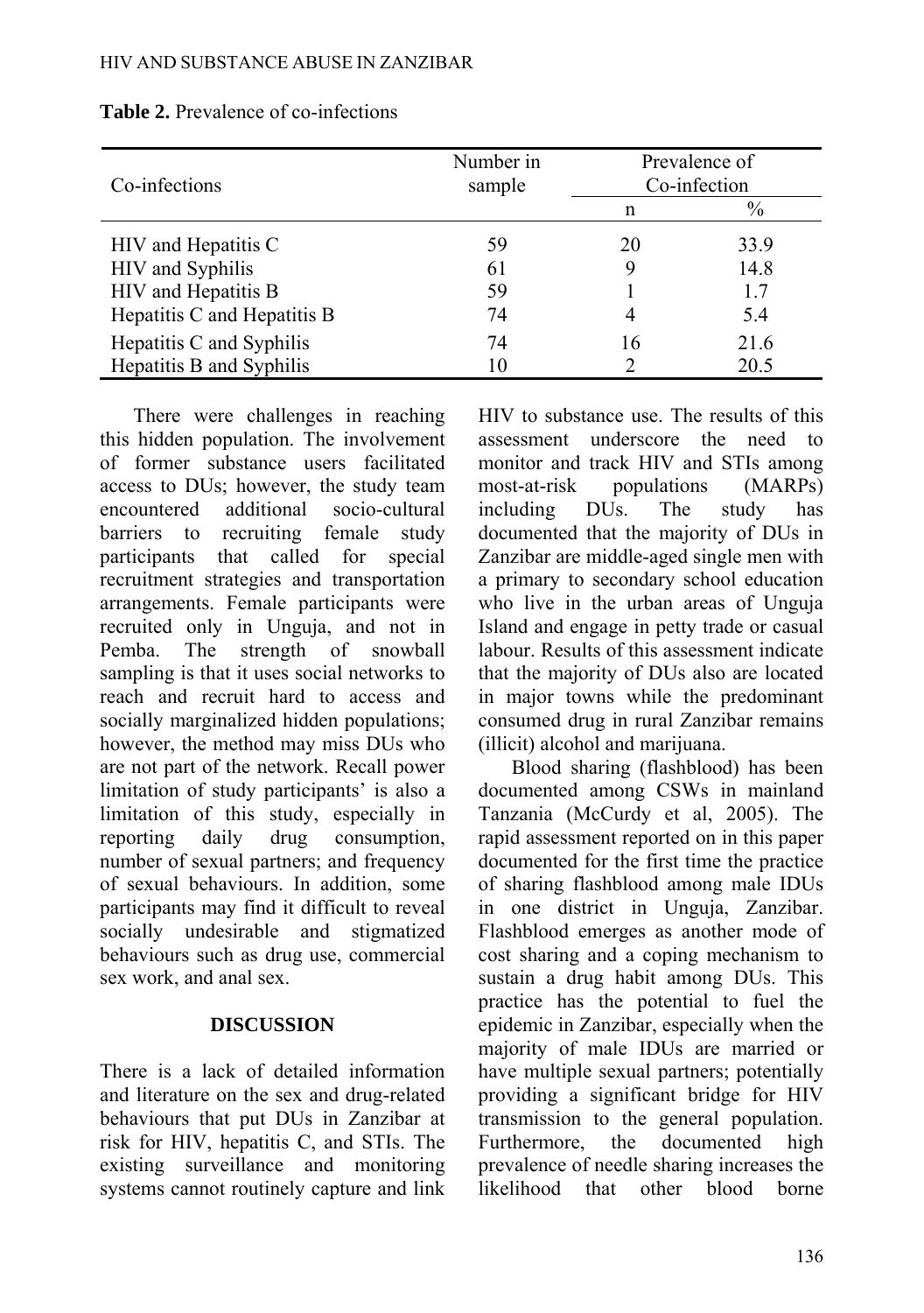**Table 2.** Prevalence of co-infections

| Co-infections | Number in sample | Prevalence of Co-infection | |
|---|---|---|---|
| | | n | % |
| HIV and Hepatitis C | 59 | 20 | 33.9 |
| HIV and Syphilis | 61 | 9 | 14.8 |
| HIV and Hepatitis B | 59 | 1 | 1.7 |
| Hepatitis C and Hepatitis B | 74 | 4 | 5.4 |
| Hepatitis C and Syphilis | 74 | 16 | 21.6 |
| Hepatitis B and Syphilis | 10 | 2 | 20.5 |

There were challenges in reaching this hidden population. The involvement of former substance users facilitated access to DUs; however, the study team encountered additional socio-cultural barriers to recruiting female study participants that called for special recruitment strategies and transportation arrangements. Female participants were recruited only in Unguja, and not in Pemba. The strength of snowball sampling is that it uses social networks to reach and recruit hard to access and socially marginalized hidden populations; however, the method may miss DUs who are not part of the network. Recall power limitation of study participants' is also a limitation of this study, especially in reporting daily drug consumption, number of sexual partners; and frequency of sexual behaviours. In addition, some participants may find it difficult to reveal socially undesirable and stigmatized behaviours such as drug use, commercial sex work, and anal sex.

## DISCUSSION

There is a lack of detailed information and literature on the sex and drug-related behaviours that put DUs in Zanzibar at risk for HIV, hepatitis C, and STIs. The existing surveillance and monitoring systems cannot routinely capture and link HIV to substance use. The results of this assessment underscore the need to monitor and track HIV and STIs among most-at-risk populations (MARPs) including DUs. The study has documented that the majority of DUs in Zanzibar are middle-aged single men with a primary to secondary school education who live in the urban areas of Unguja Island and engage in petty trade or casual labour. Results of this assessment indicate that the majority of DUs also are located in major towns while the predominant consumed drug in rural Zanzibar remains (illicit) alcohol and marijuana.

Blood sharing (flashblood) has been documented among CSWs in mainland Tanzania (McCurdy et al, 2005). The rapid assessment reported on in this paper documented for the first time the practice of sharing flashblood among male IDUs in one district in Unguja, Zanzibar. Flashblood emerges as another mode of cost sharing and a coping mechanism to sustain a drug habit among DUs. This practice has the potential to fuel the epidemic in Zanzibar, especially when the majority of male IDUs are married or have multiple sexual partners; potentially providing a significant bridge for HIV transmission to the general population. Furthermore, the documented high prevalence of needle sharing increases the likelihood that other blood borne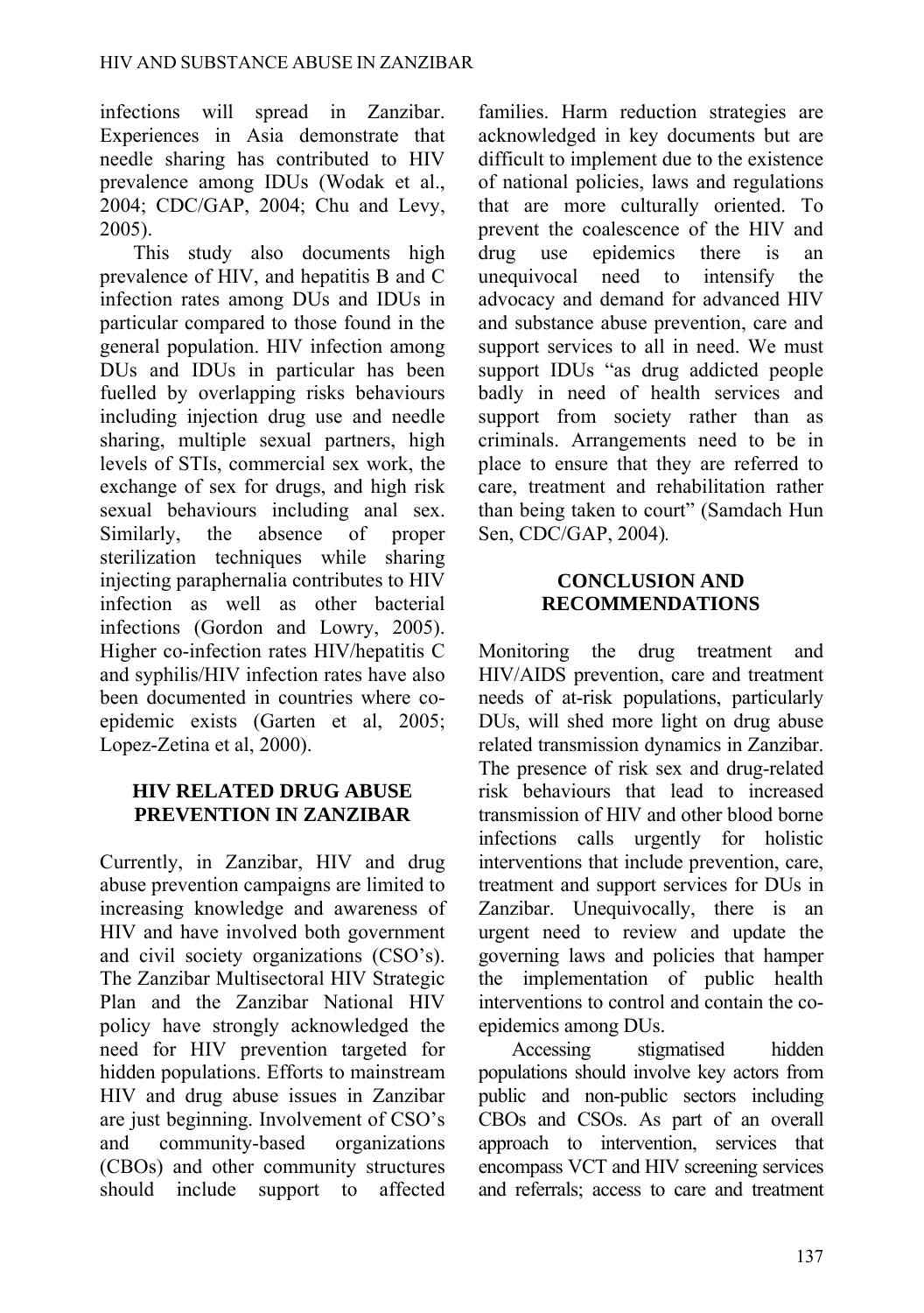infections will spread in Zanzibar. Experiences in Asia demonstrate that needle sharing has contributed to HIV prevalence among IDUs (Wodak et al., 2004; CDC/GAP, 2004; Chu and Levy, 2005).

This study also documents high prevalence of HIV, and hepatitis B and C infection rates among DUs and IDUs in particular compared to those found in the general population. HIV infection among DUs and IDUs in particular has been fuelled by overlapping risks behaviours including injection drug use and needle sharing, multiple sexual partners, high levels of STIs, commercial sex work, the exchange of sex for drugs, and high risk sexual behaviours including anal sex. Similarly, the absence of proper sterilization techniques while sharing injecting paraphernalia contributes to HIV infection as well as other bacterial infections (Gordon and Lowry, 2005). Higher co-infection rates HIV/hepatitis C and syphilis/HIV infection rates have also been documented in countries where co-epidemic exists (Garten et al, 2005; Lopez-Zetina et al, 2000).

## HIV RELATED DRUG ABUSE PREVENTION IN ZANZIBAR

Currently, in Zanzibar, HIV and drug abuse prevention campaigns are limited to increasing knowledge and awareness of HIV and have involved both government and civil society organizations (CSO's). The Zanzibar Multisectoral HIV Strategic Plan and the Zanzibar National HIV policy have strongly acknowledged the need for HIV prevention targeted for hidden populations. Efforts to mainstream HIV and drug abuse issues in Zanzibar are just beginning. Involvement of CSO's and community-based organizations (CBOs) and other community structures should include support to affected families. Harm reduction strategies are acknowledged in key documents but are difficult to implement due to the existence of national policies, laws and regulations that are more culturally oriented. To prevent the coalescence of the HIV and drug use epidemics there is an unequivocal need to intensify the advocacy and demand for advanced HIV and substance abuse prevention, care and support services to all in need. We must support IDUs "as drug addicted people badly in need of health services and support from society rather than as criminals. Arrangements need to be in place to ensure that they are referred to care, treatment and rehabilitation rather than being taken to court" (Samdach Hun Sen, CDC/GAP, 2004).

## CONCLUSION AND RECOMMENDATIONS

Monitoring the drug treatment and HIV/AIDS prevention, care and treatment needs of at-risk populations, particularly DUs, will shed more light on drug abuse related transmission dynamics in Zanzibar. The presence of risk sex and drug-related risk behaviours that lead to increased transmission of HIV and other blood borne infections calls urgently for holistic interventions that include prevention, care, treatment and support services for DUs in Zanzibar. Unequivocally, there is an urgent need to review and update the governing laws and policies that hamper the implementation of public health interventions to control and contain the co-epidemics among DUs.

Accessing stigmatised hidden populations should involve key actors from public and non-public sectors including CBOs and CSOs. As part of an overall approach to intervention, services that encompass VCT and HIV screening services and referrals; access to care and treatment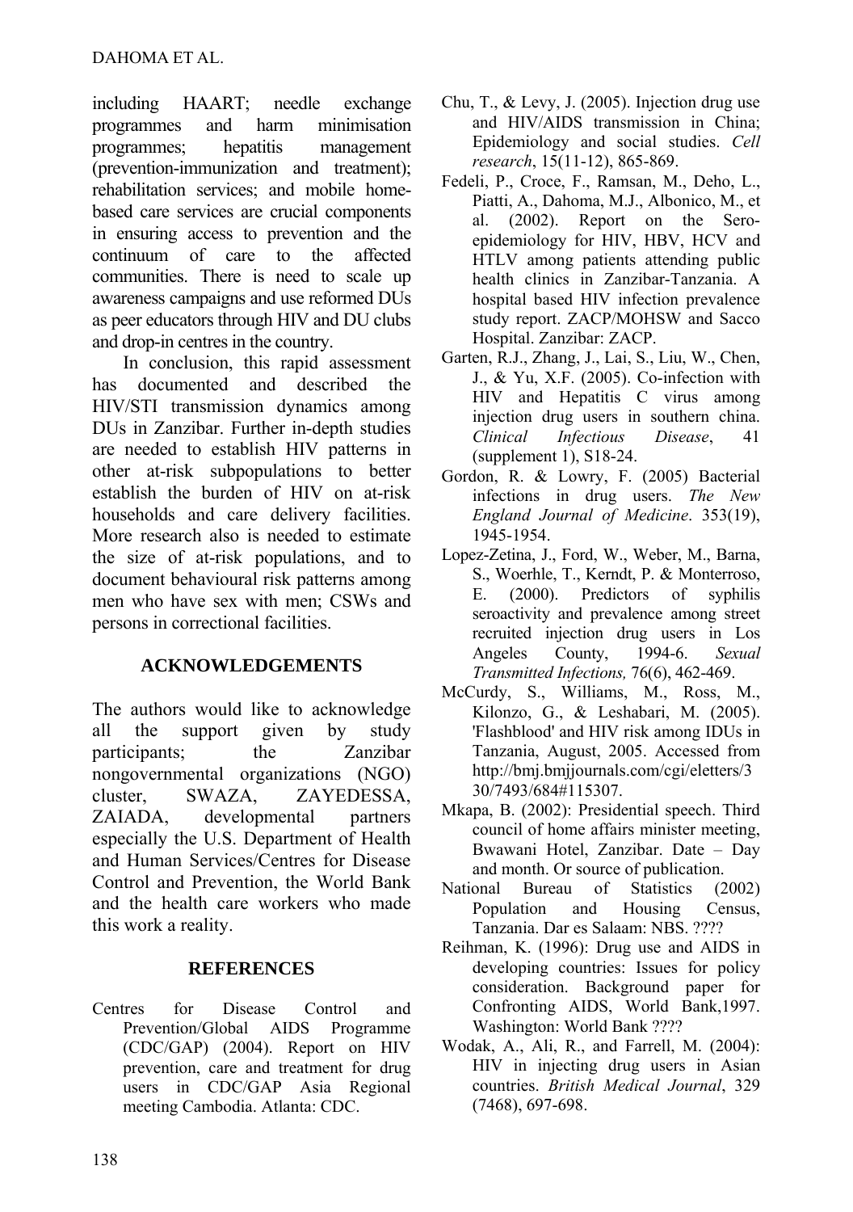including HAART; needle exchange programmes and harm minimisation programmes; hepatitis management (prevention-immunization and treatment); rehabilitation services; and mobile home-based care services are crucial components in ensuring access to prevention and the continuum of care to the affected communities. There is need to scale up awareness campaigns and use reformed DUs as peer educators through HIV and DU clubs and drop-in centres in the country.

In conclusion, this rapid assessment has documented and described the HIV/STI transmission dynamics among DUs in Zanzibar. Further in-depth studies are needed to establish HIV patterns in other at-risk subpopulations to better establish the burden of HIV on at-risk households and care delivery facilities. More research also is needed to estimate the size of at-risk populations, and to document behavioural risk patterns among men who have sex with men; CSWs and persons in correctional facilities.

## ACKNOWLEDGEMENTS

The authors would like to acknowledge all the support given by study participants; the Zanzibar nongovernmental organizations (NGO) cluster, SWAZA, ZAYEDESSA, ZAIADA, developmental partners especially the U.S. Department of Health and Human Services/Centres for Disease Control and Prevention, the World Bank and the health care workers who made this work a reality.

## REFERENCES

Centres for Disease Control and Prevention/Global AIDS Programme (CDC/GAP) (2004). Report on HIV prevention, care and treatment for drug users in CDC/GAP Asia Regional meeting Cambodia. Atlanta: CDC.

Chu, T., & Levy, J. (2005). Injection drug use and HIV/AIDS transmission in China; Epidemiology and social studies. *Cell research*, 15(11-12), 865-869.

Fedeli, P., Croce, F., Ramsan, M., Deho, L., Piatti, A., Dahoma, M.J., Albonico, M., et al. (2002). Report on the Sero-epidemiology for HIV, HBV, HCV and HTLV among patients attending public health clinics in Zanzibar-Tanzania. A hospital based HIV infection prevalence study report. ZACP/MOHSW and Sacco Hospital. Zanzibar: ZACP.

Garten, R.J., Zhang, J., Lai, S., Liu, W., Chen, J., & Yu, X.F. (2005). Co-infection with HIV and Hepatitis C virus among injection drug users in southern china. *Clinical Infectious Disease*, 41 (supplement 1), S18-24.

Gordon, R. & Lowry, F. (2005) Bacterial infections in drug users. *The New England Journal of Medicine*. 353(19), 1945-1954.

Lopez-Zetina, J., Ford, W., Weber, M., Barna, S., Woerhle, T., Kerndt, P. & Monterroso, E. (2000). Predictors of syphilis seroactivity and prevalence among street recruited injection drug users in Los Angeles County, 1994-6. *Sexual Transmitted Infections,* 76(6), 462-469.

McCurdy, S., Williams, M., Ross, M., Kilonzo, G., & Leshabari, M. (2005). 'Flashblood' and HIV risk among IDUs in Tanzania, August, 2005. Accessed from http://bmj.bmjjournals.com/cgi/eletters/330/7493/684#115307.

Mkapa, B. (2002): Presidential speech. Third council of home affairs minister meeting, Bwawani Hotel, Zanzibar. Date – Day and month. Or source of publication.

National Bureau of Statistics (2002) Population and Housing Census, Tanzania. Dar es Salaam: NBS. ????

Reihman, K. (1996): Drug use and AIDS in developing countries: Issues for policy consideration. Background paper for Confronting AIDS, World Bank,1997. Washington: World Bank ????

Wodak, A., Ali, R., and Farrell, M. (2004): HIV in injecting drug users in Asian countries. *British Medical Journal*, 329 (7468), 697-698.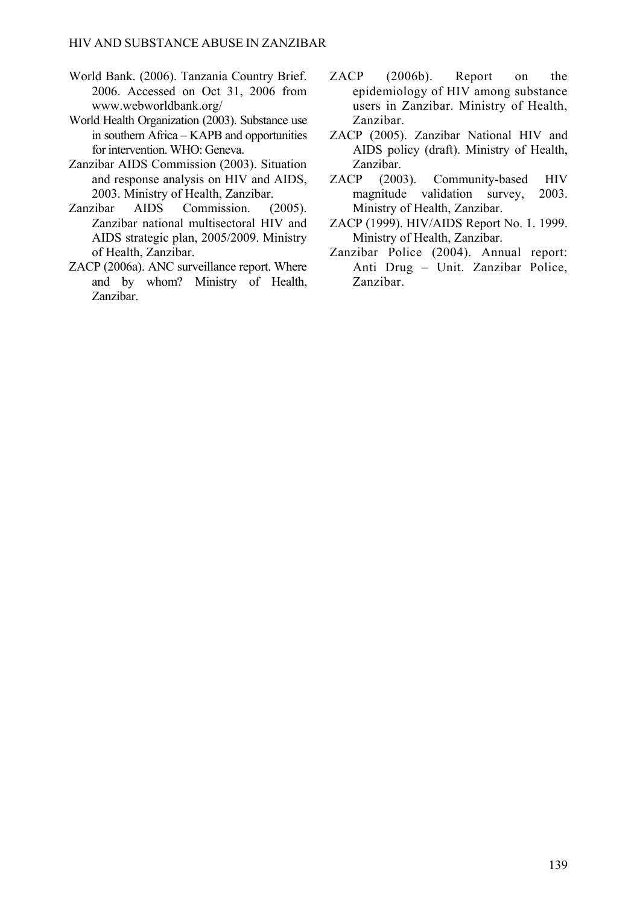World Bank. (2006). Tanzania Country Brief. 2006. Accessed on Oct 31, 2006 from www.webworldbank.org/

World Health Organization (2003). Substance use in southern Africa – KAPB and opportunities for intervention. WHO: Geneva.

Zanzibar AIDS Commission (2003). Situation and response analysis on HIV and AIDS, 2003. Ministry of Health, Zanzibar.

Zanzibar AIDS Commission. (2005). Zanzibar national multisectoral HIV and AIDS strategic plan, 2005/2009. Ministry of Health, Zanzibar.

ZACP (2006a). ANC surveillance report. Where and by whom? Ministry of Health, Zanzibar.

ZACP (2006b). Report on the epidemiology of HIV among substance users in Zanzibar. Ministry of Health, Zanzibar.

ZACP (2005). Zanzibar National HIV and AIDS policy (draft). Ministry of Health, Zanzibar.

ZACP (2003). Community-based HIV magnitude validation survey, 2003. Ministry of Health, Zanzibar.

ZACP (1999). HIV/AIDS Report No. 1. 1999. Ministry of Health, Zanzibar.

Zanzibar Police (2004). Annual report: Anti Drug – Unit. Zanzibar Police, Zanzibar.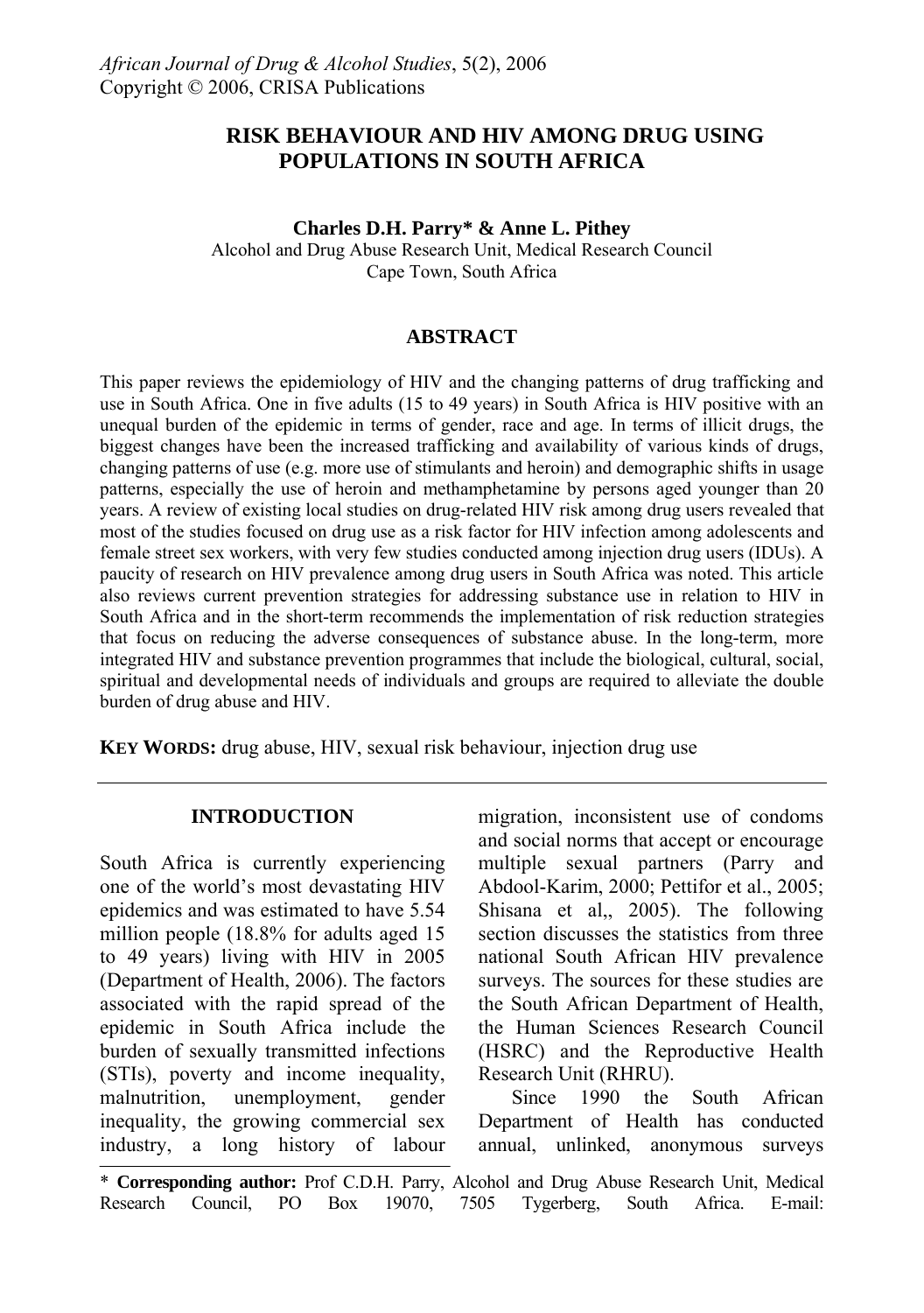*African Journal of Drug & Alcohol Studies*, 5(2), 2006
Copyright © 2006, CRISA Publications

# RISK BEHAVIOUR AND HIV AMONG DRUG USING POPULATIONS IN SOUTH AFRICA

**Charles D.H. Parry\* & Anne L. Pithey**
Alcohol and Drug Abuse Research Unit, Medical Research Council
Cape Town, South Africa

## ABSTRACT

This paper reviews the epidemiology of HIV and the changing patterns of drug trafficking and use in South Africa. One in five adults (15 to 49 years) in South Africa is HIV positive with an unequal burden of the epidemic in terms of gender, race and age. In terms of illicit drugs, the biggest changes have been the increased trafficking and availability of various kinds of drugs, changing patterns of use (e.g. more use of stimulants and heroin) and demographic shifts in usage patterns, especially the use of heroin and methamphetamine by persons aged younger than 20 years. A review of existing local studies on drug-related HIV risk among drug users revealed that most of the studies focused on drug use as a risk factor for HIV infection among adolescents and female street sex workers, with very few studies conducted among injection drug users (IDUs). A paucity of research on HIV prevalence among drug users in South Africa was noted. This article also reviews current prevention strategies for addressing substance use in relation to HIV in South Africa and in the short-term recommends the implementation of risk reduction strategies that focus on reducing the adverse consequences of substance abuse. In the long-term, more integrated HIV and substance prevention programmes that include the biological, cultural, social, spiritual and developmental needs of individuals and groups are required to alleviate the double burden of drug abuse and HIV.

**KEY WORDS:** drug abuse, HIV, sexual risk behaviour, injection drug use

## INTRODUCTION

South Africa is currently experiencing one of the world's most devastating HIV epidemics and was estimated to have 5.54 million people (18.8% for adults aged 15 to 49 years) living with HIV in 2005 (Department of Health, 2006). The factors associated with the rapid spread of the epidemic in South Africa include the burden of sexually transmitted infections (STIs), poverty and income inequality, malnutrition, unemployment, gender inequality, the growing commercial sex industry, a long history of labour migration, inconsistent use of condoms and social norms that accept or encourage multiple sexual partners (Parry and Abdool-Karim, 2000; Pettifor et al., 2005; Shisana et al,, 2005). The following section discusses the statistics from three national South African HIV prevalence surveys. The sources for these studies are the South African Department of Health, the Human Sciences Research Council (HSRC) and the Reproductive Health Research Unit (RHRU).

Since 1990 the South African Department of Health has conducted annual, unlinked, anonymous surveys

\* **Corresponding author:** Prof C.D.H. Parry, Alcohol and Drug Abuse Research Unit, Medical Research Council, PO Box 19070, 7505 Tygerberg, South Africa. E-mail: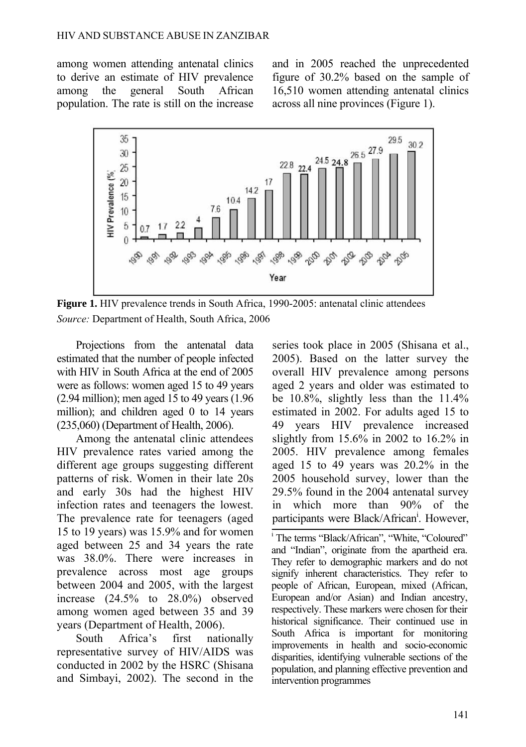among women attending antenatal clinics to derive an estimate of HIV prevalence among the general South African population. The rate is still on the increase and in 2005 reached the unprecedented figure of 30.2% based on the sample of 16,510 women attending antenatal clinics across all nine provinces (Figure 1).

**Figure 1.** HIV prevalence trends in South Africa, 1990-2005: antenatal clinic attendees
*Source:* Department of Health, South Africa, 2006

Projections from the antenatal data estimated that the number of people infected with HIV in South Africa at the end of 2005 were as follows: women aged 15 to 49 years (2.94 million); men aged 15 to 49 years (1.96 million); and children aged 0 to 14 years (235,060) (Department of Health, 2006).

Among the antenatal clinic attendees HIV prevalence rates varied among the different age groups suggesting different patterns of risk. Women in their late 20s and early 30s had the highest HIV infection rates and teenagers the lowest. The prevalence rate for teenagers (aged 15 to 19 years) was 15.9% and for women aged between 25 and 34 years the rate was 38.0%. There were increases in prevalence across most age groups between 2004 and 2005, with the largest increase (24.5% to 28.0%) observed among women aged between 35 and 39 years (Department of Health, 2006).

South Africa's first nationally representative survey of HIV/AIDS was conducted in 2002 by the HSRC (Shisana and Simbayi, 2002). The second in the series took place in 2005 (Shisana et al., 2005). Based on the latter survey the overall HIV prevalence among persons aged 2 years and older was estimated to be 10.8%, slightly less than the 11.4% estimated in 2002. For adults aged 15 to 49 years HIV prevalence increased slightly from 15.6% in 2002 to 16.2% in 2005. HIV prevalence among females aged 15 to 49 years was 20.2% in the 2005 household survey, lower than the 29.5% found in the 2004 antenatal survey in which more than 90% of the participants were Black/African[i]. However,

[i] The terms "Black/African", "White, "Coloured" and "Indian", originate from the apartheid era. They refer to demographic markers and do not signify inherent characteristics. They refer to people of African, European, mixed (African, European and/or Asian) and Indian ancestry, respectively. These markers were chosen for their historical significance. Their continued use in South Africa is important for monitoring improvements in health and socio-economic disparities, identifying vulnerable sections of the population, and planning effective prevention and intervention programmes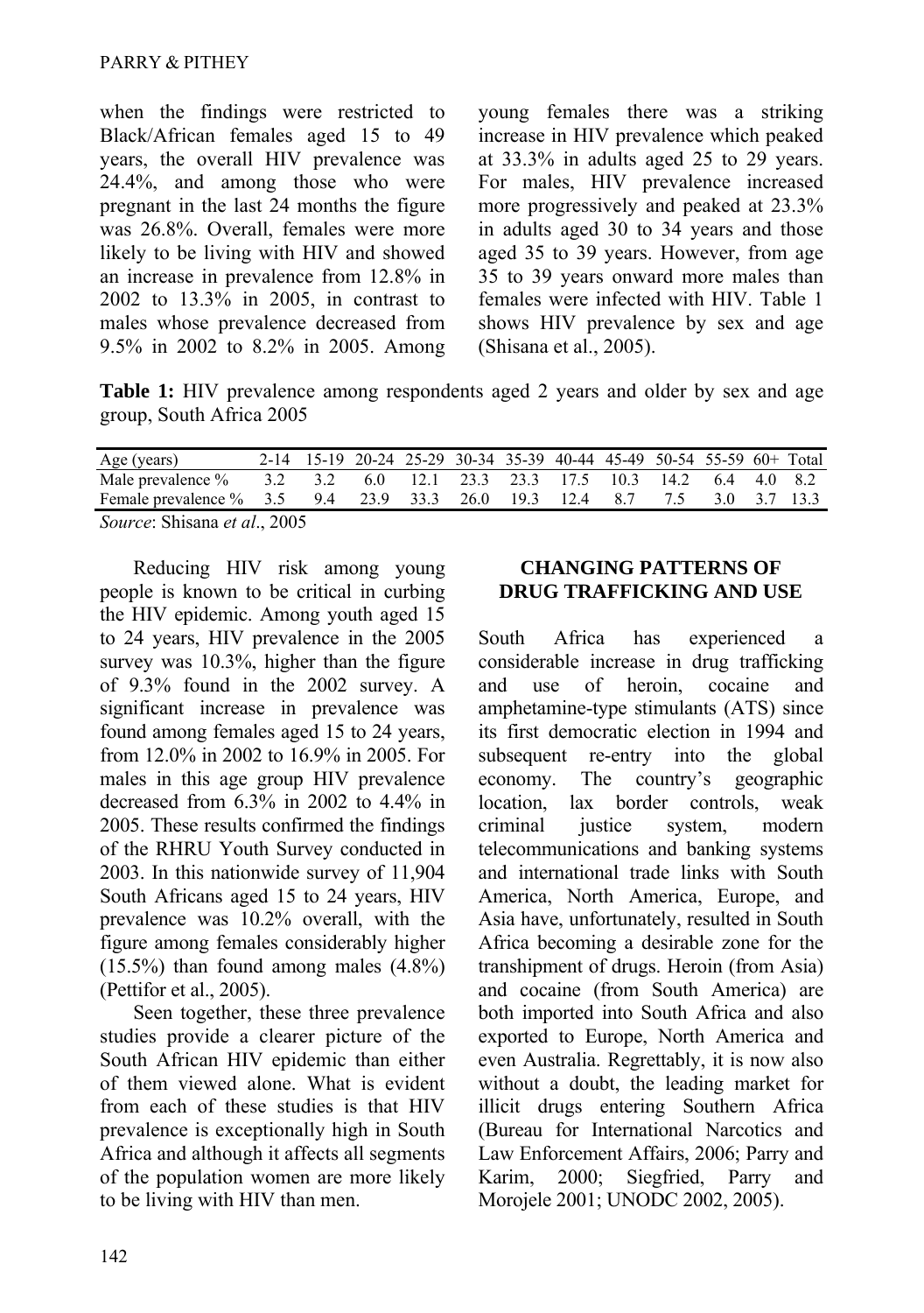when the findings were restricted to Black/African females aged 15 to 49 years, the overall HIV prevalence was 24.4%, and among those who were pregnant in the last 24 months the figure was 26.8%. Overall, females were more likely to be living with HIV and showed an increase in prevalence from 12.8% in 2002 to 13.3% in 2005, in contrast to males whose prevalence decreased from 9.5% in 2002 to 8.2% in 2005. Among young females there was a striking increase in HIV prevalence which peaked at 33.3% in adults aged 25 to 29 years. For males, HIV prevalence increased more progressively and peaked at 23.3% in adults aged 30 to 34 years and those aged 35 to 39 years. However, from age 35 to 39 years onward more males than females were infected with HIV. Table 1 shows HIV prevalence by sex and age (Shisana et al., 2005).

**Table 1:** HIV prevalence among respondents aged 2 years and older by sex and age group, South Africa 2005

| Age (years) | 2-14 | 15-19 | 20-24 | 25-29 | 30-34 | 35-39 | 40-44 | 45-49 | 50-54 | 55-59 | 60+ | Total |
|---|---|---|---|---|---|---|---|---|---|---|---|---|
| Male prevalence % | 3.2 | 3.2 | 6.0 | 12.1 | 23.3 | 23.3 | 17.5 | 10.3 | 14.2 | 6.4 | 4.0 | 8.2 |
| Female prevalence % | 3.5 | 9.4 | 23.9 | 33.3 | 26.0 | 19.3 | 12.4 | 8.7 | 7.5 | 3.0 | 3.7 | 13.3 |

*Source*: Shisana *et al*., 2005

Reducing HIV risk among young people is known to be critical in curbing the HIV epidemic. Among youth aged 15 to 24 years, HIV prevalence in the 2005 survey was 10.3%, higher than the figure of 9.3% found in the 2002 survey. A significant increase in prevalence was found among females aged 15 to 24 years, from 12.0% in 2002 to 16.9% in 2005. For males in this age group HIV prevalence decreased from 6.3% in 2002 to 4.4% in 2005. These results confirmed the findings of the RHRU Youth Survey conducted in 2003. In this nationwide survey of 11,904 South Africans aged 15 to 24 years, HIV prevalence was 10.2% overall, with the figure among females considerably higher (15.5%) than found among males (4.8%) (Pettifor et al., 2005).

Seen together, these three prevalence studies provide a clearer picture of the South African HIV epidemic than either of them viewed alone. What is evident from each of these studies is that HIV prevalence is exceptionally high in South Africa and although it affects all segments of the population women are more likely to be living with HIV than men.

## CHANGING PATTERNS OF DRUG TRAFFICKING AND USE

South Africa has experienced a considerable increase in drug trafficking and use of heroin, cocaine and amphetamine-type stimulants (ATS) since its first democratic election in 1994 and subsequent re-entry into the global economy. The country's geographic location, lax border controls, weak criminal justice system, modern telecommunications and banking systems and international trade links with South America, North America, Europe, and Asia have, unfortunately, resulted in South Africa becoming a desirable zone for the transhipment of drugs. Heroin (from Asia) and cocaine (from South America) are both imported into South Africa and also exported to Europe, North America and even Australia. Regrettably, it is now also without a doubt, the leading market for illicit drugs entering Southern Africa (Bureau for International Narcotics and Law Enforcement Affairs, 2006; Parry and Karim, 2000; Siegfried, Parry and Morojele 2001; UNODC 2002, 2005).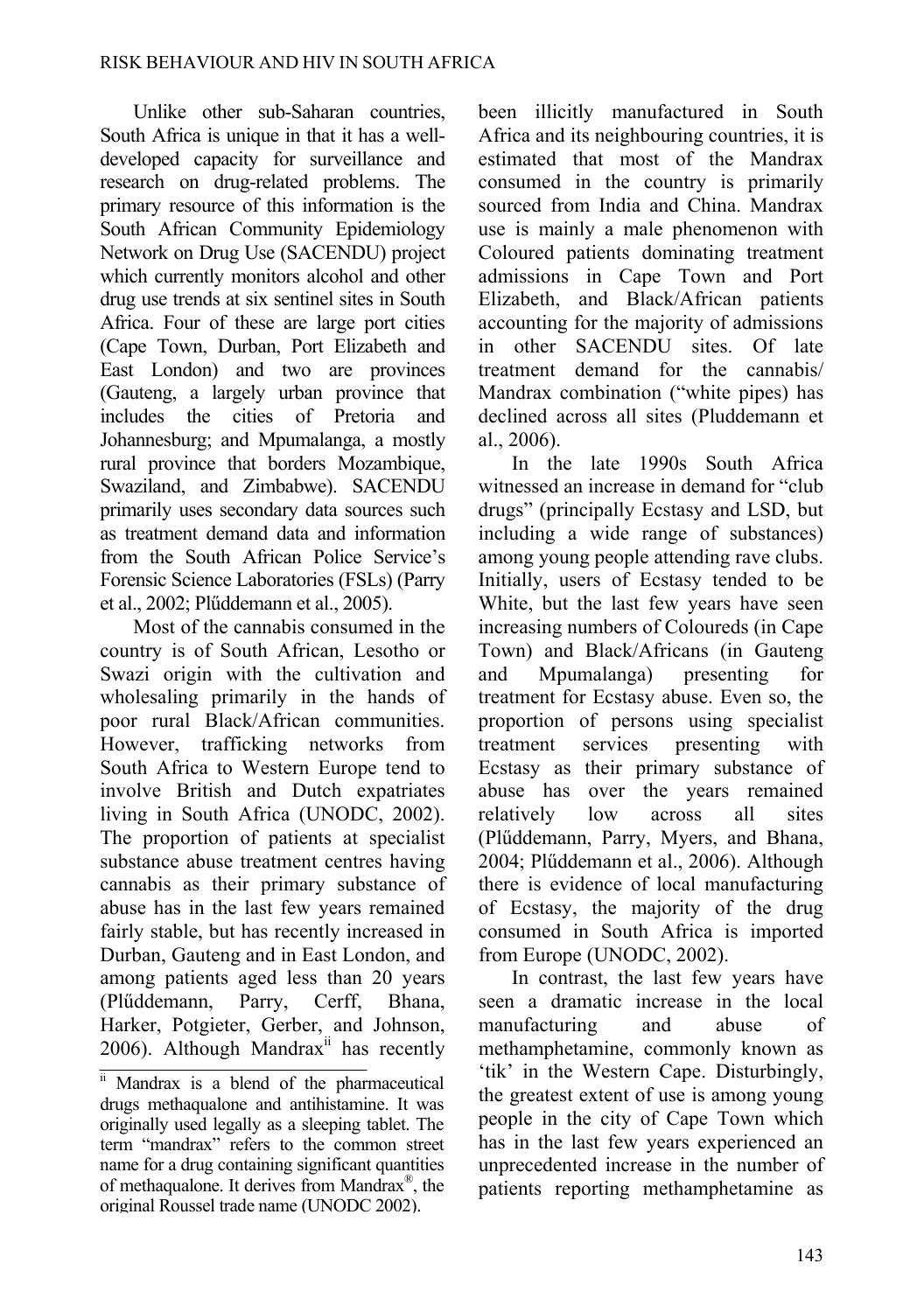Unlike other sub-Saharan countries, South Africa is unique in that it has a well-developed capacity for surveillance and research on drug-related problems. The primary resource of this information is the South African Community Epidemiology Network on Drug Use (SACENDU) project which currently monitors alcohol and other drug use trends at six sentinel sites in South Africa. Four of these are large port cities (Cape Town, Durban, Port Elizabeth and East London) and two are provinces (Gauteng, a largely urban province that includes the cities of Pretoria and Johannesburg; and Mpumalanga, a mostly rural province that borders Mozambique, Swaziland, and Zimbabwe). SACENDU primarily uses secondary data sources such as treatment demand data and information from the South African Police Service's Forensic Science Laboratories (FSLs) (Parry et al., 2002; Plűddemann et al., 2005).

Most of the cannabis consumed in the country is of South African, Lesotho or Swazi origin with the cultivation and wholesaling primarily in the hands of poor rural Black/African communities. However, trafficking networks from South Africa to Western Europe tend to involve British and Dutch expatriates living in South Africa (UNODC, 2002). The proportion of patients at specialist substance abuse treatment centres having cannabis as their primary substance of abuse has in the last few years remained fairly stable, but has recently increased in Durban, Gauteng and in East London, and among patients aged less than 20 years (Plűddemann, Parry, Cerff, Bhana, Harker, Potgieter, Gerber, and Johnson, 2006). Although Mandrax[ii] has recently been illicitly manufactured in South Africa and its neighbouring countries, it is estimated that most of the Mandrax consumed in the country is primarily sourced from India and China. Mandrax use is mainly a male phenomenon with Coloured patients dominating treatment admissions in Cape Town and Port Elizabeth, and Black/African patients accounting for the majority of admissions in other SACENDU sites. Of late treatment demand for the cannabis/ Mandrax combination ("white pipes) has declined across all sites (Pluddemann et al., 2006).

In the late 1990s South Africa witnessed an increase in demand for "club drugs" (principally Ecstasy and LSD, but including a wide range of substances) among young people attending rave clubs. Initially, users of Ecstasy tended to be White, but the last few years have seen increasing numbers of Coloureds (in Cape Town) and Black/Africans (in Gauteng and Mpumalanga) presenting for treatment for Ecstasy abuse. Even so, the proportion of persons using specialist treatment services presenting with Ecstasy as their primary substance of abuse has over the years remained relatively low across all sites (Plűddemann, Parry, Myers, and Bhana, 2004; Plűddemann et al., 2006). Although there is evidence of local manufacturing of Ecstasy, the majority of the drug consumed in South Africa is imported from Europe (UNODC, 2002).

In contrast, the last few years have seen a dramatic increase in the local manufacturing and abuse of methamphetamine, commonly known as 'tik' in the Western Cape. Disturbingly, the greatest extent of use is among young people in the city of Cape Town which has in the last few years experienced an unprecedented increase in the number of patients reporting methamphetamine as

---

[ii] Mandrax is a blend of the pharmaceutical drugs methaqualone and antihistamine. It was originally used legally as a sleeping tablet. The term "mandrax" refers to the common street name for a drug containing significant quantities of methaqualone. It derives from Mandrax®, the original Roussel trade name (UNODC 2002).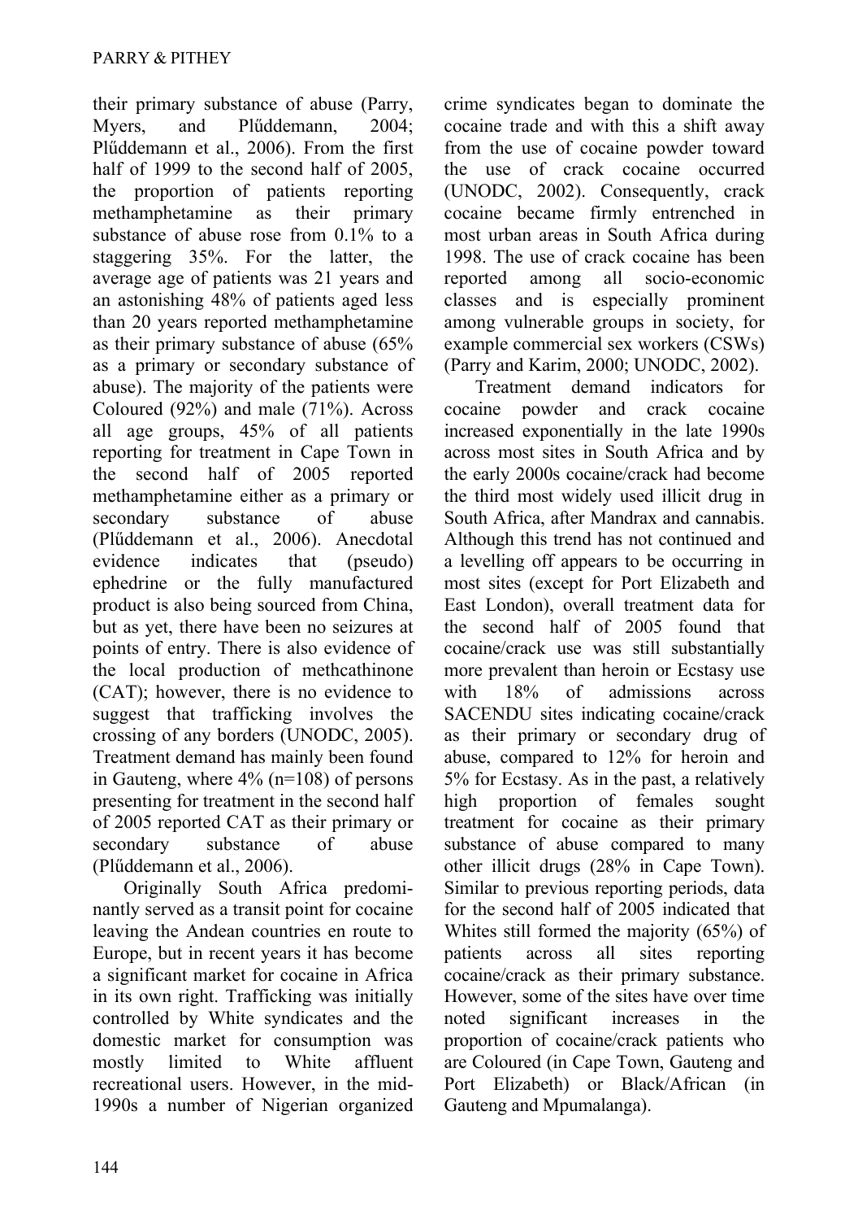their primary substance of abuse (Parry, Myers, and Plűddemann, 2004; Plűddemann et al., 2006). From the first half of 1999 to the second half of 2005, the proportion of patients reporting methamphetamine as their primary substance of abuse rose from 0.1% to a staggering 35%. For the latter, the average age of patients was 21 years and an astonishing 48% of patients aged less than 20 years reported methamphetamine as their primary substance of abuse (65% as a primary or secondary substance of abuse). The majority of the patients were Coloured (92%) and male (71%). Across all age groups, 45% of all patients reporting for treatment in Cape Town in the second half of 2005 reported methamphetamine either as a primary or secondary substance of abuse (Plűddemann et al., 2006). Anecdotal evidence indicates that (pseudo) ephedrine or the fully manufactured product is also being sourced from China, but as yet, there have been no seizures at points of entry. There is also evidence of the local production of methcathinone (CAT); however, there is no evidence to suggest that trafficking involves the crossing of any borders (UNODC, 2005). Treatment demand has mainly been found in Gauteng, where 4% (n=108) of persons presenting for treatment in the second half of 2005 reported CAT as their primary or secondary substance of abuse (Plűddemann et al., 2006).

Originally South Africa predominantly served as a transit point for cocaine leaving the Andean countries en route to Europe, but in recent years it has become a significant market for cocaine in Africa in its own right. Trafficking was initially controlled by White syndicates and the domestic market for consumption was mostly limited to White affluent recreational users. However, in the mid-1990s a number of Nigerian organized crime syndicates began to dominate the cocaine trade and with this a shift away from the use of cocaine powder toward the use of crack cocaine occurred (UNODC, 2002). Consequently, crack cocaine became firmly entrenched in most urban areas in South Africa during 1998. The use of crack cocaine has been reported among all socio-economic classes and is especially prominent among vulnerable groups in society, for example commercial sex workers (CSWs) (Parry and Karim, 2000; UNODC, 2002).

Treatment demand indicators for cocaine powder and crack cocaine increased exponentially in the late 1990s across most sites in South Africa and by the early 2000s cocaine/crack had become the third most widely used illicit drug in South Africa, after Mandrax and cannabis. Although this trend has not continued and a levelling off appears to be occurring in most sites (except for Port Elizabeth and East London), overall treatment data for the second half of 2005 found that cocaine/crack use was still substantially more prevalent than heroin or Ecstasy use with 18% of admissions across SACENDU sites indicating cocaine/crack as their primary or secondary drug of abuse, compared to 12% for heroin and 5% for Ecstasy. As in the past, a relatively high proportion of females sought treatment for cocaine as their primary substance of abuse compared to many other illicit drugs (28% in Cape Town). Similar to previous reporting periods, data for the second half of 2005 indicated that Whites still formed the majority (65%) of patients across all sites reporting cocaine/crack as their primary substance. However, some of the sites have over time noted significant increases in the proportion of cocaine/crack patients who are Coloured (in Cape Town, Gauteng and Port Elizabeth) or Black/African (in Gauteng and Mpumalanga).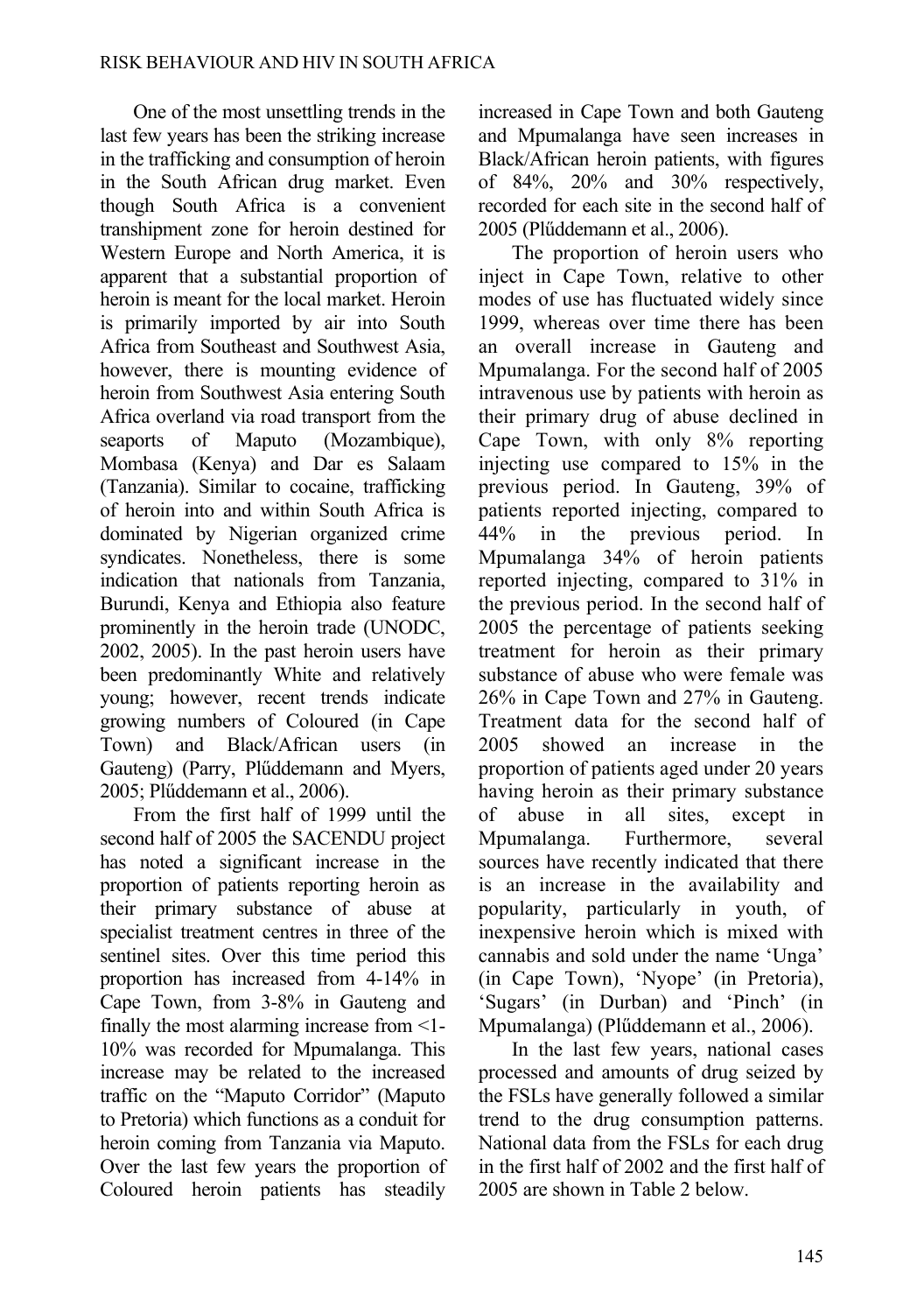One of the most unsettling trends in the last few years has been the striking increase in the trafficking and consumption of heroin in the South African drug market. Even though South Africa is a convenient transhipment zone for heroin destined for Western Europe and North America, it is apparent that a substantial proportion of heroin is meant for the local market. Heroin is primarily imported by air into South Africa from Southeast and Southwest Asia, however, there is mounting evidence of heroin from Southwest Asia entering South Africa overland via road transport from the seaports of Maputo (Mozambique), Mombasa (Kenya) and Dar es Salaam (Tanzania). Similar to cocaine, trafficking of heroin into and within South Africa is dominated by Nigerian organized crime syndicates. Nonetheless, there is some indication that nationals from Tanzania, Burundi, Kenya and Ethiopia also feature prominently in the heroin trade (UNODC, 2002, 2005). In the past heroin users have been predominantly White and relatively young; however, recent trends indicate growing numbers of Coloured (in Cape Town) and Black/African users (in Gauteng) (Parry, Plűddemann and Myers, 2005; Plűddemann et al., 2006).

From the first half of 1999 until the second half of 2005 the SACENDU project has noted a significant increase in the proportion of patients reporting heroin as their primary substance of abuse at specialist treatment centres in three of the sentinel sites. Over this time period this proportion has increased from 4-14% in Cape Town, from 3-8% in Gauteng and finally the most alarming increase from <1-10% was recorded for Mpumalanga. This increase may be related to the increased traffic on the "Maputo Corridor" (Maputo to Pretoria) which functions as a conduit for heroin coming from Tanzania via Maputo. Over the last few years the proportion of Coloured heroin patients has steadily increased in Cape Town and both Gauteng and Mpumalanga have seen increases in Black/African heroin patients, with figures of 84%, 20% and 30% respectively, recorded for each site in the second half of 2005 (Plűddemann et al., 2006).

The proportion of heroin users who inject in Cape Town, relative to other modes of use has fluctuated widely since 1999, whereas over time there has been an overall increase in Gauteng and Mpumalanga. For the second half of 2005 intravenous use by patients with heroin as their primary drug of abuse declined in Cape Town, with only 8% reporting injecting use compared to 15% in the previous period. In Gauteng, 39% of patients reported injecting, compared to 44% in the previous period. In Mpumalanga 34% of heroin patients reported injecting, compared to 31% in the previous period. In the second half of 2005 the percentage of patients seeking treatment for heroin as their primary substance of abuse who were female was 26% in Cape Town and 27% in Gauteng. Treatment data for the second half of 2005 showed an increase in the proportion of patients aged under 20 years having heroin as their primary substance of abuse in all sites, except in Mpumalanga. Furthermore, several sources have recently indicated that there is an increase in the availability and popularity, particularly in youth, of inexpensive heroin which is mixed with cannabis and sold under the name 'Unga' (in Cape Town), 'Nyope' (in Pretoria), 'Sugars' (in Durban) and 'Pinch' (in Mpumalanga) (Plűddemann et al., 2006).

In the last few years, national cases processed and amounts of drug seized by the FSLs have generally followed a similar trend to the drug consumption patterns. National data from the FSLs for each drug in the first half of 2002 and the first half of 2005 are shown in Table 2 below.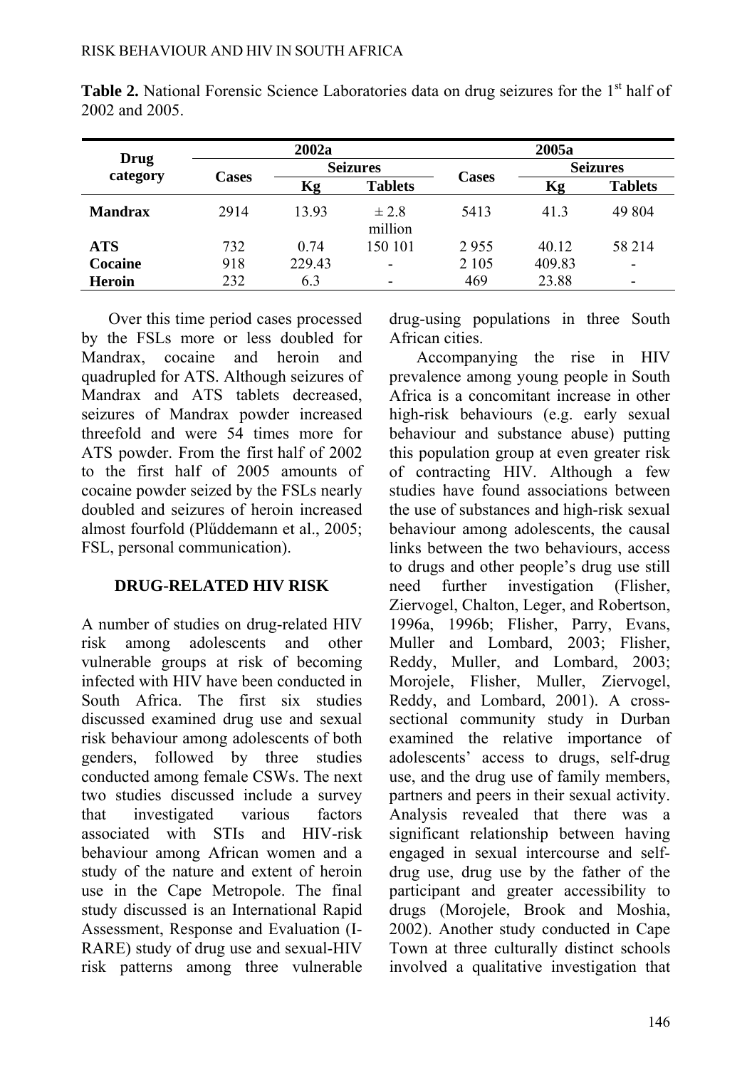**Table 2.** National Forensic Science Laboratories data on drug seizures for the 1st half of 2002 and 2005.

| Drug category | 2002a | | | 2005a | | |
|---|---|---|---|---|---|---|
| | Cases | Seizures | | Cases | Seizures | |
| | | Kg | Tablets | | Kg | Tablets |
| **Mandrax** | 2914 | 13.93 | ± 2.8 million | 5413 | 41.3 | 49 804 |
| **ATS** | 732 | 0.74 | 150 101 | 2 955 | 40.12 | 58 214 |
| **Cocaine** | 918 | 229.43 | - | 2 105 | 409.83 | - |
| **Heroin** | 232 | 6.3 | - | 469 | 23.88 | - |

Over this time period cases processed by the FSLs more or less doubled for Mandrax, cocaine and heroin and quadrupled for ATS. Although seizures of Mandrax and ATS tablets decreased, seizures of Mandrax powder increased threefold and were 54 times more for ATS powder. From the first half of 2002 to the first half of 2005 amounts of cocaine powder seized by the FSLs nearly doubled and seizures of heroin increased almost fourfold (Plűddemann et al., 2005; FSL, personal communication).

## DRUG-RELATED HIV RISK

A number of studies on drug-related HIV risk among adolescents and other vulnerable groups at risk of becoming infected with HIV have been conducted in South Africa. The first six studies discussed examined drug use and sexual risk behaviour among adolescents of both genders, followed by three studies conducted among female CSWs. The next two studies discussed include a survey that investigated various factors associated with STIs and HIV-risk behaviour among African women and a study of the nature and extent of heroin use in the Cape Metropole. The final study discussed is an International Rapid Assessment, Response and Evaluation (I-RARE) study of drug use and sexual-HIV risk patterns among three vulnerable drug-using populations in three South African cities.

Accompanying the rise in HIV prevalence among young people in South Africa is a concomitant increase in other high-risk behaviours (e.g. early sexual behaviour and substance abuse) putting this population group at even greater risk of contracting HIV. Although a few studies have found associations between the use of substances and high-risk sexual behaviour among adolescents, the causal links between the two behaviours, access to drugs and other people's drug use still need further investigation (Flisher, Ziervogel, Chalton, Leger, and Robertson, 1996a, 1996b; Flisher, Parry, Evans, Muller and Lombard, 2003; Flisher, Reddy, Muller, and Lombard, 2003; Morojele, Flisher, Muller, Ziervogel, Reddy, and Lombard, 2001). A cross-sectional community study in Durban examined the relative importance of adolescents' access to drugs, self-drug use, and the drug use of family members, partners and peers in their sexual activity. Analysis revealed that there was a significant relationship between having engaged in sexual intercourse and self-drug use, drug use by the father of the participant and greater accessibility to drugs (Morojele, Brook and Moshia, 2002). Another study conducted in Cape Town at three culturally distinct schools involved a qualitative investigation that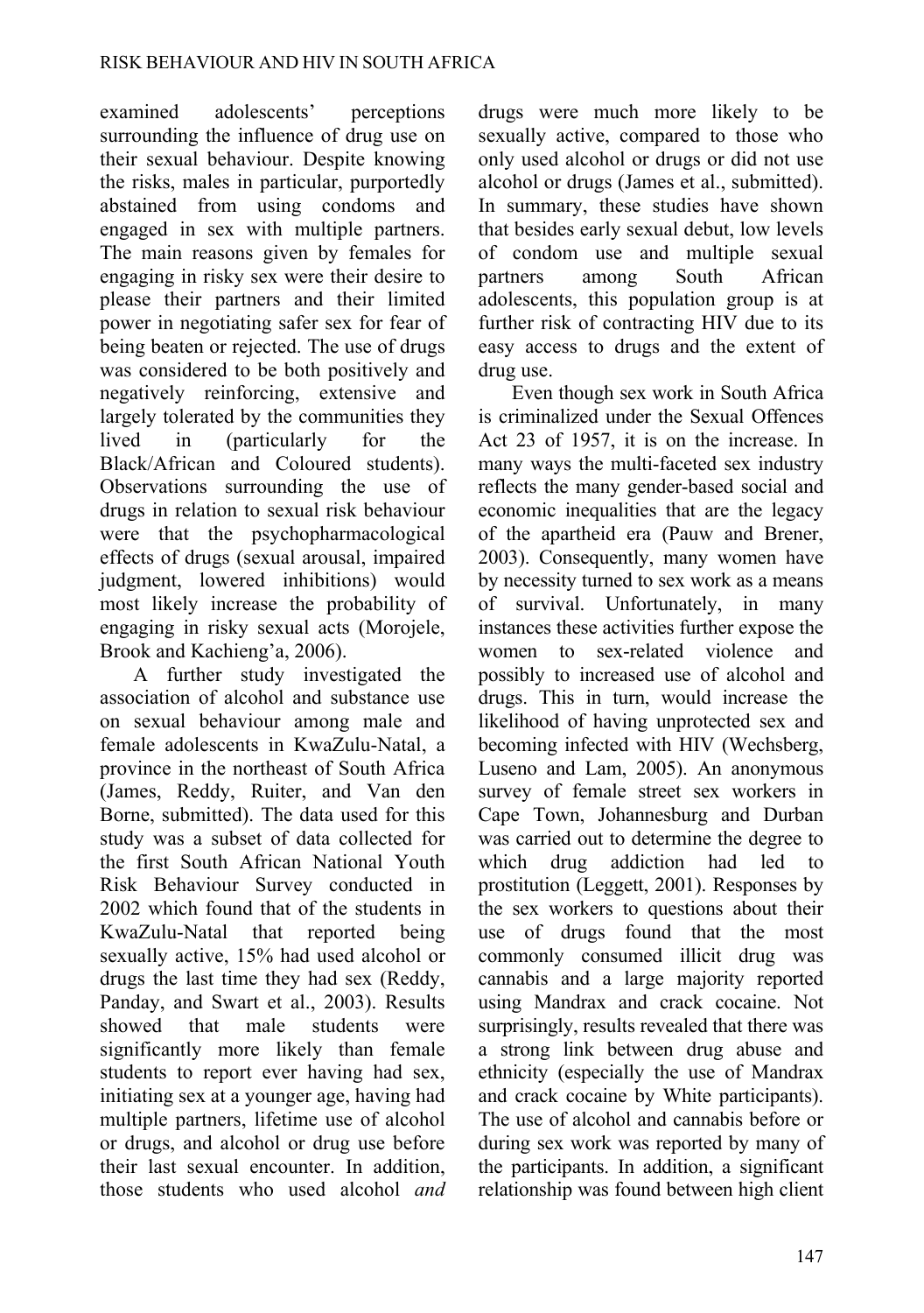examined adolescents' perceptions surrounding the influence of drug use on their sexual behaviour. Despite knowing the risks, males in particular, purportedly abstained from using condoms and engaged in sex with multiple partners. The main reasons given by females for engaging in risky sex were their desire to please their partners and their limited power in negotiating safer sex for fear of being beaten or rejected. The use of drugs was considered to be both positively and negatively reinforcing, extensive and largely tolerated by the communities they lived in (particularly for the Black/African and Coloured students). Observations surrounding the use of drugs in relation to sexual risk behaviour were that the psychopharmacological effects of drugs (sexual arousal, impaired judgment, lowered inhibitions) would most likely increase the probability of engaging in risky sexual acts (Morojele, Brook and Kachieng'a, 2006).

A further study investigated the association of alcohol and substance use on sexual behaviour among male and female adolescents in KwaZulu-Natal, a province in the northeast of South Africa (James, Reddy, Ruiter, and Van den Borne, submitted). The data used for this study was a subset of data collected for the first South African National Youth Risk Behaviour Survey conducted in 2002 which found that of the students in KwaZulu-Natal that reported being sexually active, 15% had used alcohol or drugs the last time they had sex (Reddy, Panday, and Swart et al., 2003). Results showed that male students were significantly more likely than female students to report ever having had sex, initiating sex at a younger age, having had multiple partners, lifetime use of alcohol or drugs, and alcohol or drug use before their last sexual encounter. In addition, those students who used alcohol *and* drugs were much more likely to be sexually active, compared to those who only used alcohol or drugs or did not use alcohol or drugs (James et al., submitted). In summary, these studies have shown that besides early sexual debut, low levels of condom use and multiple sexual partners among South African adolescents, this population group is at further risk of contracting HIV due to its easy access to drugs and the extent of drug use.

Even though sex work in South Africa is criminalized under the Sexual Offences Act 23 of 1957, it is on the increase. In many ways the multi-faceted sex industry reflects the many gender-based social and economic inequalities that are the legacy of the apartheid era (Pauw and Brener, 2003). Consequently, many women have by necessity turned to sex work as a means of survival. Unfortunately, in many instances these activities further expose the women to sex-related violence and possibly to increased use of alcohol and drugs. This in turn, would increase the likelihood of having unprotected sex and becoming infected with HIV (Wechsberg, Luseno and Lam, 2005). An anonymous survey of female street sex workers in Cape Town, Johannesburg and Durban was carried out to determine the degree to which drug addiction had led to prostitution (Leggett, 2001). Responses by the sex workers to questions about their use of drugs found that the most commonly consumed illicit drug was cannabis and a large majority reported using Mandrax and crack cocaine. Not surprisingly, results revealed that there was a strong link between drug abuse and ethnicity (especially the use of Mandrax and crack cocaine by White participants). The use of alcohol and cannabis before or during sex work was reported by many of the participants. In addition, a significant relationship was found between high client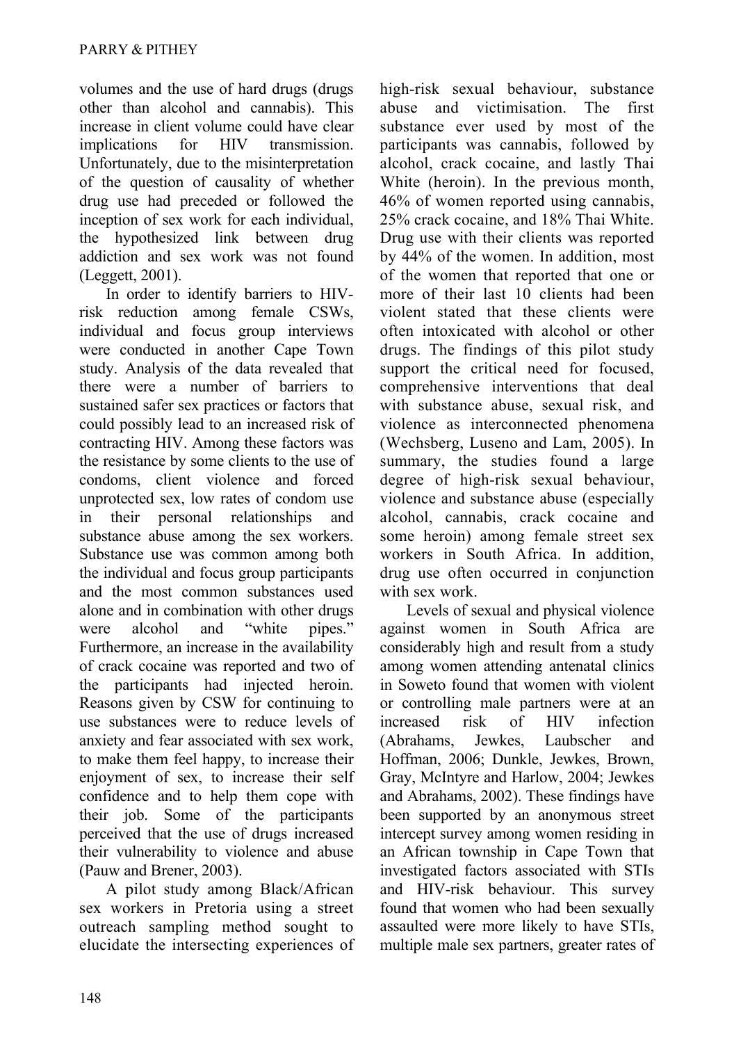volumes and the use of hard drugs (drugs other than alcohol and cannabis). This increase in client volume could have clear implications for HIV transmission. Unfortunately, due to the misinterpretation of the question of causality of whether drug use had preceded or followed the inception of sex work for each individual, the hypothesized link between drug addiction and sex work was not found (Leggett, 2001).

In order to identify barriers to HIV-risk reduction among female CSWs, individual and focus group interviews were conducted in another Cape Town study. Analysis of the data revealed that there were a number of barriers to sustained safer sex practices or factors that could possibly lead to an increased risk of contracting HIV. Among these factors was the resistance by some clients to the use of condoms, client violence and forced unprotected sex, low rates of condom use in their personal relationships and substance abuse among the sex workers. Substance use was common among both the individual and focus group participants and the most common substances used alone and in combination with other drugs were alcohol and "white pipes." Furthermore, an increase in the availability of crack cocaine was reported and two of the participants had injected heroin. Reasons given by CSW for continuing to use substances were to reduce levels of anxiety and fear associated with sex work, to make them feel happy, to increase their enjoyment of sex, to increase their self confidence and to help them cope with their job. Some of the participants perceived that the use of drugs increased their vulnerability to violence and abuse (Pauw and Brener, 2003).

A pilot study among Black/African sex workers in Pretoria using a street outreach sampling method sought to elucidate the intersecting experiences of high-risk sexual behaviour, substance abuse and victimisation. The first substance ever used by most of the participants was cannabis, followed by alcohol, crack cocaine, and lastly Thai White (heroin). In the previous month, 46% of women reported using cannabis, 25% crack cocaine, and 18% Thai White. Drug use with their clients was reported by 44% of the women. In addition, most of the women that reported that one or more of their last 10 clients had been violent stated that these clients were often intoxicated with alcohol or other drugs. The findings of this pilot study support the critical need for focused, comprehensive interventions that deal with substance abuse, sexual risk, and violence as interconnected phenomena (Wechsberg, Luseno and Lam, 2005). In summary, the studies found a large degree of high-risk sexual behaviour, violence and substance abuse (especially alcohol, cannabis, crack cocaine and some heroin) among female street sex workers in South Africa. In addition, drug use often occurred in conjunction with sex work.

Levels of sexual and physical violence against women in South Africa are considerably high and result from a study among women attending antenatal clinics in Soweto found that women with violent or controlling male partners were at an increased risk of HIV infection (Abrahams, Jewkes, Laubscher and Hoffman, 2006; Dunkle, Jewkes, Brown, Gray, McIntyre and Harlow, 2004; Jewkes and Abrahams, 2002). These findings have been supported by an anonymous street intercept survey among women residing in an African township in Cape Town that investigated factors associated with STIs and HIV-risk behaviour. This survey found that women who had been sexually assaulted were more likely to have STIs, multiple male sex partners, greater rates of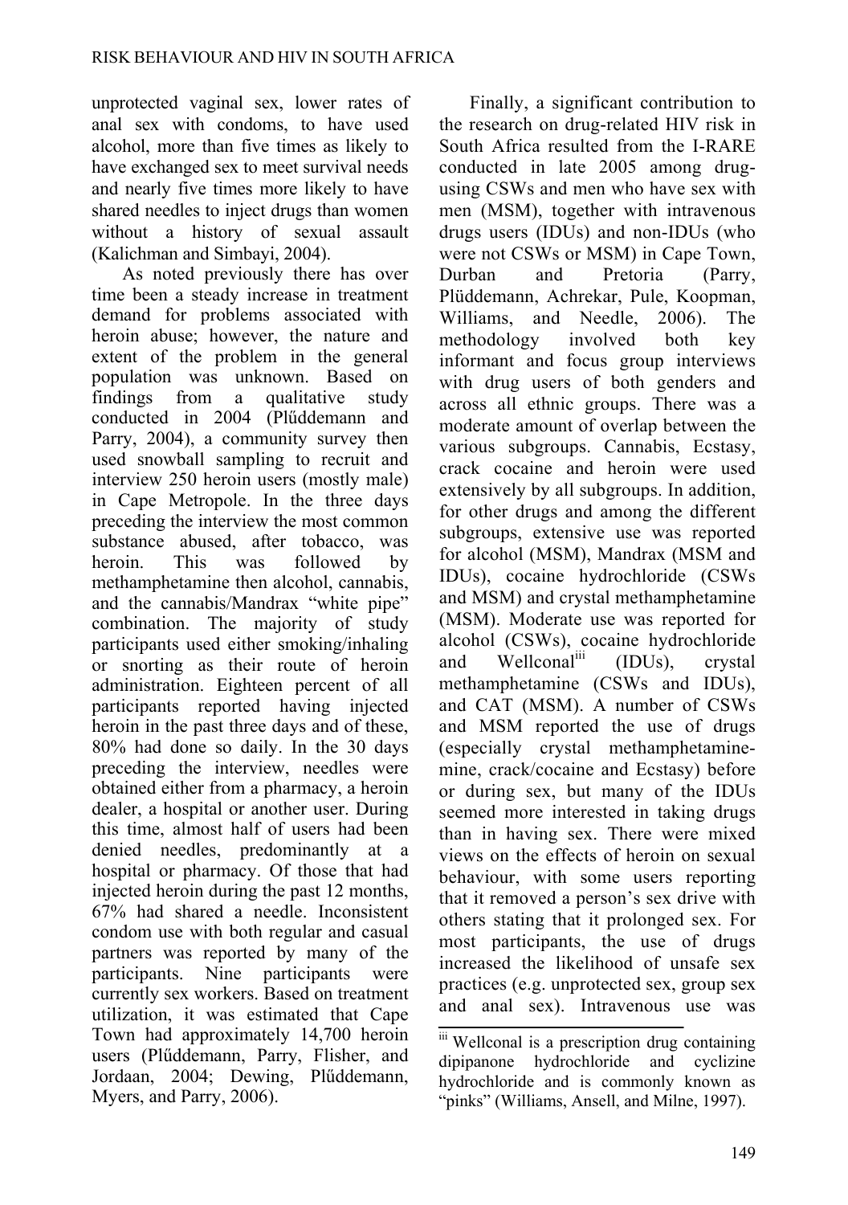unprotected vaginal sex, lower rates of anal sex with condoms, to have used alcohol, more than five times as likely to have exchanged sex to meet survival needs and nearly five times more likely to have shared needles to inject drugs than women without a history of sexual assault (Kalichman and Simbayi, 2004).

As noted previously there has over time been a steady increase in treatment demand for problems associated with heroin abuse; however, the nature and extent of the problem in the general population was unknown. Based on findings from a qualitative study conducted in 2004 (Plűddemann and Parry, 2004), a community survey then used snowball sampling to recruit and interview 250 heroin users (mostly male) in Cape Metropole. In the three days preceding the interview the most common substance abused, after tobacco, was heroin. This was followed by methamphetamine then alcohol, cannabis, and the cannabis/Mandrax "white pipe" combination. The majority of study participants used either smoking/inhaling or snorting as their route of heroin administration. Eighteen percent of all participants reported having injected heroin in the past three days and of these, 80% had done so daily. In the 30 days preceding the interview, needles were obtained either from a pharmacy, a heroin dealer, a hospital or another user. During this time, almost half of users had been denied needles, predominantly at a hospital or pharmacy. Of those that had injected heroin during the past 12 months, 67% had shared a needle. Inconsistent condom use with both regular and casual partners was reported by many of the participants. Nine participants were currently sex workers. Based on treatment utilization, it was estimated that Cape Town had approximately 14,700 heroin users (Plűddemann, Parry, Flisher, and Jordaan, 2004; Dewing, Plűddemann, Myers, and Parry, 2006).

Finally, a significant contribution to the research on drug-related HIV risk in South Africa resulted from the I-RARE conducted in late 2005 among drug-using CSWs and men who have sex with men (MSM), together with intravenous drugs users (IDUs) and non-IDUs (who were not CSWs or MSM) in Cape Town, Durban and Pretoria (Parry, Plüddemann, Achrekar, Pule, Koopman, Williams, and Needle, 2006). The methodology involved both key informant and focus group interviews with drug users of both genders and across all ethnic groups. There was a moderate amount of overlap between the various subgroups. Cannabis, Ecstasy, crack cocaine and heroin were used extensively by all subgroups. In addition, for other drugs and among the different subgroups, extensive use was reported for alcohol (MSM), Mandrax (MSM and IDUs), cocaine hydrochloride (CSWs and MSM) and crystal methamphetamine (MSM). Moderate use was reported for alcohol (CSWs), cocaine hydrochloride and Wellconal[iii] (IDUs), crystal methamphetamine (CSWs and IDUs), and CAT (MSM). A number of CSWs and MSM reported the use of drugs (especially crystal methamphetamine-mine, crack/cocaine and Ecstasy) before or during sex, but many of the IDUs seemed more interested in taking drugs than in having sex. There were mixed views on the effects of heroin on sexual behaviour, with some users reporting that it removed a person's sex drive with others stating that it prolonged sex. For most participants, the use of drugs increased the likelihood of unsafe sex practices (e.g. unprotected sex, group sex and anal sex). Intravenous use was

[iii] Wellconal is a prescription drug containing dipipanone hydrochloride and cyclizine hydrochloride and is commonly known as "pinks" (Williams, Ansell, and Milne, 1997).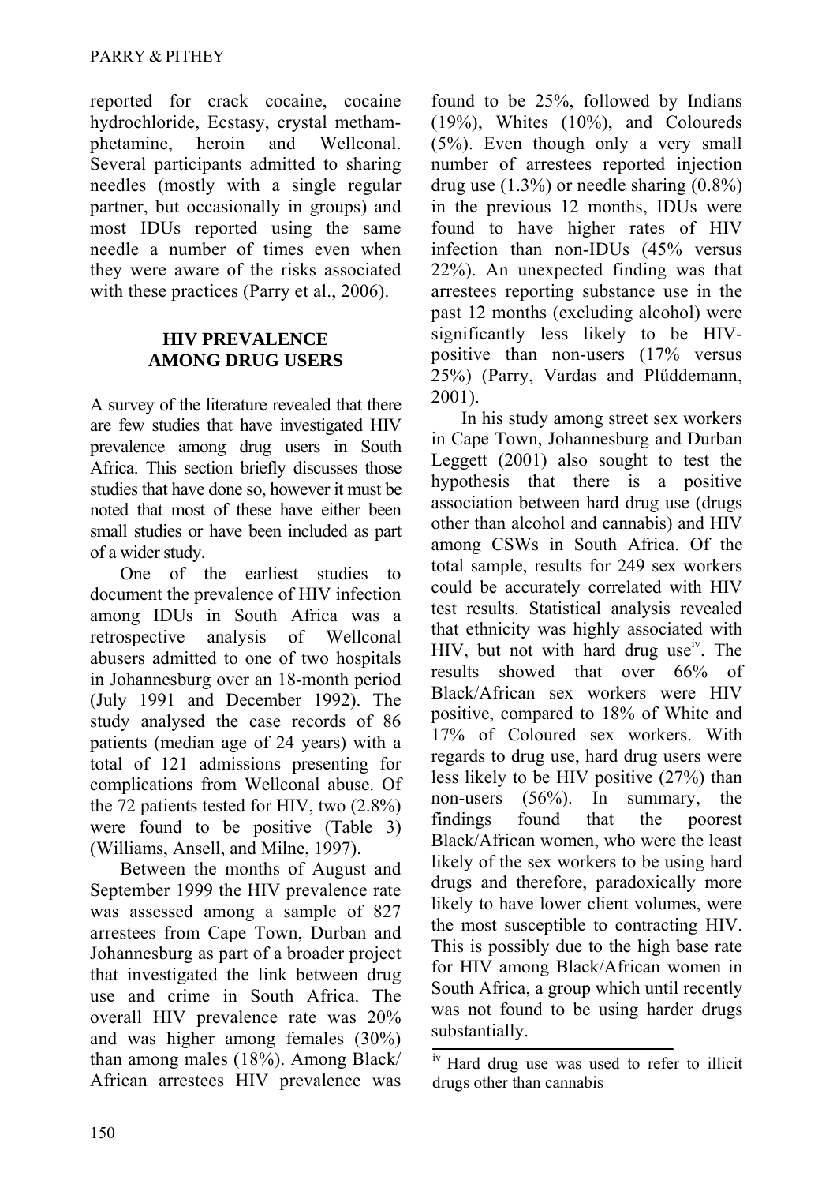reported for crack cocaine, cocaine hydrochloride, Ecstasy, crystal methamphetamine, heroin and Wellconal. Several participants admitted to sharing needles (mostly with a single regular partner, but occasionally in groups) and most IDUs reported using the same needle a number of times even when they were aware of the risks associated with these practices (Parry et al., 2006).

## HIV PREVALENCE AMONG DRUG USERS

A survey of the literature revealed that there are few studies that have investigated HIV prevalence among drug users in South Africa. This section briefly discusses those studies that have done so, however it must be noted that most of these have either been small studies or have been included as part of a wider study.

One of the earliest studies to document the prevalence of HIV infection among IDUs in South Africa was a retrospective analysis of Wellconal abusers admitted to one of two hospitals in Johannesburg over an 18-month period (July 1991 and December 1992). The study analysed the case records of 86 patients (median age of 24 years) with a total of 121 admissions presenting for complications from Wellconal abuse. Of the 72 patients tested for HIV, two (2.8%) were found to be positive (Table 3) (Williams, Ansell, and Milne, 1997).

Between the months of August and September 1999 the HIV prevalence rate was assessed among a sample of 827 arrestees from Cape Town, Durban and Johannesburg as part of a broader project that investigated the link between drug use and crime in South Africa. The overall HIV prevalence rate was 20% and was higher among females (30%) than among males (18%). Among Black/ African arrestees HIV prevalence was found to be 25%, followed by Indians (19%), Whites (10%), and Coloureds (5%). Even though only a very small number of arrestees reported injection drug use (1.3%) or needle sharing (0.8%) in the previous 12 months, IDUs were found to have higher rates of HIV infection than non-IDUs (45% versus 22%). An unexpected finding was that arrestees reporting substance use in the past 12 months (excluding alcohol) were significantly less likely to be HIV-positive than non-users (17% versus 25%) (Parry, Vardas and Plűddemann, 2001).

In his study among street sex workers in Cape Town, Johannesburg and Durban Leggett (2001) also sought to test the hypothesis that there is a positive association between hard drug use (drugs other than alcohol and cannabis) and HIV among CSWs in South Africa. Of the total sample, results for 249 sex workers could be accurately correlated with HIV test results. Statistical analysis revealed that ethnicity was highly associated with HIV, but not with hard drug use[iv]. The results showed that over 66% of Black/African sex workers were HIV positive, compared to 18% of White and 17% of Coloured sex workers. With regards to drug use, hard drug users were less likely to be HIV positive (27%) than non-users (56%). In summary, the findings found that the poorest Black/African women, who were the least likely of the sex workers to be using hard drugs and therefore, paradoxically more likely to have lower client volumes, were the most susceptible to contracting HIV. This is possibly due to the high base rate for HIV among Black/African women in South Africa, a group which until recently was not found to be using harder drugs substantially.

---

[iv] Hard drug use was used to refer to illicit drugs other than cannabis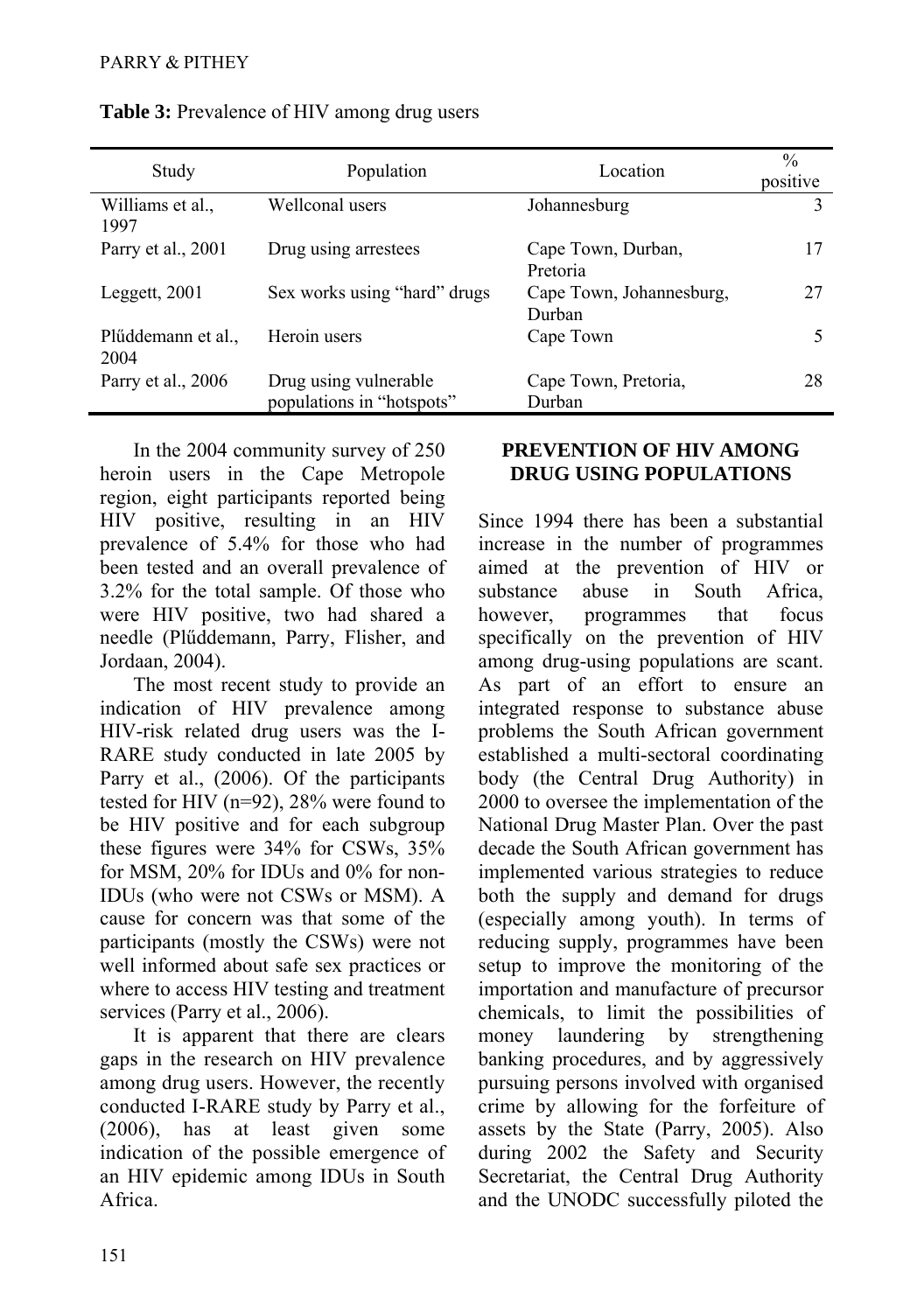**Table 3:** Prevalence of HIV among drug users

| Study | Population | Location | % positive |
|---|---|---|---|
| Williams et al., 1997 | Wellconal users | Johannesburg | 3 |
| Parry et al., 2001 | Drug using arrestees | Cape Town, Durban, Pretoria | 17 |
| Leggett, 2001 | Sex works using "hard" drugs | Cape Town, Johannesburg, Durban | 27 |
| Plűddemann et al., 2004 | Heroin users | Cape Town | 5 |
| Parry et al., 2006 | Drug using vulnerable populations in "hotspots" | Cape Town, Pretoria, Durban | 28 |

In the 2004 community survey of 250 heroin users in the Cape Metropole region, eight participants reported being HIV positive, resulting in an HIV prevalence of 5.4% for those who had been tested and an overall prevalence of 3.2% for the total sample. Of those who were HIV positive, two had shared a needle (Plűddemann, Parry, Flisher, and Jordaan, 2004).

The most recent study to provide an indication of HIV prevalence among HIV-risk related drug users was the I-RARE study conducted in late 2005 by Parry et al., (2006). Of the participants tested for HIV (n=92), 28% were found to be HIV positive and for each subgroup these figures were 34% for CSWs, 35% for MSM, 20% for IDUs and 0% for non-IDUs (who were not CSWs or MSM). A cause for concern was that some of the participants (mostly the CSWs) were not well informed about safe sex practices or where to access HIV testing and treatment services (Parry et al., 2006).

It is apparent that there are clears gaps in the research on HIV prevalence among drug users. However, the recently conducted I-RARE study by Parry et al., (2006), has at least given some indication of the possible emergence of an HIV epidemic among IDUs in South Africa.

## PREVENTION OF HIV AMONG DRUG USING POPULATIONS

Since 1994 there has been a substantial increase in the number of programmes aimed at the prevention of HIV or substance abuse in South Africa, however, programmes that focus specifically on the prevention of HIV among drug-using populations are scant. As part of an effort to ensure an integrated response to substance abuse problems the South African government established a multi-sectoral coordinating body (the Central Drug Authority) in 2000 to oversee the implementation of the National Drug Master Plan. Over the past decade the South African government has implemented various strategies to reduce both the supply and demand for drugs (especially among youth). In terms of reducing supply, programmes have been setup to improve the monitoring of the importation and manufacture of precursor chemicals, to limit the possibilities of money laundering by strengthening banking procedures, and by aggressively pursuing persons involved with organised crime by allowing for the forfeiture of assets by the State (Parry, 2005). Also during 2002 the Safety and Security Secretariat, the Central Drug Authority and the UNODC successfully piloted the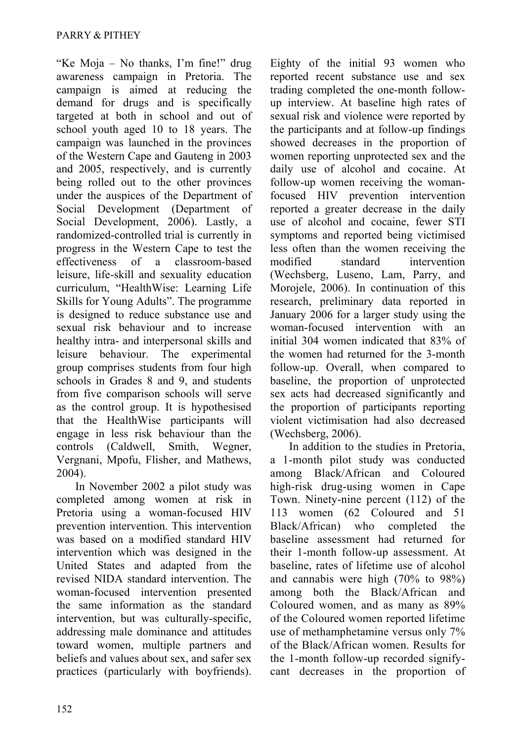"Ke Moja – No thanks, I'm fine!" drug awareness campaign in Pretoria. The campaign is aimed at reducing the demand for drugs and is specifically targeted at both in school and out of school youth aged 10 to 18 years. The campaign was launched in the provinces of the Western Cape and Gauteng in 2003 and 2005, respectively, and is currently being rolled out to the other provinces under the auspices of the Department of Social Development (Department of Social Development, 2006). Lastly, a randomized-controlled trial is currently in progress in the Western Cape to test the effectiveness of a classroom-based leisure, life-skill and sexuality education curriculum, "HealthWise: Learning Life Skills for Young Adults". The programme is designed to reduce substance use and sexual risk behaviour and to increase healthy intra- and interpersonal skills and leisure behaviour. The experimental group comprises students from four high schools in Grades 8 and 9, and students from five comparison schools will serve as the control group. It is hypothesised that the HealthWise participants will engage in less risk behaviour than the controls (Caldwell, Smith, Wegner, Vergnani, Mpofu, Flisher, and Mathews, 2004).

In November 2002 a pilot study was completed among women at risk in Pretoria using a woman-focused HIV prevention intervention. This intervention was based on a modified standard HIV intervention which was designed in the United States and adapted from the revised NIDA standard intervention. The woman-focused intervention presented the same information as the standard intervention, but was culturally-specific, addressing male dominance and attitudes toward women, multiple partners and beliefs and values about sex, and safer sex practices (particularly with boyfriends). Eighty of the initial 93 women who reported recent substance use and sex trading completed the one-month follow-up interview. At baseline high rates of sexual risk and violence were reported by the participants and at follow-up findings showed decreases in the proportion of women reporting unprotected sex and the daily use of alcohol and cocaine. At follow-up women receiving the woman-focused HIV prevention intervention reported a greater decrease in the daily use of alcohol and cocaine, fewer STI symptoms and reported being victimised less often than the women receiving the modified standard intervention (Wechsberg, Luseno, Lam, Parry, and Morojele, 2006). In continuation of this research, preliminary data reported in January 2006 for a larger study using the woman-focused intervention with an initial 304 women indicated that 83% of the women had returned for the 3-month follow-up. Overall, when compared to baseline, the proportion of unprotected sex acts had decreased significantly and the proportion of participants reporting violent victimisation had also decreased (Wechsberg, 2006).

In addition to the studies in Pretoria, a 1-month pilot study was conducted among Black/African and Coloured high-risk drug-using women in Cape Town. Ninety-nine percent (112) of the 113 women (62 Coloured and 51 Black/African) who completed the baseline assessment had returned for their 1-month follow-up assessment. At baseline, rates of lifetime use of alcohol and cannabis were high (70% to 98%) among both the Black/African and Coloured women, and as many as 89% of the Coloured women reported lifetime use of methamphetamine versus only 7% of the Black/African women. Results for the 1-month follow-up recorded significant decreases in the proportion of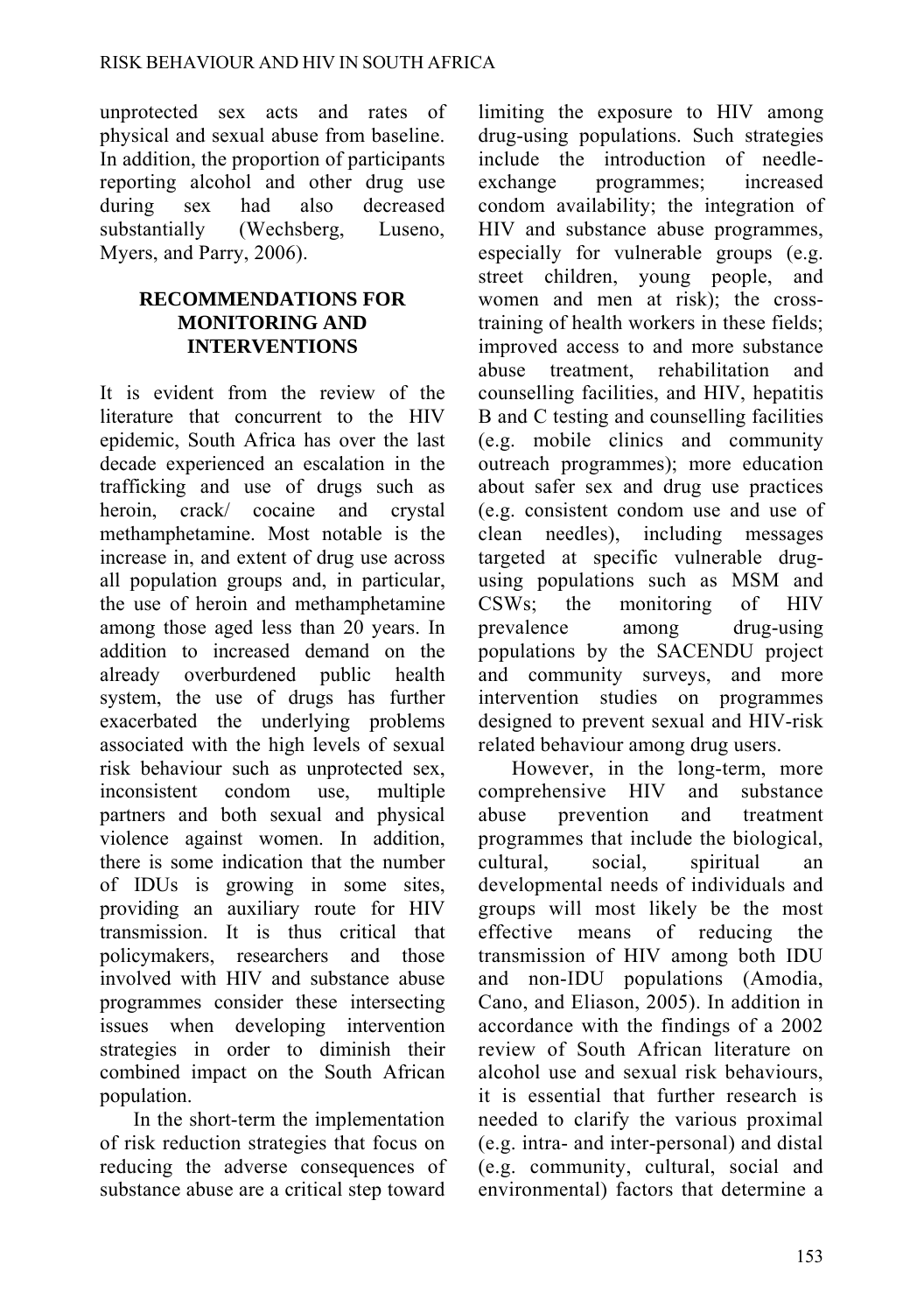unprotected sex acts and rates of physical and sexual abuse from baseline. In addition, the proportion of participants reporting alcohol and other drug use during sex had also decreased substantially (Wechsberg, Luseno, Myers, and Parry, 2006).

## RECOMMENDATIONS FOR MONITORING AND INTERVENTIONS

It is evident from the review of the literature that concurrent to the HIV epidemic, South Africa has over the last decade experienced an escalation in the trafficking and use of drugs such as heroin, crack/ cocaine and crystal methamphetamine. Most notable is the increase in, and extent of drug use across all population groups and, in particular, the use of heroin and methamphetamine among those aged less than 20 years. In addition to increased demand on the already overburdened public health system, the use of drugs has further exacerbated the underlying problems associated with the high levels of sexual risk behaviour such as unprotected sex, inconsistent condom use, multiple partners and both sexual and physical violence against women. In addition, there is some indication that the number of IDUs is growing in some sites, providing an auxiliary route for HIV transmission. It is thus critical that policymakers, researchers and those involved with HIV and substance abuse programmes consider these intersecting issues when developing intervention strategies in order to diminish their combined impact on the South African population.

In the short-term the implementation of risk reduction strategies that focus on reducing the adverse consequences of substance abuse are a critical step toward limiting the exposure to HIV among drug-using populations. Such strategies include the introduction of needle-exchange programmes; increased condom availability; the integration of HIV and substance abuse programmes, especially for vulnerable groups (e.g. street children, young people, and women and men at risk); the cross-training of health workers in these fields; improved access to and more substance abuse treatment, rehabilitation and counselling facilities, and HIV, hepatitis B and C testing and counselling facilities (e.g. mobile clinics and community outreach programmes); more education about safer sex and drug use practices (e.g. consistent condom use and use of clean needles), including messages targeted at specific vulnerable drug-using populations such as MSM and CSWs; the monitoring of HIV prevalence among drug-using populations by the SACENDU project and community surveys, and more intervention studies on programmes designed to prevent sexual and HIV-risk related behaviour among drug users.

However, in the long-term, more comprehensive HIV and substance abuse prevention and treatment programmes that include the biological, cultural, social, spiritual an developmental needs of individuals and groups will most likely be the most effective means of reducing the transmission of HIV among both IDU and non-IDU populations (Amodia, Cano, and Eliason, 2005). In addition in accordance with the findings of a 2002 review of South African literature on alcohol use and sexual risk behaviours, it is essential that further research is needed to clarify the various proximal (e.g. intra- and inter-personal) and distal (e.g. community, cultural, social and environmental) factors that determine a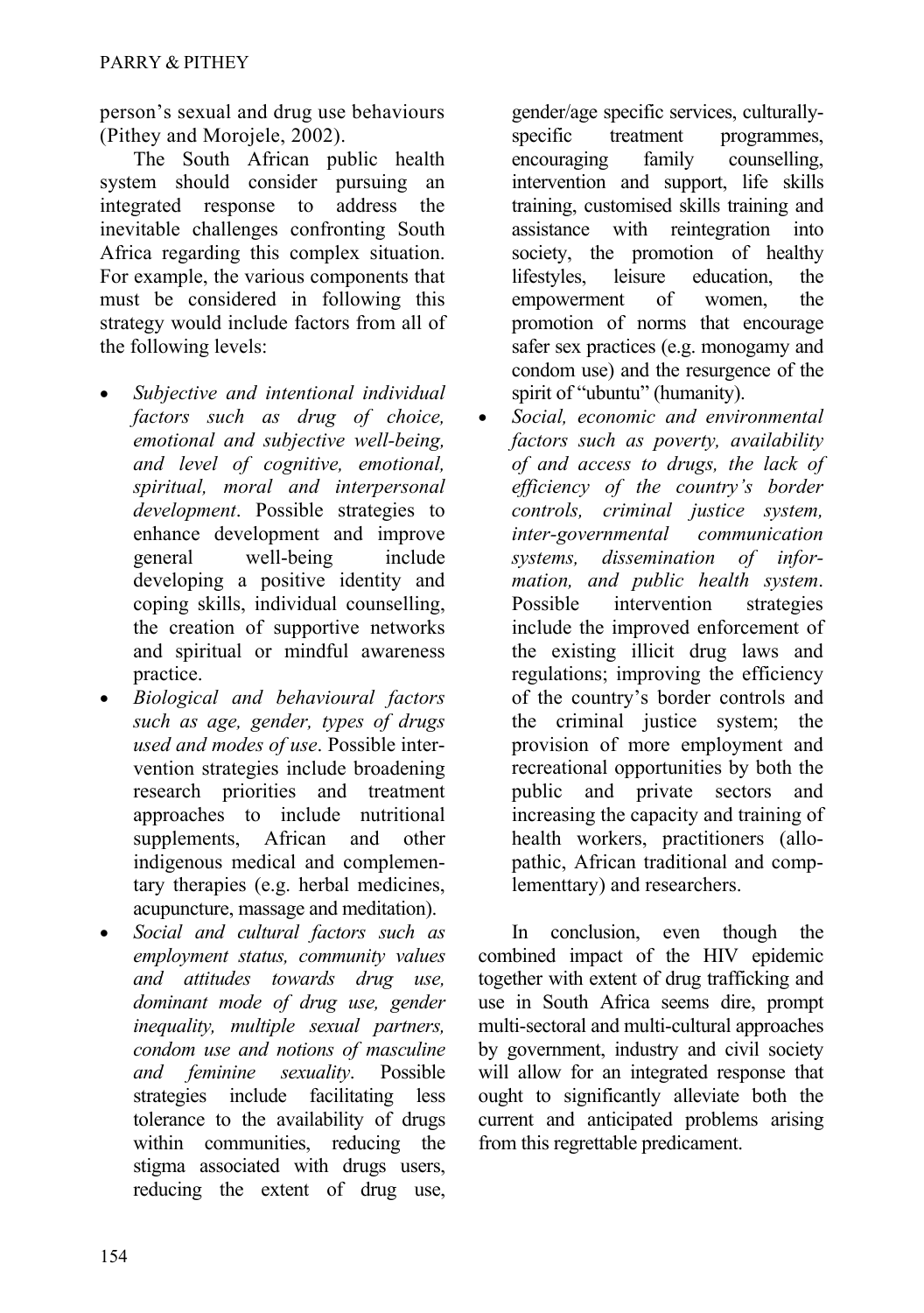person's sexual and drug use behaviours (Pithey and Morojele, 2002).

The South African public health system should consider pursuing an integrated response to address the inevitable challenges confronting South Africa regarding this complex situation. For example, the various components that must be considered in following this strategy would include factors from all of the following levels:

- *Subjective and intentional individual factors such as drug of choice, emotional and subjective well-being, and level of cognitive, emotional, spiritual, moral and interpersonal development*. Possible strategies to enhance development and improve general well-being include developing a positive identity and coping skills, individual counselling, the creation of supportive networks and spiritual or mindful awareness practice.
- *Biological and behavioural factors such as age, gender, types of drugs used and modes of use*. Possible intervention strategies include broadening research priorities and treatment approaches to include nutritional supplements, African and other indigenous medical and complementary therapies (e.g. herbal medicines, acupuncture, massage and meditation).
- *Social and cultural factors such as employment status, community values and attitudes towards drug use, dominant mode of drug use, gender inequality, multiple sexual partners, condom use and notions of masculine and feminine sexuality*. Possible strategies include facilitating less tolerance to the availability of drugs within communities, reducing the stigma associated with drugs users, reducing the extent of drug use, gender/age specific services, culturally-specific treatment programmes, encouraging family counselling, intervention and support, life skills training, customised skills training and assistance with reintegration into society, the promotion of healthy lifestyles, leisure education, the empowerment of women, the promotion of norms that encourage safer sex practices (e.g. monogamy and condom use) and the resurgence of the spirit of "ubuntu" (humanity).
- *Social, economic and environmental factors such as poverty, availability of and access to drugs, the lack of efficiency of the country's border controls, criminal justice system, inter-governmental communication systems, dissemination of information, and public health system*. Possible intervention strategies include the improved enforcement of the existing illicit drug laws and regulations; improving the efficiency of the country's border controls and the criminal justice system; the provision of more employment and recreational opportunities by both the public and private sectors and increasing the capacity and training of health workers, practitioners (allopathic, African traditional and complementtary) and researchers.

In conclusion, even though the combined impact of the HIV epidemic together with extent of drug trafficking and use in South Africa seems dire, prompt multi-sectoral and multi-cultural approaches by government, industry and civil society will allow for an integrated response that ought to significantly alleviate both the current and anticipated problems arising from this regrettable predicament.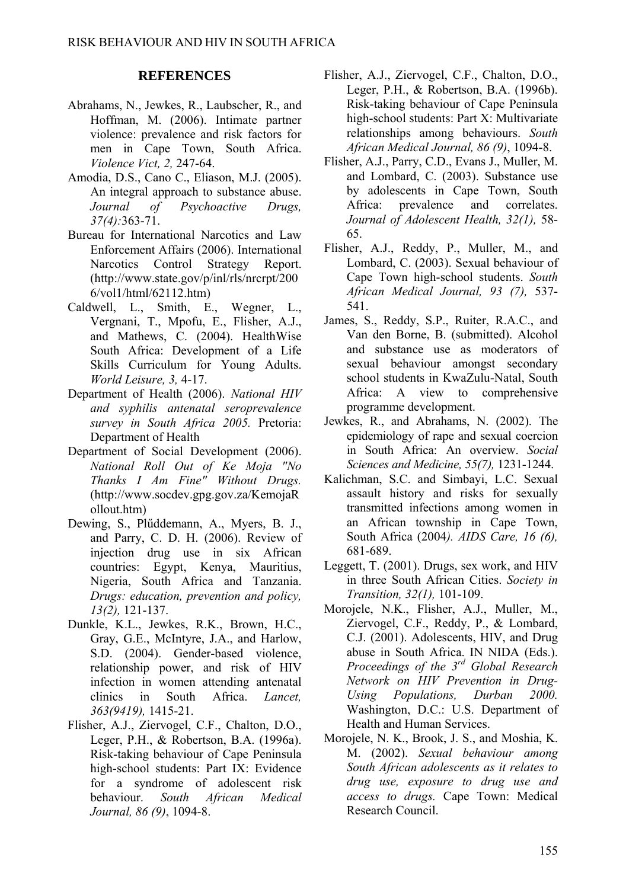## REFERENCES

Abrahams, N., Jewkes, R., Laubscher, R., and Hoffman, M. (2006). Intimate partner violence: prevalence and risk factors for men in Cape Town, South Africa. *Violence Vict, 2,* 247-64.

Amodia, D.S., Cano C., Eliason, M.J. (2005). An integral approach to substance abuse. *Journal of Psychoactive Drugs, 37(4):*363-71.

Bureau for International Narcotics and Law Enforcement Affairs (2006). International Narcotics Control Strategy Report. (http://www.state.gov/p/inl/rls/nrcrpt/2006/vol1/html/62112.htm)

Caldwell, L., Smith, E., Wegner, L., Vergnani, T., Mpofu, E., Flisher, A.J., and Mathews, C. (2004). HealthWise South Africa: Development of a Life Skills Curriculum for Young Adults. *World Leisure, 3,* 4-17.

Department of Health (2006). *National HIV and syphilis antenatal seroprevalence survey in South Africa 2005.* Pretoria: Department of Health

Department of Social Development (2006). *National Roll Out of Ke Moja "No Thanks I Am Fine" Without Drugs.* (http://www.socdev.gpg.gov.za/KemojaRollout.htm)

Dewing, S., Plűddemann, A., Myers, B. J., and Parry, C. D. H. (2006). Review of injection drug use in six African countries: Egypt, Kenya, Mauritius, Nigeria, South Africa and Tanzania. *Drugs: education, prevention and policy, 13(2),* 121-137.

Dunkle, K.L., Jewkes, R.K., Brown, H.C., Gray, G.E., McIntyre, J.A., and Harlow, S.D. (2004). Gender-based violence, relationship power, and risk of HIV infection in women attending antenatal clinics in South Africa. *Lancet, 363(9419),* 1415-21.

Flisher, A.J., Ziervogel, C.F., Chalton, D.O., Leger, P.H., & Robertson, B.A. (1996a). Risk-taking behaviour of Cape Peninsula high-school students: Part IX: Evidence for a syndrome of adolescent risk behaviour. *South African Medical Journal, 86 (9)*, 1094-8.

Flisher, A.J., Ziervogel, C.F., Chalton, D.O., Leger, P.H., & Robertson, B.A. (1996b). Risk-taking behaviour of Cape Peninsula high-school students: Part X: Multivariate relationships among behaviours. *South African Medical Journal, 86 (9)*, 1094-8.

Flisher, A.J., Parry, C.D., Evans J., Muller, M. and Lombard, C. (2003). Substance use by adolescents in Cape Town, South Africa: prevalence and correlates. *Journal of Adolescent Health, 32(1),* 58-65.

Flisher, A.J., Reddy, P., Muller, M., and Lombard, C. (2003). Sexual behaviour of Cape Town high-school students. *South African Medical Journal, 93 (7),* 537-541.

James, S., Reddy, S.P., Ruiter, R.A.C., and Van den Borne, B. (submitted). Alcohol and substance use as moderators of sexual behaviour amongst secondary school students in KwaZulu-Natal, South Africa: A view to comprehensive programme development.

Jewkes, R., and Abrahams, N. (2002). The epidemiology of rape and sexual coercion in South Africa: An overview. *Social Sciences and Medicine, 55(7),* 1231-1244.

Kalichman, S.C. and Simbayi, L.C. Sexual assault history and risks for sexually transmitted infections among women in an African township in Cape Town, South Africa (2004*). AIDS Care, 16 (6),* 681-689.

Leggett, T. (2001). Drugs, sex work, and HIV in three South African Cities. *Society in Transition, 32(1),* 101-109.

Morojele, N.K., Flisher, A.J., Muller, M., Ziervogel, C.F., Reddy, P., & Lombard, C.J. (2001). Adolescents, HIV, and Drug abuse in South Africa. IN NIDA (Eds.). *Proceedings of the 3rd Global Research Network on HIV Prevention in Drug-Using Populations, Durban 2000.* Washington, D.C.: U.S. Department of Health and Human Services.

Morojele, N. K., Brook, J. S., and Moshia, K. M. (2002). *Sexual behaviour among South African adolescents as it relates to drug use, exposure to drug use and access to drugs.* Cape Town: Medical Research Council.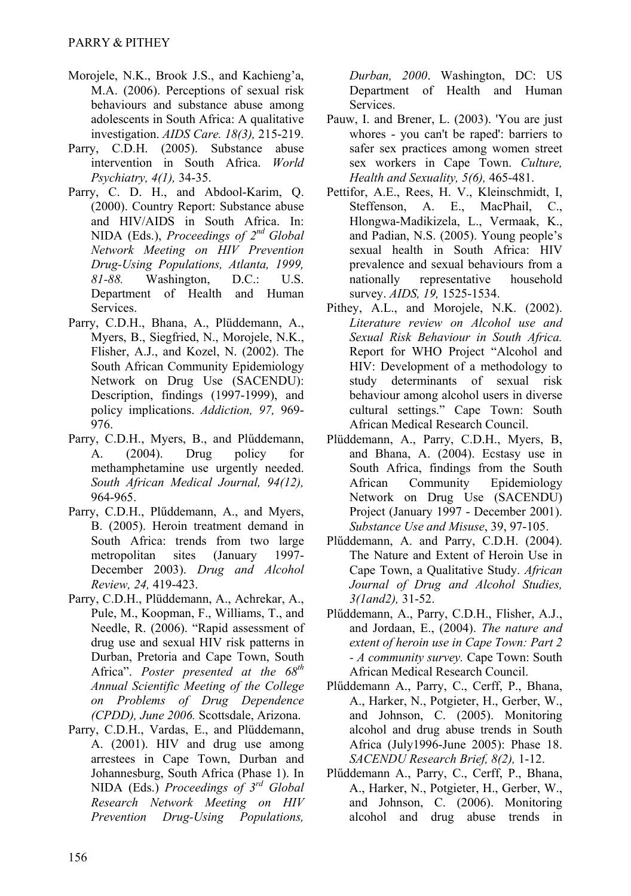Morojele, N.K., Brook J.S., and Kachieng'a, M.A. (2006). Perceptions of sexual risk behaviours and substance abuse among adolescents in South Africa: A qualitative investigation. *AIDS Care. 18(3),* 215-219.

Parry, C.D.H. (2005). Substance abuse intervention in South Africa. *World Psychiatry, 4(1),* 34-35.

Parry, C. D. H., and Abdool-Karim, Q. (2000). Country Report: Substance abuse and HIV/AIDS in South Africa. In: NIDA (Eds.), *Proceedings of 2nd Global Network Meeting on HIV Prevention Drug-Using Populations, Atlanta, 1999, 81-88.* Washington, D.C.: U.S. Department of Health and Human Services.

Parry, C.D.H., Bhana, A., Plüddemann, A., Myers, B., Siegfried, N., Morojele, N.K., Flisher, A.J., and Kozel, N. (2002). The South African Community Epidemiology Network on Drug Use (SACENDU): Description, findings (1997-1999), and policy implications. *Addiction, 97,* 969-976.

Parry, C.D.H., Myers, B., and Plűddemann, A. (2004). Drug policy for methamphetamine use urgently needed. *South African Medical Journal, 94(12),* 964-965.

Parry, C.D.H., Plűddemann, A., and Myers, B. (2005). Heroin treatment demand in South Africa: trends from two large metropolitan sites (January 1997-December 2003). *Drug and Alcohol Review, 24,* 419-423.

Parry, C.D.H., Plüddemann, A., Achrekar, A., Pule, M., Koopman, F., Williams, T., and Needle, R. (2006). "Rapid assessment of drug use and sexual HIV risk patterns in Durban, Pretoria and Cape Town, South Africa". *Poster presented at the 68th Annual Scientific Meeting of the College on Problems of Drug Dependence (CPDD), June 2006.* Scottsdale, Arizona.

Parry, C.D.H., Vardas, E., and Plüddemann, A. (2001). HIV and drug use among arrestees in Cape Town, Durban and Johannesburg, South Africa (Phase 1). In NIDA (Eds.) *Proceedings of 3rd Global Research Network Meeting on HIV Prevention Drug-Using Populations, Durban, 2000*. Washington, DC: US Department of Health and Human Services.

Pauw, I. and Brener, L. (2003). 'You are just whores - you can't be raped': barriers to safer sex practices among women street sex workers in Cape Town. *Culture, Health and Sexuality, 5(6),* 465-481.

Pettifor, A.E., Rees, H. V., Kleinschmidt, I, Steffenson, A. E., MacPhail, C., Hlongwa-Madikizela, L., Vermaak, K., and Padian, N.S. (2005). Young people's sexual health in South Africa: HIV prevalence and sexual behaviours from a nationally representative household survey. *AIDS, 19,* 1525-1534.

Pithey, A.L., and Morojele, N.K. (2002). *Literature review on Alcohol use and Sexual Risk Behaviour in South Africa.* Report for WHO Project "Alcohol and HIV: Development of a methodology to study determinants of sexual risk behaviour among alcohol users in diverse cultural settings." Cape Town: South African Medical Research Council.

Plüddemann, A., Parry, C.D.H., Myers, B, and Bhana, A. (2004). Ecstasy use in South Africa, findings from the South African Community Epidemiology Network on Drug Use (SACENDU) Project (January 1997 - December 2001). *Substance Use and Misuse*, 39, 97-105.

Plűddemann, A. and Parry, C.D.H. (2004). The Nature and Extent of Heroin Use in Cape Town, a Qualitative Study. *African Journal of Drug and Alcohol Studies, 3(1and2),* 31-52.

Plűddemann, A., Parry, C.D.H., Flisher, A.J., and Jordaan, E., (2004). *The nature and extent of heroin use in Cape Town: Part 2 - A community survey.* Cape Town: South African Medical Research Council.

Plűddemann A., Parry, C., Cerff, P., Bhana, A., Harker, N., Potgieter, H., Gerber, W., and Johnson, C. (2005). Monitoring alcohol and drug abuse trends in South Africa (July1996-June 2005): Phase 18. *SACENDU Research Brief, 8(2),* 1-12.

Plűddemann A., Parry, C., Cerff, P., Bhana, A., Harker, N., Potgieter, H., Gerber, W., and Johnson, C. (2006). Monitoring alcohol and drug abuse trends in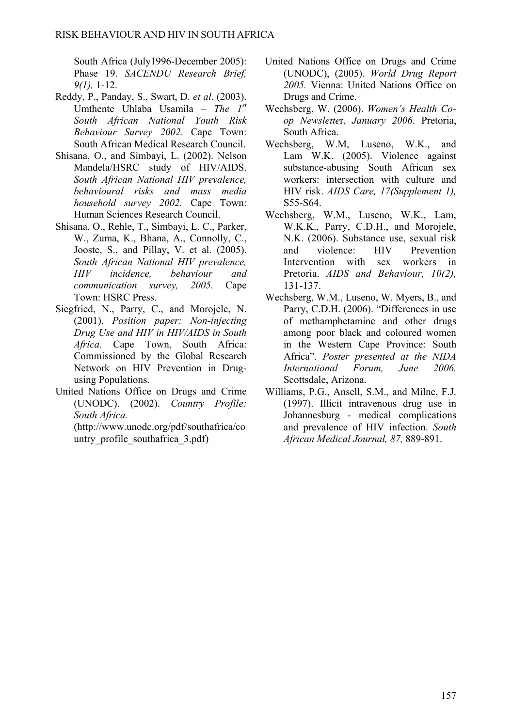South Africa (July1996-December 2005): Phase 19. *SACENDU Research Brief, 9(1),* 1-12.

Reddy, P., Panday, S., Swart, D. *et al*. (2003). Umthente Uhlaba Usamila – *The 1st South African National Youth Risk Behaviour Survey 2002*. Cape Town: South African Medical Research Council.

Shisana, O., and Simbayi, L. (2002). Nelson Mandela/HSRC study of HIV/AIDS. *South African National HIV prevalence, behavioural risks and mass media household survey 2002.* Cape Town: Human Sciences Research Council.

Shisana, O., Rehle, T., Simbayi, L. C., Parker, W., Zuma, K., Bhana, A., Connolly, C., Jooste, S., and Pillay, V. et al. (2005). *South African National HIV prevalence, HIV incidence, behaviour and communication survey, 2005.* Cape Town: HSRC Press.

Siegfried, N., Parry, C., and Morojele, N. (2001). *Position paper: Non-injecting Drug Use and HIV in HIV/AIDS in South Africa.* Cape Town, South Africa: Commissioned by the Global Research Network on HIV Prevention in Drug-using Populations.

United Nations Office on Drugs and Crime (UNODC). (2002). *Country Profile: South Africa.* (http://www.unodc.org/pdf/southafrica/country_profile_southafrica_3.pdf)

United Nations Office on Drugs and Crime (UNODC), (2005). *World Drug Report 2005.* Vienna: United Nations Office on Drugs and Crime.

Wechsberg, W. (2006). *Women's Health Co-op Newsletter*, *January 2006.* Pretoria, South Africa.

Wechsberg, W.M, Luseno, W.K., and Lam W.K. (2005). Violence against substance-abusing South African sex workers: intersection with culture and HIV risk. *AIDS Care, 17(Supplement 1),* S55-S64.

Wechsberg, W.M., Luseno, W.K., Lam, W.K.K., Parry, C.D.H., and Morojele, N.K. (2006). Substance use, sexual risk and violence: HIV Prevention Intervention with sex workers in Pretoria. *AIDS and Behaviour, 10(2),* 131-137.

Wechsberg, W.M., Luseno, W. Myers, B., and Parry, C.D.H. (2006). "Differences in use of methamphetamine and other drugs among poor black and coloured women in the Western Cape Province: South Africa". *Poster presented at the NIDA International Forum, June 2006.* Scottsdale, Arizona.

Williams, P.G., Ansell, S.M., and Milne, F.J. (1997). Illicit intravenous drug use in Johannesburg - medical complications and prevalence of HIV infection. *South African Medical Journal, 87,* 889-891.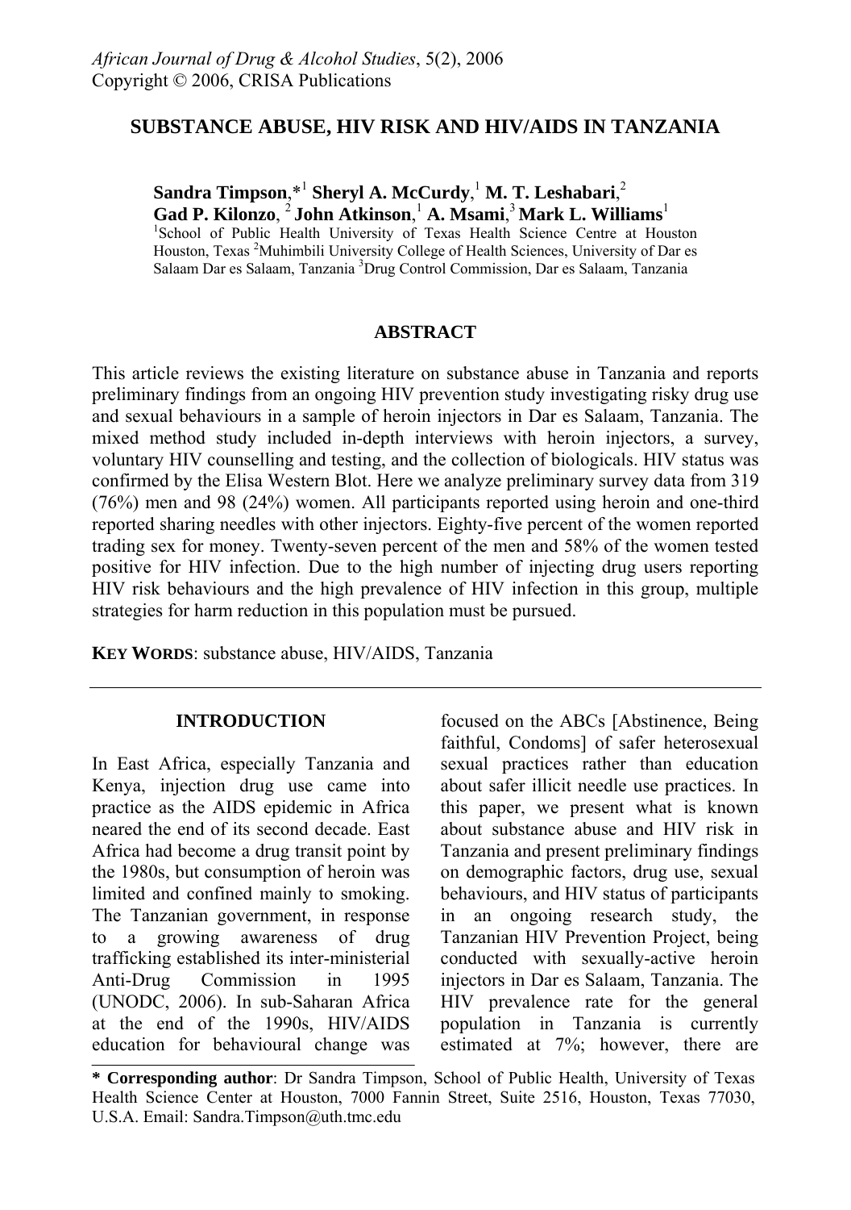*African Journal of Drug & Alcohol Studies*, 5(2), 2006
Copyright © 2006, CRISA Publications

# SUBSTANCE ABUSE, HIV RISK AND HIV/AIDS IN TANZANIA

**Sandra Timpson**,*[1] **Sheryl A. McCurdy**,[1] **M. T. Leshabari**,[2] **Gad P. Kilonzo**, [2] **John Atkinson**,[1] **A. Msami**,[3] **Mark L. Williams**[1]

[1]School of Public Health University of Texas Health Science Centre at Houston Houston, Texas [2]Muhimbili University College of Health Sciences, University of Dar es Salaam Dar es Salaam, Tanzania [3]Drug Control Commission, Dar es Salaam, Tanzania

## ABSTRACT

This article reviews the existing literature on substance abuse in Tanzania and reports preliminary findings from an ongoing HIV prevention study investigating risky drug use and sexual behaviours in a sample of heroin injectors in Dar es Salaam, Tanzania. The mixed method study included in-depth interviews with heroin injectors, a survey, voluntary HIV counselling and testing, and the collection of biologicals. HIV status was confirmed by the Elisa Western Blot. Here we analyze preliminary survey data from 319 (76%) men and 98 (24%) women. All participants reported using heroin and one-third reported sharing needles with other injectors. Eighty-five percent of the women reported trading sex for money. Twenty-seven percent of the men and 58% of the women tested positive for HIV infection. Due to the high number of injecting drug users reporting HIV risk behaviours and the high prevalence of HIV infection in this group, multiple strategies for harm reduction in this population must be pursued.

**KEY WORDS**: substance abuse, HIV/AIDS, Tanzania

## INTRODUCTION

In East Africa, especially Tanzania and Kenya, injection drug use came into practice as the AIDS epidemic in Africa neared the end of its second decade. East Africa had become a drug transit point by the 1980s, but consumption of heroin was limited and confined mainly to smoking. The Tanzanian government, in response to a growing awareness of drug trafficking established its inter-ministerial Anti-Drug Commission in 1995 (UNODC, 2006). In sub-Saharan Africa at the end of the 1990s, HIV/AIDS education for behavioural change was focused on the ABCs [Abstinence, Being faithful, Condoms] of safer heterosexual sexual practices rather than education about safer illicit needle use practices. In this paper, we present what is known about substance abuse and HIV risk in Tanzania and present preliminary findings on demographic factors, drug use, sexual behaviours, and HIV status of participants in an ongoing research study, the Tanzanian HIV Prevention Project, being conducted with sexually-active heroin injectors in Dar es Salaam, Tanzania. The HIV prevalence rate for the general population in Tanzania is currently estimated at 7%; however, there are

**\* Corresponding author**: Dr Sandra Timpson, School of Public Health, University of Texas Health Science Center at Houston, 7000 Fannin Street, Suite 2516, Houston, Texas 77030, U.S.A. Email: Sandra.Timpson@uth.tmc.edu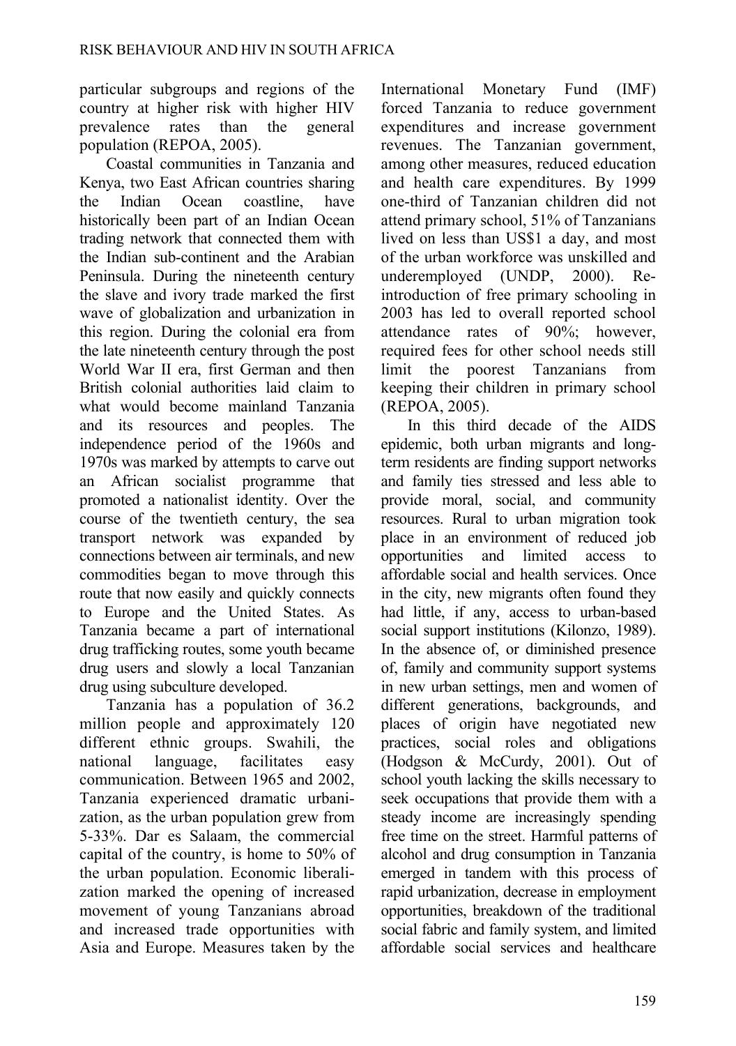particular subgroups and regions of the country at higher risk with higher HIV prevalence rates than the general population (REPOA, 2005).

Coastal communities in Tanzania and Kenya, two East African countries sharing the Indian Ocean coastline, have historically been part of an Indian Ocean trading network that connected them with the Indian sub-continent and the Arabian Peninsula. During the nineteenth century the slave and ivory trade marked the first wave of globalization and urbanization in this region. During the colonial era from the late nineteenth century through the post World War II era, first German and then British colonial authorities laid claim to what would become mainland Tanzania and its resources and peoples. The independence period of the 1960s and 1970s was marked by attempts to carve out an African socialist programme that promoted a nationalist identity. Over the course of the twentieth century, the sea transport network was expanded by connections between air terminals, and new commodities began to move through this route that now easily and quickly connects to Europe and the United States. As Tanzania became a part of international drug trafficking routes, some youth became drug users and slowly a local Tanzanian drug using subculture developed.

Tanzania has a population of 36.2 million people and approximately 120 different ethnic groups. Swahili, the national language, facilitates easy communication. Between 1965 and 2002, Tanzania experienced dramatic urbanization, as the urban population grew from 5-33%. Dar es Salaam, the commercial capital of the country, is home to 50% of the urban population. Economic liberalization marked the opening of increased movement of young Tanzanians abroad and increased trade opportunities with Asia and Europe. Measures taken by the International Monetary Fund (IMF) forced Tanzania to reduce government expenditures and increase government revenues. The Tanzanian government, among other measures, reduced education and health care expenditures. By 1999 one-third of Tanzanian children did not attend primary school, 51% of Tanzanians lived on less than US$1 a day, and most of the urban workforce was unskilled and underemployed (UNDP, 2000). Re-introduction of free primary schooling in 2003 has led to overall reported school attendance rates of 90%; however, required fees for other school needs still limit the poorest Tanzanians from keeping their children in primary school (REPOA, 2005).

In this third decade of the AIDS epidemic, both urban migrants and long-term residents are finding support networks and family ties stressed and less able to provide moral, social, and community resources. Rural to urban migration took place in an environment of reduced job opportunities and limited access to affordable social and health services. Once in the city, new migrants often found they had little, if any, access to urban-based social support institutions (Kilonzo, 1989). In the absence of, or diminished presence of, family and community support systems in new urban settings, men and women of different generations, backgrounds, and places of origin have negotiated new practices, social roles and obligations (Hodgson & McCurdy, 2001). Out of school youth lacking the skills necessary to seek occupations that provide them with a steady income are increasingly spending free time on the street. Harmful patterns of alcohol and drug consumption in Tanzania emerged in tandem with this process of rapid urbanization, decrease in employment opportunities, breakdown of the traditional social fabric and family system, and limited affordable social services and healthcare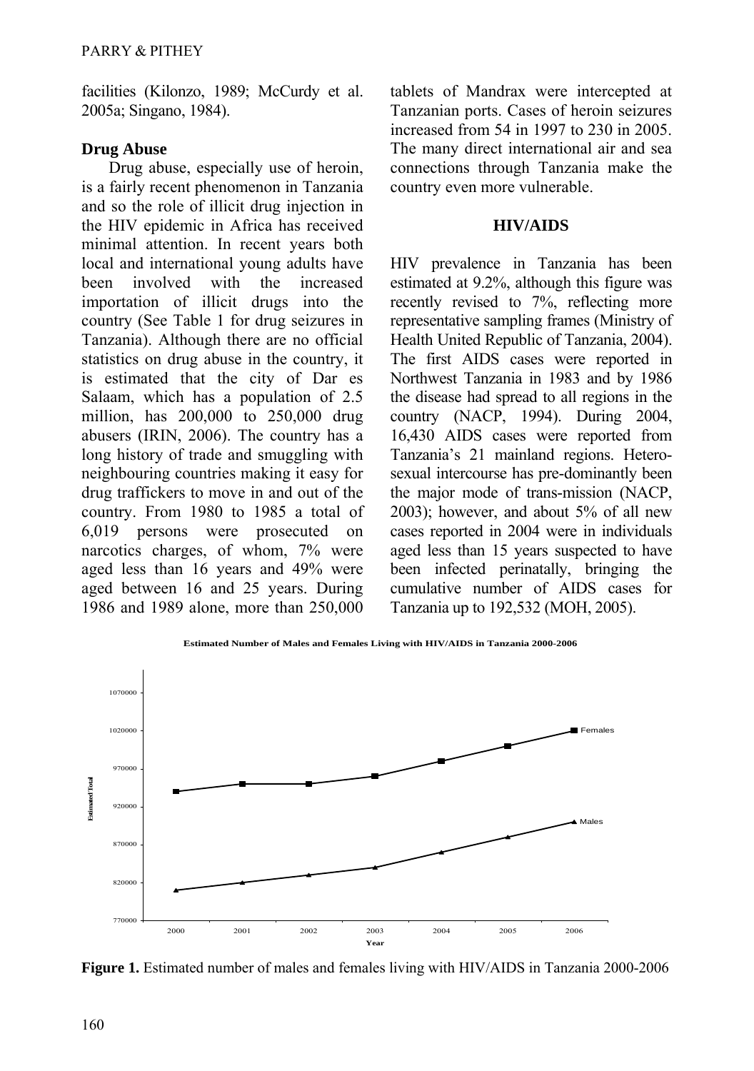facilities (Kilonzo, 1989; McCurdy et al. 2005a; Singano, 1984).

### Drug Abuse

Drug abuse, especially use of heroin, is a fairly recent phenomenon in Tanzania and so the role of illicit drug injection in the HIV epidemic in Africa has received minimal attention. In recent years both local and international young adults have been involved with the increased importation of illicit drugs into the country (See Table 1 for drug seizures in Tanzania). Although there are no official statistics on drug abuse in the country, it is estimated that the city of Dar es Salaam, which has a population of 2.5 million, has 200,000 to 250,000 drug abusers (IRIN, 2006). The country has a long history of trade and smuggling with neighbouring countries making it easy for drug traffickers to move in and out of the country. From 1980 to 1985 a total of 6,019 persons were prosecuted on narcotics charges, of whom, 7% were aged less than 16 years and 49% were aged between 16 and 25 years. During 1986 and 1989 alone, more than 250,000 tablets of Mandrax were intercepted at Tanzanian ports. Cases of heroin seizures increased from 54 in 1997 to 230 in 2005. The many direct international air and sea connections through Tanzania make the country even more vulnerable.

## HIV/AIDS

HIV prevalence in Tanzania has been estimated at 9.2%, although this figure was recently revised to 7%, reflecting more representative sampling frames (Ministry of Health United Republic of Tanzania, 2004). The first AIDS cases were reported in Northwest Tanzania in 1983 and by 1986 the disease had spread to all regions in the country (NACP, 1994). During 2004, 16,430 AIDS cases were reported from Tanzania's 21 mainland regions. Hetero-sexual intercourse has pre-dominantly been the major mode of trans-mission (NACP, 2003); however, and about 5% of all new cases reported in 2004 were in individuals aged less than 15 years suspected to have been infected perinatally, bringing the cumulative number of AIDS cases for Tanzania up to 192,532 (MOH, 2005).

**Estimated Number of Males and Females Living with HIV/AIDS in Tanzania 2000-2006**

**Figure 1.** Estimated number of males and females living with HIV/AIDS in Tanzania 2000-2006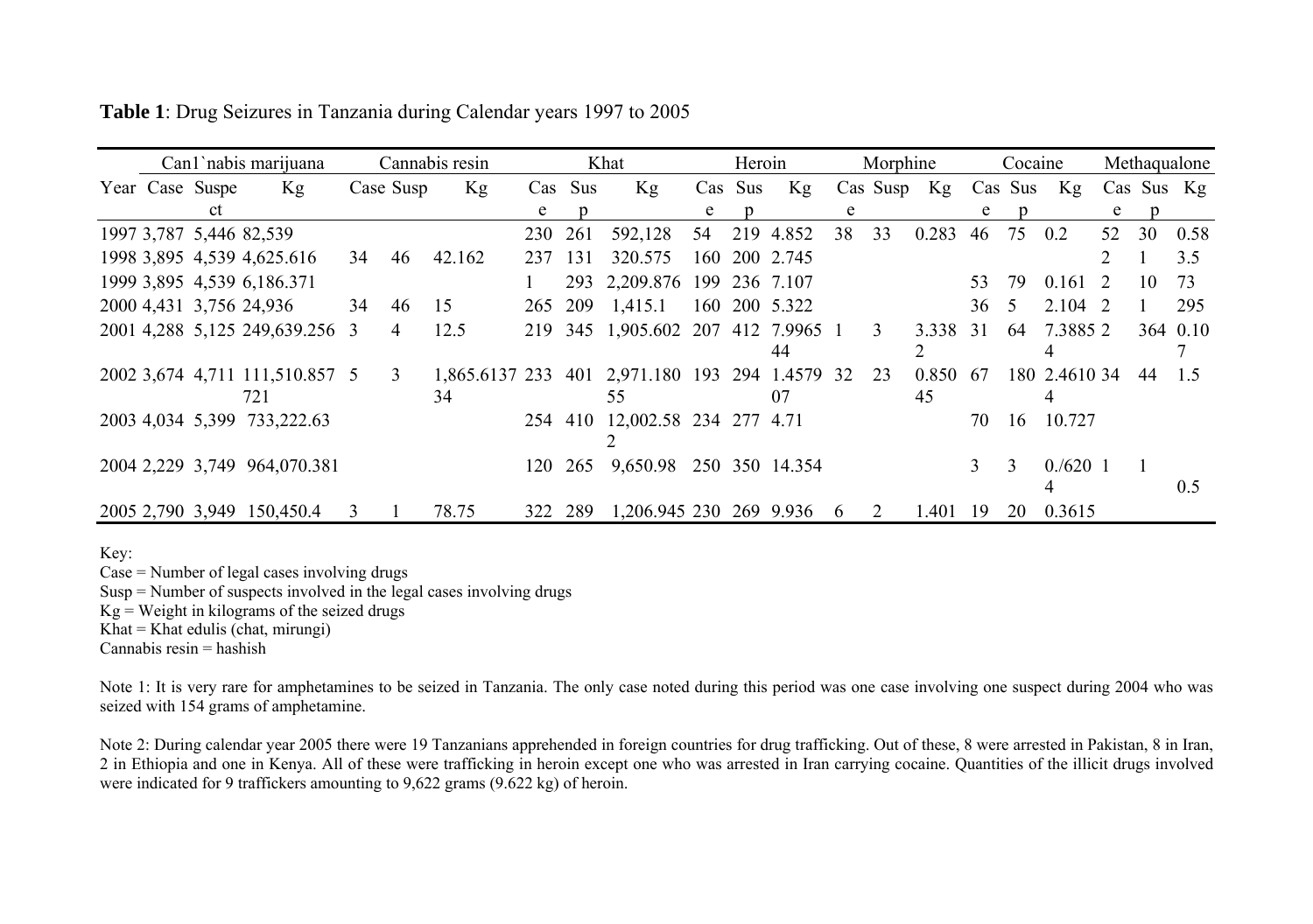**Table 1**: Drug Seizures in Tanzania during Calendar years 1997 to 2005

| | Can1`nabis marijuana | | | Cannabis resin | | | Khat | | | Heroin | | | Morphine | | | Cocaine | | | Methaqualone | | |
|---|---|---|---|---|---|---|---|---|---|---|---|---|---|---|---|---|---|---|---|---|---|
| Year | Case | Suspect | Kg | Case | Susp | Kg | Case | Susp | Kg | Case | Susp | Kg | Case | Susp | Kg | Case | Susp | Kg | Case | Susp | Kg |
| 1997 | 3,787 | 5,446 | 82,539 | | | | 230 | 261 | 592,128 | 54 | 219 | 4.852 | 38 | 33 | 0.283 | 46 | 75 | 0.2 | 52 | 30 | 0.58 |
| 1998 | 3,895 | 4,539 | 4,625.616 | 34 | 46 | 42.162 | 237 | 131 | 320.575 | 160 | 200 | 2.745 | | | | | | | 2 | 1 | 3.5 |
| 1999 | 3,895 | 4,539 | 6,186.371 | | | | 1 | 293 | 2,209.876 | 199 | 236 | 7.107 | | | | 53 | 79 | 0.161 | 2 | 10 | 73 |
| 2000 | 4,431 | 3,756 | 24,936 | 34 | 46 | 15 | 265 | 209 | 1,415.1 | 160 | 200 | 5.322 | | | | 36 | 5 | 2.104 | 2 | 1 | 295 |
| 2001 | 4,288 | 5,125 | 249,639.256 | 3 | 4 | 12.5 | 219 | 345 | 1,905.602 | 207 | 412 | 7.996544 | 1 | 3 | 3.3382 | 31 | 64 | 7.38854 | 2 | 364 | 0.107 |
| 2002 | 3,674 | 4,711 | 111,510.857721 | 5 | 3 | 1,865.613734 | 233 | 401 | 2,971.18055 | 193 | 294 | 1.457907 | 32 | 23 | 0.85045 | 67 | 180 | 2.46104 | 34 | 44 | 1.5 |
| 2003 | 4,034 | 5,399 | 733,222.63 | | | | 254 | 410 | 12,002.582 | 234 | 277 | 4.71 | | | | 70 | 16 | 10.727 | | | |
| 2004 | 2,229 | 3,749 | 964,070.381 | | | | 120 | 265 | 9,650.98 | 250 | 350 | 14.354 | | | | 3 | 3 | 0./6204 | 1 | 1 | 0.5 |
| 2005 | 2,790 | 3,949 | 150,450.4 | 3 | 1 | 78.75 | 322 | 289 | 1,206.945 | 230 | 269 | 9.936 | 6 | 2 | 1.401 | 19 | 20 | 0.3615 | | | |

Key:
Case = Number of legal cases involving drugs
Susp = Number of suspects involved in the legal cases involving drugs
Kg = Weight in kilograms of the seized drugs
Khat = Khat edulis (chat, mirungi)
Cannabis resin = hashish

Note 1: It is very rare for amphetamines to be seized in Tanzania. The only case noted during this period was one case involving one suspect during 2004 who was seized with 154 grams of amphetamine.

Note 2: During calendar year 2005 there were 19 Tanzanians apprehended in foreign countries for drug trafficking. Out of these, 8 were arrested in Pakistan, 8 in Iran, 2 in Ethiopia and one in Kenya. All of these were trafficking in heroin except one who was arrested in Iran carrying cocaine. Quantities of the illicit drugs involved were indicated for 9 traffickers amounting to 9,622 grams (9.622 kg) of heroin.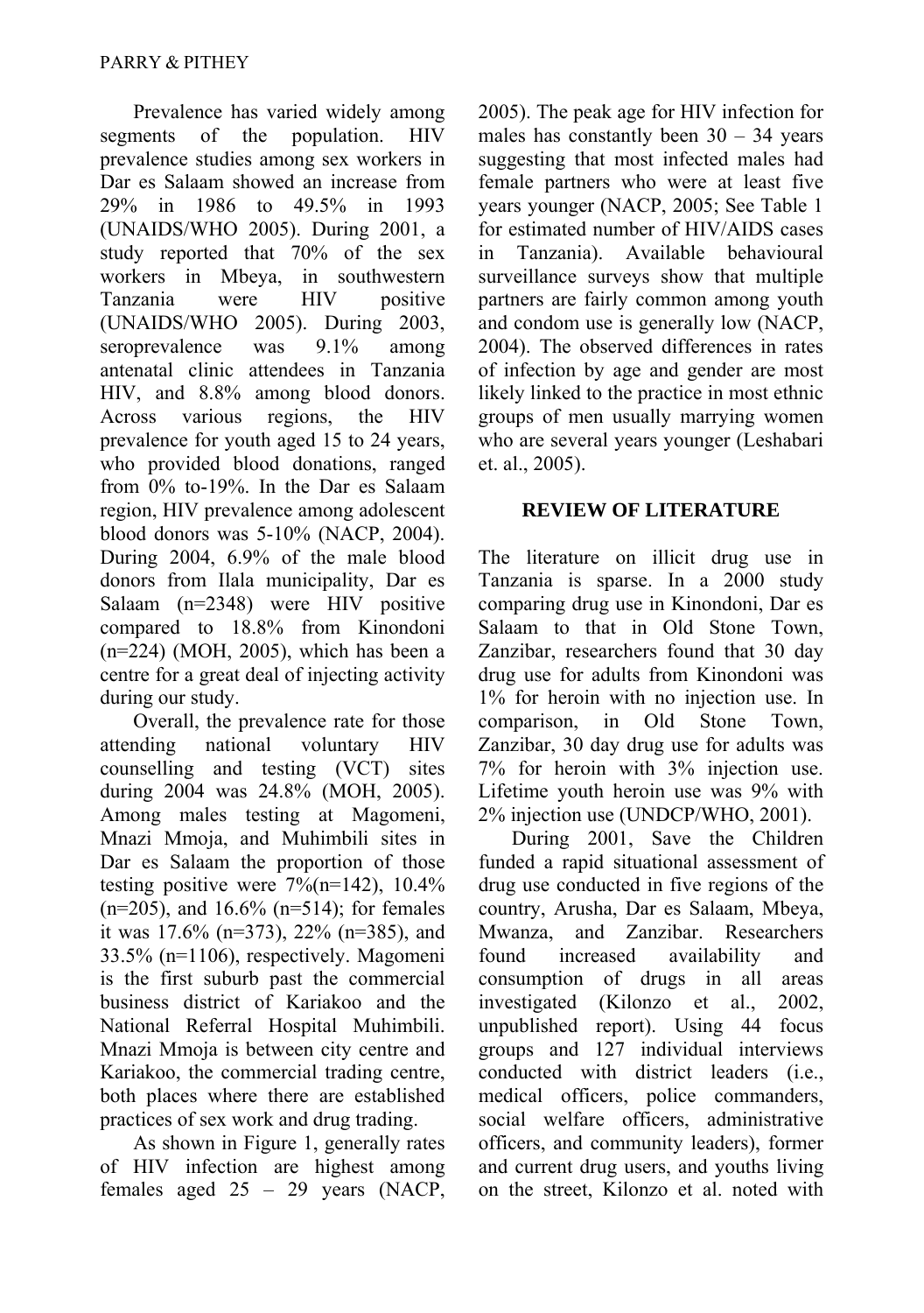Prevalence has varied widely among segments of the population. HIV prevalence studies among sex workers in Dar es Salaam showed an increase from 29% in 1986 to 49.5% in 1993 (UNAIDS/WHO 2005). During 2001, a study reported that 70% of the sex workers in Mbeya, in southwestern Tanzania were HIV positive (UNAIDS/WHO 2005). During 2003, seroprevalence was 9.1% among antenatal clinic attendees in Tanzania HIV, and 8.8% among blood donors. Across various regions, the HIV prevalence for youth aged 15 to 24 years, who provided blood donations, ranged from 0% to-19%. In the Dar es Salaam region, HIV prevalence among adolescent blood donors was 5-10% (NACP, 2004). During 2004, 6.9% of the male blood donors from Ilala municipality, Dar es Salaam (n=2348) were HIV positive compared to 18.8% from Kinondoni (n=224) (MOH, 2005), which has been a centre for a great deal of injecting activity during our study.

Overall, the prevalence rate for those attending national voluntary HIV counselling and testing (VCT) sites during 2004 was 24.8% (MOH, 2005). Among males testing at Magomeni, Mnazi Mmoja, and Muhimbili sites in Dar es Salaam the proportion of those testing positive were 7%(n=142), 10.4% (n=205), and 16.6% (n=514); for females it was 17.6% (n=373), 22% (n=385), and 33.5% (n=1106), respectively. Magomeni is the first suburb past the commercial business district of Kariakoo and the National Referral Hospital Muhimbili. Mnazi Mmoja is between city centre and Kariakoo, the commercial trading centre, both places where there are established practices of sex work and drug trading.

As shown in Figure 1, generally rates of HIV infection are highest among females aged 25 – 29 years (NACP, 2005). The peak age for HIV infection for males has constantly been 30 – 34 years suggesting that most infected males had female partners who were at least five years younger (NACP, 2005; See Table 1 for estimated number of HIV/AIDS cases in Tanzania). Available behavioural surveillance surveys show that multiple partners are fairly common among youth and condom use is generally low (NACP, 2004). The observed differences in rates of infection by age and gender are most likely linked to the practice in most ethnic groups of men usually marrying women who are several years younger (Leshabari et. al., 2005).

## REVIEW OF LITERATURE

The literature on illicit drug use in Tanzania is sparse. In a 2000 study comparing drug use in Kinondoni, Dar es Salaam to that in Old Stone Town, Zanzibar, researchers found that 30 day drug use for adults from Kinondoni was 1% for heroin with no injection use. In comparison, in Old Stone Town, Zanzibar, 30 day drug use for adults was 7% for heroin with 3% injection use. Lifetime youth heroin use was 9% with 2% injection use (UNDCP/WHO, 2001).

During 2001, Save the Children funded a rapid situational assessment of drug use conducted in five regions of the country, Arusha, Dar es Salaam, Mbeya, Mwanza, and Zanzibar. Researchers found increased availability and consumption of drugs in all areas investigated (Kilonzo et al., 2002, unpublished report). Using 44 focus groups and 127 individual interviews conducted with district leaders (i.e., medical officers, police commanders, social welfare officers, administrative officers, and community leaders), former and current drug users, and youths living on the street, Kilonzo et al. noted with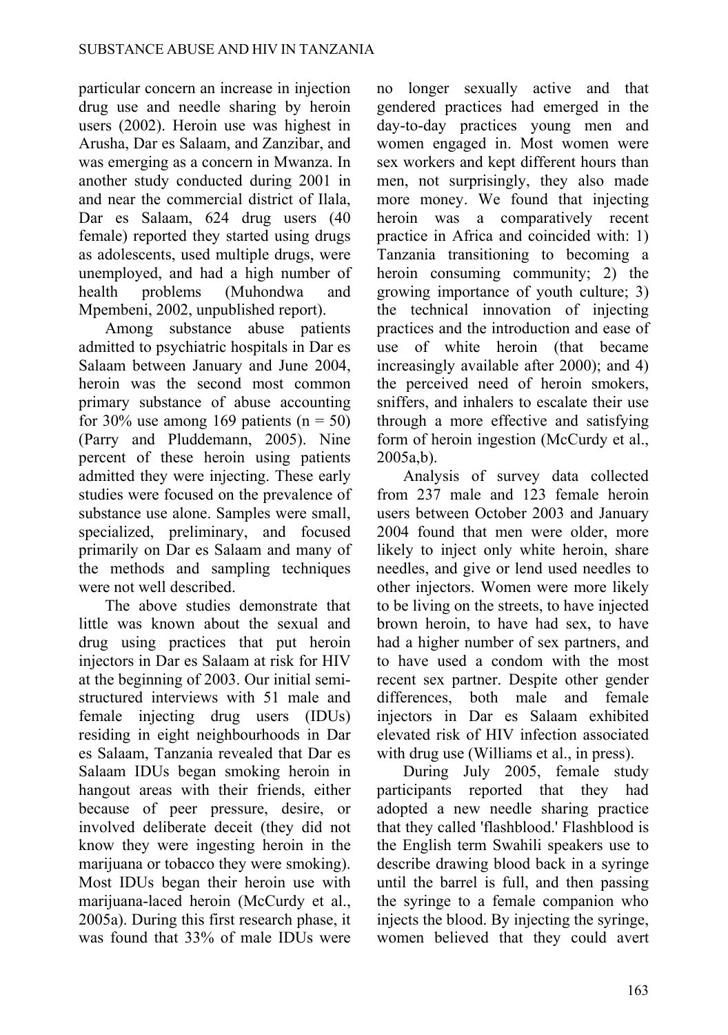particular concern an increase in injection drug use and needle sharing by heroin users (2002). Heroin use was highest in Arusha, Dar es Salaam, and Zanzibar, and was emerging as a concern in Mwanza. In another study conducted during 2001 in and near the commercial district of Ilala, Dar es Salaam, 624 drug users (40 female) reported they started using drugs as adolescents, used multiple drugs, were unemployed, and had a high number of health problems (Muhondwa and Mpembeni, 2002, unpublished report).

Among substance abuse patients admitted to psychiatric hospitals in Dar es Salaam between January and June 2004, heroin was the second most common primary substance of abuse accounting for 30% use among 169 patients (n = 50) (Parry and Pluddemann, 2005). Nine percent of these heroin using patients admitted they were injecting. These early studies were focused on the prevalence of substance use alone. Samples were small, specialized, preliminary, and focused primarily on Dar es Salaam and many of the methods and sampling techniques were not well described.

The above studies demonstrate that little was known about the sexual and drug using practices that put heroin injectors in Dar es Salaam at risk for HIV at the beginning of 2003. Our initial semi-structured interviews with 51 male and female injecting drug users (IDUs) residing in eight neighbourhoods in Dar es Salaam, Tanzania revealed that Dar es Salaam IDUs began smoking heroin in hangout areas with their friends, either because of peer pressure, desire, or involved deliberate deceit (they did not know they were ingesting heroin in the marijuana or tobacco they were smoking). Most IDUs began their heroin use with marijuana-laced heroin (McCurdy et al., 2005a). During this first research phase, it was found that 33% of male IDUs were no longer sexually active and that gendered practices had emerged in the day-to-day practices young men and women engaged in. Most women were sex workers and kept different hours than men, not surprisingly, they also made more money. We found that injecting heroin was a comparatively recent practice in Africa and coincided with: 1) Tanzania transitioning to becoming a heroin consuming community; 2) the growing importance of youth culture; 3) the technical innovation of injecting practices and the introduction and ease of use of white heroin (that became increasingly available after 2000); and 4) the perceived need of heroin smokers, sniffers, and inhalers to escalate their use through a more effective and satisfying form of heroin ingestion (McCurdy et al., 2005a,b).

Analysis of survey data collected from 237 male and 123 female heroin users between October 2003 and January 2004 found that men were older, more likely to inject only white heroin, share needles, and give or lend used needles to other injectors. Women were more likely to be living on the streets, to have injected brown heroin, to have had sex, to have had a higher number of sex partners, and to have used a condom with the most recent sex partner. Despite other gender differences, both male and female injectors in Dar es Salaam exhibited elevated risk of HIV infection associated with drug use (Williams et al., in press).

During July 2005, female study participants reported that they had adopted a new needle sharing practice that they called 'flashblood.' Flashblood is the English term Swahili speakers use to describe drawing blood back in a syringe until the barrel is full, and then passing the syringe to a female companion who injects the blood. By injecting the syringe, women believed that they could avert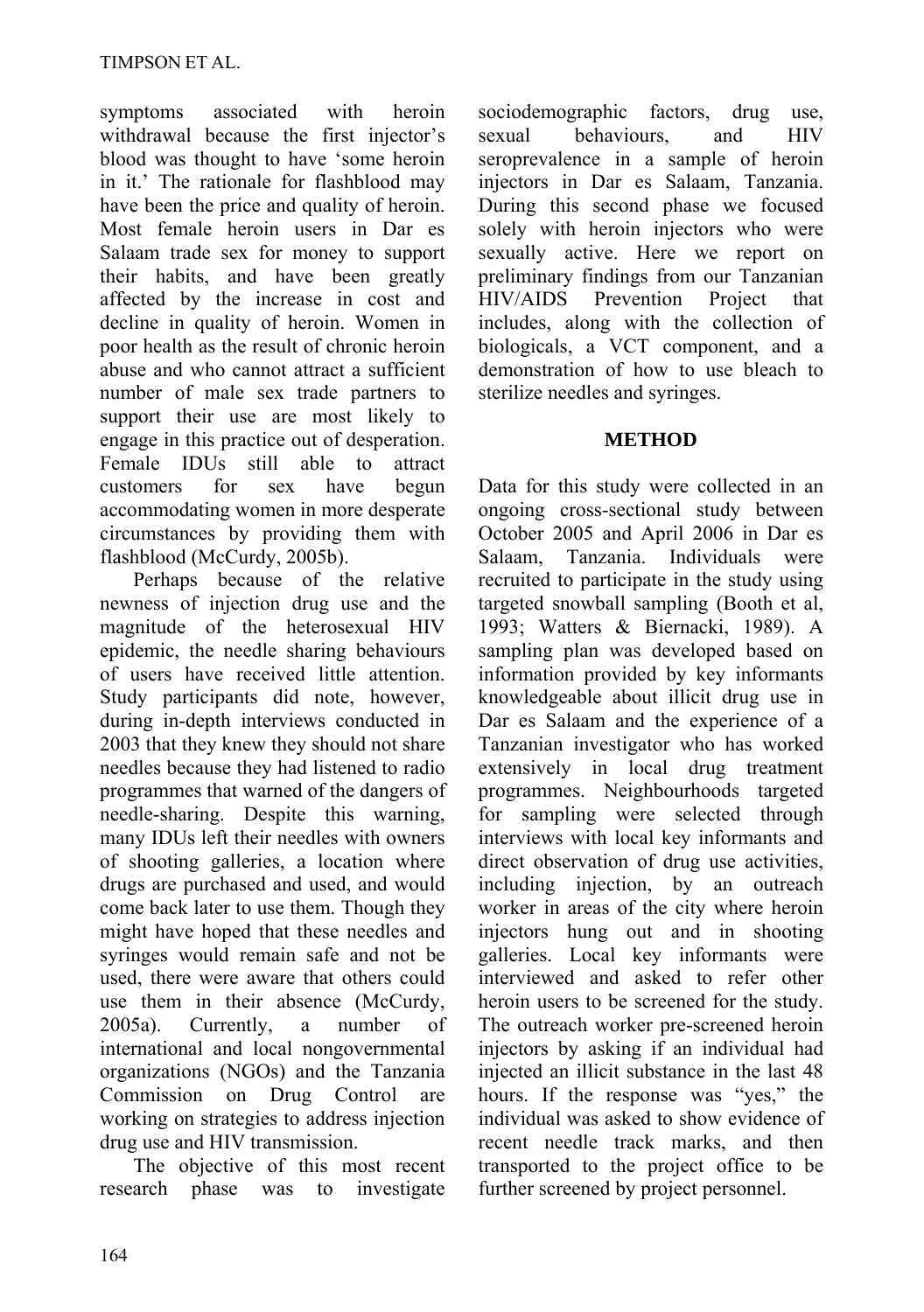symptoms associated with heroin withdrawal because the first injector's blood was thought to have 'some heroin in it.' The rationale for flashblood may have been the price and quality of heroin. Most female heroin users in Dar es Salaam trade sex for money to support their habits, and have been greatly affected by the increase in cost and decline in quality of heroin. Women in poor health as the result of chronic heroin abuse and who cannot attract a sufficient number of male sex trade partners to support their use are most likely to engage in this practice out of desperation. Female IDUs still able to attract customers for sex have begun accommodating women in more desperate circumstances by providing them with flashblood (McCurdy, 2005b).

Perhaps because of the relative newness of injection drug use and the magnitude of the heterosexual HIV epidemic, the needle sharing behaviours of users have received little attention. Study participants did note, however, during in-depth interviews conducted in 2003 that they knew they should not share needles because they had listened to radio programmes that warned of the dangers of needle-sharing. Despite this warning, many IDUs left their needles with owners of shooting galleries, a location where drugs are purchased and used, and would come back later to use them. Though they might have hoped that these needles and syringes would remain safe and not be used, there were aware that others could use them in their absence (McCurdy, 2005a). Currently, a number of international and local nongovernmental organizations (NGOs) and the Tanzania Commission on Drug Control are working on strategies to address injection drug use and HIV transmission.

The objective of this most recent research phase was to investigate sociodemographic factors, drug use, sexual behaviours, and HIV seroprevalence in a sample of heroin injectors in Dar es Salaam, Tanzania. During this second phase we focused solely with heroin injectors who were sexually active. Here we report on preliminary findings from our Tanzanian HIV/AIDS Prevention Project that includes, along with the collection of biologicals, a VCT component, and a demonstration of how to use bleach to sterilize needles and syringes.

## METHOD

Data for this study were collected in an ongoing cross-sectional study between October 2005 and April 2006 in Dar es Salaam, Tanzania. Individuals were recruited to participate in the study using targeted snowball sampling (Booth et al, 1993; Watters & Biernacki, 1989). A sampling plan was developed based on information provided by key informants knowledgeable about illicit drug use in Dar es Salaam and the experience of a Tanzanian investigator who has worked extensively in local drug treatment programmes. Neighbourhoods targeted for sampling were selected through interviews with local key informants and direct observation of drug use activities, including injection, by an outreach worker in areas of the city where heroin injectors hung out and in shooting galleries. Local key informants were interviewed and asked to refer other heroin users to be screened for the study. The outreach worker pre-screened heroin injectors by asking if an individual had injected an illicit substance in the last 48 hours. If the response was "yes," the individual was asked to show evidence of recent needle track marks, and then transported to the project office to be further screened by project personnel.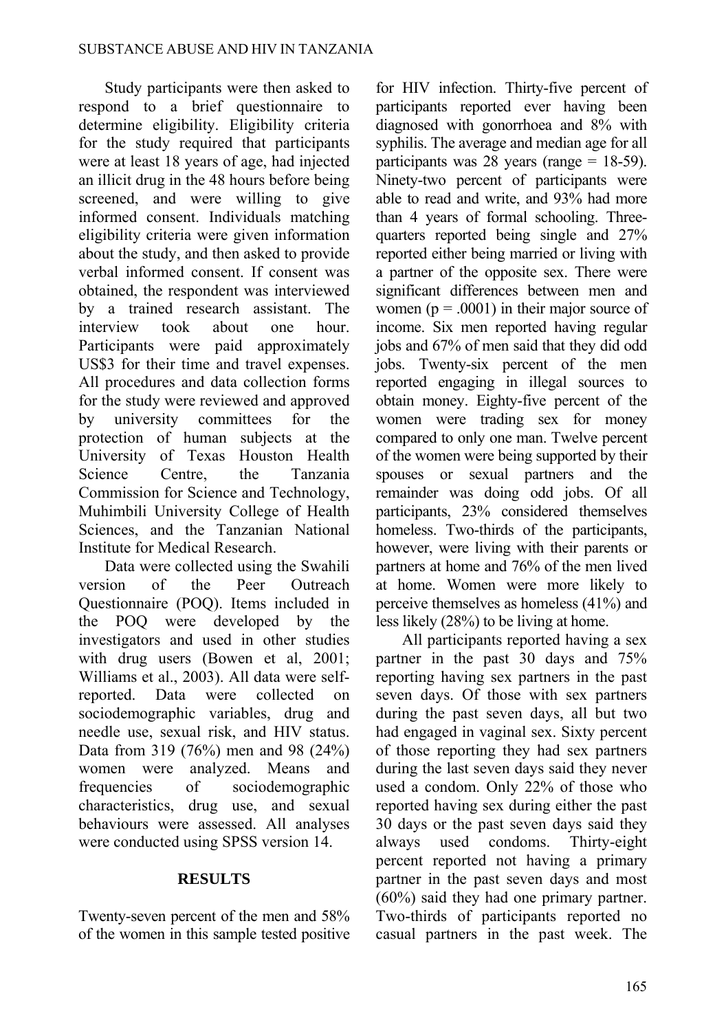Study participants were then asked to respond to a brief questionnaire to determine eligibility. Eligibility criteria for the study required that participants were at least 18 years of age, had injected an illicit drug in the 48 hours before being screened, and were willing to give informed consent. Individuals matching eligibility criteria were given information about the study, and then asked to provide verbal informed consent. If consent was obtained, the respondent was interviewed by a trained research assistant. The interview took about one hour. Participants were paid approximately US$3 for their time and travel expenses. All procedures and data collection forms for the study were reviewed and approved by university committees for the protection of human subjects at the University of Texas Houston Health Science Centre, the Tanzania Commission for Science and Technology, Muhimbili University College of Health Sciences, and the Tanzanian National Institute for Medical Research.

Data were collected using the Swahili version of the Peer Outreach Questionnaire (POQ). Items included in the POQ were developed by the investigators and used in other studies with drug users (Bowen et al, 2001; Williams et al., 2003). All data were self-reported. Data were collected on sociodemographic variables, drug and needle use, sexual risk, and HIV status. Data from 319 (76%) men and 98 (24%) women were analyzed. Means and frequencies of sociodemographic characteristics, drug use, and sexual behaviours were assessed. All analyses were conducted using SPSS version 14.

## RESULTS

Twenty-seven percent of the men and 58% of the women in this sample tested positive for HIV infection. Thirty-five percent of participants reported ever having been diagnosed with gonorrhoea and 8% with syphilis. The average and median age for all participants was 28 years (range = 18-59). Ninety-two percent of participants were able to read and write, and 93% had more than 4 years of formal schooling. Three-quarters reported being single and 27% reported either being married or living with a partner of the opposite sex. There were significant differences between men and women ($p = .0001$) in their major source of income. Six men reported having regular jobs and 67% of men said that they did odd jobs. Twenty-six percent of the men reported engaging in illegal sources to obtain money. Eighty-five percent of the women were trading sex for money compared to only one man. Twelve percent of the women were being supported by their spouses or sexual partners and the remainder was doing odd jobs. Of all participants, 23% considered themselves homeless. Two-thirds of the participants, however, were living with their parents or partners at home and 76% of the men lived at home. Women were more likely to perceive themselves as homeless (41%) and less likely (28%) to be living at home.

All participants reported having a sex partner in the past 30 days and 75% reporting having sex partners in the past seven days. Of those with sex partners during the past seven days, all but two had engaged in vaginal sex. Sixty percent of those reporting they had sex partners during the last seven days said they never used a condom. Only 22% of those who reported having sex during either the past 30 days or the past seven days said they always used condoms. Thirty-eight percent reported not having a primary partner in the past seven days and most (60%) said they had one primary partner. Two-thirds of participants reported no casual partners in the past week. The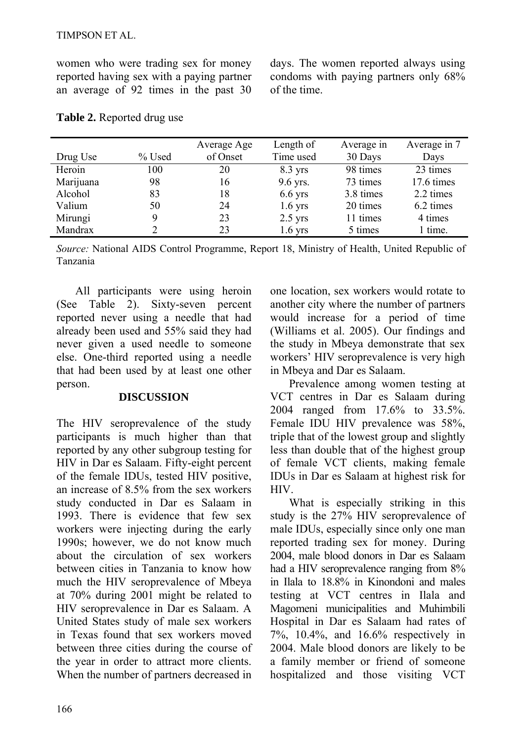women who were trading sex for money reported having sex with a paying partner an average of 92 times in the past 30 days. The women reported always using condoms with paying partners only 68% of the time.

**Table 2.** Reported drug use

| Drug Use | % Used | Average Age of Onset | Length of Time used | Average in 30 Days | Average in 7 Days |
|---|---|---|---|---|---|
| Heroin | 100 | 20 | 8.3 yrs | 98 times | 23 times |
| Marijuana | 98 | 16 | 9.6 yrs. | 73 times | 17.6 times |
| Alcohol | 83 | 18 | 6.6 yrs | 3.8 times | 2.2 times |
| Valium | 50 | 24 | 1.6 yrs | 20 times | 6.2 times |
| Mirungi | 9 | 23 | 2.5 yrs | 11 times | 4 times |
| Mandrax | 2 | 23 | 1.6 yrs | 5 times | 1 time. |

*Source:* National AIDS Control Programme, Report 18, Ministry of Health, United Republic of Tanzania

All participants were using heroin (See Table 2). Sixty-seven percent reported never using a needle that had already been used and 55% said they had never given a used needle to someone else. One-third reported using a needle that had been used by at least one other person.

## DISCUSSION

The HIV seroprevalence of the study participants is much higher than that reported by any other subgroup testing for HIV in Dar es Salaam. Fifty-eight percent of the female IDUs, tested HIV positive, an increase of 8.5% from the sex workers study conducted in Dar es Salaam in 1993. There is evidence that few sex workers were injecting during the early 1990s; however, we do not know much about the circulation of sex workers between cities in Tanzania to know how much the HIV seroprevalence of Mbeya at 70% during 2001 might be related to HIV seroprevalence in Dar es Salaam. A United States study of male sex workers in Texas found that sex workers moved between three cities during the course of the year in order to attract more clients. When the number of partners decreased in one location, sex workers would rotate to another city where the number of partners would increase for a period of time (Williams et al. 2005). Our findings and the study in Mbeya demonstrate that sex workers' HIV seroprevalence is very high in Mbeya and Dar es Salaam.

Prevalence among women testing at VCT centres in Dar es Salaam during 2004 ranged from 17.6% to 33.5%. Female IDU HIV prevalence was 58%, triple that of the lowest group and slightly less than double that of the highest group of female VCT clients, making female IDUs in Dar es Salaam at highest risk for HIV.

What is especially striking in this study is the 27% HIV seroprevalence of male IDUs, especially since only one man reported trading sex for money. During 2004, male blood donors in Dar es Salaam had a HIV seroprevalence ranging from 8% in Ilala to 18.8% in Kinondoni and males testing at VCT centres in Ilala and Magomeni municipalities and Muhimbili Hospital in Dar es Salaam had rates of 7%, 10.4%, and 16.6% respectively in 2004. Male blood donors are likely to be a family member or friend of someone hospitalized and those visiting VCT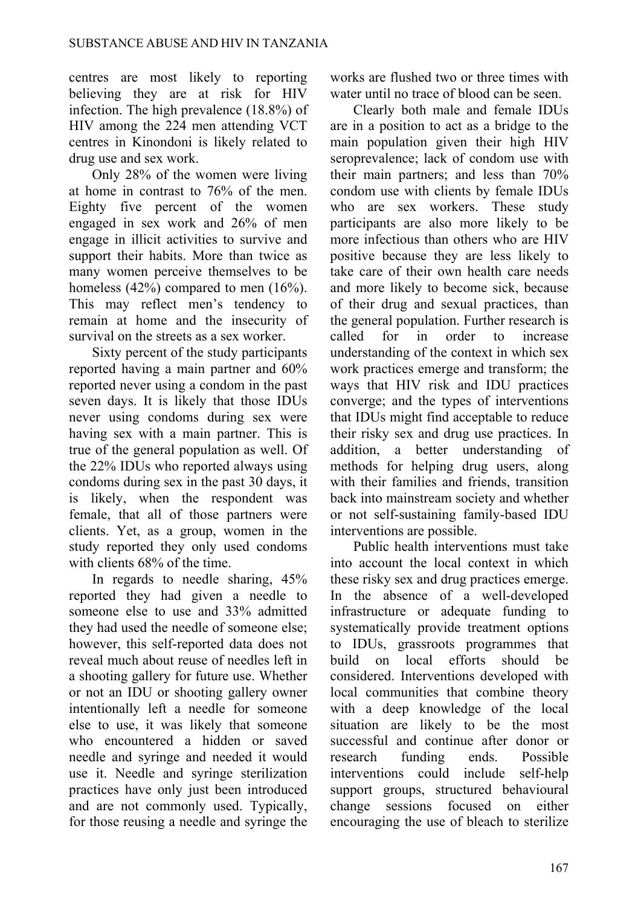centres are most likely to reporting believing they are at risk for HIV infection. The high prevalence (18.8%) of HIV among the 224 men attending VCT centres in Kinondoni is likely related to drug use and sex work.

Only 28% of the women were living at home in contrast to 76% of the men. Eighty five percent of the women engaged in sex work and 26% of men engage in illicit activities to survive and support their habits. More than twice as many women perceive themselves to be homeless (42%) compared to men (16%). This may reflect men's tendency to remain at home and the insecurity of survival on the streets as a sex worker.

Sixty percent of the study participants reported having a main partner and 60% reported never using a condom in the past seven days. It is likely that those IDUs never using condoms during sex were having sex with a main partner. This is true of the general population as well. Of the 22% IDUs who reported always using condoms during sex in the past 30 days, it is likely, when the respondent was female, that all of those partners were clients. Yet, as a group, women in the study reported they only used condoms with clients 68% of the time.

In regards to needle sharing, 45% reported they had given a needle to someone else to use and 33% admitted they had used the needle of someone else; however, this self-reported data does not reveal much about reuse of needles left in a shooting gallery for future use. Whether or not an IDU or shooting gallery owner intentionally left a needle for someone else to use, it was likely that someone who encountered a hidden or saved needle and syringe and needed it would use it. Needle and syringe sterilization practices have only just been introduced and are not commonly used. Typically, for those reusing a needle and syringe the works are flushed two or three times with water until no trace of blood can be seen.

Clearly both male and female IDUs are in a position to act as a bridge to the main population given their high HIV seroprevalence; lack of condom use with their main partners; and less than 70% condom use with clients by female IDUs who are sex workers. These study participants are also more likely to be more infectious than others who are HIV positive because they are less likely to take care of their own health care needs and more likely to become sick, because of their drug and sexual practices, than the general population. Further research is called for in order to increase understanding of the context in which sex work practices emerge and transform; the ways that HIV risk and IDU practices converge; and the types of interventions that IDUs might find acceptable to reduce their risky sex and drug use practices. In addition, a better understanding of methods for helping drug users, along with their families and friends, transition back into mainstream society and whether or not self-sustaining family-based IDU interventions are possible.

Public health interventions must take into account the local context in which these risky sex and drug practices emerge. In the absence of a well-developed infrastructure or adequate funding to systematically provide treatment options to IDUs, grassroots programmes that build on local efforts should be considered. Interventions developed with local communities that combine theory with a deep knowledge of the local situation are likely to be the most successful and continue after donor or research funding ends. Possible interventions could include self-help support groups, structured behavioural change sessions focused on either encouraging the use of bleach to sterilize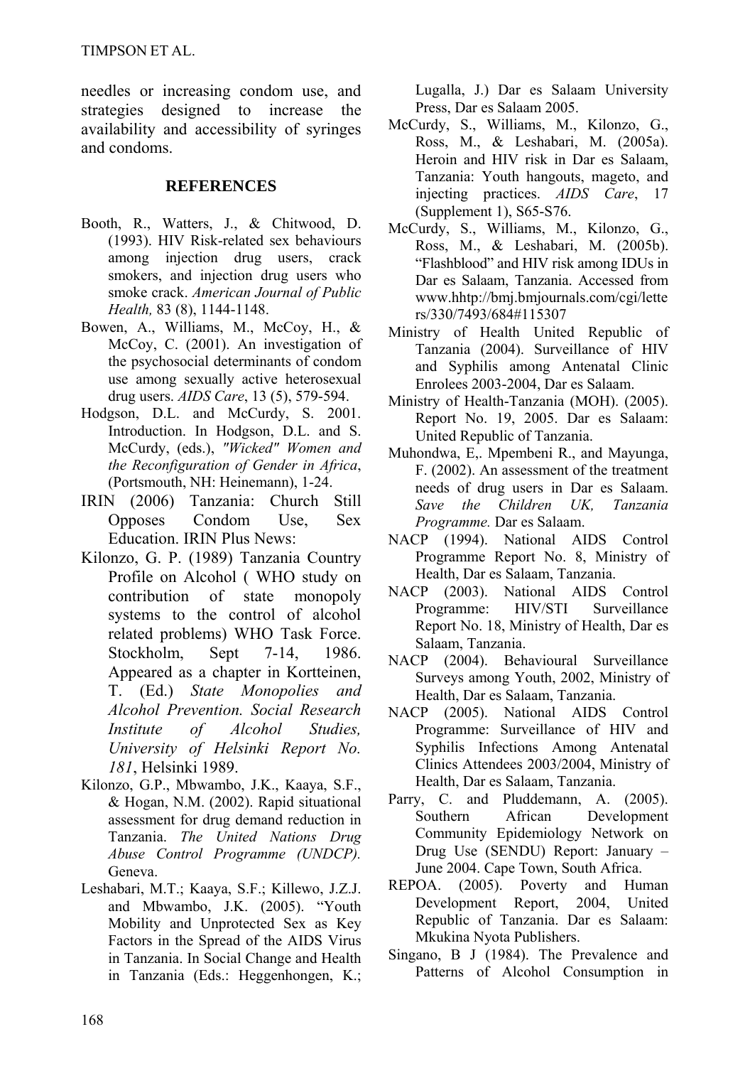needles or increasing condom use, and strategies designed to increase the availability and accessibility of syringes and condoms.

## REFERENCES

Booth, R., Watters, J., & Chitwood, D. (1993). HIV Risk-related sex behaviours among injection drug users, crack smokers, and injection drug users who smoke crack. *American Journal of Public Health,* 83 (8), 1144-1148.

Bowen, A., Williams, M., McCoy, H., & McCoy, C. (2001). An investigation of the psychosocial determinants of condom use among sexually active heterosexual drug users. *AIDS Care*, 13 (5), 579-594.

Hodgson, D.L. and McCurdy, S. 2001. Introduction. In Hodgson, D.L. and S. McCurdy, (eds.), *"Wicked" Women and the Reconfiguration of Gender in Africa*, (Portsmouth, NH: Heinemann), 1-24.

IRIN (2006) Tanzania: Church Still Opposes Condom Use, Sex Education. IRIN Plus News:

Kilonzo, G. P. (1989) Tanzania Country Profile on Alcohol ( WHO study on contribution of state monopoly systems to the control of alcohol related problems) WHO Task Force. Stockholm, Sept 7-14, 1986. Appeared as a chapter in Kortteinen, T. (Ed.) *State Monopolies and Alcohol Prevention. Social Research Institute of Alcohol Studies, University of Helsinki Report No. 181*, Helsinki 1989.

Kilonzo, G.P., Mbwambo, J.K., Kaaya, S.F., & Hogan, N.M. (2002). Rapid situational assessment for drug demand reduction in Tanzania. *The United Nations Drug Abuse Control Programme (UNDCP).* Geneva.

Leshabari, M.T.; Kaaya, S.F.; Killewo, J.Z.J. and Mbwambo, J.K. (2005). "Youth Mobility and Unprotected Sex as Key Factors in the Spread of the AIDS Virus in Tanzania. In Social Change and Health in Tanzania (Eds.: Heggenhongen, K.; Lugalla, J.) Dar es Salaam University Press, Dar es Salaam 2005.

McCurdy, S., Williams, M., Kilonzo, G., Ross, M., & Leshabari, M. (2005a). Heroin and HIV risk in Dar es Salaam, Tanzania: Youth hangouts, mageto, and injecting practices. *AIDS Care*, 17 (Supplement 1), S65-S76.

McCurdy, S., Williams, M., Kilonzo, G., Ross, M., & Leshabari, M. (2005b). "Flashblood" and HIV risk among IDUs in Dar es Salaam, Tanzania. Accessed from www.hhtp://bmj.bmjournals.com/cgi/letters/330/7493/684#115307

Ministry of Health United Republic of Tanzania (2004). Surveillance of HIV and Syphilis among Antenatal Clinic Enrolees 2003-2004, Dar es Salaam.

Ministry of Health-Tanzania (MOH). (2005). Report No. 19, 2005. Dar es Salaam: United Republic of Tanzania.

Muhondwa, E,. Mpembeni R., and Mayunga, F. (2002). An assessment of the treatment needs of drug users in Dar es Salaam. *Save the Children UK, Tanzania Programme.* Dar es Salaam.

NACP (1994). National AIDS Control Programme Report No. 8, Ministry of Health, Dar es Salaam, Tanzania.

NACP (2003). National AIDS Control Programme: HIV/STI Surveillance Report No. 18, Ministry of Health, Dar es Salaam, Tanzania.

NACP (2004). Behavioural Surveillance Surveys among Youth, 2002, Ministry of Health, Dar es Salaam, Tanzania.

NACP (2005). National AIDS Control Programme: Surveillance of HIV and Syphilis Infections Among Antenatal Clinics Attendees 2003/2004, Ministry of Health, Dar es Salaam, Tanzania.

Parry, C. and Pluddemann, A. (2005). Southern African Development Community Epidemiology Network on Drug Use (SENDU) Report: January – June 2004. Cape Town, South Africa.

REPOA. (2005). Poverty and Human Development Report, 2004, United Republic of Tanzania. Dar es Salaam: Mkukina Nyota Publishers.

Singano, B J (1984). The Prevalence and Patterns of Alcohol Consumption in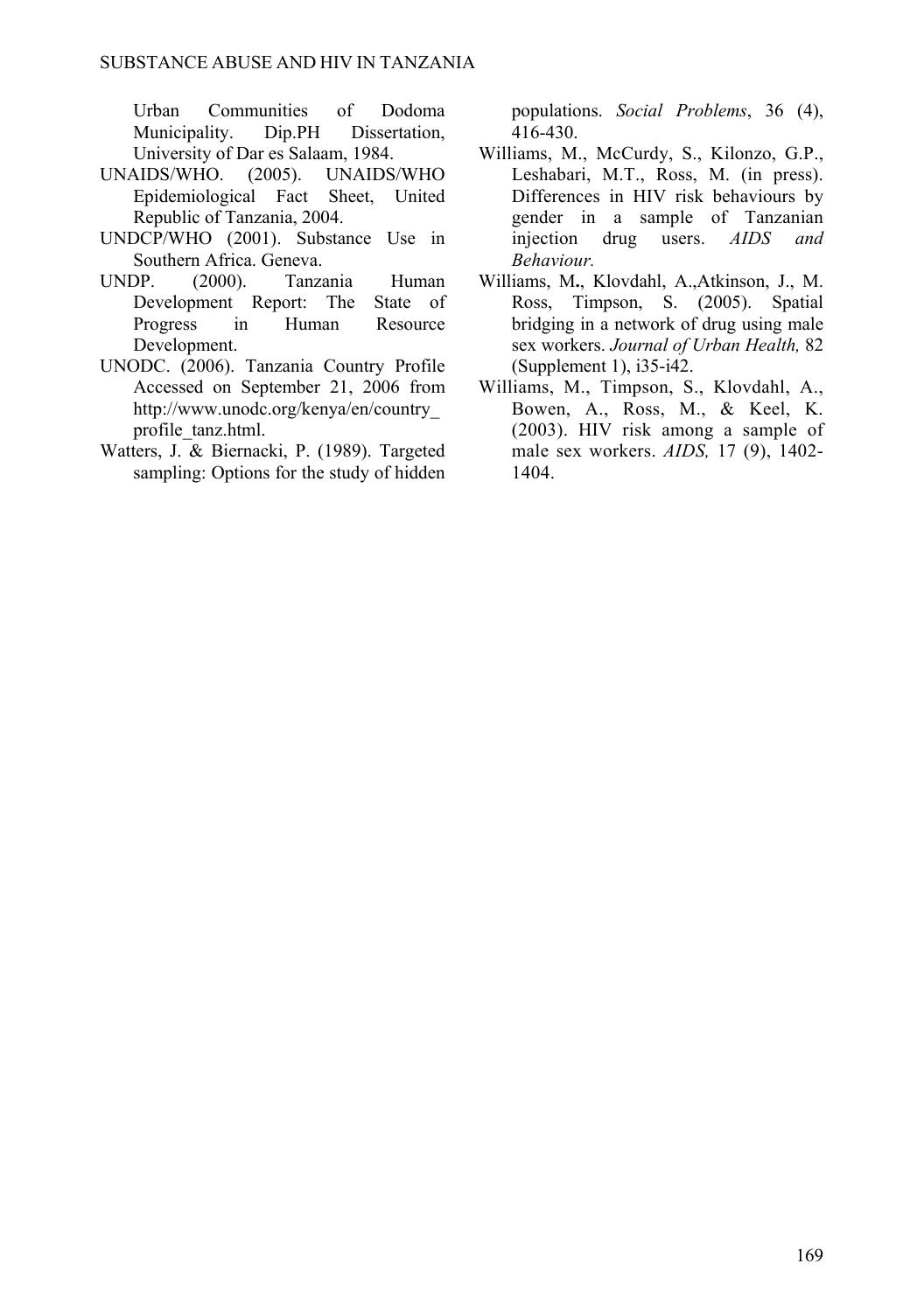Urban Communities of Dodoma Municipality. Dip.PH Dissertation, University of Dar es Salaam, 1984.

UNAIDS/WHO. (2005). UNAIDS/WHO Epidemiological Fact Sheet, United Republic of Tanzania, 2004.

UNDCP/WHO (2001). Substance Use in Southern Africa. Geneva.

UNDP. (2000). Tanzania Human Development Report: The State of Progress in Human Resource Development.

UNODC. (2006). Tanzania Country Profile Accessed on September 21, 2006 from http://www.unodc.org/kenya/en/country_profile_tanz.html.

Watters, J. & Biernacki, P. (1989). Targeted sampling: Options for the study of hidden populations. *Social Problems*, 36 (4), 416-430.

Williams, M., McCurdy, S., Kilonzo, G.P., Leshabari, M.T., Ross, M. (in press). Differences in HIV risk behaviours by gender in a sample of Tanzanian injection drug users. *AIDS and Behaviour.*

Williams, M**.**, Klovdahl, A.,Atkinson, J., M. Ross, Timpson, S. (2005). Spatial bridging in a network of drug using male sex workers. *Journal of Urban Health,* 82 (Supplement 1), i35-i42.

Williams, M., Timpson, S., Klovdahl, A., Bowen, A., Ross, M., & Keel, K. (2003). HIV risk among a sample of male sex workers. *AIDS,* 17 (9), 1402-1404.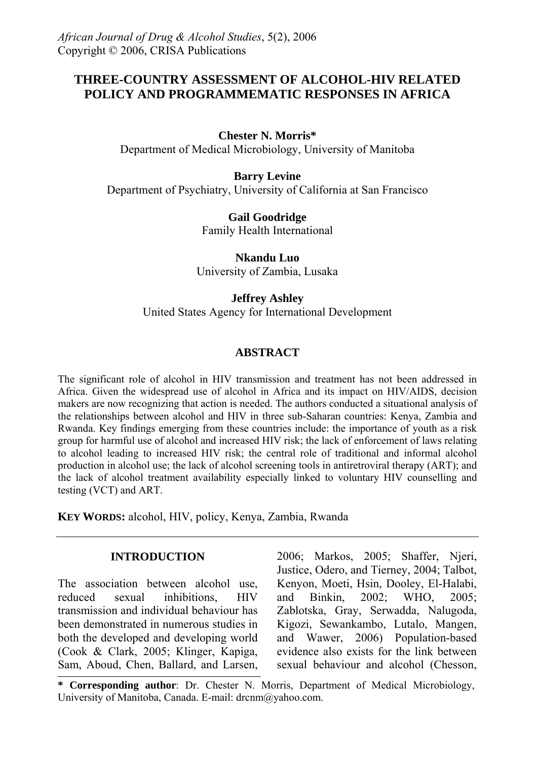*African Journal of Drug & Alcohol Studies*, 5(2), 2006
Copyright © 2006, CRISA Publications

# THREE-COUNTRY ASSESSMENT OF ALCOHOL-HIV RELATED POLICY AND PROGRAMMEMATIC RESPONSES IN AFRICA

**Chester N. Morris***
Department of Medical Microbiology, University of Manitoba

**Barry Levine**
Department of Psychiatry, University of California at San Francisco

**Gail Goodridge**
Family Health International

**Nkandu Luo**
University of Zambia, Lusaka

**Jeffrey Ashley**
United States Agency for International Development

## ABSTRACT

The significant role of alcohol in HIV transmission and treatment has not been addressed in Africa. Given the widespread use of alcohol in Africa and its impact on HIV/AIDS, decision makers are now recognizing that action is needed. The authors conducted a situational analysis of the relationships between alcohol and HIV in three sub-Saharan countries: Kenya, Zambia and Rwanda. Key findings emerging from these countries include: the importance of youth as a risk group for harmful use of alcohol and increased HIV risk; the lack of enforcement of laws relating to alcohol leading to increased HIV risk; the central role of traditional and informal alcohol production in alcohol use; the lack of alcohol screening tools in antiretroviral therapy (ART); and the lack of alcohol treatment availability especially linked to voluntary HIV counselling and testing (VCT) and ART.

**KEY WORDS:** alcohol, HIV, policy, Kenya, Zambia, Rwanda

## INTRODUCTION

The association between alcohol use, reduced sexual inhibitions, HIV transmission and individual behaviour has been demonstrated in numerous studies in both the developed and developing world (Cook & Clark, 2005; Klinger, Kapiga, Sam, Aboud, Chen, Ballard, and Larsen, 2006; Markos, 2005; Shaffer, Njeri, Justice, Odero, and Tierney, 2004; Talbot, Kenyon, Moeti, Hsin, Dooley, El-Halabi, and Binkin, 2002; WHO, 2005; Zablotska, Gray, Serwadda, Nalugoda, Kigozi, Sewankambo, Lutalo, Mangen, and Wawer, 2006) Population-based evidence also exists for the link between sexual behaviour and alcohol (Chesson,

---

**\* Corresponding author**: Dr. Chester N. Morris, Department of Medical Microbiology, University of Manitoba, Canada. E-mail: drcnm@yahoo.com.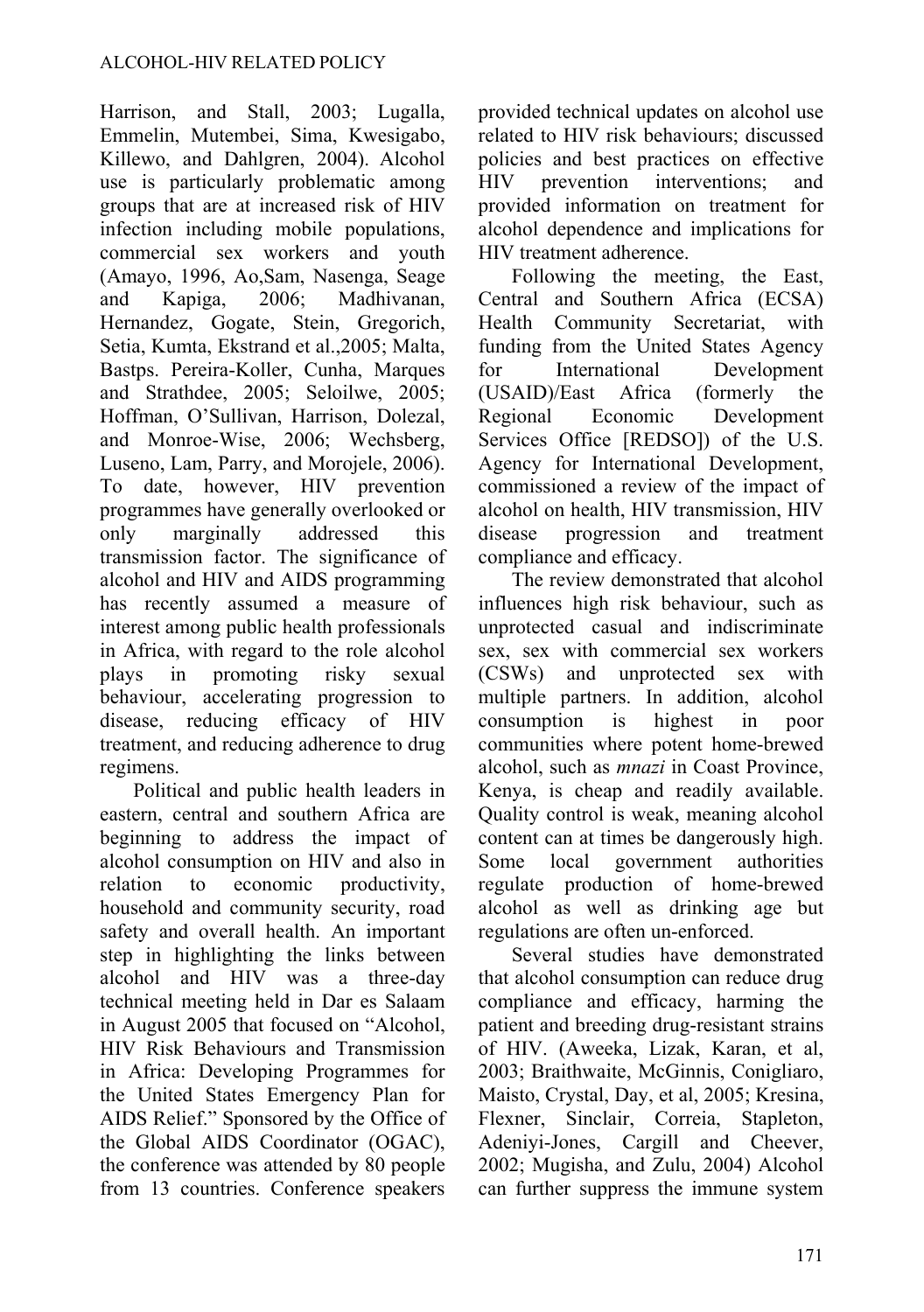Harrison, and Stall, 2003; Lugalla, Emmelin, Mutembei, Sima, Kwesigabo, Killewo, and Dahlgren, 2004). Alcohol use is particularly problematic among groups that are at increased risk of HIV infection including mobile populations, commercial sex workers and youth (Amayo, 1996, Ao,Sam, Nasenga, Seage and Kapiga, 2006; Madhivanan, Hernandez, Gogate, Stein, Gregorich, Setia, Kumta, Ekstrand et al.,2005; Malta, Bastps. Pereira-Koller, Cunha, Marques and Strathdee, 2005; Seloilwe, 2005; Hoffman, O'Sullivan, Harrison, Dolezal, and Monroe-Wise, 2006; Wechsberg, Luseno, Lam, Parry, and Morojele, 2006). To date, however, HIV prevention programmes have generally overlooked or only marginally addressed this transmission factor. The significance of alcohol and HIV and AIDS programming has recently assumed a measure of interest among public health professionals in Africa, with regard to the role alcohol plays in promoting risky sexual behaviour, accelerating progression to disease, reducing efficacy of HIV treatment, and reducing adherence to drug regimens.

Political and public health leaders in eastern, central and southern Africa are beginning to address the impact of alcohol consumption on HIV and also in relation to economic productivity, household and community security, road safety and overall health. An important step in highlighting the links between alcohol and HIV was a three-day technical meeting held in Dar es Salaam in August 2005 that focused on "Alcohol, HIV Risk Behaviours and Transmission in Africa: Developing Programmes for the United States Emergency Plan for AIDS Relief." Sponsored by the Office of the Global AIDS Coordinator (OGAC), the conference was attended by 80 people from 13 countries. Conference speakers provided technical updates on alcohol use related to HIV risk behaviours; discussed policies and best practices on effective HIV prevention interventions; and provided information on treatment for alcohol dependence and implications for HIV treatment adherence.

Following the meeting, the East, Central and Southern Africa (ECSA) Health Community Secretariat, with funding from the United States Agency for International Development (USAID)/East Africa (formerly the Regional Economic Development Services Office [REDSO]) of the U.S. Agency for International Development, commissioned a review of the impact of alcohol on health, HIV transmission, HIV disease progression and treatment compliance and efficacy.

The review demonstrated that alcohol influences high risk behaviour, such as unprotected casual and indiscriminate sex, sex with commercial sex workers (CSWs) and unprotected sex with multiple partners. In addition, alcohol consumption is highest in poor communities where potent home-brewed alcohol, such as *mnazi* in Coast Province, Kenya, is cheap and readily available. Quality control is weak, meaning alcohol content can at times be dangerously high. Some local government authorities regulate production of home-brewed alcohol as well as drinking age but regulations are often un-enforced.

Several studies have demonstrated that alcohol consumption can reduce drug compliance and efficacy, harming the patient and breeding drug-resistant strains of HIV. (Aweeka, Lizak, Karan, et al, 2003; Braithwaite, McGinnis, Conigliaro, Maisto, Crystal, Day, et al, 2005; Kresina, Flexner, Sinclair, Correia, Stapleton, Adeniyi-Jones, Cargill and Cheever, 2002; Mugisha, and Zulu, 2004) Alcohol can further suppress the immune system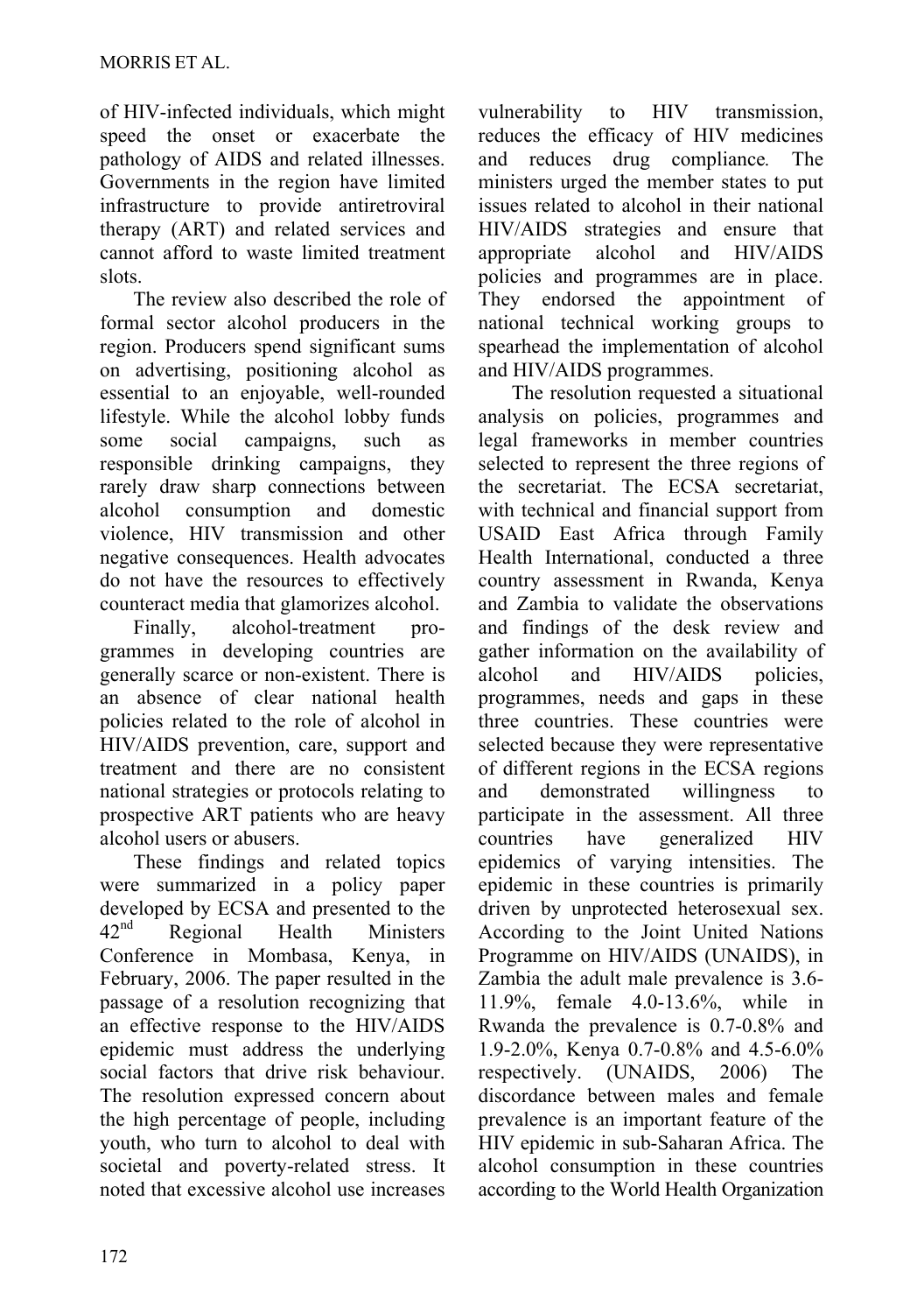of HIV-infected individuals, which might speed the onset or exacerbate the pathology of AIDS and related illnesses. Governments in the region have limited infrastructure to provide antiretroviral therapy (ART) and related services and cannot afford to waste limited treatment slots.

The review also described the role of formal sector alcohol producers in the region. Producers spend significant sums on advertising, positioning alcohol as essential to an enjoyable, well-rounded lifestyle. While the alcohol lobby funds some social campaigns, such as responsible drinking campaigns, they rarely draw sharp connections between alcohol consumption and domestic violence, HIV transmission and other negative consequences. Health advocates do not have the resources to effectively counteract media that glamorizes alcohol.

Finally, alcohol-treatment programmes in developing countries are generally scarce or non-existent. There is an absence of clear national health policies related to the role of alcohol in HIV/AIDS prevention, care, support and treatment and there are no consistent national strategies or protocols relating to prospective ART patients who are heavy alcohol users or abusers.

These findings and related topics were summarized in a policy paper developed by ECSA and presented to the 42nd Regional Health Ministers Conference in Mombasa, Kenya, in February, 2006. The paper resulted in the passage of a resolution recognizing that an effective response to the HIV/AIDS epidemic must address the underlying social factors that drive risk behaviour. The resolution expressed concern about the high percentage of people, including youth, who turn to alcohol to deal with societal and poverty-related stress. It noted that excessive alcohol use increases vulnerability to HIV transmission, reduces the efficacy of HIV medicines and reduces drug compliance*.* The ministers urged the member states to put issues related to alcohol in their national HIV/AIDS strategies and ensure that appropriate alcohol and HIV/AIDS policies and programmes are in place. They endorsed the appointment of national technical working groups to spearhead the implementation of alcohol and HIV/AIDS programmes.

The resolution requested a situational analysis on policies, programmes and legal frameworks in member countries selected to represent the three regions of the secretariat. The ECSA secretariat, with technical and financial support from USAID East Africa through Family Health International, conducted a three country assessment in Rwanda, Kenya and Zambia to validate the observations and findings of the desk review and gather information on the availability of alcohol and HIV/AIDS policies, programmes, needs and gaps in these three countries. These countries were selected because they were representative of different regions in the ECSA regions and demonstrated willingness to participate in the assessment. All three countries have generalized HIV epidemics of varying intensities. The epidemic in these countries is primarily driven by unprotected heterosexual sex. According to the Joint United Nations Programme on HIV/AIDS (UNAIDS), in Zambia the adult male prevalence is 3.6-11.9%, female 4.0-13.6%, while in Rwanda the prevalence is 0.7-0.8% and 1.9-2.0%, Kenya 0.7-0.8% and 4.5-6.0% respectively. (UNAIDS, 2006) The discordance between males and female prevalence is an important feature of the HIV epidemic in sub-Saharan Africa. The alcohol consumption in these countries according to the World Health Organization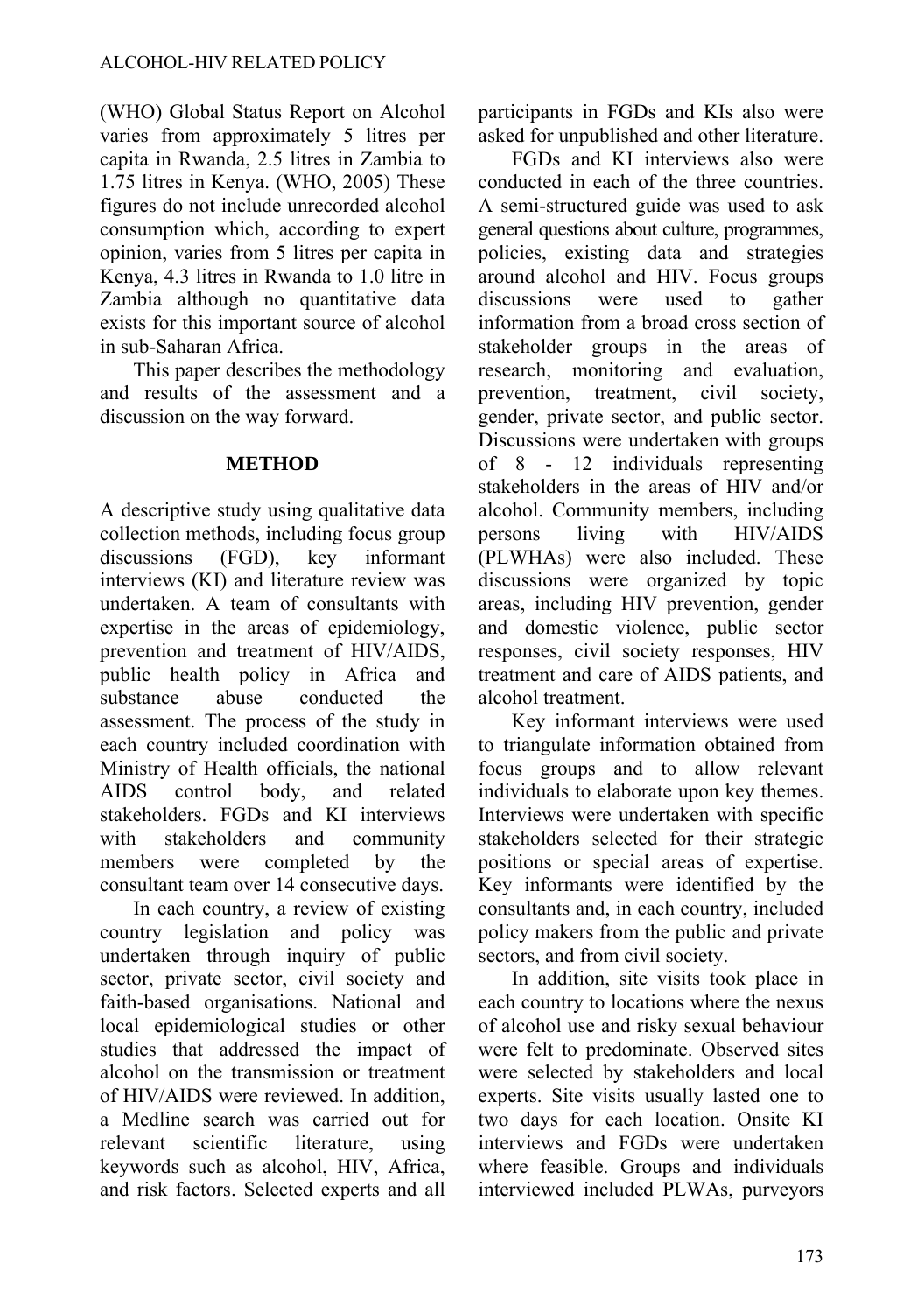(WHO) Global Status Report on Alcohol varies from approximately 5 litres per capita in Rwanda, 2.5 litres in Zambia to 1.75 litres in Kenya. (WHO, 2005) These figures do not include unrecorded alcohol consumption which, according to expert opinion, varies from 5 litres per capita in Kenya, 4.3 litres in Rwanda to 1.0 litre in Zambia although no quantitative data exists for this important source of alcohol in sub-Saharan Africa.

This paper describes the methodology and results of the assessment and a discussion on the way forward.

## METHOD

A descriptive study using qualitative data collection methods, including focus group discussions (FGD), key informant interviews (KI) and literature review was undertaken. A team of consultants with expertise in the areas of epidemiology, prevention and treatment of HIV/AIDS, public health policy in Africa and substance abuse conducted the assessment. The process of the study in each country included coordination with Ministry of Health officials, the national AIDS control body, and related stakeholders. FGDs and KI interviews with stakeholders and community members were completed by the consultant team over 14 consecutive days.

In each country, a review of existing country legislation and policy was undertaken through inquiry of public sector, private sector, civil society and faith-based organisations. National and local epidemiological studies or other studies that addressed the impact of alcohol on the transmission or treatment of HIV/AIDS were reviewed. In addition, a Medline search was carried out for relevant scientific literature, using keywords such as alcohol, HIV, Africa, and risk factors. Selected experts and all participants in FGDs and KIs also were asked for unpublished and other literature.

FGDs and KI interviews also were conducted in each of the three countries. A semi-structured guide was used to ask general questions about culture, programmes, policies, existing data and strategies around alcohol and HIV. Focus groups discussions were used to gather information from a broad cross section of stakeholder groups in the areas of research, monitoring and evaluation, prevention, treatment, civil society, gender, private sector, and public sector. Discussions were undertaken with groups of 8 - 12 individuals representing stakeholders in the areas of HIV and/or alcohol. Community members, including persons living with HIV/AIDS (PLWHAs) were also included. These discussions were organized by topic areas, including HIV prevention, gender and domestic violence, public sector responses, civil society responses, HIV treatment and care of AIDS patients, and alcohol treatment.

Key informant interviews were used to triangulate information obtained from focus groups and to allow relevant individuals to elaborate upon key themes. Interviews were undertaken with specific stakeholders selected for their strategic positions or special areas of expertise. Key informants were identified by the consultants and, in each country, included policy makers from the public and private sectors, and from civil society.

In addition, site visits took place in each country to locations where the nexus of alcohol use and risky sexual behaviour were felt to predominate. Observed sites were selected by stakeholders and local experts. Site visits usually lasted one to two days for each location. Onsite KI interviews and FGDs were undertaken where feasible. Groups and individuals interviewed included PLWAs, purveyors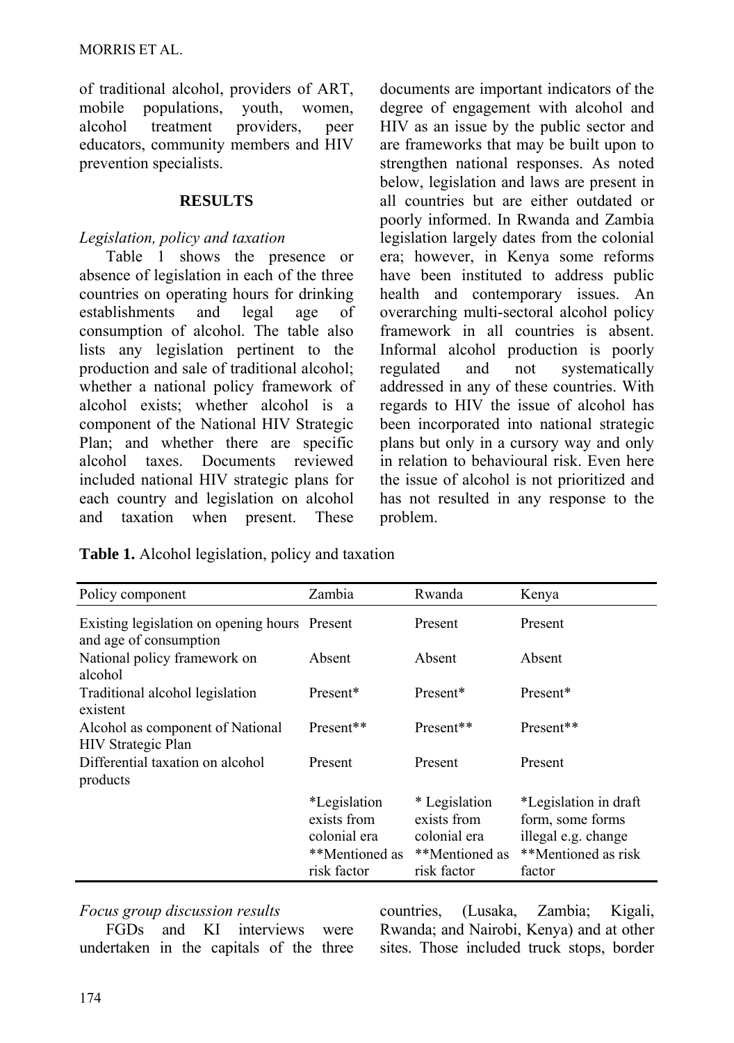of traditional alcohol, providers of ART, mobile populations, youth, women, alcohol treatment providers, peer educators, community members and HIV prevention specialists.

## RESULTS

*Legislation, policy and taxation*

Table 1 shows the presence or absence of legislation in each of the three countries on operating hours for drinking establishments and legal age of consumption of alcohol. The table also lists any legislation pertinent to the production and sale of traditional alcohol; whether a national policy framework of alcohol exists; whether alcohol is a component of the National HIV Strategic Plan; and whether there are specific alcohol taxes. Documents reviewed included national HIV strategic plans for each country and legislation on alcohol and taxation when present. These documents are important indicators of the degree of engagement with alcohol and HIV as an issue by the public sector and are frameworks that may be built upon to strengthen national responses. As noted below, legislation and laws are present in all countries but are either outdated or poorly informed. In Rwanda and Zambia legislation largely dates from the colonial era; however, in Kenya some reforms have been instituted to address public health and contemporary issues. An overarching multi-sectoral alcohol policy framework in all countries is absent. Informal alcohol production is poorly regulated and not systematically addressed in any of these countries. With regards to HIV the issue of alcohol has been incorporated into national strategic plans but only in a cursory way and only in relation to behavioural risk. Even here the issue of alcohol is not prioritized and has not resulted in any response to the problem.

**Table 1.** Alcohol legislation, policy and taxation

| Policy component | Zambia | Rwanda | Kenya |
|---|---|---|---|
| Existing legislation on opening hours and age of consumption | Present | Present | Present |
| National policy framework on alcohol | Absent | Absent | Absent |
| Traditional alcohol legislation existent | Present* | Present* | Present* |
| Alcohol as component of National HIV Strategic Plan | Present** | Present** | Present** |
| Differential taxation on alcohol products | Present | Present | Present |
| | *Legislation exists from colonial era **Mentioned as risk factor | * Legislation exists from colonial era **Mentioned as risk factor | *Legislation in draft form, some forms illegal e.g. change **Mentioned as risk factor |

*Focus group discussion results*

FGDs and KI interviews were undertaken in the capitals of the three countries, (Lusaka, Zambia; Kigali, Rwanda; and Nairobi, Kenya) and at other sites. Those included truck stops, border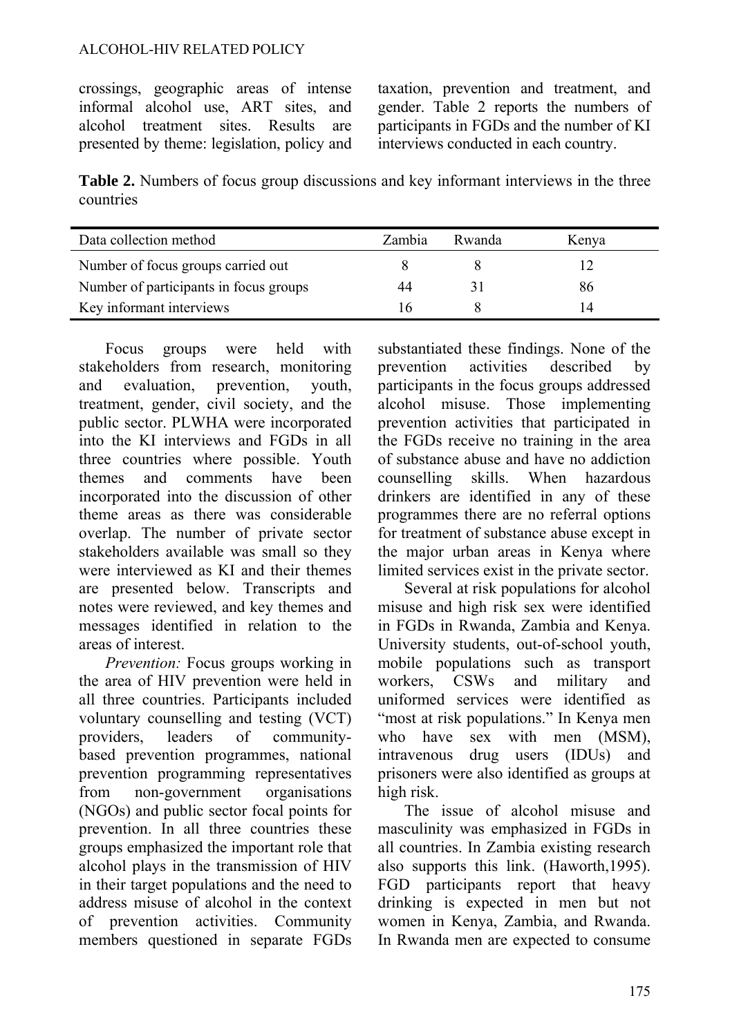crossings, geographic areas of intense informal alcohol use, ART sites, and alcohol treatment sites. Results are presented by theme: legislation, policy and taxation, prevention and treatment, and gender. Table 2 reports the numbers of participants in FGDs and the number of KI interviews conducted in each country.

**Table 2.** Numbers of focus group discussions and key informant interviews in the three countries

| Data collection method | Zambia | Rwanda | Kenya |
|---|---|---|---|
| Number of focus groups carried out | 8 | 8 | 12 |
| Number of participants in focus groups | 44 | 31 | 86 |
| Key informant interviews | 16 | 8 | 14 |

Focus groups were held with stakeholders from research, monitoring and evaluation, prevention, youth, treatment, gender, civil society, and the public sector. PLWHA were incorporated into the KI interviews and FGDs in all three countries where possible. Youth themes and comments have been incorporated into the discussion of other theme areas as there was considerable overlap. The number of private sector stakeholders available was small so they were interviewed as KI and their themes are presented below. Transcripts and notes were reviewed, and key themes and messages identified in relation to the areas of interest.

*Prevention:* Focus groups working in the area of HIV prevention were held in all three countries. Participants included voluntary counselling and testing (VCT) providers, leaders of community-based prevention programmes, national prevention programming representatives from non-government organisations (NGOs) and public sector focal points for prevention. In all three countries these groups emphasized the important role that alcohol plays in the transmission of HIV in their target populations and the need to address misuse of alcohol in the context of prevention activities. Community members questioned in separate FGDs substantiated these findings. None of the prevention activities described by participants in the focus groups addressed alcohol misuse. Those implementing prevention activities that participated in the FGDs receive no training in the area of substance abuse and have no addiction counselling skills. When hazardous drinkers are identified in any of these programmes there are no referral options for treatment of substance abuse except in the major urban areas in Kenya where limited services exist in the private sector.

Several at risk populations for alcohol misuse and high risk sex were identified in FGDs in Rwanda, Zambia and Kenya. University students, out-of-school youth, mobile populations such as transport workers, CSWs and military and uniformed services were identified as "most at risk populations." In Kenya men who have sex with men (MSM), intravenous drug users (IDUs) and prisoners were also identified as groups at high risk.

The issue of alcohol misuse and masculinity was emphasized in FGDs in all countries. In Zambia existing research also supports this link. (Haworth,1995). FGD participants report that heavy drinking is expected in men but not women in Kenya, Zambia, and Rwanda. In Rwanda men are expected to consume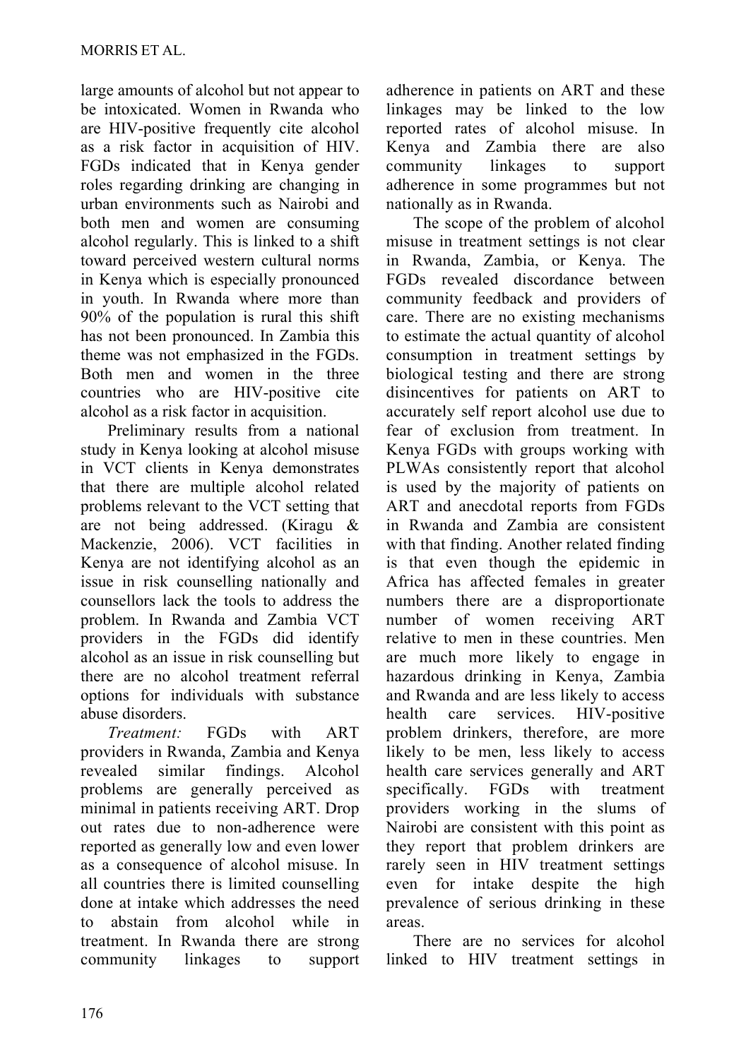large amounts of alcohol but not appear to be intoxicated. Women in Rwanda who are HIV-positive frequently cite alcohol as a risk factor in acquisition of HIV. FGDs indicated that in Kenya gender roles regarding drinking are changing in urban environments such as Nairobi and both men and women are consuming alcohol regularly. This is linked to a shift toward perceived western cultural norms in Kenya which is especially pronounced in youth. In Rwanda where more than 90% of the population is rural this shift has not been pronounced. In Zambia this theme was not emphasized in the FGDs. Both men and women in the three countries who are HIV-positive cite alcohol as a risk factor in acquisition.

Preliminary results from a national study in Kenya looking at alcohol misuse in VCT clients in Kenya demonstrates that there are multiple alcohol related problems relevant to the VCT setting that are not being addressed. (Kiragu & Mackenzie, 2006). VCT facilities in Kenya are not identifying alcohol as an issue in risk counselling nationally and counsellors lack the tools to address the problem. In Rwanda and Zambia VCT providers in the FGDs did identify alcohol as an issue in risk counselling but there are no alcohol treatment referral options for individuals with substance abuse disorders.

*Treatment:* FGDs with ART providers in Rwanda, Zambia and Kenya revealed similar findings. Alcohol problems are generally perceived as minimal in patients receiving ART. Drop out rates due to non-adherence were reported as generally low and even lower as a consequence of alcohol misuse. In all countries there is limited counselling done at intake which addresses the need to abstain from alcohol while in treatment. In Rwanda there are strong community linkages to support adherence in patients on ART and these linkages may be linked to the low reported rates of alcohol misuse. In Kenya and Zambia there are also community linkages to support adherence in some programmes but not nationally as in Rwanda.

The scope of the problem of alcohol misuse in treatment settings is not clear in Rwanda, Zambia, or Kenya. The FGDs revealed discordance between community feedback and providers of care. There are no existing mechanisms to estimate the actual quantity of alcohol consumption in treatment settings by biological testing and there are strong disincentives for patients on ART to accurately self report alcohol use due to fear of exclusion from treatment. In Kenya FGDs with groups working with PLWAs consistently report that alcohol is used by the majority of patients on ART and anecdotal reports from FGDs in Rwanda and Zambia are consistent with that finding. Another related finding is that even though the epidemic in Africa has affected females in greater numbers there are a disproportionate number of women receiving ART relative to men in these countries. Men are much more likely to engage in hazardous drinking in Kenya, Zambia and Rwanda and are less likely to access health care services. HIV-positive problem drinkers, therefore, are more likely to be men, less likely to access health care services generally and ART specifically. FGDs with treatment providers working in the slums of Nairobi are consistent with this point as they report that problem drinkers are rarely seen in HIV treatment settings even for intake despite the high prevalence of serious drinking in these areas.

There are no services for alcohol linked to HIV treatment settings in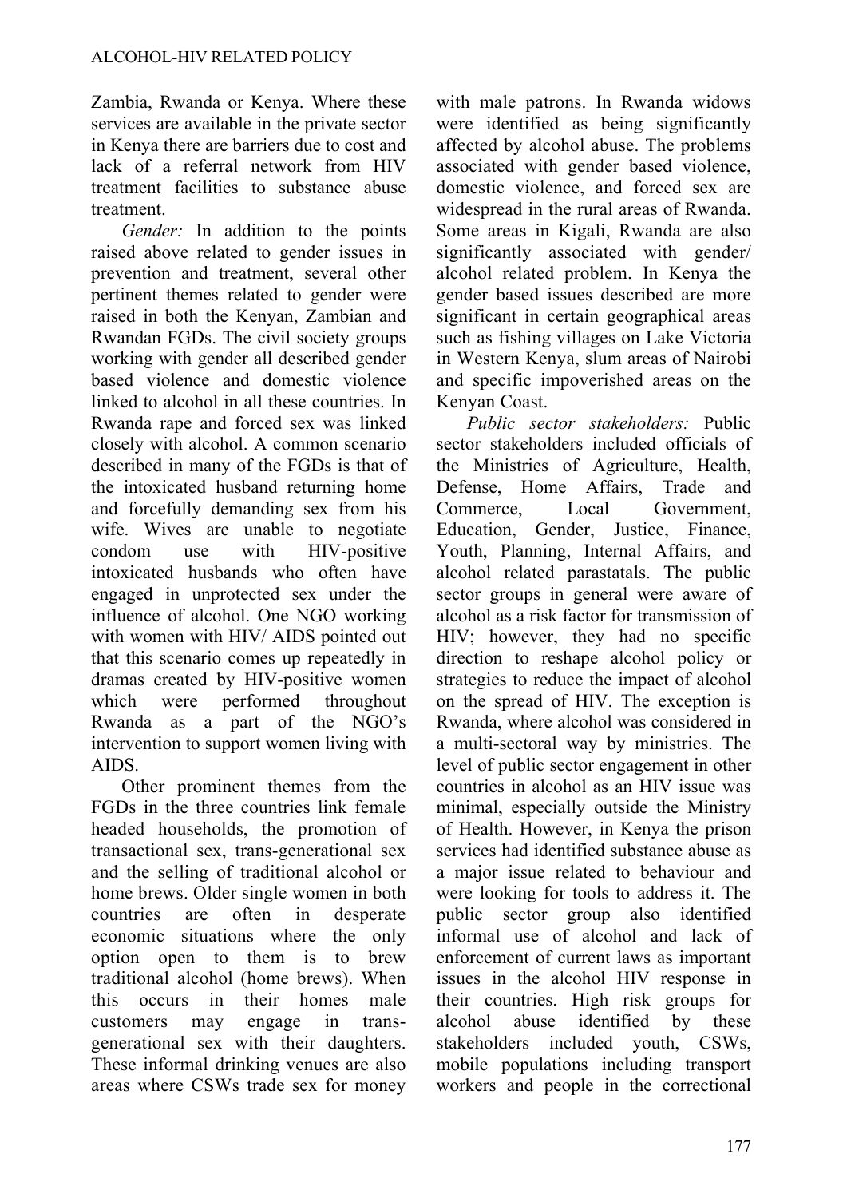Zambia, Rwanda or Kenya. Where these services are available in the private sector in Kenya there are barriers due to cost and lack of a referral network from HIV treatment facilities to substance abuse treatment.

*Gender:* In addition to the points raised above related to gender issues in prevention and treatment, several other pertinent themes related to gender were raised in both the Kenyan, Zambian and Rwandan FGDs. The civil society groups working with gender all described gender based violence and domestic violence linked to alcohol in all these countries. In Rwanda rape and forced sex was linked closely with alcohol. A common scenario described in many of the FGDs is that of the intoxicated husband returning home and forcefully demanding sex from his wife. Wives are unable to negotiate condom use with HIV-positive intoxicated husbands who often have engaged in unprotected sex under the influence of alcohol. One NGO working with women with HIV/ AIDS pointed out that this scenario comes up repeatedly in dramas created by HIV-positive women which were performed throughout Rwanda as a part of the NGO's intervention to support women living with AIDS.

Other prominent themes from the FGDs in the three countries link female headed households, the promotion of transactional sex, trans-generational sex and the selling of traditional alcohol or home brews. Older single women in both countries are often in desperate economic situations where the only option open to them is to brew traditional alcohol (home brews). When this occurs in their homes male customers may engage in trans-generational sex with their daughters. These informal drinking venues are also areas where CSWs trade sex for money with male patrons. In Rwanda widows were identified as being significantly affected by alcohol abuse. The problems associated with gender based violence, domestic violence, and forced sex are widespread in the rural areas of Rwanda. Some areas in Kigali, Rwanda are also significantly associated with gender/ alcohol related problem. In Kenya the gender based issues described are more significant in certain geographical areas such as fishing villages on Lake Victoria in Western Kenya, slum areas of Nairobi and specific impoverished areas on the Kenyan Coast.

*Public sector stakeholders:* Public sector stakeholders included officials of the Ministries of Agriculture, Health, Defense, Home Affairs, Trade and Commerce, Local Government, Education, Gender, Justice, Finance, Youth, Planning, Internal Affairs, and alcohol related parastatals. The public sector groups in general were aware of alcohol as a risk factor for transmission of HIV; however, they had no specific direction to reshape alcohol policy or strategies to reduce the impact of alcohol on the spread of HIV. The exception is Rwanda, where alcohol was considered in a multi-sectoral way by ministries. The level of public sector engagement in other countries in alcohol as an HIV issue was minimal, especially outside the Ministry of Health. However, in Kenya the prison services had identified substance abuse as a major issue related to behaviour and were looking for tools to address it. The public sector group also identified informal use of alcohol and lack of enforcement of current laws as important issues in the alcohol HIV response in their countries. High risk groups for alcohol abuse identified by these stakeholders included youth, CSWs, mobile populations including transport workers and people in the correctional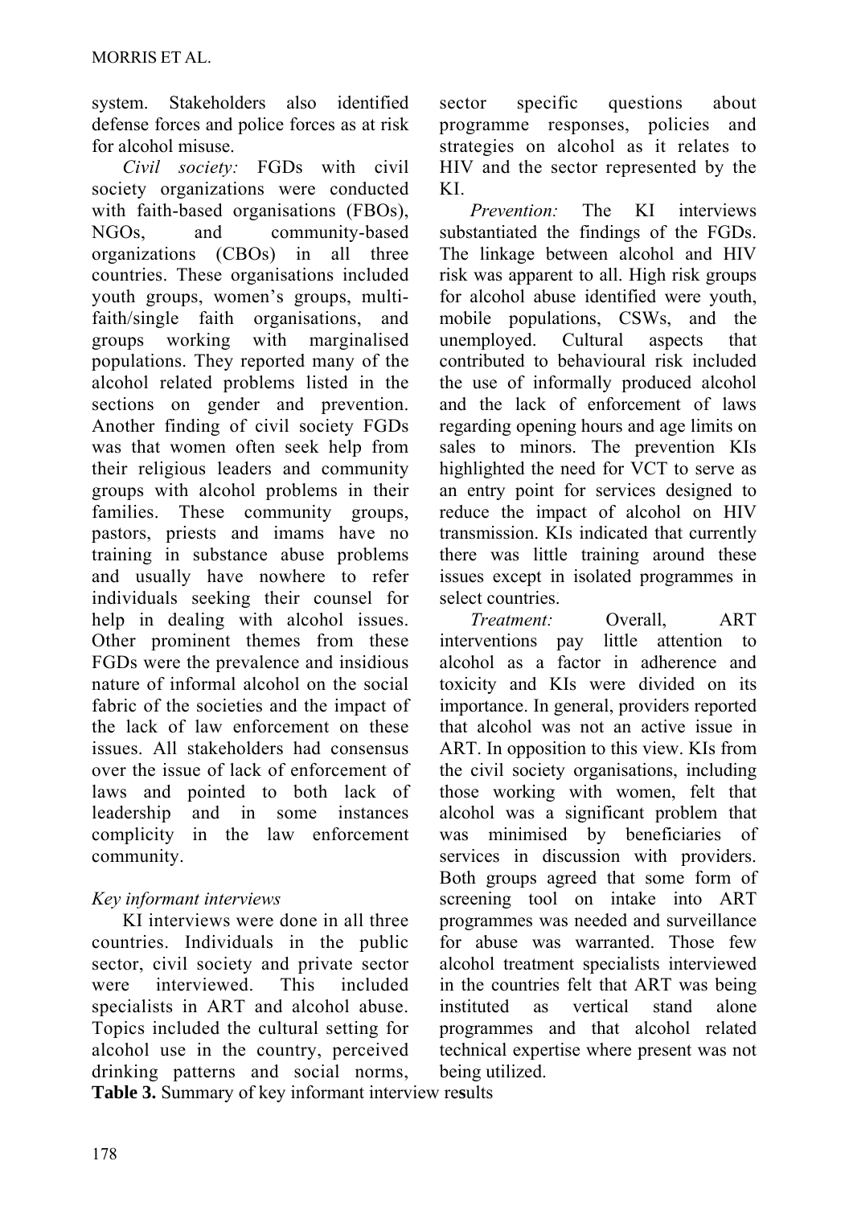system. Stakeholders also identified defense forces and police forces as at risk for alcohol misuse.

*Civil society:* FGDs with civil society organizations were conducted with faith-based organisations (FBOs), NGOs, and community-based organizations (CBOs) in all three countries. These organisations included youth groups, women's groups, multi-faith/single faith organisations, and groups working with marginalised populations. They reported many of the alcohol related problems listed in the sections on gender and prevention. Another finding of civil society FGDs was that women often seek help from their religious leaders and community groups with alcohol problems in their families. These community groups, pastors, priests and imams have no training in substance abuse problems and usually have nowhere to refer individuals seeking their counsel for help in dealing with alcohol issues. Other prominent themes from these FGDs were the prevalence and insidious nature of informal alcohol on the social fabric of the societies and the impact of the lack of law enforcement on these issues. All stakeholders had consensus over the issue of lack of enforcement of laws and pointed to both lack of leadership and in some instances complicity in the law enforcement community.

### *Key informant interviews*

KI interviews were done in all three countries. Individuals in the public sector, civil society and private sector were interviewed. This included specialists in ART and alcohol abuse. Topics included the cultural setting for alcohol use in the country, perceived drinking patterns and social norms, sector specific questions about programme responses, policies and strategies on alcohol as it relates to HIV and the sector represented by the KI.

*Prevention:* The KI interviews substantiated the findings of the FGDs. The linkage between alcohol and HIV risk was apparent to all. High risk groups for alcohol abuse identified were youth, mobile populations, CSWs, and the unemployed. Cultural aspects that contributed to behavioural risk included the use of informally produced alcohol and the lack of enforcement of laws regarding opening hours and age limits on sales to minors. The prevention KIs highlighted the need for VCT to serve as an entry point for services designed to reduce the impact of alcohol on HIV transmission. KIs indicated that currently there was little training around these issues except in isolated programmes in select countries.

*Treatment:* Overall, ART interventions pay little attention to alcohol as a factor in adherence and toxicity and KIs were divided on its importance. In general, providers reported that alcohol was not an active issue in ART. In opposition to this view. KIs from the civil society organisations, including those working with women, felt that alcohol was a significant problem that was minimised by beneficiaries of services in discussion with providers. Both groups agreed that some form of screening tool on intake into ART programmes was needed and surveillance for abuse was warranted. Those few alcohol treatment specialists interviewed in the countries felt that ART was being instituted as vertical stand alone programmes and that alcohol related technical expertise where present was not being utilized.

**Table 3.** Summary of key informant interview results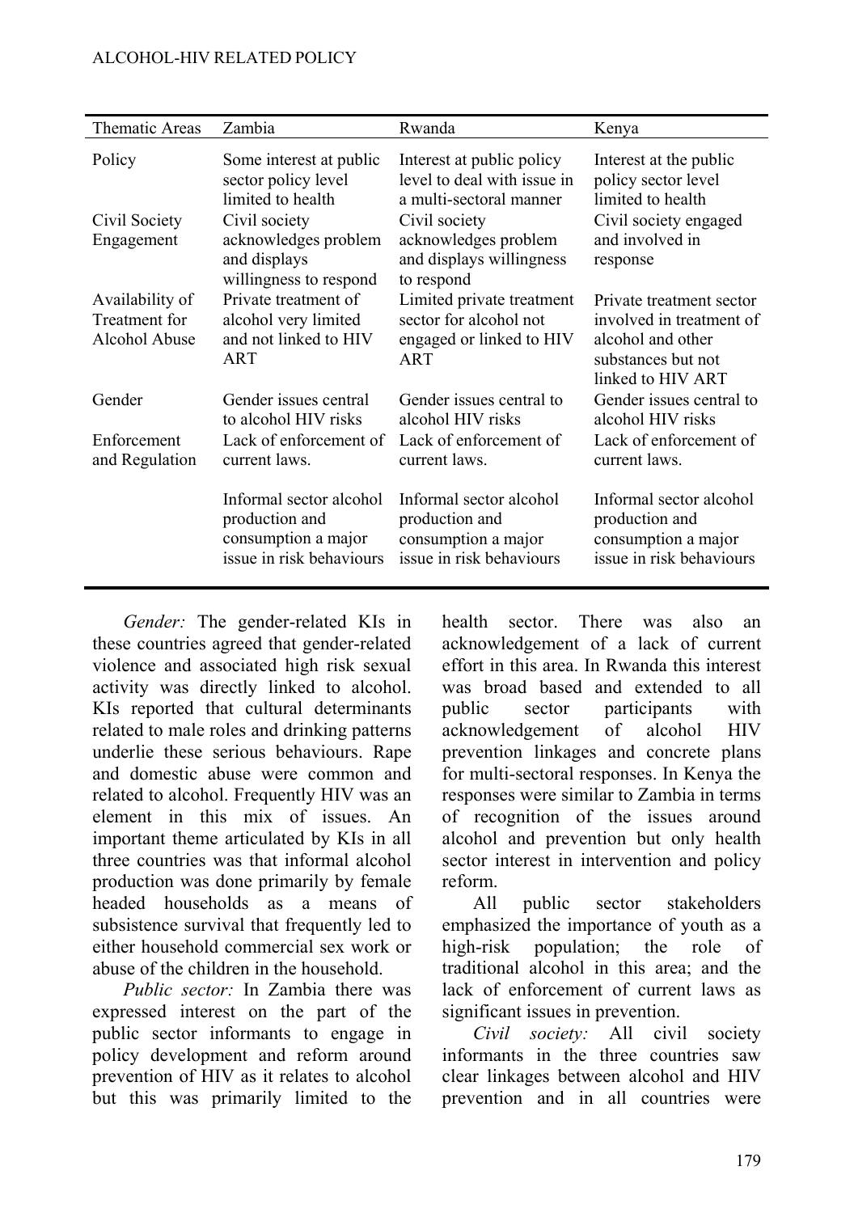| Thematic Areas | Zambia | Rwanda | Kenya |
|---|---|---|---|
| Policy | Some interest at public sector policy level limited to health | Interest at public policy level to deal with issue in a multi-sectoral manner | Interest at the public policy sector level limited to health |
| Civil Society Engagement | Civil society acknowledges problem and displays willingness to respond | Civil society acknowledges problem and displays willingness to respond | Civil society engaged and involved in response |
| Availability of Treatment for Alcohol Abuse | Private treatment of alcohol very limited and not linked to HIV ART | Limited private treatment sector for alcohol not engaged or linked to HIV ART | Private treatment sector involved in treatment of alcohol and other substances but not linked to HIV ART |
| Gender | Gender issues central to alcohol HIV risks | Gender issues central to alcohol HIV risks | Gender issues central to alcohol HIV risks |
| Enforcement and Regulation | Lack of enforcement of current laws. | Lack of enforcement of current laws. | Lack of enforcement of current laws. |
| | Informal sector alcohol production and consumption a major issue in risk behaviours | Informal sector alcohol production and consumption a major issue in risk behaviours | Informal sector alcohol production and consumption a major issue in risk behaviours |

*Gender:* The gender-related KIs in these countries agreed that gender-related violence and associated high risk sexual activity was directly linked to alcohol. KIs reported that cultural determinants related to male roles and drinking patterns underlie these serious behaviours. Rape and domestic abuse were common and related to alcohol. Frequently HIV was an element in this mix of issues. An important theme articulated by KIs in all three countries was that informal alcohol production was done primarily by female headed households as a means of subsistence survival that frequently led to either household commercial sex work or abuse of the children in the household.

*Public sector:* In Zambia there was expressed interest on the part of the public sector informants to engage in policy development and reform around prevention of HIV as it relates to alcohol but this was primarily limited to the health sector. There was also an acknowledgement of a lack of current effort in this area. In Rwanda this interest was broad based and extended to all public sector participants with acknowledgement of alcohol HIV prevention linkages and concrete plans for multi-sectoral responses. In Kenya the responses were similar to Zambia in terms of recognition of the issues around alcohol and prevention but only health sector interest in intervention and policy reform.

All public sector stakeholders emphasized the importance of youth as a high-risk population; the role of traditional alcohol in this area; and the lack of enforcement of current laws as significant issues in prevention.

*Civil society:* All civil society informants in the three countries saw clear linkages between alcohol and HIV prevention and in all countries were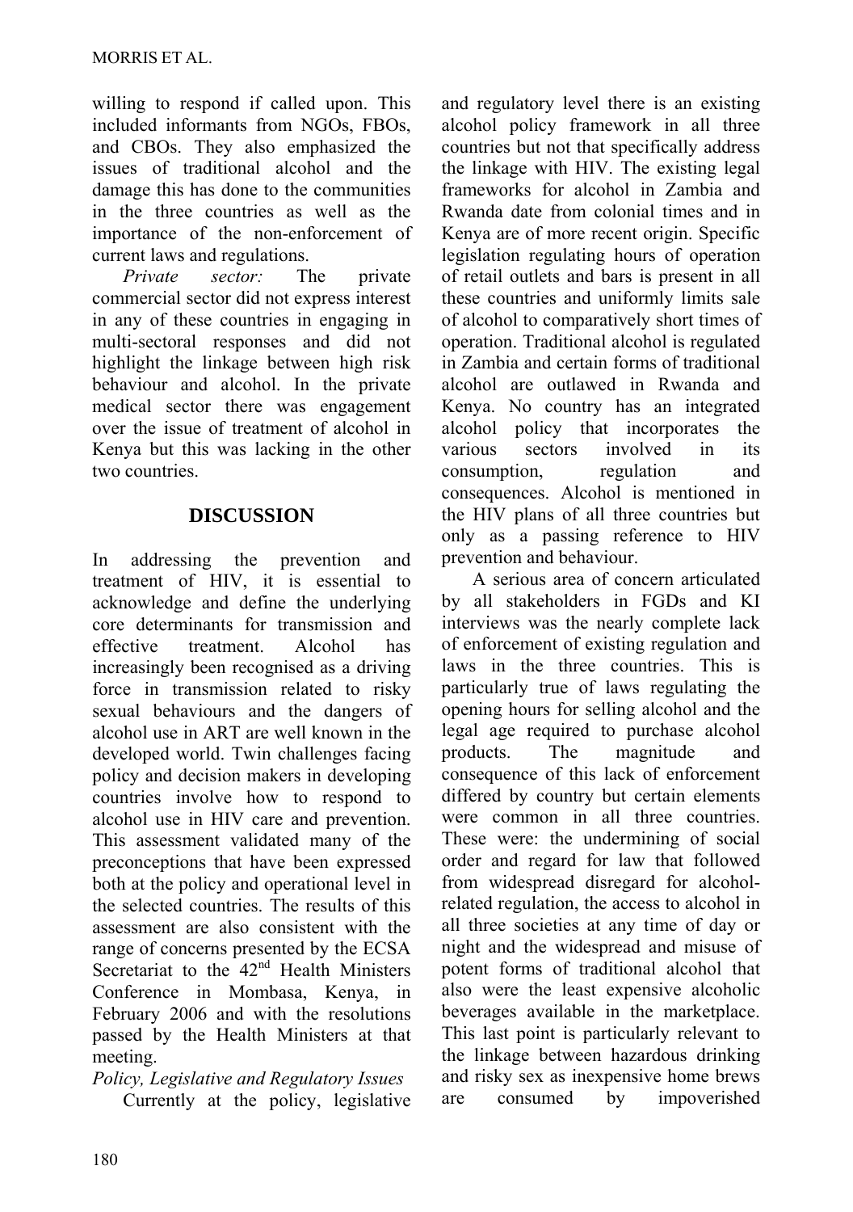willing to respond if called upon. This included informants from NGOs, FBOs, and CBOs. They also emphasized the issues of traditional alcohol and the damage this has done to the communities in the three countries as well as the importance of the non-enforcement of current laws and regulations.

*Private sector:* The private commercial sector did not express interest in any of these countries in engaging in multi-sectoral responses and did not highlight the linkage between high risk behaviour and alcohol. In the private medical sector there was engagement over the issue of treatment of alcohol in Kenya but this was lacking in the other two countries.

## DISCUSSION

In addressing the prevention and treatment of HIV, it is essential to acknowledge and define the underlying core determinants for transmission and effective treatment. Alcohol has increasingly been recognised as a driving force in transmission related to risky sexual behaviours and the dangers of alcohol use in ART are well known in the developed world. Twin challenges facing policy and decision makers in developing countries involve how to respond to alcohol use in HIV care and prevention. This assessment validated many of the preconceptions that have been expressed both at the policy and operational level in the selected countries. The results of this assessment are also consistent with the range of concerns presented by the ECSA Secretariat to the 42nd Health Ministers Conference in Mombasa, Kenya, in February 2006 and with the resolutions passed by the Health Ministers at that meeting.

*Policy, Legislative and Regulatory Issues*

Currently at the policy, legislative and regulatory level there is an existing alcohol policy framework in all three countries but not that specifically address the linkage with HIV. The existing legal frameworks for alcohol in Zambia and Rwanda date from colonial times and in Kenya are of more recent origin. Specific legislation regulating hours of operation of retail outlets and bars is present in all these countries and uniformly limits sale of alcohol to comparatively short times of operation. Traditional alcohol is regulated in Zambia and certain forms of traditional alcohol are outlawed in Rwanda and Kenya. No country has an integrated alcohol policy that incorporates the various sectors involved in its consumption, regulation and consequences. Alcohol is mentioned in the HIV plans of all three countries but only as a passing reference to HIV prevention and behaviour.

A serious area of concern articulated by all stakeholders in FGDs and KI interviews was the nearly complete lack of enforcement of existing regulation and laws in the three countries. This is particularly true of laws regulating the opening hours for selling alcohol and the legal age required to purchase alcohol products. The magnitude and consequence of this lack of enforcement differed by country but certain elements were common in all three countries. These were: the undermining of social order and regard for law that followed from widespread disregard for alcohol-related regulation, the access to alcohol in all three societies at any time of day or night and the widespread and misuse of potent forms of traditional alcohol that also were the least expensive alcoholic beverages available in the marketplace. This last point is particularly relevant to the linkage between hazardous drinking and risky sex as inexpensive home brews are consumed by impoverished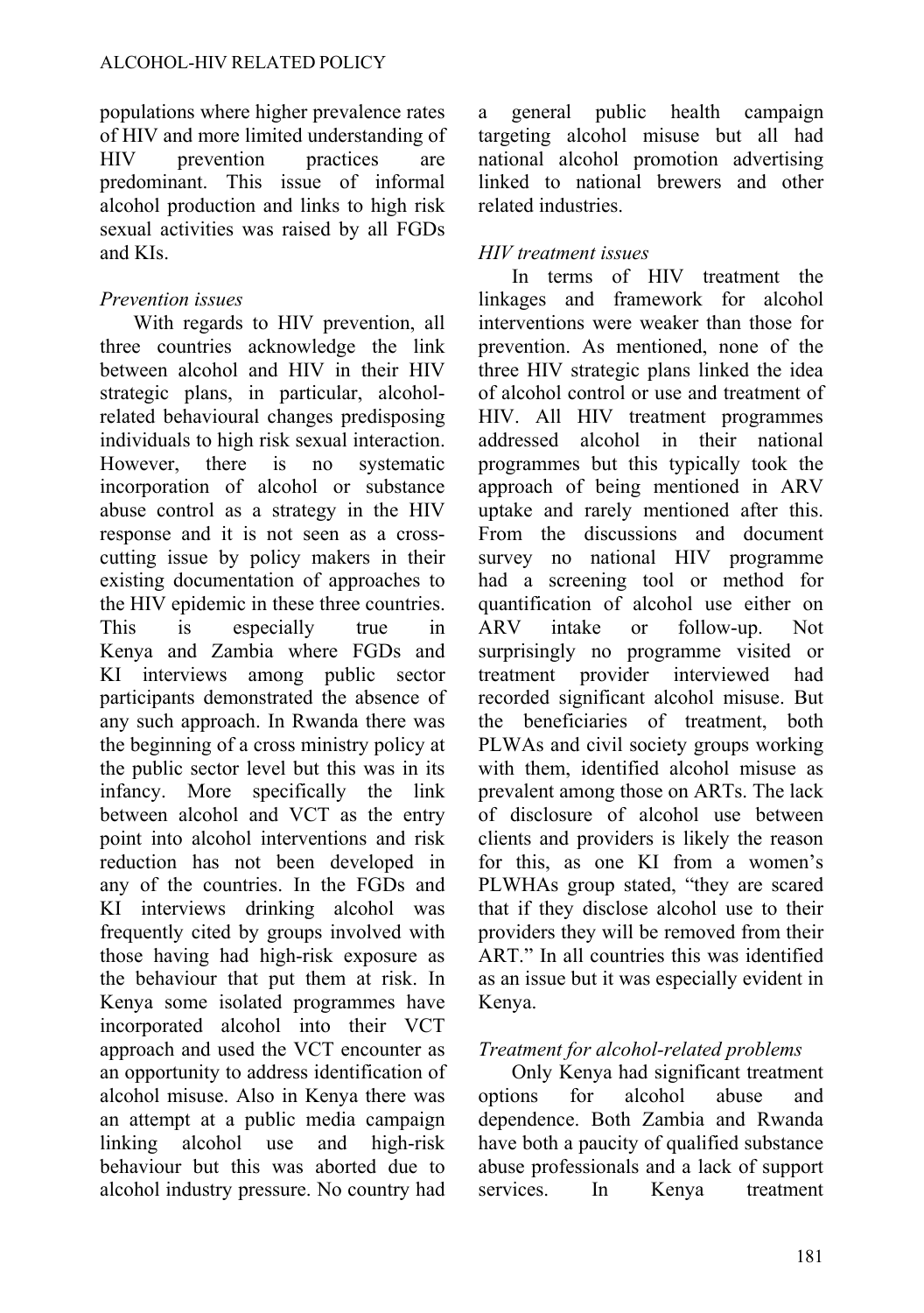populations where higher prevalence rates of HIV and more limited understanding of HIV prevention practices are predominant. This issue of informal alcohol production and links to high risk sexual activities was raised by all FGDs and KIs.

*Prevention issues*

With regards to HIV prevention, all three countries acknowledge the link between alcohol and HIV in their HIV strategic plans, in particular, alcohol-related behavioural changes predisposing individuals to high risk sexual interaction. However, there is no systematic incorporation of alcohol or substance abuse control as a strategy in the HIV response and it is not seen as a cross-cutting issue by policy makers in their existing documentation of approaches to the HIV epidemic in these three countries. This is especially true in Kenya and Zambia where FGDs and KI interviews among public sector participants demonstrated the absence of any such approach. In Rwanda there was the beginning of a cross ministry policy at the public sector level but this was in its infancy. More specifically the link between alcohol and VCT as the entry point into alcohol interventions and risk reduction has not been developed in any of the countries. In the FGDs and KI interviews drinking alcohol was frequently cited by groups involved with those having had high-risk exposure as the behaviour that put them at risk. In Kenya some isolated programmes have incorporated alcohol into their VCT approach and used the VCT encounter as an opportunity to address identification of alcohol misuse. Also in Kenya there was an attempt at a public media campaign linking alcohol use and high-risk behaviour but this was aborted due to alcohol industry pressure. No country had a general public health campaign targeting alcohol misuse but all had national alcohol promotion advertising linked to national brewers and other related industries.

*HIV treatment issues*

In terms of HIV treatment the linkages and framework for alcohol interventions were weaker than those for prevention. As mentioned, none of the three HIV strategic plans linked the idea of alcohol control or use and treatment of HIV. All HIV treatment programmes addressed alcohol in their national programmes but this typically took the approach of being mentioned in ARV uptake and rarely mentioned after this. From the discussions and document survey no national HIV programme had a screening tool or method for quantification of alcohol use either on ARV intake or follow-up. Not surprisingly no programme visited or treatment provider interviewed had recorded significant alcohol misuse. But the beneficiaries of treatment, both PLWAs and civil society groups working with them, identified alcohol misuse as prevalent among those on ARTs. The lack of disclosure of alcohol use between clients and providers is likely the reason for this, as one KI from a women's PLWHAs group stated, "they are scared that if they disclose alcohol use to their providers they will be removed from their ART." In all countries this was identified as an issue but it was especially evident in Kenya.

*Treatment for alcohol-related problems*

Only Kenya had significant treatment options for alcohol abuse and dependence. Both Zambia and Rwanda have both a paucity of qualified substance abuse professionals and a lack of support services. In Kenya treatment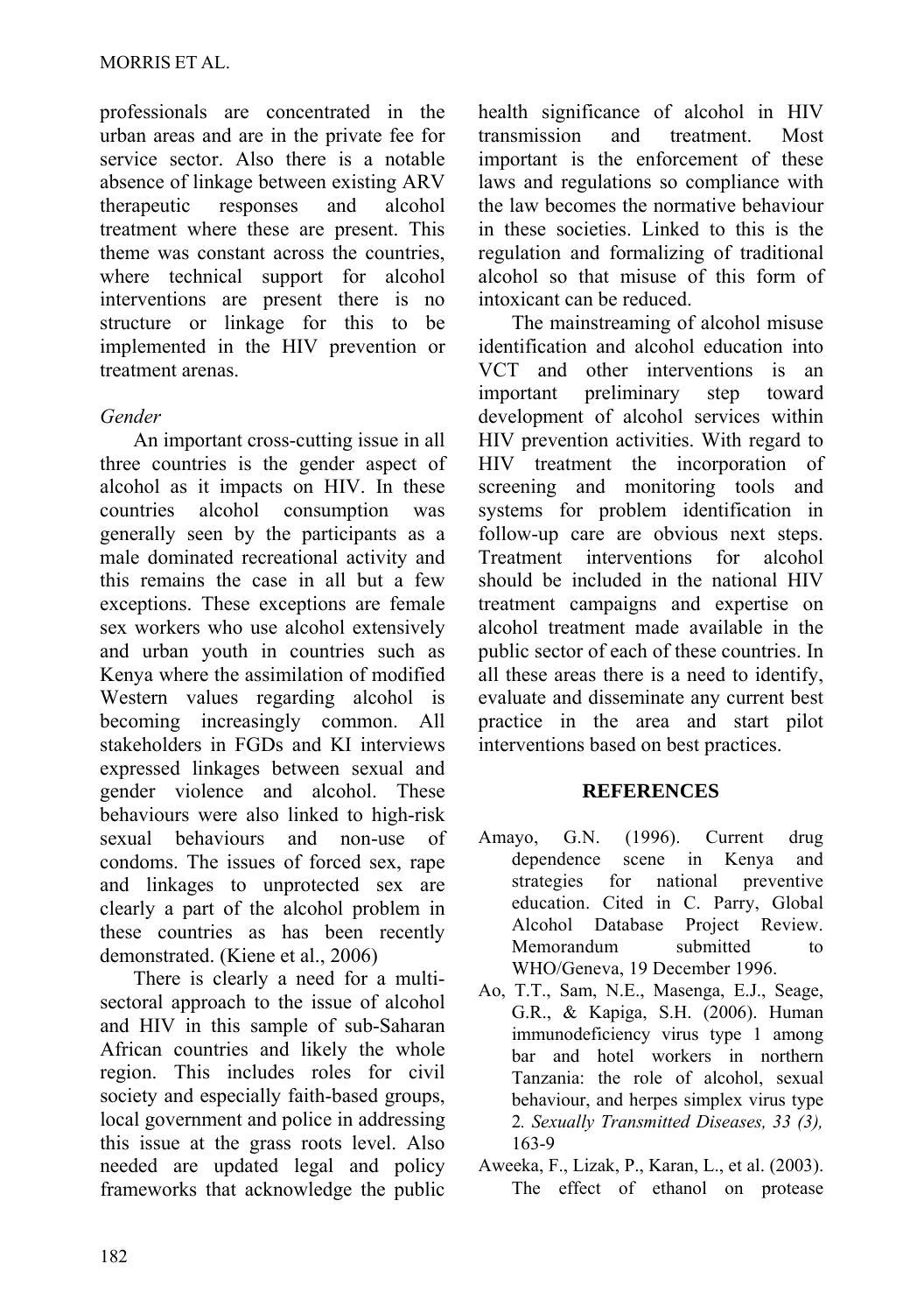professionals are concentrated in the urban areas and are in the private fee for service sector. Also there is a notable absence of linkage between existing ARV therapeutic responses and alcohol treatment where these are present. This theme was constant across the countries, where technical support for alcohol interventions are present there is no structure or linkage for this to be implemented in the HIV prevention or treatment arenas.

*Gender*

An important cross-cutting issue in all three countries is the gender aspect of alcohol as it impacts on HIV. In these countries alcohol consumption was generally seen by the participants as a male dominated recreational activity and this remains the case in all but a few exceptions. These exceptions are female sex workers who use alcohol extensively and urban youth in countries such as Kenya where the assimilation of modified Western values regarding alcohol is becoming increasingly common. All stakeholders in FGDs and KI interviews expressed linkages between sexual and gender violence and alcohol. These behaviours were also linked to high-risk sexual behaviours and non-use of condoms. The issues of forced sex, rape and linkages to unprotected sex are clearly a part of the alcohol problem in these countries as has been recently demonstrated. (Kiene et al., 2006)

There is clearly a need for a multi-sectoral approach to the issue of alcohol and HIV in this sample of sub-Saharan African countries and likely the whole region. This includes roles for civil society and especially faith-based groups, local government and police in addressing this issue at the grass roots level. Also needed are updated legal and policy frameworks that acknowledge the public health significance of alcohol in HIV transmission and treatment. Most important is the enforcement of these laws and regulations so compliance with the law becomes the normative behaviour in these societies. Linked to this is the regulation and formalizing of traditional alcohol so that misuse of this form of intoxicant can be reduced.

The mainstreaming of alcohol misuse identification and alcohol education into VCT and other interventions is an important preliminary step toward development of alcohol services within HIV prevention activities. With regard to HIV treatment the incorporation of screening and monitoring tools and systems for problem identification in follow-up care are obvious next steps. Treatment interventions for alcohol should be included in the national HIV treatment campaigns and expertise on alcohol treatment made available in the public sector of each of these countries. In all these areas there is a need to identify, evaluate and disseminate any current best practice in the area and start pilot interventions based on best practices.

## REFERENCES

Amayo, G.N. (1996). Current drug dependence scene in Kenya and strategies for national preventive education. Cited in C. Parry, Global Alcohol Database Project Review. Memorandum submitted to WHO/Geneva, 19 December 1996.

Ao, T.T., Sam, N.E., Masenga, E.J., Seage, G.R., & Kapiga, S.H. (2006). Human immunodeficiency virus type 1 among bar and hotel workers in northern Tanzania: the role of alcohol, sexual behaviour, and herpes simplex virus type 2. *Sexually Transmitted Diseases, 33 (3),* 163-9

Aweeka, F., Lizak, P., Karan, L., et al. (2003). The effect of ethanol on protease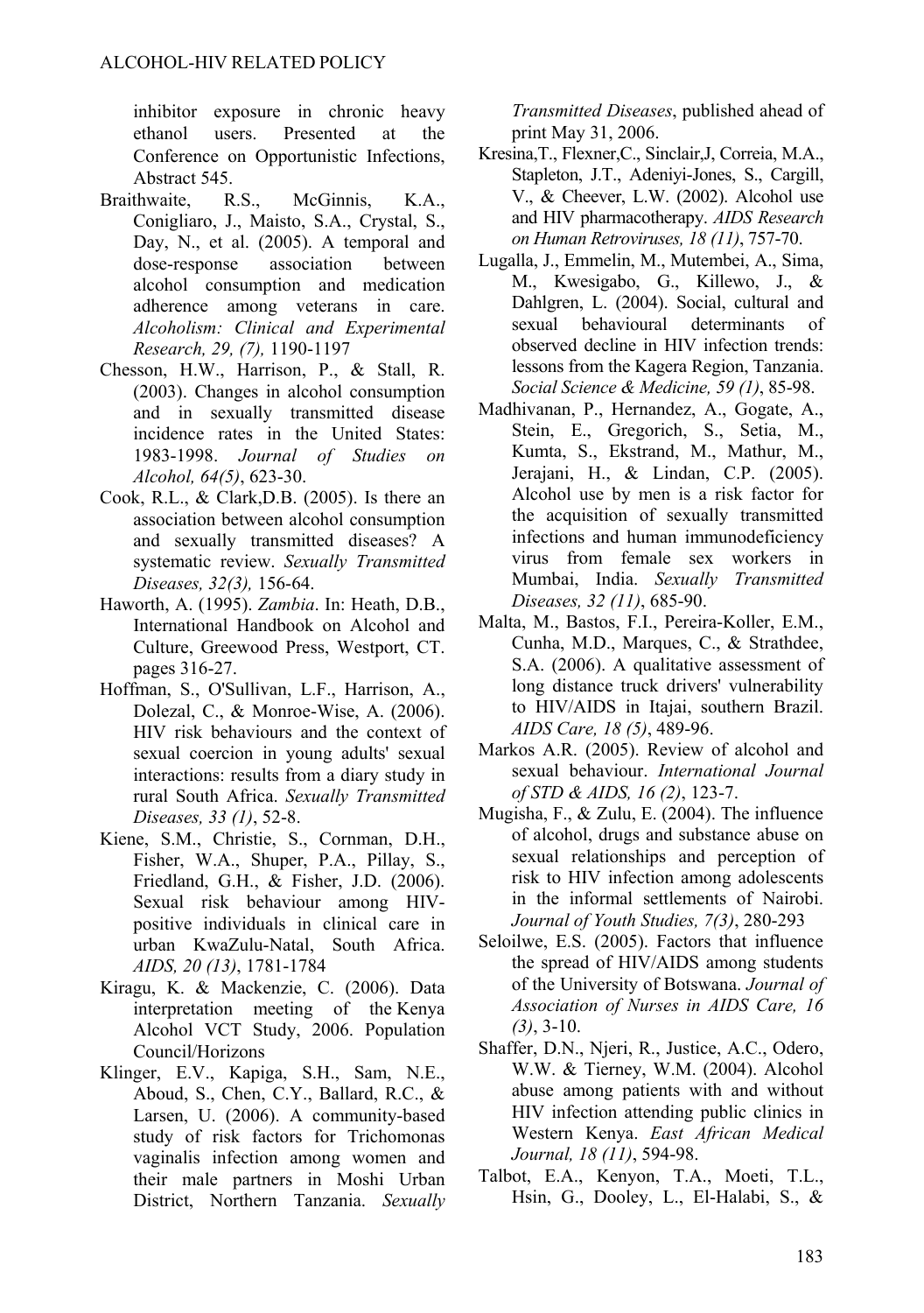inhibitor exposure in chronic heavy ethanol users. Presented at the Conference on Opportunistic Infections, Abstract 545.

Braithwaite, R.S., McGinnis, K.A., Conigliaro, J., Maisto, S.A., Crystal, S., Day, N., et al. (2005). A temporal and dose-response association between alcohol consumption and medication adherence among veterans in care. *Alcoholism: Clinical and Experimental Research, 29, (7),* 1190-1197

Chesson, H.W., Harrison, P., & Stall, R. (2003). Changes in alcohol consumption and in sexually transmitted disease incidence rates in the United States: 1983-1998. *Journal of Studies on Alcohol, 64(5)*, 623-30.

Cook, R.L., & Clark,D.B. (2005). Is there an association between alcohol consumption and sexually transmitted diseases? A systematic review. *Sexually Transmitted Diseases, 32(3),* 156-64.

Haworth, A. (1995). *Zambia*. In: Heath, D.B., International Handbook on Alcohol and Culture, Greewood Press, Westport, CT. pages 316-27.

Hoffman, S., O'Sullivan, L.F., Harrison, A., Dolezal, C., & Monroe-Wise, A. (2006). HIV risk behaviours and the context of sexual coercion in young adults' sexual interactions: results from a diary study in rural South Africa. *Sexually Transmitted Diseases, 33 (1)*, 52-8.

Kiene, S.M., Christie, S., Cornman, D.H., Fisher, W.A., Shuper, P.A., Pillay, S., Friedland, G.H., & Fisher, J.D. (2006). Sexual risk behaviour among HIV-positive individuals in clinical care in urban KwaZulu-Natal, South Africa. *AIDS, 20 (13)*, 1781-1784

Kiragu, K. & Mackenzie, C. (2006). Data interpretation meeting of the Kenya Alcohol VCT Study, 2006. Population Council/Horizons

Klinger, E.V., Kapiga, S.H., Sam, N.E., Aboud, S., Chen, C.Y., Ballard, R.C., & Larsen, U. (2006). A community-based study of risk factors for Trichomonas vaginalis infection among women and their male partners in Moshi Urban District, Northern Tanzania. *Sexually Transmitted Diseases*, published ahead of print May 31, 2006.

Kresina,T., Flexner,C., Sinclair,J, Correia, M.A., Stapleton, J.T., Adeniyi-Jones, S., Cargill, V., & Cheever, L.W. (2002). Alcohol use and HIV pharmacotherapy. *AIDS Research on Human Retroviruses, 18 (11)*, 757-70.

Lugalla, J., Emmelin, M., Mutembei, A., Sima, M., Kwesigabo, G., Killewo, J., & Dahlgren, L. (2004). Social, cultural and sexual behavioural determinants of observed decline in HIV infection trends: lessons from the Kagera Region, Tanzania. *Social Science & Medicine, 59 (1)*, 85-98.

Madhivanan, P., Hernandez, A., Gogate, A., Stein, E., Gregorich, S., Setia, M., Kumta, S., Ekstrand, M., Mathur, M., Jerajani, H., & Lindan, C.P. (2005). Alcohol use by men is a risk factor for the acquisition of sexually transmitted infections and human immunodeficiency virus from female sex workers in Mumbai, India. *Sexually Transmitted Diseases, 32 (11)*, 685-90.

Malta, M., Bastos, F.I., Pereira-Koller, E.M., Cunha, M.D., Marques, C., & Strathdee, S.A. (2006). A qualitative assessment of long distance truck drivers' vulnerability to HIV/AIDS in Itajai, southern Brazil. *AIDS Care, 18 (5)*, 489-96.

Markos A.R. (2005). Review of alcohol and sexual behaviour. *International Journal of STD & AIDS, 16 (2)*, 123-7.

Mugisha, F., & Zulu, E. (2004). The influence of alcohol, drugs and substance abuse on sexual relationships and perception of risk to HIV infection among adolescents in the informal settlements of Nairobi. *Journal of Youth Studies, 7(3)*, 280-293

Seloilwe, E.S. (2005). Factors that influence the spread of HIV/AIDS among students of the University of Botswana. *Journal of Association of Nurses in AIDS Care, 16 (3)*, 3-10.

Shaffer, D.N., Njeri, R., Justice, A.C., Odero, W.W. & Tierney, W.M. (2004). Alcohol abuse among patients with and without HIV infection attending public clinics in Western Kenya. *East African Medical Journal, 18 (11)*, 594-98.

Talbot, E.A., Kenyon, T.A., Moeti, T.L., Hsin, G., Dooley, L., El-Halabi, S., &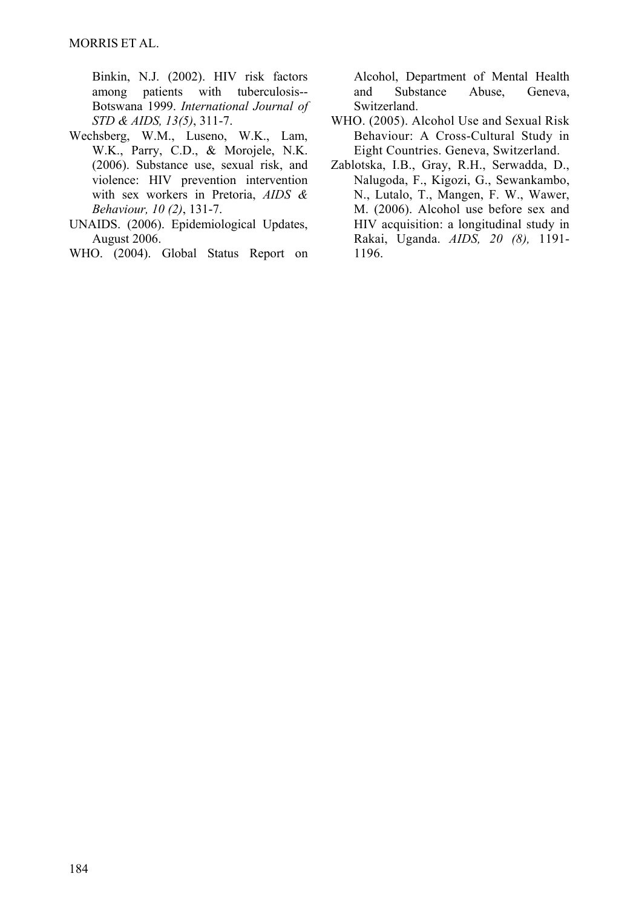Binkin, N.J. (2002). HIV risk factors among patients with tuberculosis--Botswana 1999. *International Journal of STD & AIDS, 13(5)*, 311-7.

Wechsberg, W.M., Luseno, W.K., Lam, W.K., Parry, C.D., & Morojele, N.K. (2006). Substance use, sexual risk, and violence: HIV prevention intervention with sex workers in Pretoria, *AIDS & Behaviour, 10 (2)*, 131-7.

UNAIDS. (2006). Epidemiological Updates, August 2006.

WHO. (2004). Global Status Report on Alcohol, Department of Mental Health and Substance Abuse, Geneva, Switzerland.

WHO. (2005). Alcohol Use and Sexual Risk Behaviour: A Cross-Cultural Study in Eight Countries. Geneva, Switzerland.

Zablotska, I.B., Gray, R.H., Serwadda, D., Nalugoda, F., Kigozi, G., Sewankambo, N., Lutalo, T., Mangen, F. W., Wawer, M. (2006). Alcohol use before sex and HIV acquisition: a longitudinal study in Rakai, Uganda. *AIDS, 20 (8),* 1191-1196.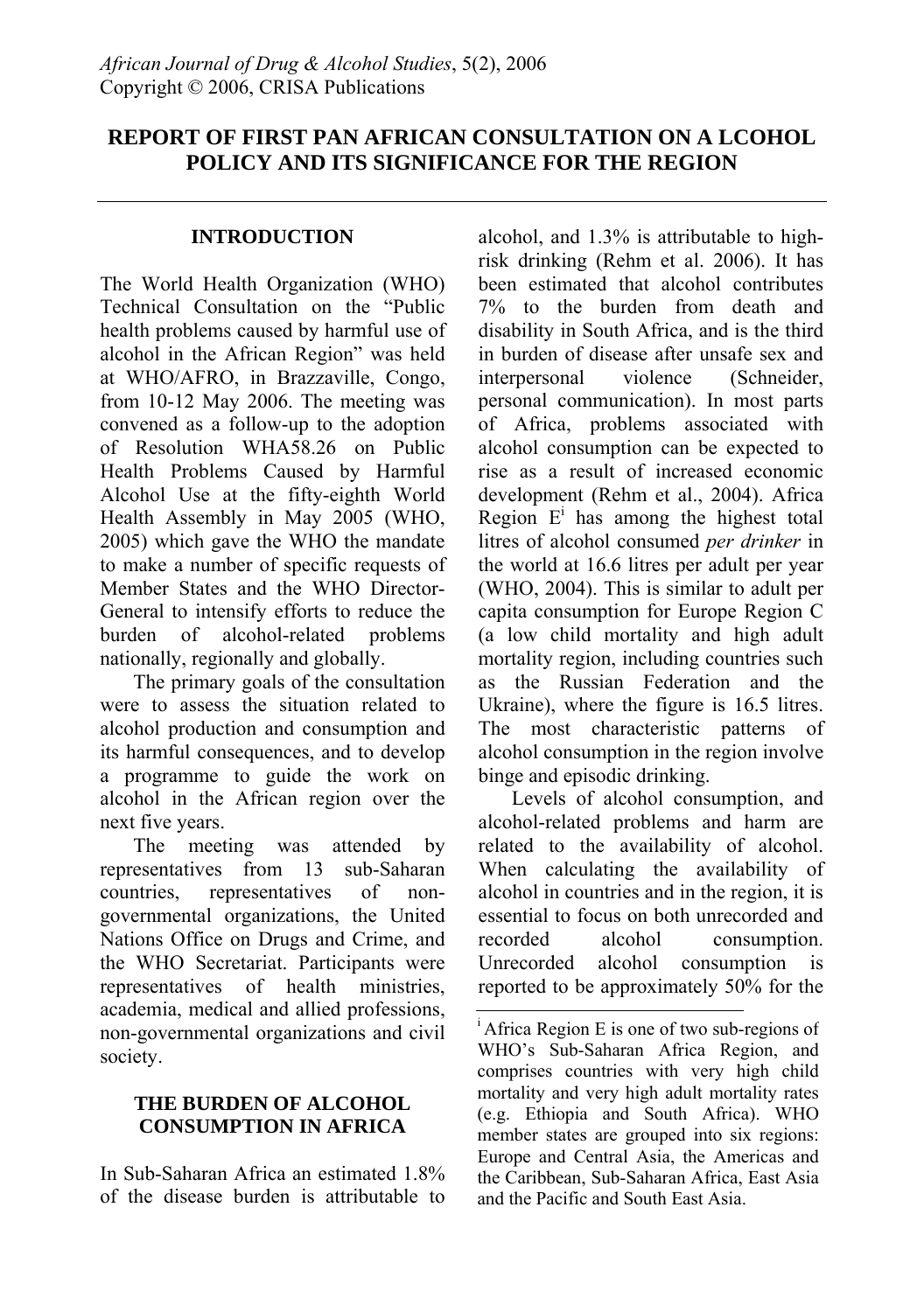# REPORT OF FIRST PAN AFRICAN CONSULTATION ON A LCOHOL POLICY AND ITS SIGNIFICANCE FOR THE REGION

## INTRODUCTION

The World Health Organization (WHO) Technical Consultation on the "Public health problems caused by harmful use of alcohol in the African Region" was held at WHO/AFRO, in Brazzaville, Congo, from 10-12 May 2006. The meeting was convened as a follow-up to the adoption of Resolution WHA58.26 on Public Health Problems Caused by Harmful Alcohol Use at the fifty-eighth World Health Assembly in May 2005 (WHO, 2005) which gave the WHO the mandate to make a number of specific requests of Member States and the WHO Director-General to intensify efforts to reduce the burden of alcohol-related problems nationally, regionally and globally.

The primary goals of the consultation were to assess the situation related to alcohol production and consumption and its harmful consequences, and to develop a programme to guide the work on alcohol in the African region over the next five years.

The meeting was attended by representatives from 13 sub-Saharan countries, representatives of non-governmental organizations, the United Nations Office on Drugs and Crime, and the WHO Secretariat. Participants were representatives of health ministries, academia, medical and allied professions, non-governmental organizations and civil society.

## THE BURDEN OF ALCOHOL CONSUMPTION IN AFRICA

In Sub-Saharan Africa an estimated 1.8% of the disease burden is attributable to alcohol, and 1.3% is attributable to high-risk drinking (Rehm et al. 2006). It has been estimated that alcohol contributes 7% to the burden from death and disability in South Africa, and is the third in burden of disease after unsafe sex and interpersonal violence (Schneider, personal communication). In most parts of Africa, problems associated with alcohol consumption can be expected to rise as a result of increased economic development (Rehm et al., 2004). Africa Region E[i] has among the highest total litres of alcohol consumed *per drinker* in the world at 16.6 litres per adult per year (WHO, 2004). This is similar to adult per capita consumption for Europe Region C (a low child mortality and high adult mortality region, including countries such as the Russian Federation and the Ukraine), where the figure is 16.5 litres. The most characteristic patterns of alcohol consumption in the region involve binge and episodic drinking.

Levels of alcohol consumption, and alcohol-related problems and harm are related to the availability of alcohol. When calculating the availability of alcohol in countries and in the region, it is essential to focus on both unrecorded and recorded alcohol consumption. Unrecorded alcohol consumption is reported to be approximately 50% for the

[i] Africa Region E is one of two sub-regions of WHO's Sub-Saharan Africa Region, and comprises countries with very high child mortality and very high adult mortality rates (e.g. Ethiopia and South Africa). WHO member states are grouped into six regions: Europe and Central Asia, the Americas and the Caribbean, Sub-Saharan Africa, East Asia and the Pacific and South East Asia.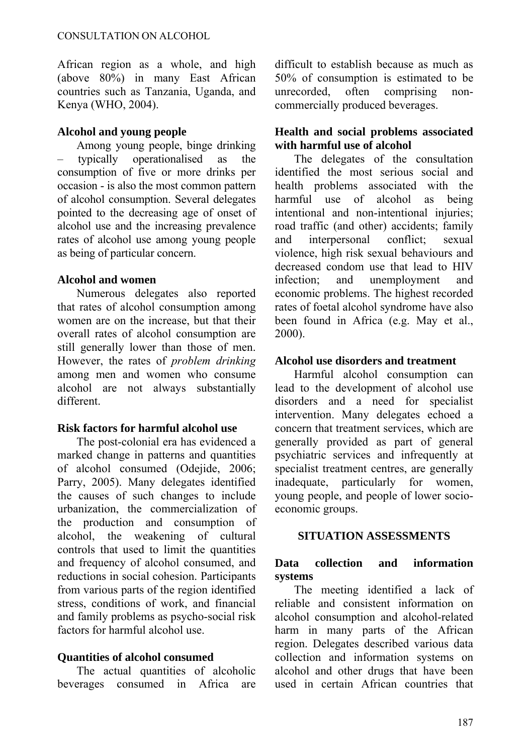African region as a whole, and high (above 80%) in many East African countries such as Tanzania, Uganda, and Kenya (WHO, 2004).

### Alcohol and young people

Among young people, binge drinking – typically operationalised as the consumption of five or more drinks per occasion - is also the most common pattern of alcohol consumption. Several delegates pointed to the decreasing age of onset of alcohol use and the increasing prevalence rates of alcohol use among young people as being of particular concern.

### Alcohol and women

Numerous delegates also reported that rates of alcohol consumption among women are on the increase, but that their overall rates of alcohol consumption are still generally lower than those of men. However, the rates of *problem drinking* among men and women who consume alcohol are not always substantially different.

### Risk factors for harmful alcohol use

The post-colonial era has evidenced a marked change in patterns and quantities of alcohol consumed (Odejide, 2006; Parry, 2005). Many delegates identified the causes of such changes to include urbanization, the commercialization of the production and consumption of alcohol, the weakening of cultural controls that used to limit the quantities and frequency of alcohol consumed, and reductions in social cohesion. Participants from various parts of the region identified stress, conditions of work, and financial and family problems as psycho-social risk factors for harmful alcohol use.

### Quantities of alcohol consumed

The actual quantities of alcoholic beverages consumed in Africa are difficult to establish because as much as 50% of consumption is estimated to be unrecorded, often comprising non-commercially produced beverages.

### Health and social problems associated with harmful use of alcohol

The delegates of the consultation identified the most serious social and health problems associated with the harmful use of alcohol as being intentional and non-intentional injuries; road traffic (and other) accidents; family and interpersonal conflict; sexual violence, high risk sexual behaviours and decreased condom use that lead to HIV infection; and unemployment and economic problems. The highest recorded rates of foetal alcohol syndrome have also been found in Africa (e.g. May et al., 2000).

### Alcohol use disorders and treatment

Harmful alcohol consumption can lead to the development of alcohol use disorders and a need for specialist intervention. Many delegates echoed a concern that treatment services, which are generally provided as part of general psychiatric services and infrequently at specialist treatment centres, are generally inadequate, particularly for women, young people, and people of lower socio-economic groups.

## SITUATION ASSESSMENTS

### Data collection and information systems

The meeting identified a lack of reliable and consistent information on alcohol consumption and alcohol-related harm in many parts of the African region. Delegates described various data collection and information systems on alcohol and other drugs that have been used in certain African countries that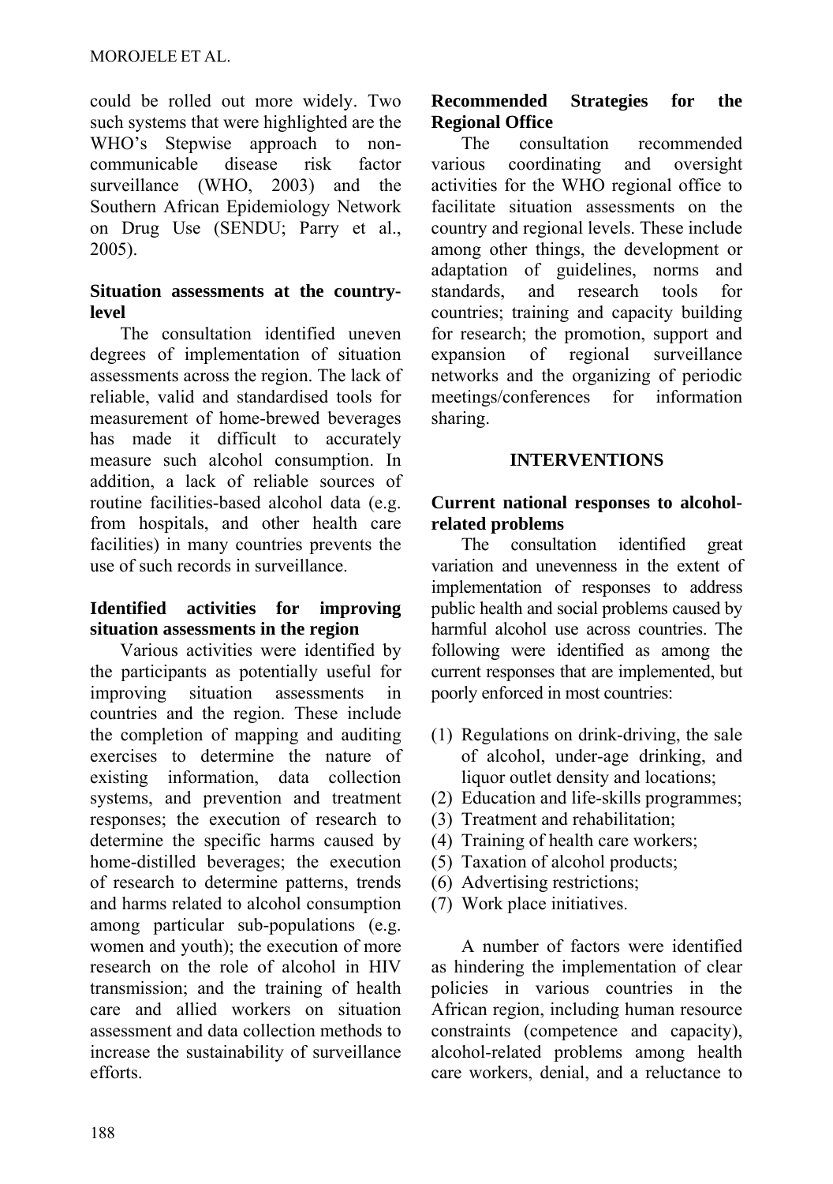could be rolled out more widely. Two such systems that were highlighted are the WHO's Stepwise approach to non-communicable disease risk factor surveillance (WHO, 2003) and the Southern African Epidemiology Network on Drug Use (SENDU; Parry et al., 2005).

### Situation assessments at the country-level

The consultation identified uneven degrees of implementation of situation assessments across the region. The lack of reliable, valid and standardised tools for measurement of home-brewed beverages has made it difficult to accurately measure such alcohol consumption. In addition, a lack of reliable sources of routine facilities-based alcohol data (e.g. from hospitals, and other health care facilities) in many countries prevents the use of such records in surveillance.

### Identified activities for improving situation assessments in the region

Various activities were identified by the participants as potentially useful for improving situation assessments in countries and the region. These include the completion of mapping and auditing exercises to determine the nature of existing information, data collection systems, and prevention and treatment responses; the execution of research to determine the specific harms caused by home-distilled beverages; the execution of research to determine patterns, trends and harms related to alcohol consumption among particular sub-populations (e.g. women and youth); the execution of more research on the role of alcohol in HIV transmission; and the training of health care and allied workers on situation assessment and data collection methods to increase the sustainability of surveillance efforts.

### Recommended Strategies for the Regional Office

The consultation recommended various coordinating and oversight activities for the WHO regional office to facilitate situation assessments on the country and regional levels. These include among other things, the development or adaptation of guidelines, norms and standards, and research tools for countries; training and capacity building for research; the promotion, support and expansion of regional surveillance networks and the organizing of periodic meetings/conferences for information sharing.

## INTERVENTIONS

### Current national responses to alcohol-related problems

The consultation identified great variation and unevenness in the extent of implementation of responses to address public health and social problems caused by harmful alcohol use across countries. The following were identified as among the current responses that are implemented, but poorly enforced in most countries:

(1) Regulations on drink-driving, the sale of alcohol, under-age drinking, and liquor outlet density and locations;
(2) Education and life-skills programmes;
(3) Treatment and rehabilitation;
(4) Training of health care workers;
(5) Taxation of alcohol products;
(6) Advertising restrictions;
(7) Work place initiatives.

A number of factors were identified as hindering the implementation of clear policies in various countries in the African region, including human resource constraints (competence and capacity), alcohol-related problems among health care workers, denial, and a reluctance to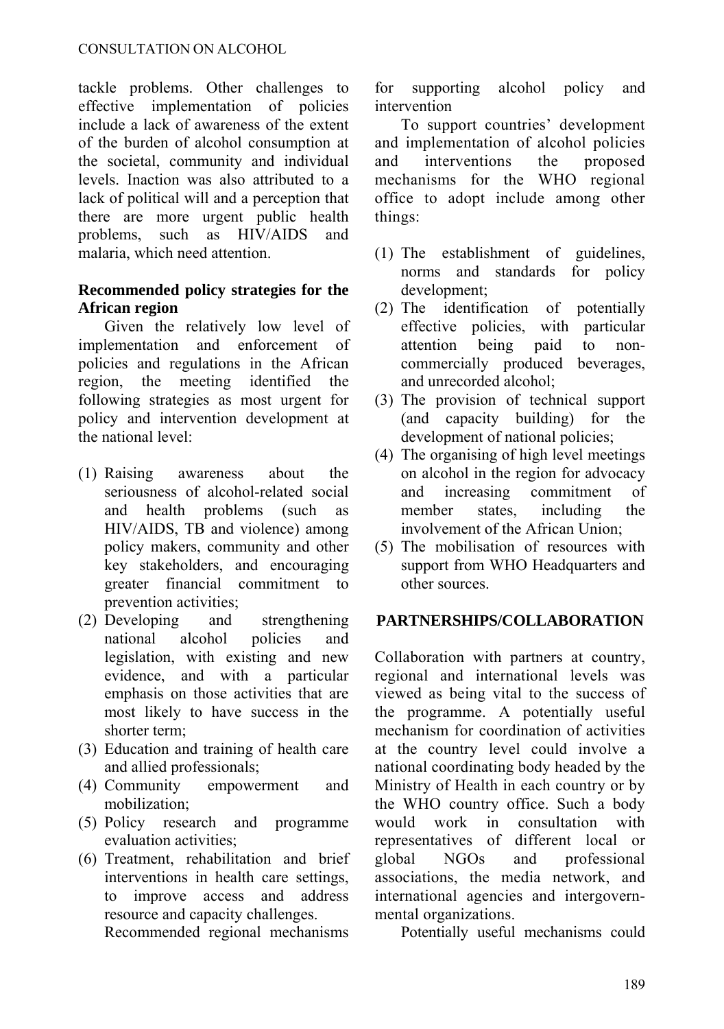tackle problems. Other challenges to effective implementation of policies include a lack of awareness of the extent of the burden of alcohol consumption at the societal, community and individual levels. Inaction was also attributed to a lack of political will and a perception that there are more urgent public health problems, such as HIV/AIDS and malaria, which need attention.

**Recommended policy strategies for the African region**

Given the relatively low level of implementation and enforcement of policies and regulations in the African region, the meeting identified the following strategies as most urgent for policy and intervention development at the national level:

(1) Raising awareness about the seriousness of alcohol-related social and health problems (such as HIV/AIDS, TB and violence) among policy makers, community and other key stakeholders, and encouraging greater financial commitment to prevention activities;
(2) Developing and strengthening national alcohol policies and legislation, with existing and new evidence, and with a particular emphasis on those activities that are most likely to have success in the shorter term;
(3) Education and training of health care and allied professionals;
(4) Community empowerment and mobilization;
(5) Policy research and programme evaluation activities;
(6) Treatment, rehabilitation and brief interventions in health care settings, to improve access and address resource and capacity challenges.

Recommended regional mechanisms for supporting alcohol policy and intervention

To support countries' development and implementation of alcohol policies and interventions the proposed mechanisms for the WHO regional office to adopt include among other things:

(1) The establishment of guidelines, norms and standards for policy development;
(2) The identification of potentially effective policies, with particular attention being paid to non-commercially produced beverages, and unrecorded alcohol;
(3) The provision of technical support (and capacity building) for the development of national policies;
(4) The organising of high level meetings on alcohol in the region for advocacy and increasing commitment of member states, including the involvement of the African Union;
(5) The mobilisation of resources with support from WHO Headquarters and other sources.

## PARTNERSHIPS/COLLABORATION

Collaboration with partners at country, regional and international levels was viewed as being vital to the success of the programme. A potentially useful mechanism for coordination of activities at the country level could involve a national coordinating body headed by the Ministry of Health in each country or by the WHO country office. Such a body would work in consultation with representatives of different local or global NGOs and professional associations, the media network, and international agencies and intergovernmental organizations.

Potentially useful mechanisms could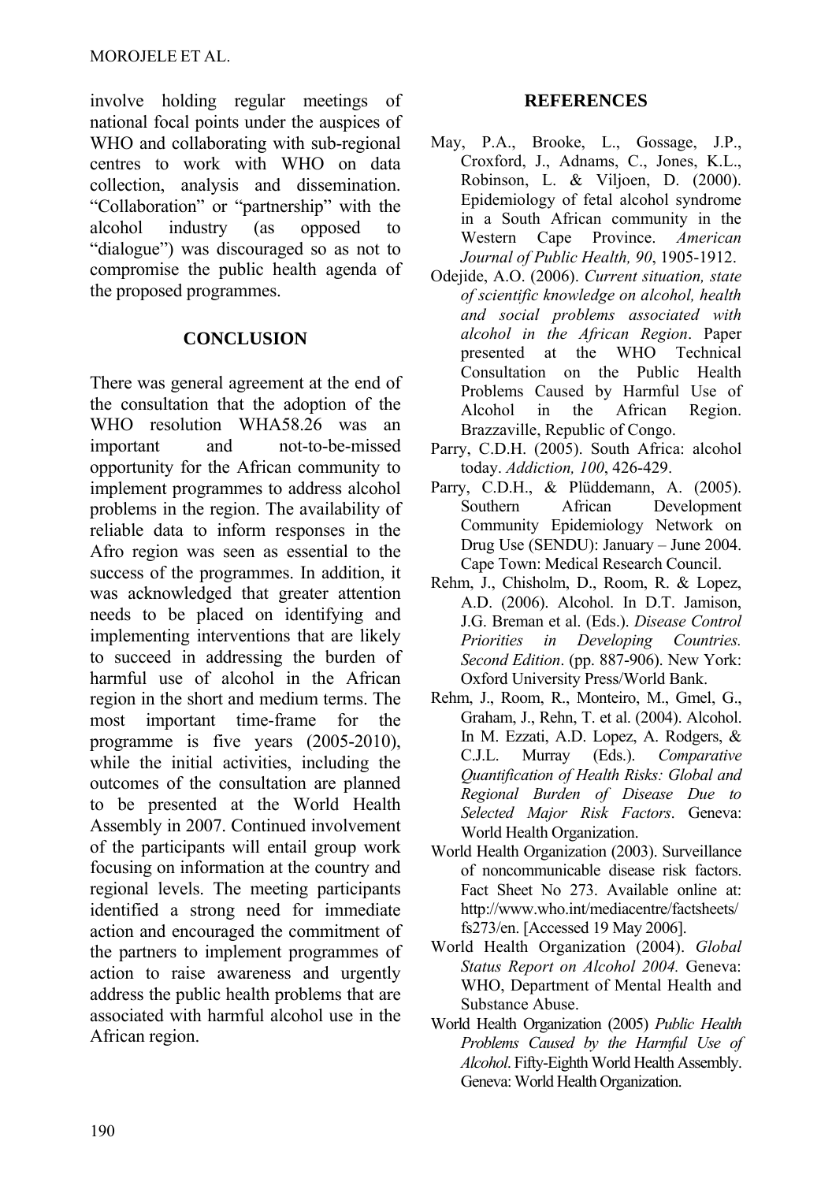involve holding regular meetings of national focal points under the auspices of WHO and collaborating with sub-regional centres to work with WHO on data collection, analysis and dissemination. "Collaboration" or "partnership" with the alcohol industry (as opposed to "dialogue") was discouraged so as not to compromise the public health agenda of the proposed programmes.

## CONCLUSION

There was general agreement at the end of the consultation that the adoption of the WHO resolution WHA58.26 was an important and not-to-be-missed opportunity for the African community to implement programmes to address alcohol problems in the region. The availability of reliable data to inform responses in the Afro region was seen as essential to the success of the programmes. In addition, it was acknowledged that greater attention needs to be placed on identifying and implementing interventions that are likely to succeed in addressing the burden of harmful use of alcohol in the African region in the short and medium terms. The most important time-frame for the programme is five years (2005-2010), while the initial activities, including the outcomes of the consultation are planned to be presented at the World Health Assembly in 2007. Continued involvement of the participants will entail group work focusing on information at the country and regional levels. The meeting participants identified a strong need for immediate action and encouraged the commitment of the partners to implement programmes of action to raise awareness and urgently address the public health problems that are associated with harmful alcohol use in the African region.

## REFERENCES

May, P.A., Brooke, L., Gossage, J.P., Croxford, J., Adnams, C., Jones, K.L., Robinson, L. & Viljoen, D. (2000). Epidemiology of fetal alcohol syndrome in a South African community in the Western Cape Province. *American Journal of Public Health, 90*, 1905-1912.

Odejide, A.O. (2006). *Current situation, state of scientific knowledge on alcohol, health and social problems associated with alcohol in the African Region*. Paper presented at the WHO Technical Consultation on the Public Health Problems Caused by Harmful Use of Alcohol in the African Region. Brazzaville, Republic of Congo.

Parry, C.D.H. (2005). South Africa: alcohol today. *Addiction, 100*, 426-429.

Parry, C.D.H., & Plüddemann, A. (2005). Southern African Development Community Epidemiology Network on Drug Use (SENDU): January – June 2004. Cape Town: Medical Research Council.

Rehm, J., Chisholm, D., Room, R. & Lopez, A.D. (2006). Alcohol. In D.T. Jamison, J.G. Breman et al. (Eds.). *Disease Control Priorities in Developing Countries. Second Edition*. (pp. 887-906). New York: Oxford University Press/World Bank.

Rehm, J., Room, R., Monteiro, M., Gmel, G., Graham, J., Rehn, T. et al. (2004). Alcohol. In M. Ezzati, A.D. Lopez, A. Rodgers, & C.J.L. Murray (Eds.). *Comparative Quantification of Health Risks: Global and Regional Burden of Disease Due to Selected Major Risk Factors*. Geneva: World Health Organization.

World Health Organization (2003). Surveillance of noncommunicable disease risk factors. Fact Sheet No 273. Available online at: http://www.who.int/mediacentre/factsheets/fs273/en. [Accessed 19 May 2006].

World Health Organization (2004). *Global Status Report on Alcohol 2004.* Geneva: WHO, Department of Mental Health and Substance Abuse.

World Health Organization (2005) *Public Health Problems Caused by the Harmful Use of Alcohol*. Fifty-Eighth World Health Assembly. Geneva: World Health Organization.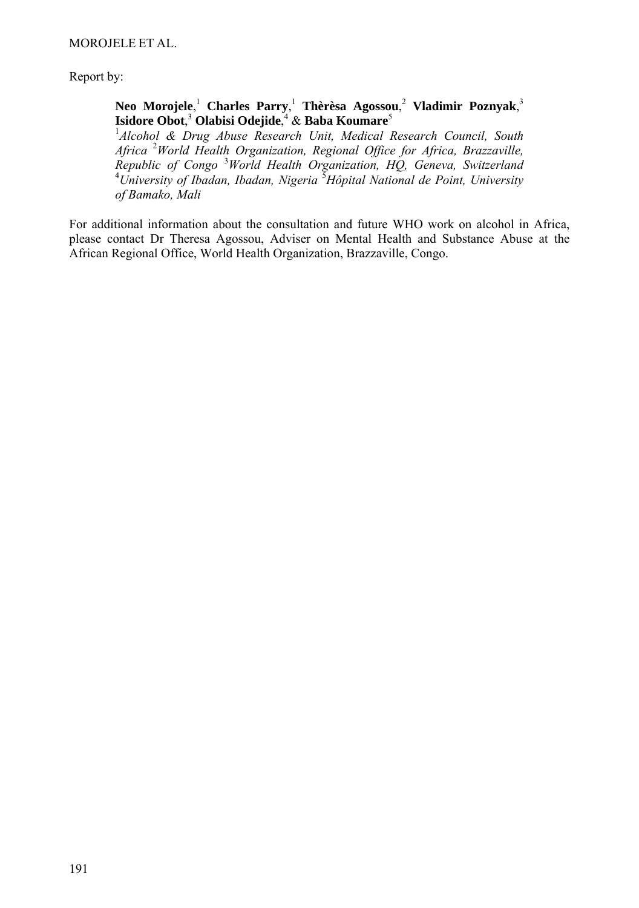Report by:

**Neo Morojele**,[1] **Charles Parry**,[1] **Thèrèsa Agossou**,[2] **Vladimir Poznyak**,[3] **Isidore Obot**,[3] **Olabisi Odejide**,[4] & **Baba Koumare**[5]

[1]*Alcohol & Drug Abuse Research Unit, Medical Research Council, South Africa* [2]*World Health Organization, Regional Office for Africa, Brazzaville, Republic of Congo* [3]*World Health Organization, HQ, Geneva, Switzerland* [4]*University of Ibadan, Ibadan, Nigeria* [5]*Hôpital National de Point, University of Bamako, Mali*

For additional information about the consultation and future WHO work on alcohol in Africa, please contact Dr Theresa Agossou, Adviser on Mental Health and Substance Abuse at the African Regional Office, World Health Organization, Brazzaville, Congo.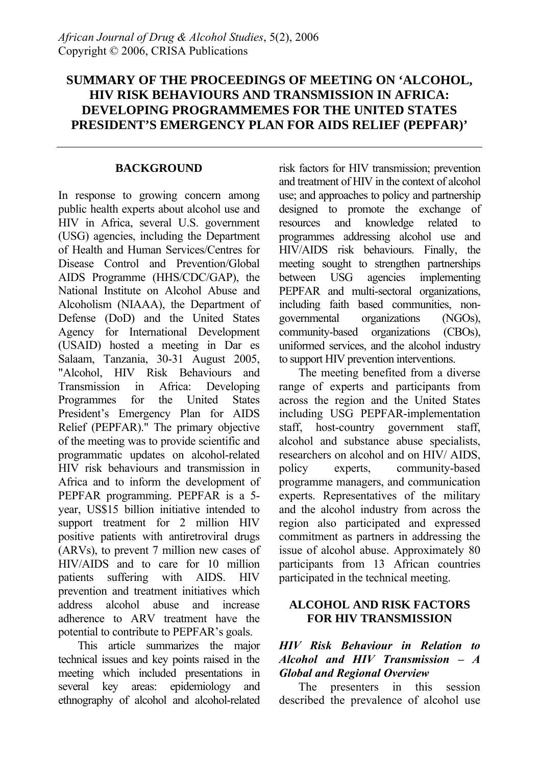# SUMMARY OF THE PROCEEDINGS OF MEETING ON 'ALCOHOL, HIV RISK BEHAVIOURS AND TRANSMISSION IN AFRICA: DEVELOPING PROGRAMMEMES FOR THE UNITED STATES PRESIDENT'S EMERGENCY PLAN FOR AIDS RELIEF (PEPFAR)'

## BACKGROUND

In response to growing concern among public health experts about alcohol use and HIV in Africa, several U.S. government (USG) agencies, including the Department of Health and Human Services/Centres for Disease Control and Prevention/Global AIDS Programme (HHS/CDC/GAP), the National Institute on Alcohol Abuse and Alcoholism (NIAAA), the Department of Defense (DoD) and the United States Agency for International Development (USAID) hosted a meeting in Dar es Salaam, Tanzania, 30-31 August 2005, "Alcohol, HIV Risk Behaviours and Transmission in Africa: Developing Programmes for the United States President's Emergency Plan for AIDS Relief (PEPFAR)." The primary objective of the meeting was to provide scientific and programmatic updates on alcohol-related HIV risk behaviours and transmission in Africa and to inform the development of PEPFAR programming. PEPFAR is a 5-year, US$15 billion initiative intended to support treatment for 2 million HIV positive patients with antiretroviral drugs (ARVs), to prevent 7 million new cases of HIV/AIDS and to care for 10 million patients suffering with AIDS. HIV prevention and treatment initiatives which address alcohol abuse and increase adherence to ARV treatment have the potential to contribute to PEPFAR's goals.

This article summarizes the major technical issues and key points raised in the meeting which included presentations in several key areas: epidemiology and ethnography of alcohol and alcohol-related risk factors for HIV transmission; prevention and treatment of HIV in the context of alcohol use; and approaches to policy and partnership designed to promote the exchange of resources and knowledge related to programmes addressing alcohol use and HIV/AIDS risk behaviours. Finally, the meeting sought to strengthen partnerships between USG agencies implementing PEPFAR and multi-sectoral organizations, including faith based communities, non-governmental organizations (NGOs), community-based organizations (CBOs), uniformed services, and the alcohol industry to support HIV prevention interventions.

The meeting benefited from a diverse range of experts and participants from across the region and the United States including USG PEPFAR-implementation staff, host-country government staff, alcohol and substance abuse specialists, researchers on alcohol and on HIV/ AIDS, policy experts, community-based programme managers, and communication experts. Representatives of the military and the alcohol industry from across the region also participated and expressed commitment as partners in addressing the issue of alcohol abuse. Approximately 80 participants from 13 African countries participated in the technical meeting.

## ALCOHOL AND RISK FACTORS FOR HIV TRANSMISSION

### *HIV Risk Behaviour in Relation to Alcohol and HIV Transmission – A Global and Regional Overview*

The presenters in this session described the prevalence of alcohol use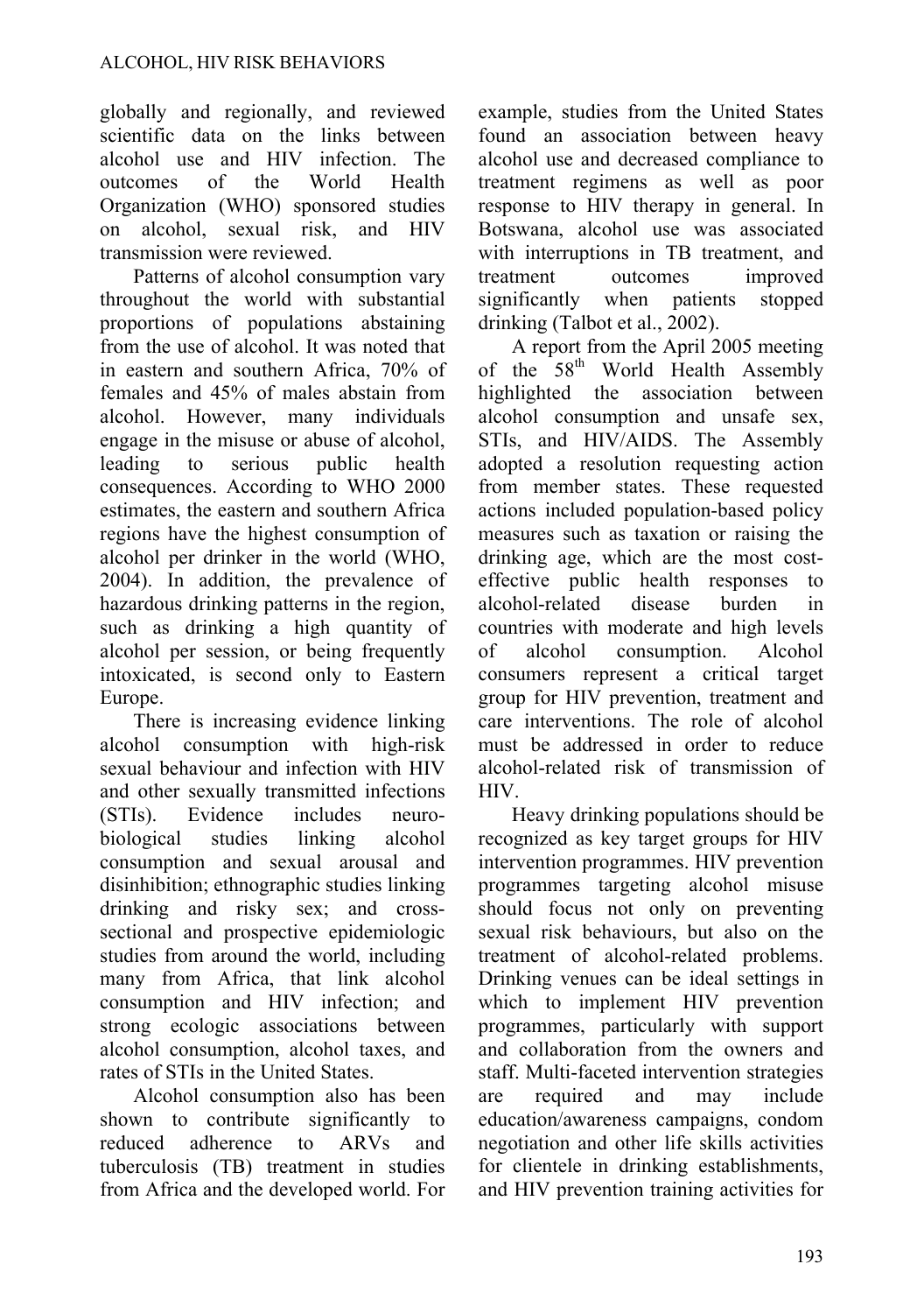globally and regionally, and reviewed scientific data on the links between alcohol use and HIV infection. The outcomes of the World Health Organization (WHO) sponsored studies on alcohol, sexual risk, and HIV transmission were reviewed.

Patterns of alcohol consumption vary throughout the world with substantial proportions of populations abstaining from the use of alcohol. It was noted that in eastern and southern Africa, 70% of females and 45% of males abstain from alcohol. However, many individuals engage in the misuse or abuse of alcohol, leading to serious public health consequences. According to WHO 2000 estimates, the eastern and southern Africa regions have the highest consumption of alcohol per drinker in the world (WHO, 2004). In addition, the prevalence of hazardous drinking patterns in the region, such as drinking a high quantity of alcohol per session, or being frequently intoxicated, is second only to Eastern Europe.

There is increasing evidence linking alcohol consumption with high-risk sexual behaviour and infection with HIV and other sexually transmitted infections (STIs). Evidence includes neuro-biological studies linking alcohol consumption and sexual arousal and disinhibition; ethnographic studies linking drinking and risky sex; and cross-sectional and prospective epidemiologic studies from around the world, including many from Africa, that link alcohol consumption and HIV infection; and strong ecologic associations between alcohol consumption, alcohol taxes, and rates of STIs in the United States.

Alcohol consumption also has been shown to contribute significantly to reduced adherence to ARVs and tuberculosis (TB) treatment in studies from Africa and the developed world. For example, studies from the United States found an association between heavy alcohol use and decreased compliance to treatment regimens as well as poor response to HIV therapy in general. In Botswana, alcohol use was associated with interruptions in TB treatment, and treatment outcomes improved significantly when patients stopped drinking (Talbot et al., 2002).

A report from the April 2005 meeting of the 58th World Health Assembly highlighted the association between alcohol consumption and unsafe sex, STIs, and HIV/AIDS. The Assembly adopted a resolution requesting action from member states. These requested actions included population-based policy measures such as taxation or raising the drinking age, which are the most cost-effective public health responses to alcohol-related disease burden in countries with moderate and high levels of alcohol consumption. Alcohol consumers represent a critical target group for HIV prevention, treatment and care interventions. The role of alcohol must be addressed in order to reduce alcohol-related risk of transmission of HIV.

Heavy drinking populations should be recognized as key target groups for HIV intervention programmes. HIV prevention programmes targeting alcohol misuse should focus not only on preventing sexual risk behaviours, but also on the treatment of alcohol-related problems. Drinking venues can be ideal settings in which to implement HIV prevention programmes, particularly with support and collaboration from the owners and staff. Multi-faceted intervention strategies are required and may include education/awareness campaigns, condom negotiation and other life skills activities for clientele in drinking establishments, and HIV prevention training activities for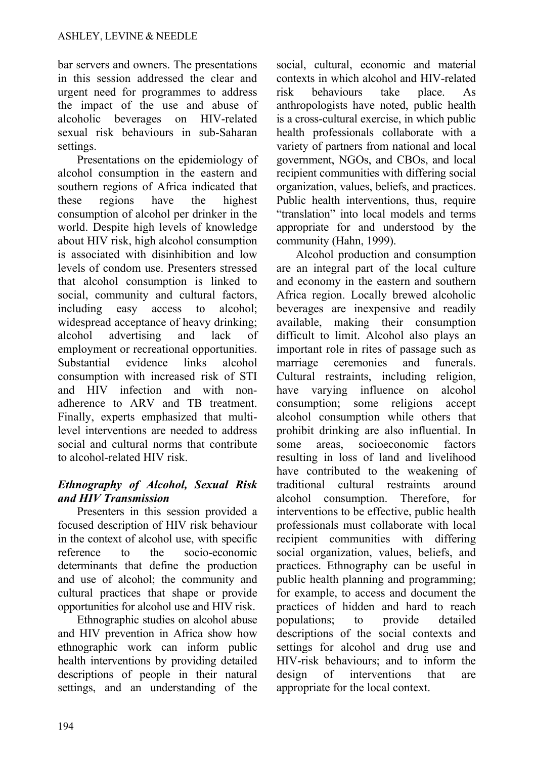bar servers and owners. The presentations in this session addressed the clear and urgent need for programmes to address the impact of the use and abuse of alcoholic beverages on HIV-related sexual risk behaviours in sub-Saharan settings.

Presentations on the epidemiology of alcohol consumption in the eastern and southern regions of Africa indicated that these regions have the highest consumption of alcohol per drinker in the world. Despite high levels of knowledge about HIV risk, high alcohol consumption is associated with disinhibition and low levels of condom use. Presenters stressed that alcohol consumption is linked to social, community and cultural factors, including easy access to alcohol; widespread acceptance of heavy drinking; alcohol advertising and lack of employment or recreational opportunities. Substantial evidence links alcohol consumption with increased risk of STI and HIV infection and with non-adherence to ARV and TB treatment. Finally, experts emphasized that multi-level interventions are needed to address social and cultural norms that contribute to alcohol-related HIV risk.

### *Ethnography of Alcohol, Sexual Risk and HIV Transmission*

Presenters in this session provided a focused description of HIV risk behaviour in the context of alcohol use, with specific reference to the socio-economic determinants that define the production and use of alcohol; the community and cultural practices that shape or provide opportunities for alcohol use and HIV risk.

Ethnographic studies on alcohol abuse and HIV prevention in Africa show how ethnographic work can inform public health interventions by providing detailed descriptions of people in their natural settings, and an understanding of the social, cultural, economic and material contexts in which alcohol and HIV-related risk behaviours take place. As anthropologists have noted, public health is a cross-cultural exercise, in which public health professionals collaborate with a variety of partners from national and local government, NGOs, and CBOs, and local recipient communities with differing social organization, values, beliefs, and practices. Public health interventions, thus, require "translation" into local models and terms appropriate for and understood by the community (Hahn, 1999).

Alcohol production and consumption are an integral part of the local culture and economy in the eastern and southern Africa region. Locally brewed alcoholic beverages are inexpensive and readily available, making their consumption difficult to limit. Alcohol also plays an important role in rites of passage such as marriage ceremonies and funerals. Cultural restraints, including religion, have varying influence on alcohol consumption; some religions accept alcohol consumption while others that prohibit drinking are also influential. In some areas, socioeconomic factors resulting in loss of land and livelihood have contributed to the weakening of traditional cultural restraints around alcohol consumption. Therefore, for interventions to be effective, public health professionals must collaborate with local recipient communities with differing social organization, values, beliefs, and practices. Ethnography can be useful in public health planning and programming; for example, to access and document the practices of hidden and hard to reach populations; to provide detailed descriptions of the social contexts and settings for alcohol and drug use and HIV-risk behaviours; and to inform the design of interventions that are appropriate for the local context.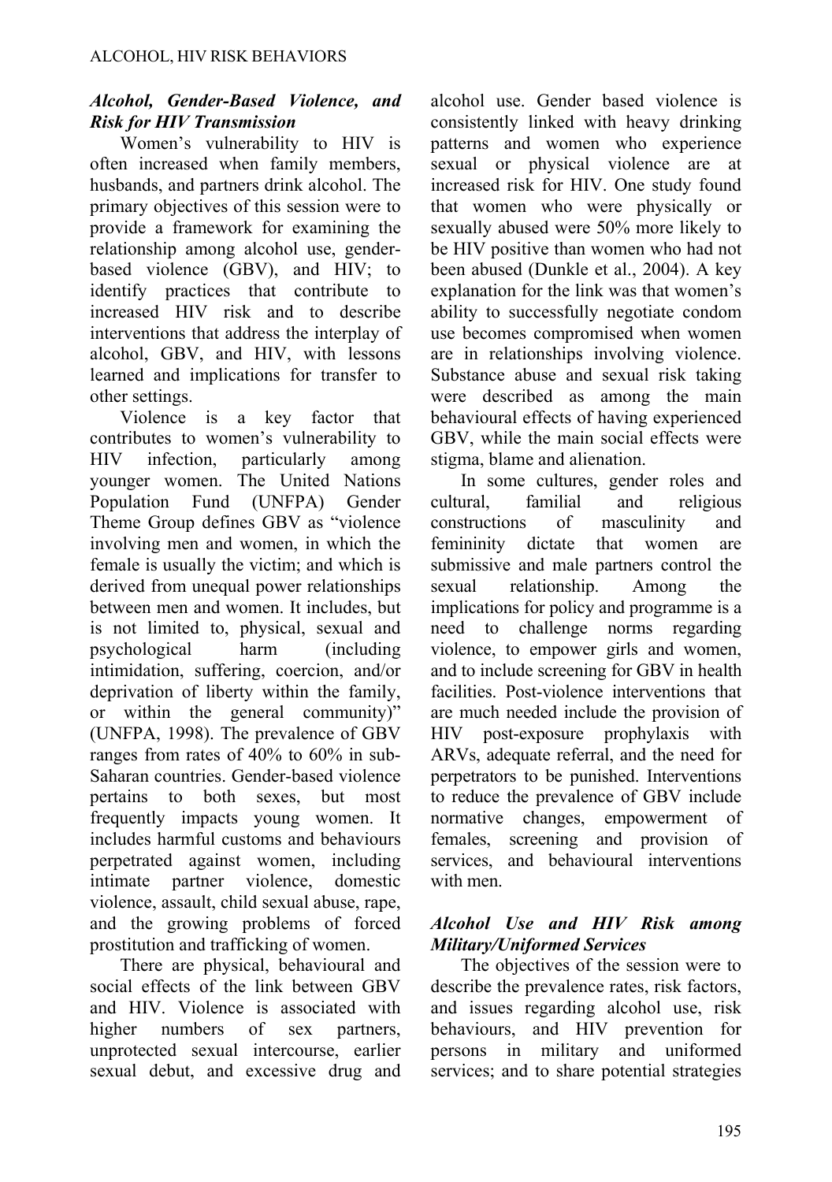### *Alcohol, Gender-Based Violence, and Risk for HIV Transmission*

Women's vulnerability to HIV is often increased when family members, husbands, and partners drink alcohol. The primary objectives of this session were to provide a framework for examining the relationship among alcohol use, gender-based violence (GBV), and HIV; to identify practices that contribute to increased HIV risk and to describe interventions that address the interplay of alcohol, GBV, and HIV, with lessons learned and implications for transfer to other settings.

Violence is a key factor that contributes to women's vulnerability to HIV infection, particularly among younger women. The United Nations Population Fund (UNFPA) Gender Theme Group defines GBV as "violence involving men and women, in which the female is usually the victim; and which is derived from unequal power relationships between men and women. It includes, but is not limited to, physical, sexual and psychological harm (including intimidation, suffering, coercion, and/or deprivation of liberty within the family, or within the general community)" (UNFPA, 1998). The prevalence of GBV ranges from rates of 40% to 60% in sub-Saharan countries. Gender-based violence pertains to both sexes, but most frequently impacts young women. It includes harmful customs and behaviours perpetrated against women, including intimate partner violence, domestic violence, assault, child sexual abuse, rape, and the growing problems of forced prostitution and trafficking of women.

There are physical, behavioural and social effects of the link between GBV and HIV. Violence is associated with higher numbers of sex partners, unprotected sexual intercourse, earlier sexual debut, and excessive drug and alcohol use. Gender based violence is consistently linked with heavy drinking patterns and women who experience sexual or physical violence are at increased risk for HIV. One study found that women who were physically or sexually abused were 50% more likely to be HIV positive than women who had not been abused (Dunkle et al., 2004). A key explanation for the link was that women's ability to successfully negotiate condom use becomes compromised when women are in relationships involving violence. Substance abuse and sexual risk taking were described as among the main behavioural effects of having experienced GBV, while the main social effects were stigma, blame and alienation.

In some cultures, gender roles and cultural, familial and religious constructions of masculinity and femininity dictate that women are submissive and male partners control the sexual relationship. Among the implications for policy and programme is a need to challenge norms regarding violence, to empower girls and women, and to include screening for GBV in health facilities. Post-violence interventions that are much needed include the provision of HIV post-exposure prophylaxis with ARVs, adequate referral, and the need for perpetrators to be punished. Interventions to reduce the prevalence of GBV include normative changes, empowerment of females, screening and provision of services, and behavioural interventions with men.

### *Alcohol Use and HIV Risk among Military/Uniformed Services*

The objectives of the session were to describe the prevalence rates, risk factors, and issues regarding alcohol use, risk behaviours, and HIV prevention for persons in military and uniformed services; and to share potential strategies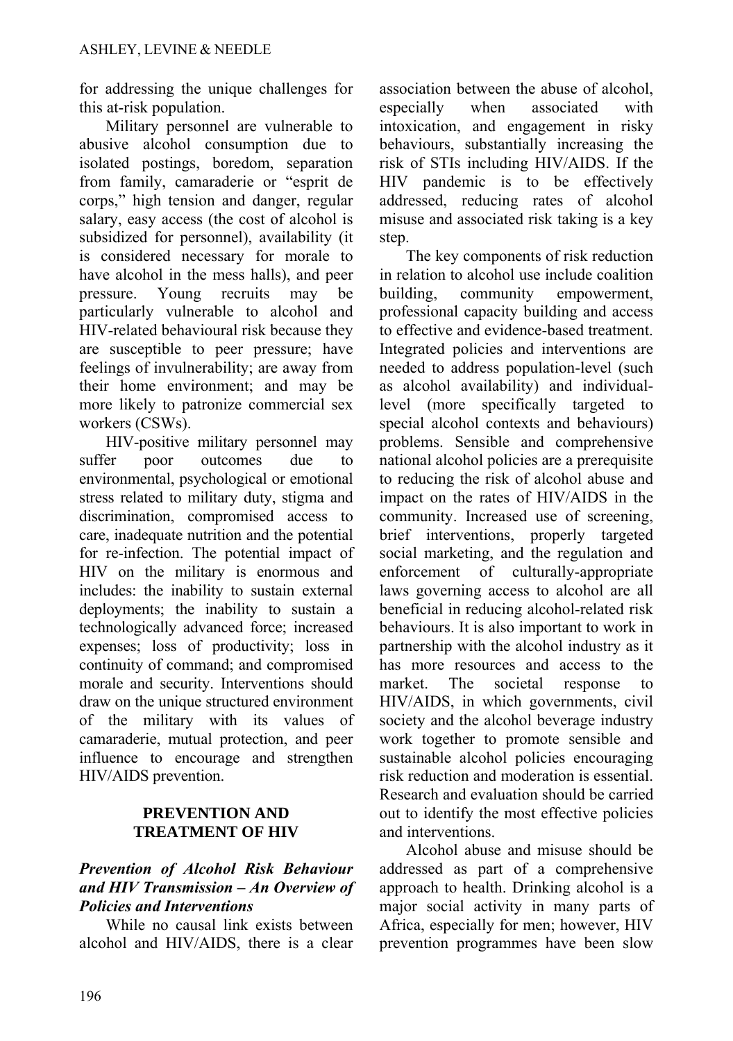for addressing the unique challenges for this at-risk population.

Military personnel are vulnerable to abusive alcohol consumption due to isolated postings, boredom, separation from family, camaraderie or "esprit de corps," high tension and danger, regular salary, easy access (the cost of alcohol is subsidized for personnel), availability (it is considered necessary for morale to have alcohol in the mess halls), and peer pressure. Young recruits may be particularly vulnerable to alcohol and HIV-related behavioural risk because they are susceptible to peer pressure; have feelings of invulnerability; are away from their home environment; and may be more likely to patronize commercial sex workers (CSWs).

HIV-positive military personnel may suffer poor outcomes due to environmental, psychological or emotional stress related to military duty, stigma and discrimination, compromised access to care, inadequate nutrition and the potential for re-infection. The potential impact of HIV on the military is enormous and includes: the inability to sustain external deployments; the inability to sustain a technologically advanced force; increased expenses; loss of productivity; loss in continuity of command; and compromised morale and security. Interventions should draw on the unique structured environment of the military with its values of camaraderie, mutual protection, and peer influence to encourage and strengthen HIV/AIDS prevention.

## PREVENTION AND TREATMENT OF HIV

### *Prevention of Alcohol Risk Behaviour and HIV Transmission – An Overview of Policies and Interventions*

While no causal link exists between alcohol and HIV/AIDS, there is a clear association between the abuse of alcohol, especially when associated with intoxication, and engagement in risky behaviours, substantially increasing the risk of STIs including HIV/AIDS. If the HIV pandemic is to be effectively addressed, reducing rates of alcohol misuse and associated risk taking is a key step.

The key components of risk reduction in relation to alcohol use include coalition building, community empowerment, professional capacity building and access to effective and evidence-based treatment. Integrated policies and interventions are needed to address population-level (such as alcohol availability) and individual-level (more specifically targeted to special alcohol contexts and behaviours) problems. Sensible and comprehensive national alcohol policies are a prerequisite to reducing the risk of alcohol abuse and impact on the rates of HIV/AIDS in the community. Increased use of screening, brief interventions, properly targeted social marketing, and the regulation and enforcement of culturally-appropriate laws governing access to alcohol are all beneficial in reducing alcohol-related risk behaviours. It is also important to work in partnership with the alcohol industry as it has more resources and access to the market. The societal response to HIV/AIDS, in which governments, civil society and the alcohol beverage industry work together to promote sensible and sustainable alcohol policies encouraging risk reduction and moderation is essential. Research and evaluation should be carried out to identify the most effective policies and interventions.

Alcohol abuse and misuse should be addressed as part of a comprehensive approach to health. Drinking alcohol is a major social activity in many parts of Africa, especially for men; however, HIV prevention programmes have been slow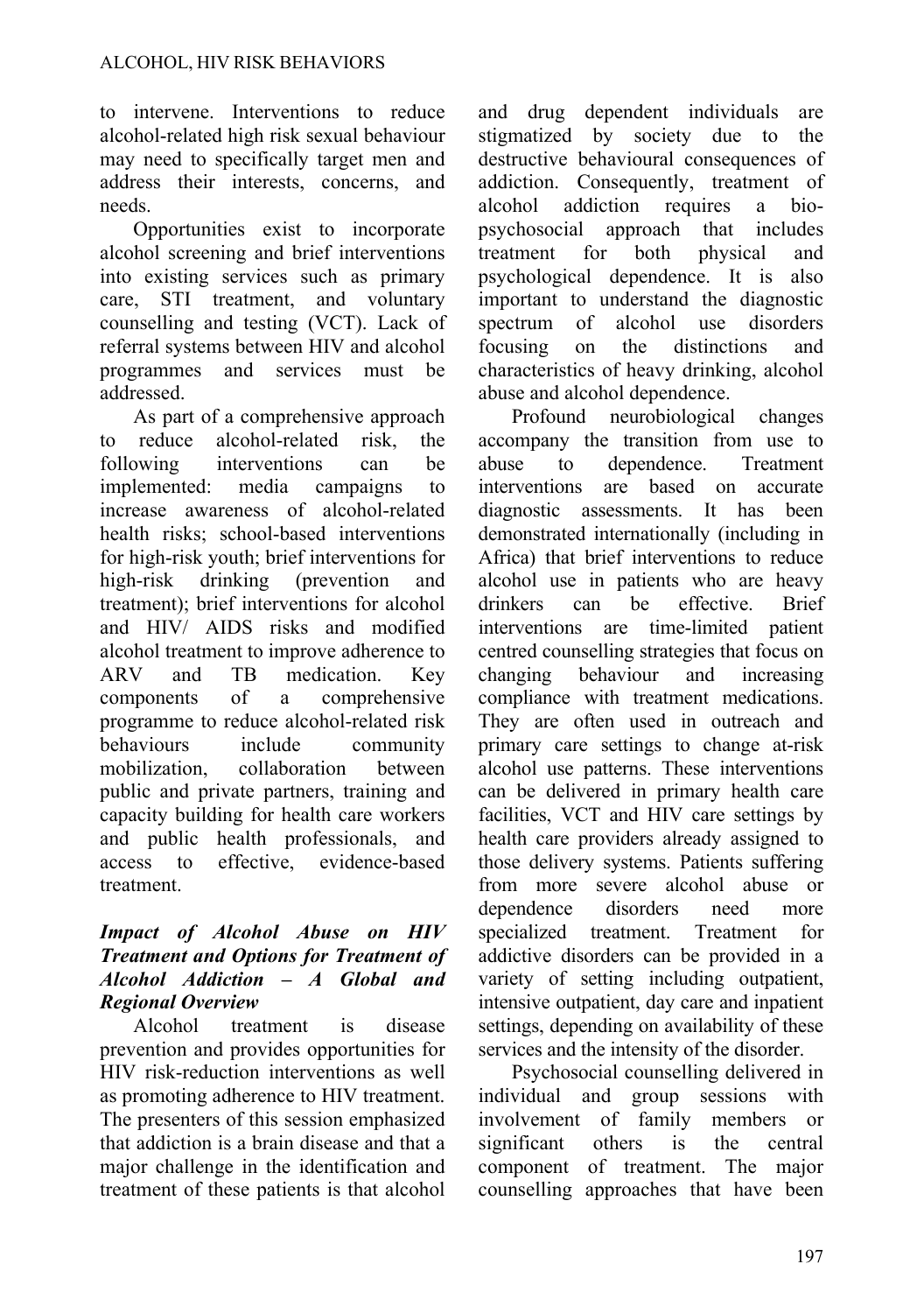to intervene. Interventions to reduce alcohol-related high risk sexual behaviour may need to specifically target men and address their interests, concerns, and needs.

Opportunities exist to incorporate alcohol screening and brief interventions into existing services such as primary care, STI treatment, and voluntary counselling and testing (VCT). Lack of referral systems between HIV and alcohol programmes and services must be addressed.

As part of a comprehensive approach to reduce alcohol-related risk, the following interventions can be implemented: media campaigns to increase awareness of alcohol-related health risks; school-based interventions for high-risk youth; brief interventions for high-risk drinking (prevention and treatment); brief interventions for alcohol and HIV/ AIDS risks and modified alcohol treatment to improve adherence to ARV and TB medication. Key components of a comprehensive programme to reduce alcohol-related risk behaviours include community mobilization, collaboration between public and private partners, training and capacity building for health care workers and public health professionals, and access to effective, evidence-based treatment.

### *Impact of Alcohol Abuse on HIV Treatment and Options for Treatment of Alcohol Addiction – A Global and Regional Overview*

Alcohol treatment is disease prevention and provides opportunities for HIV risk-reduction interventions as well as promoting adherence to HIV treatment. The presenters of this session emphasized that addiction is a brain disease and that a major challenge in the identification and treatment of these patients is that alcohol and drug dependent individuals are stigmatized by society due to the destructive behavioural consequences of addiction. Consequently, treatment of alcohol addiction requires a bio-psychosocial approach that includes treatment for both physical and psychological dependence. It is also important to understand the diagnostic spectrum of alcohol use disorders focusing on the distinctions and characteristics of heavy drinking, alcohol abuse and alcohol dependence.

Profound neurobiological changes accompany the transition from use to abuse to dependence. Treatment interventions are based on accurate diagnostic assessments. It has been demonstrated internationally (including in Africa) that brief interventions to reduce alcohol use in patients who are heavy drinkers can be effective. Brief interventions are time-limited patient centred counselling strategies that focus on changing behaviour and increasing compliance with treatment medications. They are often used in outreach and primary care settings to change at-risk alcohol use patterns. These interventions can be delivered in primary health care facilities, VCT and HIV care settings by health care providers already assigned to those delivery systems. Patients suffering from more severe alcohol abuse or dependence disorders need more specialized treatment. Treatment for addictive disorders can be provided in a variety of setting including outpatient, intensive outpatient, day care and inpatient settings, depending on availability of these services and the intensity of the disorder.

Psychosocial counselling delivered in individual and group sessions with involvement of family members or significant others is the central component of treatment. The major counselling approaches that have been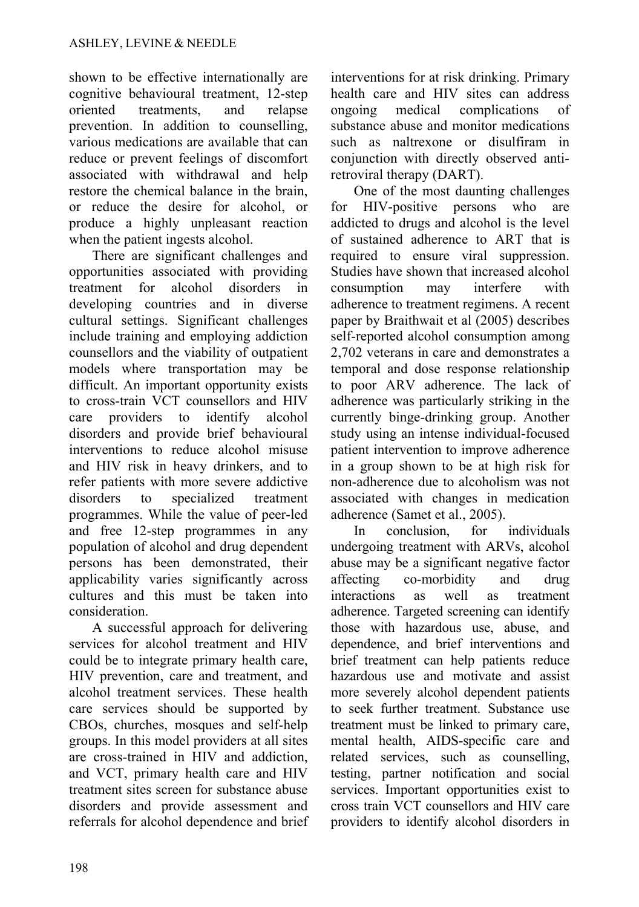shown to be effective internationally are cognitive behavioural treatment, 12-step oriented treatments, and relapse prevention. In addition to counselling, various medications are available that can reduce or prevent feelings of discomfort associated with withdrawal and help restore the chemical balance in the brain, or reduce the desire for alcohol, or produce a highly unpleasant reaction when the patient ingests alcohol.

There are significant challenges and opportunities associated with providing treatment for alcohol disorders in developing countries and in diverse cultural settings. Significant challenges include training and employing addiction counsellors and the viability of outpatient models where transportation may be difficult. An important opportunity exists to cross-train VCT counsellors and HIV care providers to identify alcohol disorders and provide brief behavioural interventions to reduce alcohol misuse and HIV risk in heavy drinkers, and to refer patients with more severe addictive disorders to specialized treatment programmes. While the value of peer-led and free 12-step programmes in any population of alcohol and drug dependent persons has been demonstrated, their applicability varies significantly across cultures and this must be taken into consideration.

A successful approach for delivering services for alcohol treatment and HIV could be to integrate primary health care, HIV prevention, care and treatment, and alcohol treatment services. These health care services should be supported by CBOs, churches, mosques and self-help groups. In this model providers at all sites are cross-trained in HIV and addiction, and VCT, primary health care and HIV treatment sites screen for substance abuse disorders and provide assessment and referrals for alcohol dependence and brief interventions for at risk drinking. Primary health care and HIV sites can address ongoing medical complications of substance abuse and monitor medications such as naltrexone or disulfiram in conjunction with directly observed anti-retroviral therapy (DART).

One of the most daunting challenges for HIV-positive persons who are addicted to drugs and alcohol is the level of sustained adherence to ART that is required to ensure viral suppression. Studies have shown that increased alcohol consumption may interfere with adherence to treatment regimens. A recent paper by Braithwait et al (2005) describes self-reported alcohol consumption among 2,702 veterans in care and demonstrates a temporal and dose response relationship to poor ARV adherence. The lack of adherence was particularly striking in the currently binge-drinking group. Another study using an intense individual-focused patient intervention to improve adherence in a group shown to be at high risk for non-adherence due to alcoholism was not associated with changes in medication adherence (Samet et al., 2005).

In conclusion, for individuals undergoing treatment with ARVs, alcohol abuse may be a significant negative factor affecting co-morbidity and drug interactions as well as treatment adherence. Targeted screening can identify those with hazardous use, abuse, and dependence, and brief interventions and brief treatment can help patients reduce hazardous use and motivate and assist more severely alcohol dependent patients to seek further treatment. Substance use treatment must be linked to primary care, mental health, AIDS-specific care and related services, such as counselling, testing, partner notification and social services. Important opportunities exist to cross train VCT counsellors and HIV care providers to identify alcohol disorders in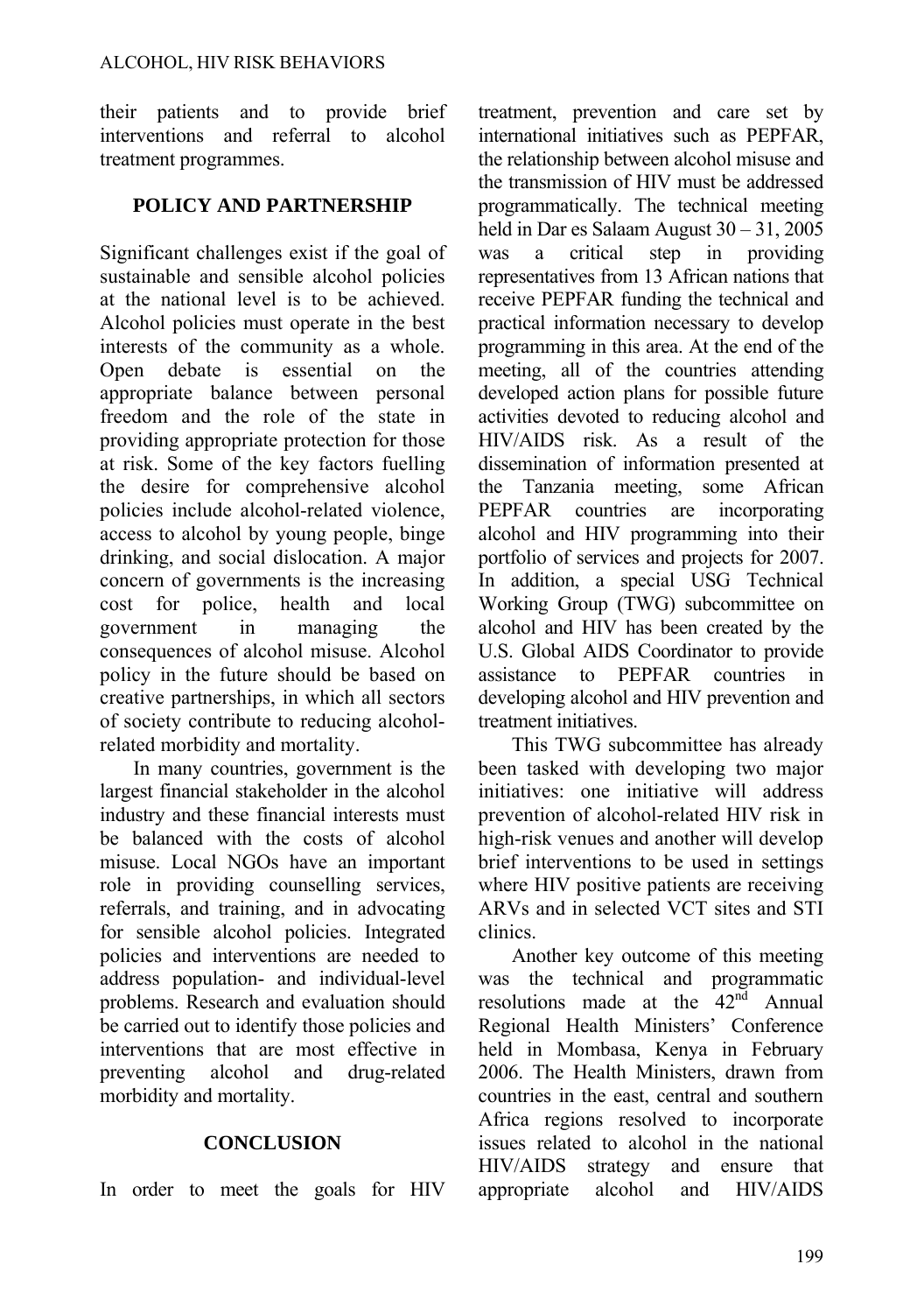their patients and to provide brief interventions and referral to alcohol treatment programmes.

## POLICY AND PARTNERSHIP

Significant challenges exist if the goal of sustainable and sensible alcohol policies at the national level is to be achieved. Alcohol policies must operate in the best interests of the community as a whole. Open debate is essential on the appropriate balance between personal freedom and the role of the state in providing appropriate protection for those at risk. Some of the key factors fuelling the desire for comprehensive alcohol policies include alcohol-related violence, access to alcohol by young people, binge drinking, and social dislocation. A major concern of governments is the increasing cost for police, health and local government in managing the consequences of alcohol misuse. Alcohol policy in the future should be based on creative partnerships, in which all sectors of society contribute to reducing alcohol-related morbidity and mortality.

In many countries, government is the largest financial stakeholder in the alcohol industry and these financial interests must be balanced with the costs of alcohol misuse. Local NGOs have an important role in providing counselling services, referrals, and training, and in advocating for sensible alcohol policies. Integrated policies and interventions are needed to address population- and individual-level problems. Research and evaluation should be carried out to identify those policies and interventions that are most effective in preventing alcohol and drug-related morbidity and mortality.

## CONCLUSION

In order to meet the goals for HIV treatment, prevention and care set by international initiatives such as PEPFAR, the relationship between alcohol misuse and the transmission of HIV must be addressed programmatically. The technical meeting held in Dar es Salaam August 30 – 31, 2005 was a critical step in providing representatives from 13 African nations that receive PEPFAR funding the technical and practical information necessary to develop programming in this area. At the end of the meeting, all of the countries attending developed action plans for possible future activities devoted to reducing alcohol and HIV/AIDS risk. As a result of the dissemination of information presented at the Tanzania meeting, some African PEPFAR countries are incorporating alcohol and HIV programming into their portfolio of services and projects for 2007. In addition, a special USG Technical Working Group (TWG) subcommittee on alcohol and HIV has been created by the U.S. Global AIDS Coordinator to provide assistance to PEPFAR countries in developing alcohol and HIV prevention and treatment initiatives.

This TWG subcommittee has already been tasked with developing two major initiatives: one initiative will address prevention of alcohol-related HIV risk in high-risk venues and another will develop brief interventions to be used in settings where HIV positive patients are receiving ARVs and in selected VCT sites and STI clinics.

Another key outcome of this meeting was the technical and programmatic resolutions made at the 42nd Annual Regional Health Ministers' Conference held in Mombasa, Kenya in February 2006. The Health Ministers, drawn from countries in the east, central and southern Africa regions resolved to incorporate issues related to alcohol in the national HIV/AIDS strategy and ensure that appropriate alcohol and HIV/AIDS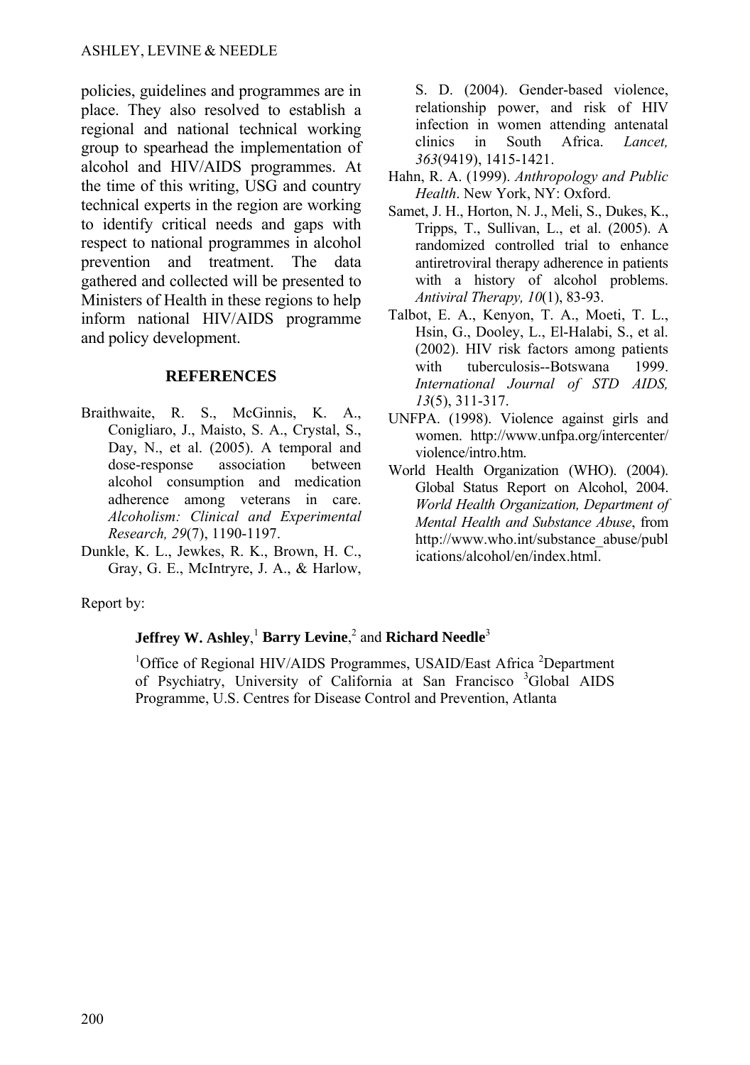policies, guidelines and programmes are in place. They also resolved to establish a regional and national technical working group to spearhead the implementation of alcohol and HIV/AIDS programmes. At the time of this writing, USG and country technical experts in the region are working to identify critical needs and gaps with respect to national programmes in alcohol prevention and treatment. The data gathered and collected will be presented to Ministers of Health in these regions to help inform national HIV/AIDS programme and policy development.

## REFERENCES

Braithwaite, R. S., McGinnis, K. A., Conigliaro, J., Maisto, S. A., Crystal, S., Day, N., et al. (2005). A temporal and dose-response association between alcohol consumption and medication adherence among veterans in care. *Alcoholism: Clinical and Experimental Research, 29*(7), 1190-1197.

Dunkle, K. L., Jewkes, R. K., Brown, H. C., Gray, G. E., McIntryre, J. A., & Harlow, S. D. (2004). Gender-based violence, relationship power, and risk of HIV infection in women attending antenatal clinics in South Africa. *Lancet, 363*(9419), 1415-1421.

Hahn, R. A. (1999). *Anthropology and Public Health*. New York, NY: Oxford.

Samet, J. H., Horton, N. J., Meli, S., Dukes, K., Tripps, T., Sullivan, L., et al. (2005). A randomized controlled trial to enhance antiretroviral therapy adherence in patients with a history of alcohol problems. *Antiviral Therapy, 10*(1), 83-93.

Talbot, E. A., Kenyon, T. A., Moeti, T. L., Hsin, G., Dooley, L., El-Halabi, S., et al. (2002). HIV risk factors among patients with tuberculosis--Botswana 1999. *International Journal of STD AIDS, 13*(5), 311-317.

UNFPA. (1998). Violence against girls and women. http://www.unfpa.org/intercenter/violence/intro.htm.

World Health Organization (WHO). (2004). Global Status Report on Alcohol, 2004. *World Health Organization, Department of Mental Health and Substance Abuse*, from http://www.who.int/substance_abuse/publications/alcohol/en/index.html.

Report by:

**Jeffrey W. Ashley**,[1] **Barry Levine**,[2] and **Richard Needle**[3]

[1]Office of Regional HIV/AIDS Programmes, USAID/East Africa [2]Department of Psychiatry, University of California at San Francisco [3]Global AIDS Programme, U.S. Centres for Disease Control and Prevention, Atlanta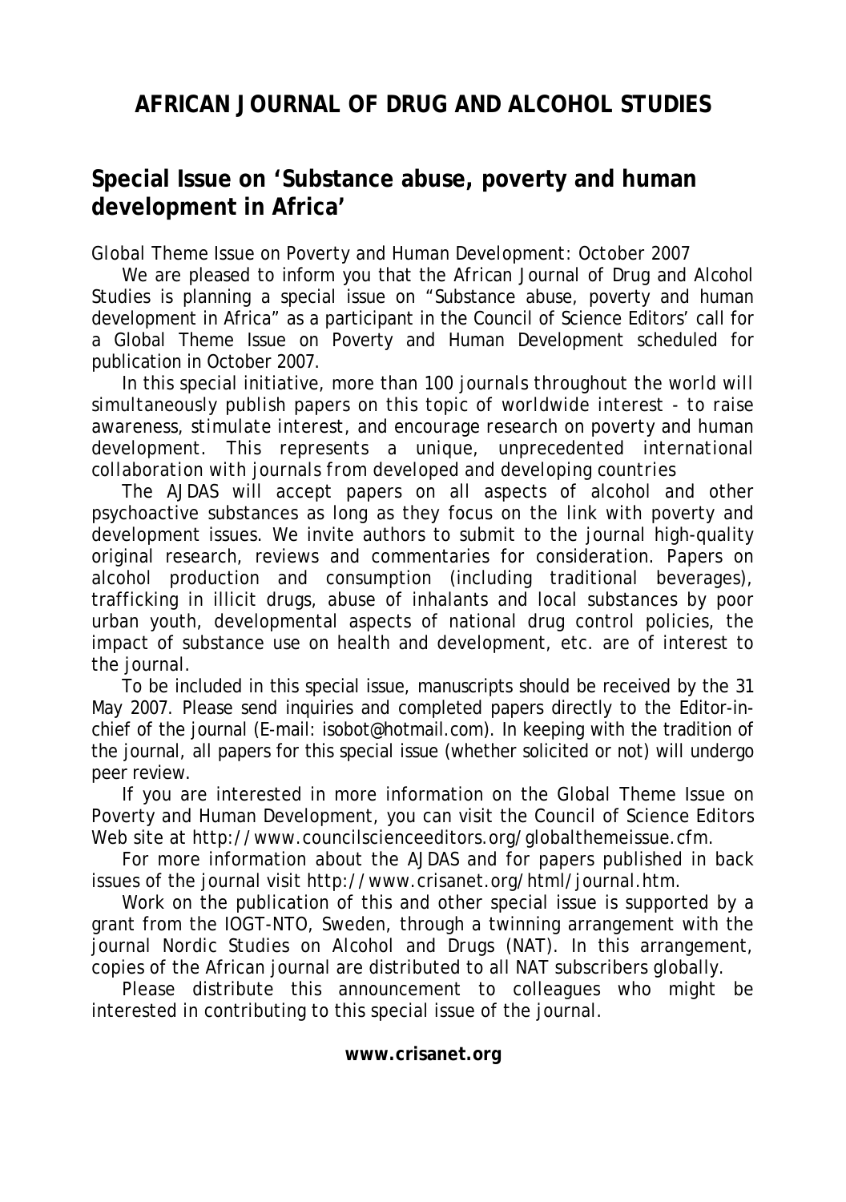## AFRICAN JOURNAL OF DRUG AND ALCOHOL STUDIES

### Special Issue on 'Substance abuse, poverty and human development in Africa'

Global Theme Issue on Poverty and Human Development: October 2007

We are pleased to inform you that the African Journal of Drug and Alcohol Studies is planning a special issue on "Substance abuse, poverty and human development in Africa" as a participant in the Council of Science Editors' call for a Global Theme Issue on Poverty and Human Development scheduled for publication in October 2007.

In this special initiative, more than 100 journals throughout the world will simultaneously publish papers on this topic of worldwide interest - to raise awareness, stimulate interest, and encourage research on poverty and human development. This represents a unique, unprecedented international collaboration with journals from developed and developing countries

The AJDAS will accept papers on all aspects of alcohol and other psychoactive substances as long as they focus on the link with poverty and development issues. We invite authors to submit to the journal high-quality original research, reviews and commentaries for consideration. Papers on alcohol production and consumption (including traditional beverages), trafficking in illicit drugs, abuse of inhalants and local substances by poor urban youth, developmental aspects of national drug control policies, the impact of substance use on health and development, etc. are of interest to the journal.

To be included in this special issue, manuscripts should be received by the 31 May 2007. Please send inquiries and completed papers directly to the Editor-in-chief of the journal (E-mail: isobot@hotmail.com). In keeping with the tradition of the journal, all papers for this special issue (whether solicited or not) will undergo peer review.

If you are interested in more information on the Global Theme Issue on Poverty and Human Development, you can visit the Council of Science Editors Web site at http://www.councilscienceeditors.org/globalthemeissue.cfm.

For more information about the AJDAS and for papers published in back issues of the journal visit http://www.crisanet.org/html/journal.htm.

Work on the publication of this and other special issue is supported by a grant from the IOGT-NTO, Sweden, through a twinning arrangement with the journal Nordic Studies on Alcohol and Drugs (NAT). In this arrangement, copies of the African journal are distributed to all NAT subscribers globally.

Please distribute this announcement to colleagues who might be interested in contributing to this special issue of the journal.

**www.crisanet.org**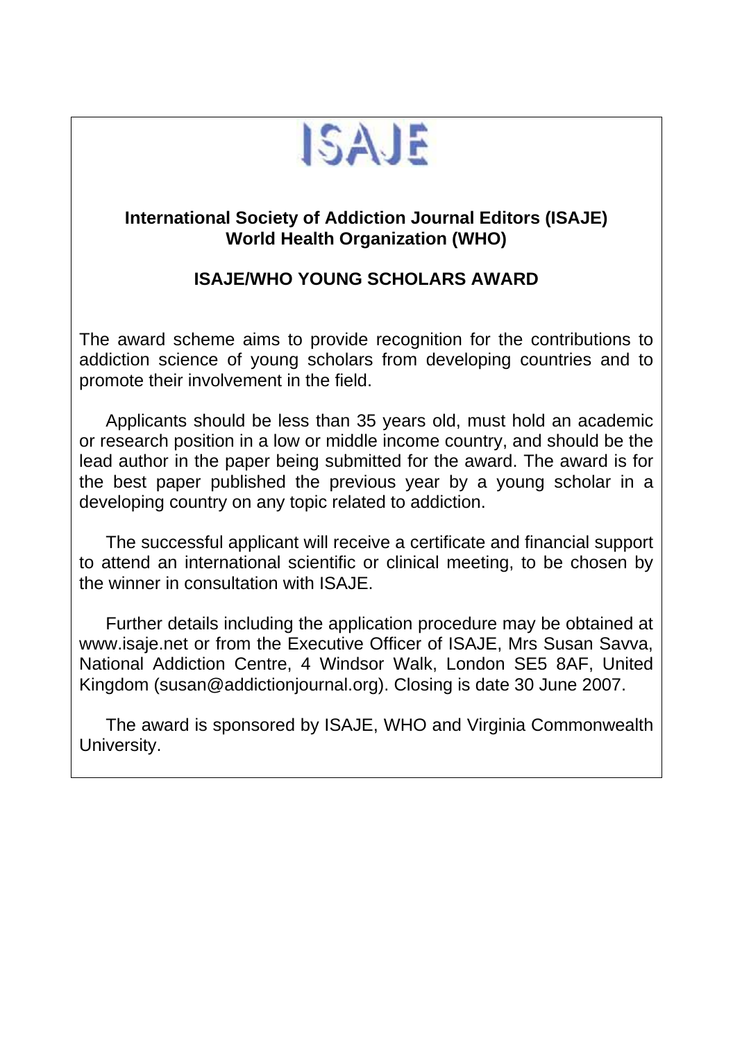# ISAJE

**International Society of Addiction Journal Editors (ISAJE)**
**World Health Organization (WHO)**

## ISAJE/WHO YOUNG SCHOLARS AWARD

The award scheme aims to provide recognition for the contributions to addiction science of young scholars from developing countries and to promote their involvement in the field.

Applicants should be less than 35 years old, must hold an academic or research position in a low or middle income country, and should be the lead author in the paper being submitted for the award. The award is for the best paper published the previous year by a young scholar in a developing country on any topic related to addiction.

The successful applicant will receive a certificate and financial support to attend an international scientific or clinical meeting, to be chosen by the winner in consultation with ISAJE.

Further details including the application procedure may be obtained at www.isaje.net or from the Executive Officer of ISAJE, Mrs Susan Savva, National Addiction Centre, 4 Windsor Walk, London SE5 8AF, United Kingdom (susan@addictionjournal.org). Closing is date 30 June 2007.

The award is sponsored by ISAJE, WHO and Virginia Commonwealth University.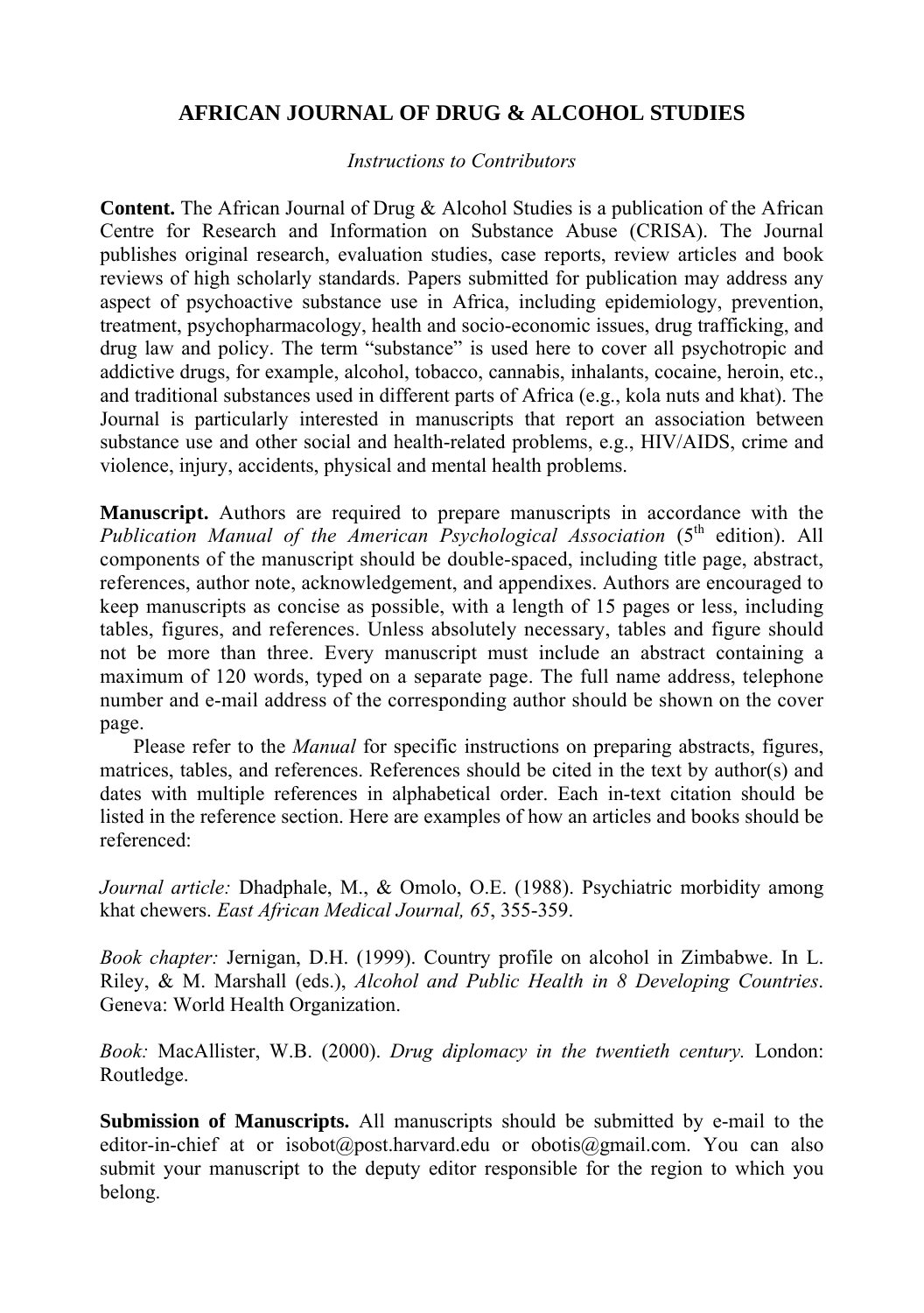# AFRICAN JOURNAL OF DRUG & ALCOHOL STUDIES

*Instructions to Contributors*

**Content.** The African Journal of Drug & Alcohol Studies is a publication of the African Centre for Research and Information on Substance Abuse (CRISA). The Journal publishes original research, evaluation studies, case reports, review articles and book reviews of high scholarly standards. Papers submitted for publication may address any aspect of psychoactive substance use in Africa, including epidemiology, prevention, treatment, psychopharmacology, health and socio-economic issues, drug trafficking, and drug law and policy. The term "substance" is used here to cover all psychotropic and addictive drugs, for example, alcohol, tobacco, cannabis, inhalants, cocaine, heroin, etc., and traditional substances used in different parts of Africa (e.g., kola nuts and khat). The Journal is particularly interested in manuscripts that report an association between substance use and other social and health-related problems, e.g., HIV/AIDS, crime and violence, injury, accidents, physical and mental health problems.

**Manuscript.** Authors are required to prepare manuscripts in accordance with the *Publication Manual of the American Psychological Association* (5th edition). All components of the manuscript should be double-spaced, including title page, abstract, references, author note, acknowledgement, and appendixes. Authors are encouraged to keep manuscripts as concise as possible, with a length of 15 pages or less, including tables, figures, and references. Unless absolutely necessary, tables and figure should not be more than three. Every manuscript must include an abstract containing a maximum of 120 words, typed on a separate page. The full name address, telephone number and e-mail address of the corresponding author should be shown on the cover page.

Please refer to the *Manual* for specific instructions on preparing abstracts, figures, matrices, tables, and references. References should be cited in the text by author(s) and dates with multiple references in alphabetical order. Each in-text citation should be listed in the reference section. Here are examples of how an articles and books should be referenced:

*Journal article:* Dhadphale, M., & Omolo, O.E. (1988). Psychiatric morbidity among khat chewers. *East African Medical Journal, 65*, 355-359.

*Book chapter:* Jernigan, D.H. (1999). Country profile on alcohol in Zimbabwe. In L. Riley, & M. Marshall (eds.), *Alcohol and Public Health in 8 Developing Countries*. Geneva: World Health Organization.

*Book:* MacAllister, W.B. (2000). *Drug diplomacy in the twentieth century.* London: Routledge.

**Submission of Manuscripts.** All manuscripts should be submitted by e-mail to the editor-in-chief at or isobot@post.harvard.edu or obotis@gmail.com. You can also submit your manuscript to the deputy editor responsible for the region to which you belong.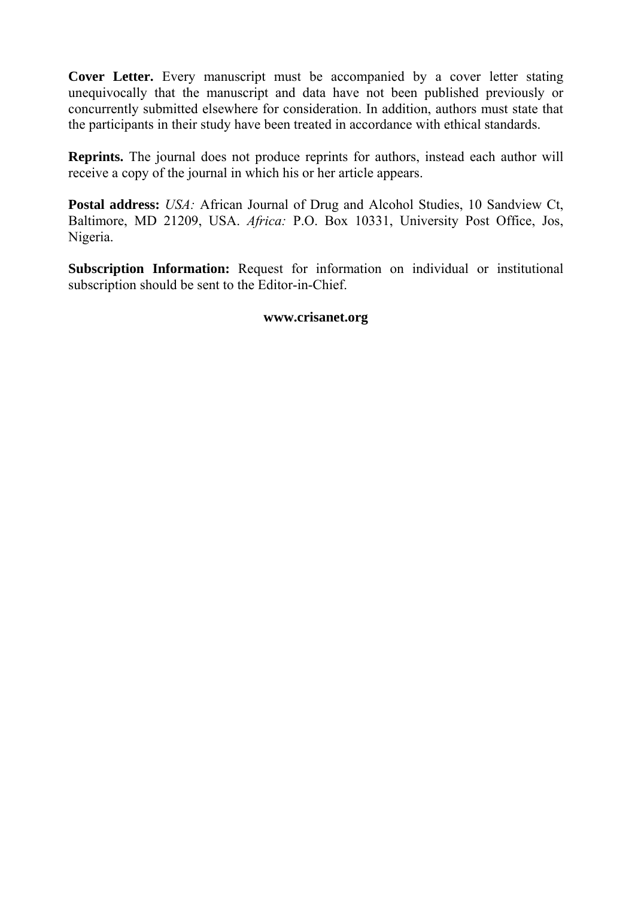**Cover Letter.** Every manuscript must be accompanied by a cover letter stating unequivocally that the manuscript and data have not been published previously or concurrently submitted elsewhere for consideration. In addition, authors must state that the participants in their study have been treated in accordance with ethical standards.

**Reprints.** The journal does not produce reprints for authors, instead each author will receive a copy of the journal in which his or her article appears.

**Postal address:** *USA:* African Journal of Drug and Alcohol Studies, 10 Sandview Ct, Baltimore, MD 21209, USA. *Africa:* P.O. Box 10331, University Post Office, Jos, Nigeria.

**Subscription Information:** Request for information on individual or institutional subscription should be sent to the Editor-in-Chief.

**www.crisanet.org**